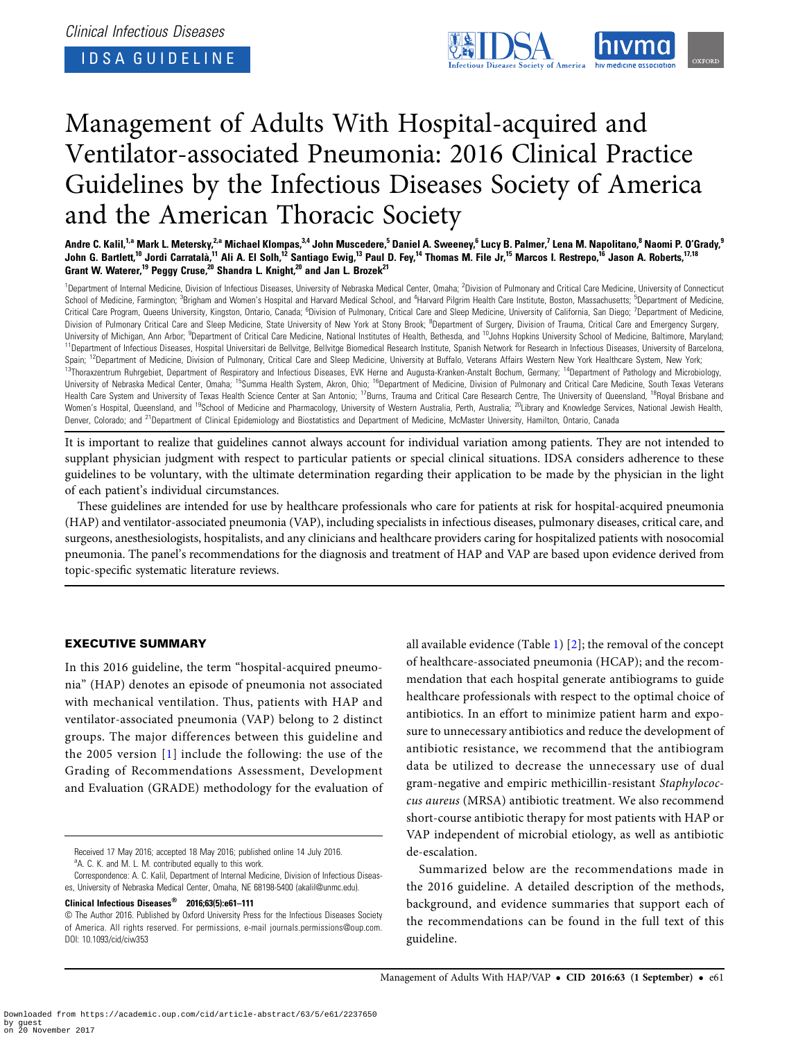Clinical Infectious Diseases

IDSA GUIDELINE

# Management of Adults With Hospital-acquired and Ventilator-associated Pneumonia: 2016 Clinical Practice Guidelines by the Infectious Diseases Society of America and the American Thoracic Society

**Andre C. Kalil,[1,a] Mark L. Metersky,[2,a] Michael Klompas,[3,4] John Muscedere,[5] Daniel A. Sweeney,[6] Lucy B. Palmer,[7] Lena M. Napolitano,[8] Naomi P. O'Grady,[9] John G. Bartlett,[10] Jordi Carratalà,[11] Ali A. El Solh,[12] Santiago Ewig,[13] Paul D. Fey,[14] Thomas M. File Jr,[15] Marcos I. Restrepo,[16] Jason A. Roberts,[17,18] Grant W. Waterer,[19] Peggy Cruse,[20] Shandra L. Knight,[20] and Jan L. Brozek[21]**

[1]Department of Internal Medicine, Division of Infectious Diseases, University of Nebraska Medical Center, Omaha; [2]Division of Pulmonary and Critical Care Medicine, University of Connecticut School of Medicine, Farmington; [3]Brigham and Women's Hospital and Harvard Medical School, and [4]Harvard Pilgrim Health Care Institute, Boston, Massachusetts; [5]Department of Medicine, Critical Care Program, Queens University, Kingston, Ontario, Canada; [6]Division of Pulmonary, Critical Care and Sleep Medicine, University of California, San Diego; [7]Department of Medicine, Division of Pulmonary Critical Care and Sleep Medicine, State University of New York at Stony Brook; [8]Department of Surgery, Division of Trauma, Critical Care and Emergency Surgery, University of Michigan, Ann Arbor; [9]Department of Critical Care Medicine, National Institutes of Health, Bethesda, and [10]Johns Hopkins University School of Medicine, Baltimore, Maryland; [11]Department of Infectious Diseases, Hospital Universitari de Bellvitge, Bellvitge Biomedical Research Institute, Spanish Network for Research in Infectious Diseases, University of Barcelona, Spain; [12]Department of Medicine, Division of Pulmonary, Critical Care and Sleep Medicine, University at Buffalo, Veterans Affairs Western New York Healthcare System, New York; [13]Thoraxzentrum Ruhrgebiet, Department of Respiratory and Infectious Diseases, EVK Herne and Augusta-Kranken-Anstalt Bochum, Germany; [14]Department of Pathology and Microbiology, University of Nebraska Medical Center, Omaha; [15]Summa Health System, Akron, Ohio; [16]Department of Medicine, Division of Pulmonary and Critical Care Medicine, South Texas Veterans Health Care System and University of Texas Health Science Center at San Antonio; [17]Burns, Trauma and Critical Care Research Centre, The University of Queensland, [18]Royal Brisbane and Women's Hospital, Queensland, and [19]School of Medicine and Pharmacology, University of Western Australia, Perth, Australia; [20]Library and Knowledge Services, National Jewish Health, Denver, Colorado; and [21]Department of Clinical Epidemiology and Biostatistics and Department of Medicine, McMaster University, Hamilton, Ontario, Canada

It is important to realize that guidelines cannot always account for individual variation among patients. They are not intended to supplant physician judgment with respect to particular patients or special clinical situations. IDSA considers adherence to these guidelines to be voluntary, with the ultimate determination regarding their application to be made by the physician in the light of each patient's individual circumstances.

These guidelines are intended for use by healthcare professionals who care for patients at risk for hospital-acquired pneumonia (HAP) and ventilator-associated pneumonia (VAP), including specialists in infectious diseases, pulmonary diseases, critical care, and surgeons, anesthesiologists, hospitalists, and any clinicians and healthcare providers caring for hospitalized patients with nosocomial pneumonia. The panel's recommendations for the diagnosis and treatment of HAP and VAP are based upon evidence derived from topic-specific systematic literature reviews.

## EXECUTIVE SUMMARY

In this 2016 guideline, the term "hospital-acquired pneumonia" (HAP) denotes an episode of pneumonia not associated with mechanical ventilation. Thus, patients with HAP and ventilator-associated pneumonia (VAP) belong to 2 distinct groups. The major differences between this guideline and the 2005 version [1] include the following: the use of the Grading of Recommendations Assessment, Development and Evaluation (GRADE) methodology for the evaluation of all available evidence (Table 1) [2]; the removal of the concept of healthcare-associated pneumonia (HCAP); and the recommendation that each hospital generate antibiograms to guide healthcare professionals with respect to the optimal choice of antibiotics. In an effort to minimize patient harm and exposure to unnecessary antibiotics and reduce the development of antibiotic resistance, we recommend that the antibiogram data be utilized to decrease the unnecessary use of dual gram-negative and empiric methicillin-resistant *Staphylococcus aureus* (MRSA) antibiotic treatment. We also recommend short-course antibiotic therapy for most patients with HAP or VAP independent of microbial etiology, as well as antibiotic de-escalation.

Summarized below are the recommendations made in the 2016 guideline. A detailed description of the methods, background, and evidence summaries that support each of the recommendations can be found in the full text of this guideline.

Received 17 May 2016; accepted 18 May 2016; published online 14 July 2016.

[a]A. C. K. and M. L. M. contributed equally to this work.

Correspondence: A. C. Kalil, Department of Internal Medicine, Division of Infectious Diseases, University of Nebraska Medical Center, Omaha, NE 68198-5400 (akalil@unmc.edu).

**Clinical Infectious Diseases® 2016;63(5):e61–111**

© The Author 2016. Published by Oxford University Press for the Infectious Diseases Society of America. All rights reserved. For permissions, e-mail journals.permissions@oup.com. DOI: 10.1093/cid/ciw353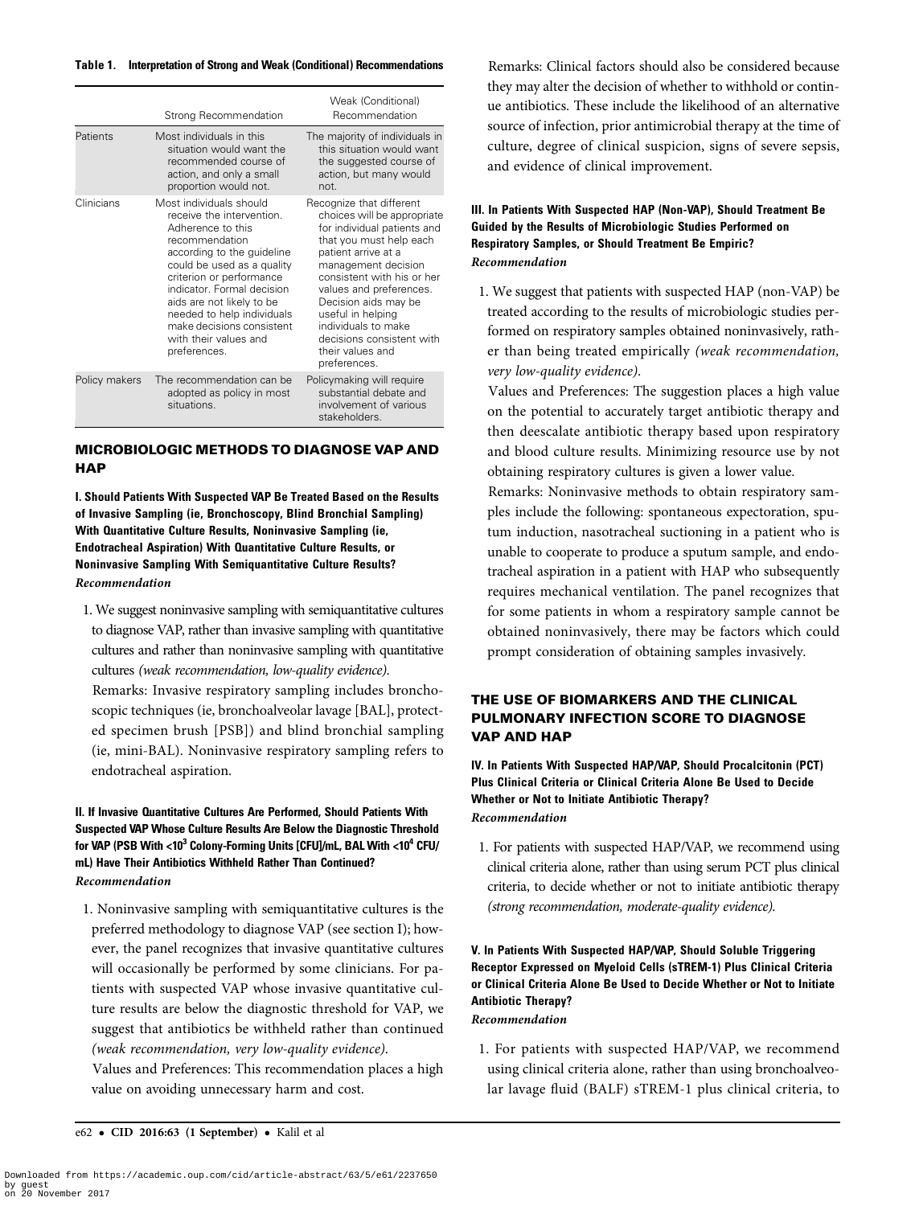**Table 1. Interpretation of Strong and Weak (Conditional) Recommendations**

| | Strong Recommendation | Weak (Conditional) Recommendation |
|---|---|---|
| Patients | Most individuals in this situation would want the recommended course of action, and only a small proportion would not. | The majority of individuals in this situation would want the suggested course of action, but many would not. |
| Clinicians | Most individuals should receive the intervention. Adherence to this recommendation according to the guideline could be used as a quality criterion or performance indicator. Formal decision aids are not likely to be needed to help individuals make decisions consistent with their values and preferences. | Recognize that different choices will be appropriate for individual patients and that you must help each patient arrive at a management decision consistent with his or her values and preferences. Decision aids may be useful in helping individuals to make decisions consistent with their values and preferences. |
| Policy makers | The recommendation can be adopted as policy in most situations. | Policymaking will require substantial debate and involvement of various stakeholders. |

## MICROBIOLOGIC METHODS TO DIAGNOSE VAP AND HAP

### I. Should Patients With Suspected VAP Be Treated Based on the Results of Invasive Sampling (ie, Bronchoscopy, Blind Bronchial Sampling) With Quantitative Culture Results, Noninvasive Sampling (ie, Endotracheal Aspiration) With Quantitative Culture Results, or Noninvasive Sampling With Semiquantitative Culture Results?

*Recommendation*

1. We suggest noninvasive sampling with semiquantitative cultures to diagnose VAP, rather than invasive sampling with quantitative cultures and rather than noninvasive sampling with quantitative cultures *(weak recommendation, low-quality evidence)*.

   Remarks: Invasive respiratory sampling includes bronchoscopic techniques (ie, bronchoalveolar lavage [BAL], protected specimen brush [PSB]) and blind bronchial sampling (ie, mini-BAL). Noninvasive respiratory sampling refers to endotracheal aspiration.

### II. If Invasive Quantitative Cultures Are Performed, Should Patients With Suspected VAP Whose Culture Results Are Below the Diagnostic Threshold for VAP (PSB With $<10^3$ Colony-Forming Units [CFU]/mL, BAL With $<10^4$ CFU/mL) Have Their Antibiotics Withheld Rather Than Continued?

*Recommendation*

1. Noninvasive sampling with semiquantitative cultures is the preferred methodology to diagnose VAP (see section I); however, the panel recognizes that invasive quantitative cultures will occasionally be performed by some clinicians. For patients with suspected VAP whose invasive quantitative culture results are below the diagnostic threshold for VAP, we suggest that antibiotics be withheld rather than continued *(weak recommendation, very low-quality evidence)*.

   Values and Preferences: This recommendation places a high value on avoiding unnecessary harm and cost.

   Remarks: Clinical factors should also be considered because they may alter the decision of whether to withhold or continue antibiotics. These include the likelihood of an alternative source of infection, prior antimicrobial therapy at the time of culture, degree of clinical suspicion, signs of severe sepsis, and evidence of clinical improvement.

### III. In Patients With Suspected HAP (Non-VAP), Should Treatment Be Guided by the Results of Microbiologic Studies Performed on Respiratory Samples, or Should Treatment Be Empiric?

*Recommendation*

1. We suggest that patients with suspected HAP (non-VAP) be treated according to the results of microbiologic studies performed on respiratory samples obtained noninvasively, rather than being treated empirically *(weak recommendation, very low-quality evidence)*.

   Values and Preferences: The suggestion places a high value on the potential to accurately target antibiotic therapy and then deescalate antibiotic therapy based upon respiratory and blood culture results. Minimizing resource use by not obtaining respiratory cultures is given a lower value.

   Remarks: Noninvasive methods to obtain respiratory samples include the following: spontaneous expectoration, sputum induction, nasotracheal suctioning in a patient who is unable to cooperate to produce a sputum sample, and endotracheal aspiration in a patient with HAP who subsequently requires mechanical ventilation. The panel recognizes that for some patients in whom a respiratory sample cannot be obtained noninvasively, there may be factors which could prompt consideration of obtaining samples invasively.

## THE USE OF BIOMARKERS AND THE CLINICAL PULMONARY INFECTION SCORE TO DIAGNOSE VAP AND HAP

### IV. In Patients With Suspected HAP/VAP, Should Procalcitonin (PCT) Plus Clinical Criteria or Clinical Criteria Alone Be Used to Decide Whether or Not to Initiate Antibiotic Therapy?

*Recommendation*

1. For patients with suspected HAP/VAP, we recommend using clinical criteria alone, rather than using serum PCT plus clinical criteria, to decide whether or not to initiate antibiotic therapy *(strong recommendation, moderate-quality evidence)*.

### V. In Patients With Suspected HAP/VAP, Should Soluble Triggering Receptor Expressed on Myeloid Cells (sTREM-1) Plus Clinical Criteria or Clinical Criteria Alone Be Used to Decide Whether or Not to Initiate Antibiotic Therapy?

*Recommendation*

1. For patients with suspected HAP/VAP, we recommend using clinical criteria alone, rather than using bronchoalveolar lavage fluid (BALF) sTREM-1 plus clinical criteria, to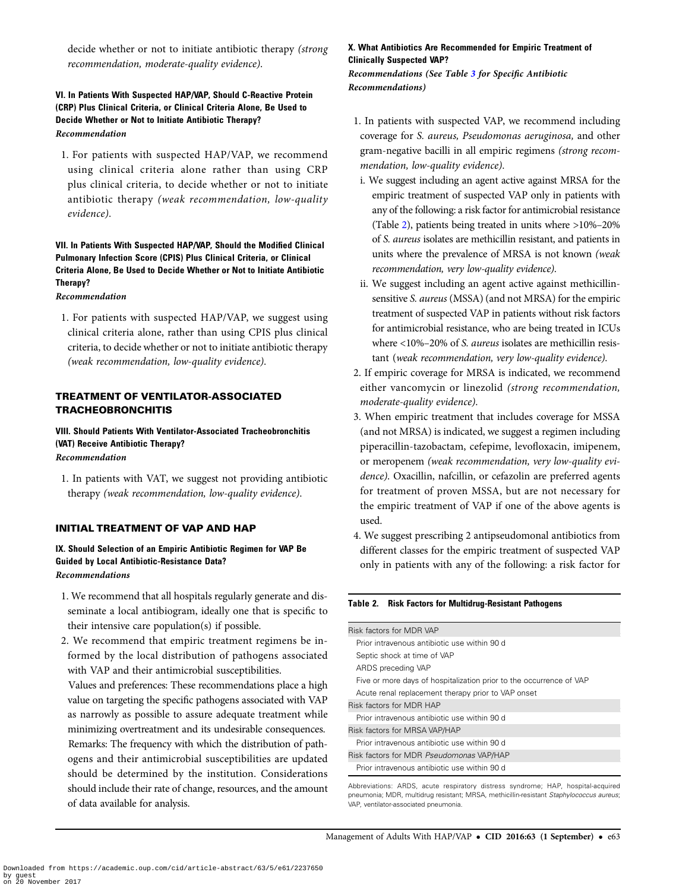decide whether or not to initiate antibiotic therapy *(strong recommendation, moderate-quality evidence).*

### VI. In Patients With Suspected HAP/VAP, Should C-Reactive Protein (CRP) Plus Clinical Criteria, or Clinical Criteria Alone, Be Used to Decide Whether or Not to Initiate Antibiotic Therapy?

***Recommendation***

1. For patients with suspected HAP/VAP, we recommend using clinical criteria alone rather than using CRP plus clinical criteria, to decide whether or not to initiate antibiotic therapy *(weak recommendation, low-quality evidence).*

### VII. In Patients With Suspected HAP/VAP, Should the Modified Clinical Pulmonary Infection Score (CPIS) Plus Clinical Criteria, or Clinical Criteria Alone, Be Used to Decide Whether or Not to Initiate Antibiotic Therapy?

***Recommendation***

1. For patients with suspected HAP/VAP, we suggest using clinical criteria alone, rather than using CPIS plus clinical criteria, to decide whether or not to initiate antibiotic therapy *(weak recommendation, low-quality evidence).*

## TREATMENT OF VENTILATOR-ASSOCIATED TRACHEOBRONCHITIS

### VIII. Should Patients With Ventilator-Associated Tracheobronchitis (VAT) Receive Antibiotic Therapy?

***Recommendation***

1. In patients with VAT, we suggest not providing antibiotic therapy *(weak recommendation, low-quality evidence).*

## INITIAL TREATMENT OF VAP AND HAP

### IX. Should Selection of an Empiric Antibiotic Regimen for VAP Be Guided by Local Antibiotic-Resistance Data?

***Recommendations***

1. We recommend that all hospitals regularly generate and disseminate a local antibiogram, ideally one that is specific to their intensive care population(s) if possible.
2. We recommend that empiric treatment regimens be informed by the local distribution of pathogens associated with VAP and their antimicrobial susceptibilities.

   Values and preferences: These recommendations place a high value on targeting the specific pathogens associated with VAP as narrowly as possible to assure adequate treatment while minimizing overtreatment and its undesirable consequences.

   Remarks: The frequency with which the distribution of pathogens and their antimicrobial susceptibilities are updated should be determined by the institution. Considerations should include their rate of change, resources, and the amount of data available for analysis.

### X. What Antibiotics Are Recommended for Empiric Treatment of Clinically Suspected VAP?

***Recommendations (See Table 3 for Specific Antibiotic Recommendations)***

1. In patients with suspected VAP, we recommend including coverage for *S. aureus, Pseudomonas aeruginosa,* and other gram-negative bacilli in all empiric regimens *(strong recommendation, low-quality evidence).*
   i. We suggest including an agent active against MRSA for the empiric treatment of suspected VAP only in patients with any of the following: a risk factor for antimicrobial resistance (Table 2), patients being treated in units where >10%–20% of *S. aureus* isolates are methicillin resistant, and patients in units where the prevalence of MRSA is not known *(weak recommendation, very low-quality evidence).*
   ii. We suggest including an agent active against methicillin-sensitive *S. aureus* (MSSA) (and not MRSA) for the empiric treatment of suspected VAP in patients without risk factors for antimicrobial resistance, who are being treated in ICUs where <10%–20% of *S. aureus* isolates are methicillin resistant *(weak recommendation, very low-quality evidence).*
2. If empiric coverage for MRSA is indicated, we recommend either vancomycin or linezolid *(strong recommendation, moderate-quality evidence).*
3. When empiric treatment that includes coverage for MSSA (and not MRSA) is indicated, we suggest a regimen including piperacillin-tazobactam, cefepime, levofloxacin, imipenem, or meropenem *(weak recommendation, very low-quality evidence).* Oxacillin, nafcillin, or cefazolin are preferred agents for treatment of proven MSSA, but are not necessary for the empiric treatment of VAP if one of the above agents is used.
4. We suggest prescribing 2 antipseudomonal antibiotics from different classes for the empiric treatment of suspected VAP only in patients with any of the following: a risk factor for

**Table 2. Risk Factors for Multidrug-Resistant Pathogens**

| |
|---|
| Risk factors for MDR VAP |
| Prior intravenous antibiotic use within 90 d |
| Septic shock at time of VAP |
| ARDS preceding VAP |
| Five or more days of hospitalization prior to the occurrence of VAP |
| Acute renal replacement therapy prior to VAP onset |
| Risk factors for MDR HAP |
| Prior intravenous antibiotic use within 90 d |
| Risk factors for MRSA VAP/HAP |
| Prior intravenous antibiotic use within 90 d |
| Risk factors for MDR *Pseudomonas* VAP/HAP |
| Prior intravenous antibiotic use within 90 d |

Abbreviations: ARDS, acute respiratory distress syndrome; HAP, hospital-acquired pneumonia; MDR, multidrug resistant; MRSA, methicillin-resistant *Staphylococcus aureus*; VAP, ventilator-associated pneumonia.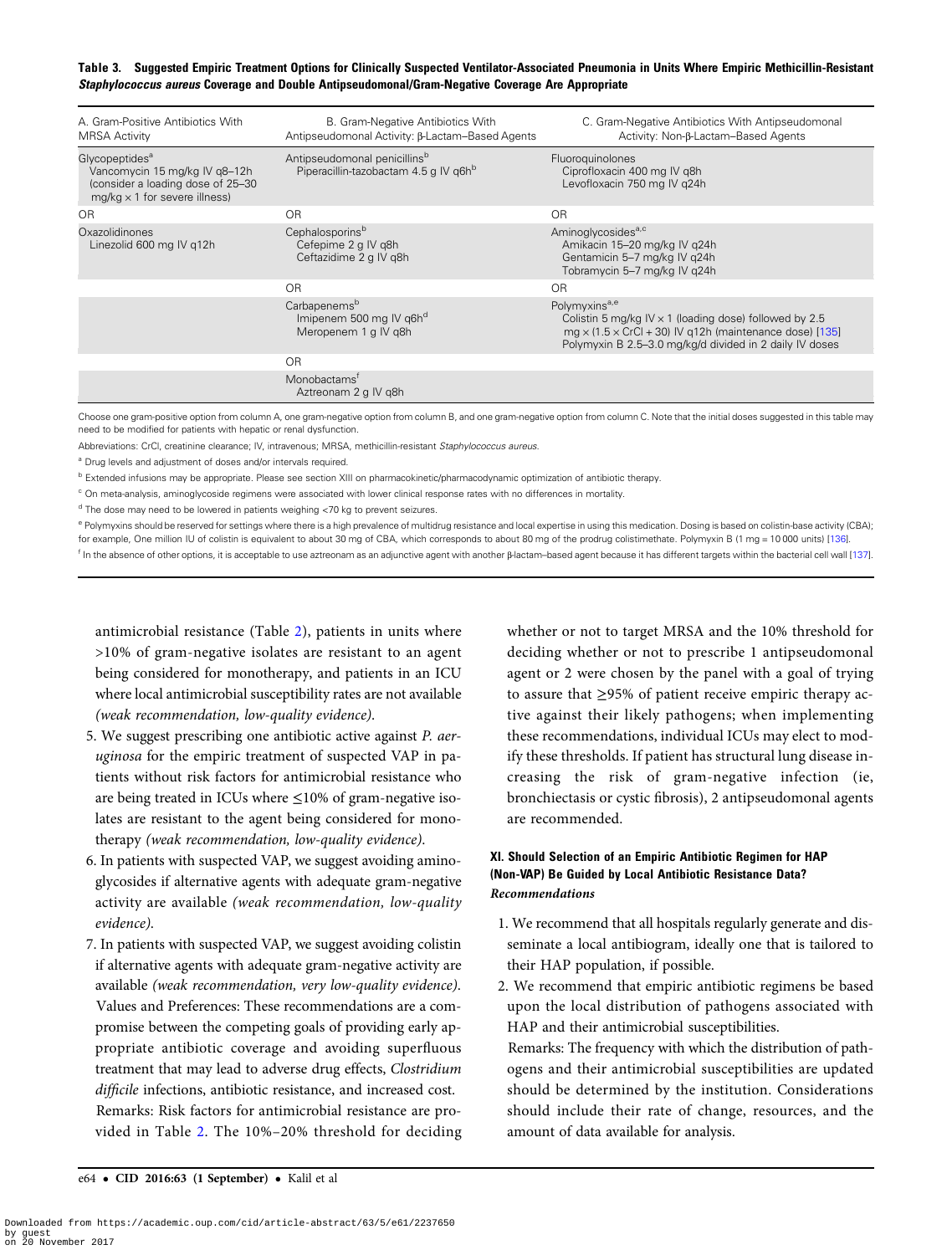**Table 3. Suggested Empiric Treatment Options for Clinically Suspected Ventilator-Associated Pneumonia in Units Where Empiric Methicillin-Resistant *Staphylococcus aureus* Coverage and Double Antipseudomonal/Gram-Negative Coverage Are Appropriate**

| A. Gram-Positive Antibiotics With MRSA Activity | B. Gram-Negative Antibiotics With Antipseudomonal Activity: β-Lactam–Based Agents | C. Gram-Negative Antibiotics With Antipseudomonal Activity: Non-β-Lactam–Based Agents |
|---|---|---|
| Glycopeptides[a] Vancomycin 15 mg/kg IV q8–12h (consider a loading dose of 25–30 mg/kg × 1 for severe illness) | Antipseudomonal penicillins[b] Piperacillin-tazobactam 4.5 g IV q6h[b] | Fluoroquinolones Ciprofloxacin 400 mg IV q8h Levofloxacin 750 mg IV q24h |
| OR | OR | OR |
| Oxazolidinones Linezolid 600 mg IV q12h | Cephalosporins[b] Cefepime 2 g IV q8h Ceftazidime 2 g IV q8h | Aminoglycosides[a,c] Amikacin 15–20 mg/kg IV q24h Gentamicin 5–7 mg/kg IV q24h Tobramycin 5–7 mg/kg IV q24h |
| | OR | OR |
| | Carbapenems[b] Imipenem 500 mg IV q6h[d] Meropenem 1 g IV q8h | Polymyxins[a,e] Colistin 5 mg/kg IV × 1 (loading dose) followed by 2.5 mg × (1.5 × CrCl + 30) IV q12h (maintenance dose) [135] Polymyxin B 2.5–3.0 mg/kg/d divided in 2 daily IV doses |
| | OR | |
| | Monobactams[f] Aztreonam 2 g IV q8h | |

Choose one gram-positive option from column A, one gram-negative option from column B, and one gram-negative option from column C. Note that the initial doses suggested in this table may need to be modified for patients with hepatic or renal dysfunction.

Abbreviations: CrCl, creatinine clearance; IV, intravenous; MRSA, methicillin-resistant *Staphylococcus aureus*.

[a] Drug levels and adjustment of doses and/or intervals required.

[b] Extended infusions may be appropriate. Please see section XIII on pharmacokinetic/pharmacodynamic optimization of antibiotic therapy.

[c] On meta-analysis, aminoglycoside regimens were associated with lower clinical response rates with no differences in mortality.

[d] The dose may need to be lowered in patients weighing <70 kg to prevent seizures.

[e] Polymyxins should be reserved for settings where there is a high prevalence of multidrug resistance and local expertise in using this medication. Dosing is based on colistin-base activity (CBA); for example, One million IU of colistin is equivalent to about 30 mg of CBA, which corresponds to about 80 mg of the prodrug colistimethate. Polymyxin B (1 mg = 10 000 units) [136].

[f] In the absence of other options, it is acceptable to use aztreonam as an adjunctive agent with another β-lactam–based agent because it has different targets within the bacterial cell wall [137].

antimicrobial resistance (Table 2), patients in units where >10% of gram-negative isolates are resistant to an agent being considered for monotherapy, and patients in an ICU where local antimicrobial susceptibility rates are not available *(weak recommendation, low-quality evidence)*.

5. We suggest prescribing one antibiotic active against *P. aeruginosa* for the empiric treatment of suspected VAP in patients without risk factors for antimicrobial resistance who are being treated in ICUs where ≤10% of gram-negative isolates are resistant to the agent being considered for monotherapy *(weak recommendation, low-quality evidence)*.
6. In patients with suspected VAP, we suggest avoiding aminoglycosides if alternative agents with adequate gram-negative activity are available *(weak recommendation, low-quality evidence)*.
7. In patients with suspected VAP, we suggest avoiding colistin if alternative agents with adequate gram-negative activity are available *(weak recommendation, very low-quality evidence)*.

Values and Preferences: These recommendations are a compromise between the competing goals of providing early appropriate antibiotic coverage and avoiding superfluous treatment that may lead to adverse drug effects, *Clostridium difficile* infections, antibiotic resistance, and increased cost.

Remarks: Risk factors for antimicrobial resistance are provided in Table 2. The 10%–20% threshold for deciding whether or not to target MRSA and the 10% threshold for deciding whether or not to prescribe 1 antipseudomonal agent or 2 were chosen by the panel with a goal of trying to assure that ≥95% of patient receive empiric therapy active against their likely pathogens; when implementing these recommendations, individual ICUs may elect to modify these thresholds. If patient has structural lung disease increasing the risk of gram-negative infection (ie, bronchiectasis or cystic fibrosis), 2 antipseudomonal agents are recommended.

## XI. Should Selection of an Empiric Antibiotic Regimen for HAP (Non-VAP) Be Guided by Local Antibiotic Resistance Data?

*Recommendations*

1. We recommend that all hospitals regularly generate and disseminate a local antibiogram, ideally one that is tailored to their HAP population, if possible.
2. We recommend that empiric antibiotic regimens be based upon the local distribution of pathogens associated with HAP and their antimicrobial susceptibilities.

Remarks: The frequency with which the distribution of pathogens and their antimicrobial susceptibilities are updated should be determined by the institution. Considerations should include their rate of change, resources, and the amount of data available for analysis.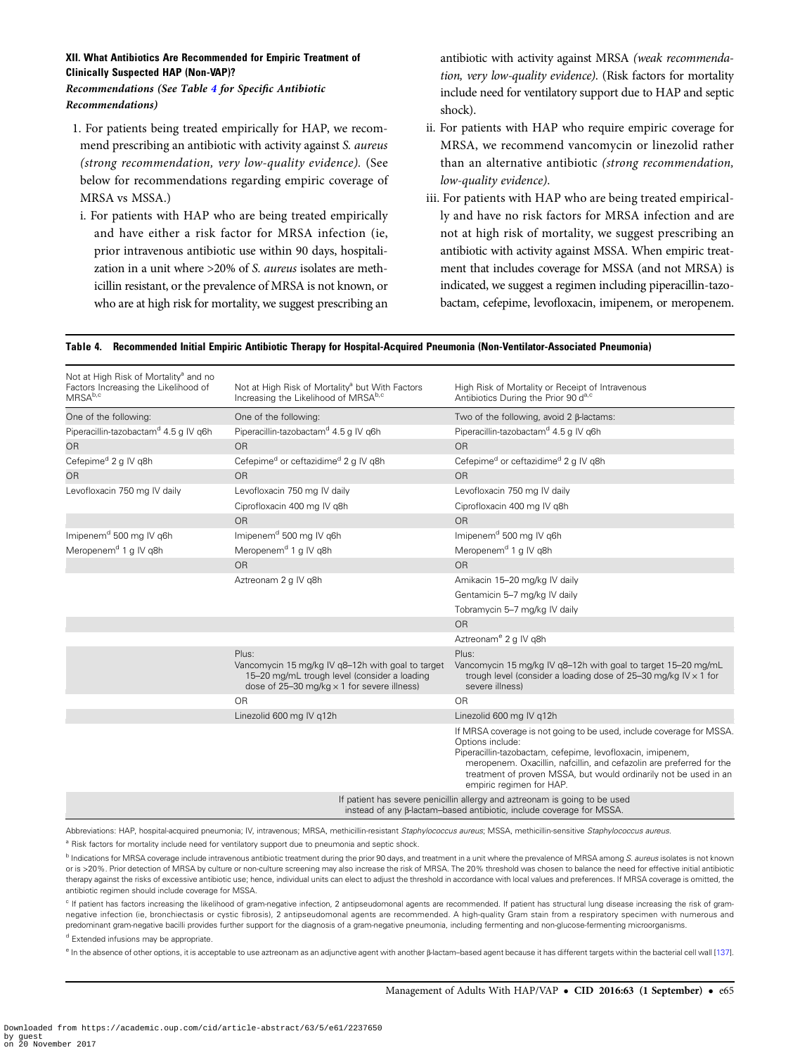## XII. What Antibiotics Are Recommended for Empiric Treatment of Clinically Suspected HAP (Non-VAP)?

***Recommendations (See Table 4 for Specific Antibiotic Recommendations)***

1. For patients being treated empirically for HAP, we recommend prescribing an antibiotic with activity against *S. aureus* *(strong recommendation, very low-quality evidence).* (See below for recommendations regarding empiric coverage of MRSA vs MSSA.)
   - i. For patients with HAP who are being treated empirically and have either a risk factor for MRSA infection (ie, prior intravenous antibiotic use within 90 days, hospitalization in a unit where >20% of *S. aureus* isolates are methicillin resistant, or the prevalence of MRSA is not known, or who are at high risk for mortality, we suggest prescribing an antibiotic with activity against MRSA *(weak recommendation, very low-quality evidence).* (Risk factors for mortality include need for ventilatory support due to HAP and septic shock).
   - ii. For patients with HAP who require empiric coverage for MRSA, we recommend vancomycin or linezolid rather than an alternative antibiotic *(strong recommendation, low-quality evidence).*
   - iii. For patients with HAP who are being treated empirically and have no risk factors for MRSA infection and are not at high risk of mortality, we suggest prescribing an antibiotic with activity against MSSA. When empiric treatment that includes coverage for MSSA (and not MRSA) is indicated, we suggest a regimen including piperacillin-tazobactam, cefepime, levofloxacin, imipenem, or meropenem.

**Table 4. Recommended Initial Empiric Antibiotic Therapy for Hospital-Acquired Pneumonia (Non-Ventilator-Associated Pneumonia)**

| Not at High Risk of Mortality[a] and no Factors Increasing the Likelihood of MRSA[b,c] | Not at High Risk of Mortality[a] but With Factors Increasing the Likelihood of MRSA[b,c] | High Risk of Mortality or Receipt of Intravenous Antibiotics During the Prior 90 d[a,c] |
|---|---|---|
| One of the following: | One of the following: | Two of the following, avoid 2 β-lactams: |
| Piperacillin-tazobactam[d] 4.5 g IV q6h | Piperacillin-tazobactam[d] 4.5 g IV q6h | Piperacillin-tazobactam[d] 4.5 g IV q6h |
| OR | OR | OR |
| Cefepime[d] 2 g IV q8h | Cefepime[d] or ceftazidime[d] 2 g IV q8h | Cefepime[d] or ceftazidime[d] 2 g IV q8h |
| OR | OR | OR |
| Levofloxacin 750 mg IV daily | Levofloxacin 750 mg IV daily | Levofloxacin 750 mg IV daily |
| | Ciprofloxacin 400 mg IV q8h | Ciprofloxacin 400 mg IV q8h |
| | OR | OR |
| Imipenem[d] 500 mg IV q6h | Imipenem[d] 500 mg IV q6h | Imipenem[d] 500 mg IV q6h |
| Meropenem[d] 1 g IV q8h | Meropenem[d] 1 g IV q8h | Meropenem[d] 1 g IV q8h |
| | OR | OR |
| | Aztreonam 2 g IV q8h | Amikacin 15–20 mg/kg IV daily |
| | | Gentamicin 5–7 mg/kg IV daily |
| | | Tobramycin 5–7 mg/kg IV daily |
| | | OR |
| | | Aztreonam[e] 2 g IV q8h |
| | Plus: Vancomycin 15 mg/kg IV q8–12h with goal to target 15–20 mg/mL trough level (consider a loading dose of 25–30 mg/kg × 1 for severe illness) | Plus: Vancomycin 15 mg/kg IV q8–12h with goal to target 15–20 mg/mL trough level (consider a loading dose of 25–30 mg/kg IV × 1 for severe illness) |
| | OR | OR |
| | Linezolid 600 mg IV q12h | Linezolid 600 mg IV q12h |
| | | If MRSA coverage is not going to be used, include coverage for MSSA. Options include: Piperacillin-tazobactam, cefepime, levofloxacin, imipenem, meropenem. Oxacillin, nafcillin, and cefazolin are preferred for the treatment of proven MSSA, but would ordinarily not be used in an empiric regimen for HAP. |
| | If patient has severe penicillin allergy and aztreonam is going to be used instead of any β-lactam–based antibiotic, include coverage for MSSA. | |

Abbreviations: HAP, hospital-acquired pneumonia; IV, intravenous; MRSA, methicillin-resistant *Staphylococcus aureus*; MSSA, methicillin-sensitive *Staphylococcus aureus*.

[a] Risk factors for mortality include need for ventilatory support due to pneumonia and septic shock.

[b] Indications for MRSA coverage include intravenous antibiotic treatment during the prior 90 days, and treatment in a unit where the prevalence of MRSA among *S. aureus* isolates is not known or is >20%. Prior detection of MRSA by culture or non-culture screening may also increase the risk of MRSA. The 20% threshold was chosen to balance the need for effective initial antibiotic therapy against the risks of excessive antibiotic use; hence, individual units can elect to adjust the threshold in accordance with local values and preferences. If MRSA coverage is omitted, the antibiotic regimen should include coverage for MSSA.

[c] If patient has factors increasing the likelihood of gram-negative infection, 2 antipseudomonal agents are recommended. If patient has structural lung disease increasing the risk of gram-negative infection (ie, bronchiectasis or cystic fibrosis), 2 antipseudomonal agents are recommended. A high-quality Gram stain from a respiratory specimen with numerous and predominant gram-negative bacilli provides further support for the diagnosis of a gram-negative pneumonia, including fermenting and non-glucose-fermenting microorganisms.

[d] Extended infusions may be appropriate.

[e] In the absence of other options, it is acceptable to use aztreonam as an adjunctive agent with another β-lactam–based agent because it has different targets within the bacterial cell wall [137].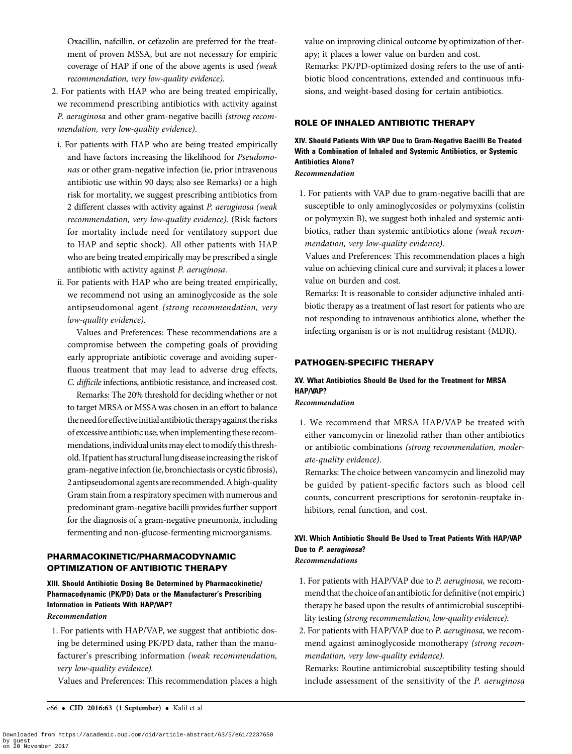Oxacillin, nafcillin, or cefazolin are preferred for the treatment of proven MSSA, but are not necessary for empiric coverage of HAP if one of the above agents is used *(weak recommendation, very low-quality evidence).*

2. For patients with HAP who are being treated empirically, we recommend prescribing antibiotics with activity against *P. aeruginosa* and other gram-negative bacilli *(strong recommendation, very low-quality evidence).*

   i. For patients with HAP who are being treated empirically and have factors increasing the likelihood for *Pseudomonas* or other gram-negative infection (ie, prior intravenous antibiotic use within 90 days; also see Remarks) or a high risk for mortality, we suggest prescribing antibiotics from 2 different classes with activity against *P. aeruginosa (weak recommendation, very low-quality evidence).* (Risk factors for mortality include need for ventilatory support due to HAP and septic shock). All other patients with HAP who are being treated empirically may be prescribed a single antibiotic with activity against *P. aeruginosa*.

   ii. For patients with HAP who are being treated empirically, we recommend not using an aminoglycoside as the sole antipseudomonal agent *(strong recommendation, very low-quality evidence).*

   Values and Preferences: These recommendations are a compromise between the competing goals of providing early appropriate antibiotic coverage and avoiding superfluous treatment that may lead to adverse drug effects, *C. difficile* infections, antibiotic resistance, and increased cost.

   Remarks: The 20% threshold for deciding whether or not to target MRSA or MSSA was chosen in an effort to balance the need for effective initial antibiotic therapy against the risks of excessive antibiotic use; when implementing these recommendations, individual units may elect to modify this threshold. If patient has structural lung disease increasing the risk of gram-negative infection (ie, bronchiectasis or cystic fibrosis), 2 antipseudomonal agents are recommended. A high-quality Gram stain from a respiratory specimen with numerous and predominant gram-negative bacilli provides further support for the diagnosis of a gram-negative pneumonia, including fermenting and non-glucose-fermenting microorganisms.

## PHARMACOKINETIC/PHARMACODYNAMIC OPTIMIZATION OF ANTIBIOTIC THERAPY

### XIII. Should Antibiotic Dosing Be Determined by Pharmacokinetic/Pharmacodynamic (PK/PD) Data or the Manufacturer's Prescribing Information in Patients With HAP/VAP?

*Recommendation*

1. For patients with HAP/VAP, we suggest that antibiotic dosing be determined using PK/PD data, rather than the manufacturer's prescribing information *(weak recommendation, very low-quality evidence).*

   Values and Preferences: This recommendation places a high value on improving clinical outcome by optimization of therapy; it places a lower value on burden and cost.

   Remarks: PK/PD-optimized dosing refers to the use of antibiotic blood concentrations, extended and continuous infusions, and weight-based dosing for certain antibiotics.

## ROLE OF INHALED ANTIBIOTIC THERAPY

### XIV. Should Patients With VAP Due to Gram-Negative Bacilli Be Treated With a Combination of Inhaled and Systemic Antibiotics, or Systemic Antibiotics Alone?

*Recommendation*

1. For patients with VAP due to gram-negative bacilli that are susceptible to only aminoglycosides or polymyxins (colistin or polymyxin B), we suggest both inhaled and systemic antibiotics, rather than systemic antibiotics alone *(weak recommendation, very low-quality evidence).*

   Values and Preferences: This recommendation places a high value on achieving clinical cure and survival; it places a lower value on burden and cost.

   Remarks: It is reasonable to consider adjunctive inhaled antibiotic therapy as a treatment of last resort for patients who are not responding to intravenous antibiotics alone, whether the infecting organism is or is not multidrug resistant (MDR).

## PATHOGEN-SPECIFIC THERAPY

### XV. What Antibiotics Should Be Used for the Treatment for MRSA HAP/VAP?

*Recommendation*

1. We recommend that MRSA HAP/VAP be treated with either vancomycin or linezolid rather than other antibiotics or antibiotic combinations *(strong recommendation, moderate-quality evidence).*

   Remarks: The choice between vancomycin and linezolid may be guided by patient-specific factors such as blood cell counts, concurrent prescriptions for serotonin-reuptake inhibitors, renal function, and cost.

### XVI. Which Antibiotic Should Be Used to Treat Patients With HAP/VAP Due to *P. aeruginosa*?

*Recommendations*

1. For patients with HAP/VAP due to *P. aeruginosa,* we recommend that the choice of an antibiotic for definitive (not empiric) therapy be based upon the results of antimicrobial susceptibility testing *(strong recommendation, low-quality evidence).*
2. For patients with HAP/VAP due to *P. aeruginosa,* we recommend against aminoglycoside monotherapy *(strong recommendation, very low-quality evidence).*

   Remarks: Routine antimicrobial susceptibility testing should include assessment of the sensitivity of the *P. aeruginosa*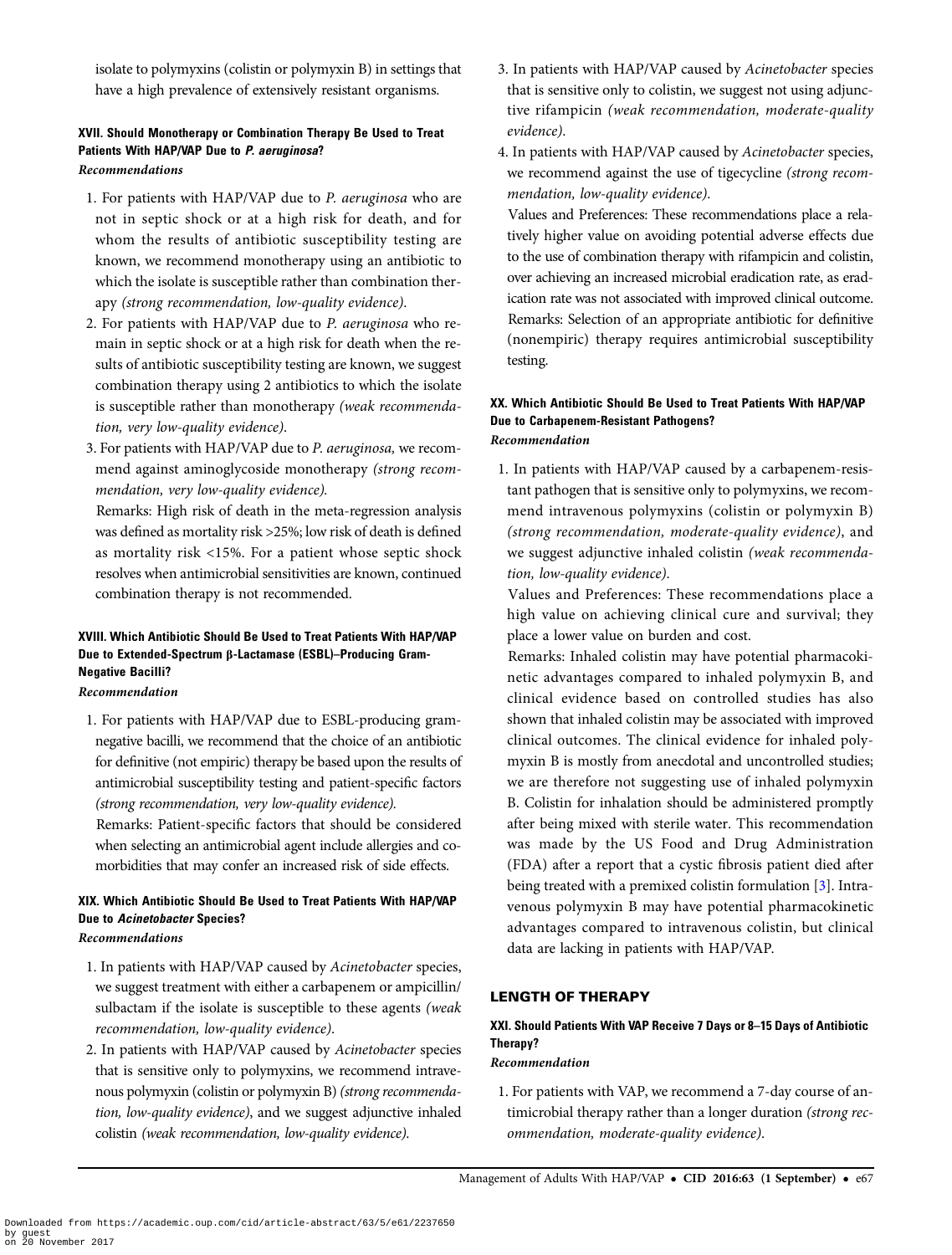isolate to polymyxins (colistin or polymyxin B) in settings that have a high prevalence of extensively resistant organisms.

### XVII. Should Monotherapy or Combination Therapy Be Used to Treat Patients With HAP/VAP Due to *P. aeruginosa*?

***Recommendations***

1. For patients with HAP/VAP due to *P. aeruginosa* who are not in septic shock or at a high risk for death, and for whom the results of antibiotic susceptibility testing are known, we recommend monotherapy using an antibiotic to which the isolate is susceptible rather than combination therapy *(strong recommendation, low-quality evidence)*.
2. For patients with HAP/VAP due to *P. aeruginosa* who remain in septic shock or at a high risk for death when the results of antibiotic susceptibility testing are known, we suggest combination therapy using 2 antibiotics to which the isolate is susceptible rather than monotherapy *(weak recommendation, very low-quality evidence)*.
3. For patients with HAP/VAP due to *P. aeruginosa,* we recommend against aminoglycoside monotherapy *(strong recommendation, very low-quality evidence)*.

   Remarks: High risk of death in the meta-regression analysis was defined as mortality risk >25%; low risk of death is defined as mortality risk <15%. For a patient whose septic shock resolves when antimicrobial sensitivities are known, continued combination therapy is not recommended.

### XVIII. Which Antibiotic Should Be Used to Treat Patients With HAP/VAP Due to Extended-Spectrum β-Lactamase (ESBL)–Producing Gram-Negative Bacilli?

***Recommendation***

1. For patients with HAP/VAP due to ESBL-producing gram-negative bacilli, we recommend that the choice of an antibiotic for definitive (not empiric) therapy be based upon the results of antimicrobial susceptibility testing and patient-specific factors *(strong recommendation, very low-quality evidence)*.

   Remarks: Patient-specific factors that should be considered when selecting an antimicrobial agent include allergies and comorbidities that may confer an increased risk of side effects.

### XIX. Which Antibiotic Should Be Used to Treat Patients With HAP/VAP Due to *Acinetobacter* Species?

***Recommendations***

1. In patients with HAP/VAP caused by *Acinetobacter* species, we suggest treatment with either a carbapenem or ampicillin/sulbactam if the isolate is susceptible to these agents *(weak recommendation, low-quality evidence)*.
2. In patients with HAP/VAP caused by *Acinetobacter* species that is sensitive only to polymyxins, we recommend intravenous polymyxin (colistin or polymyxin B) *(strong recommendation, low-quality evidence)*, and we suggest adjunctive inhaled colistin *(weak recommendation, low-quality evidence)*.
3. In patients with HAP/VAP caused by *Acinetobacter* species that is sensitive only to colistin, we suggest not using adjunctive rifampicin *(weak recommendation, moderate-quality evidence)*.
4. In patients with HAP/VAP caused by *Acinetobacter* species, we recommend against the use of tigecycline *(strong recommendation, low-quality evidence)*.

   Values and Preferences: These recommendations place a relatively higher value on avoiding potential adverse effects due to the use of combination therapy with rifampicin and colistin, over achieving an increased microbial eradication rate, as eradication rate was not associated with improved clinical outcome.

   Remarks: Selection of an appropriate antibiotic for definitive (nonempiric) therapy requires antimicrobial susceptibility testing.

### XX. Which Antibiotic Should Be Used to Treat Patients With HAP/VAP Due to Carbapenem-Resistant Pathogens?

***Recommendation***

1. In patients with HAP/VAP caused by a carbapenem-resistant pathogen that is sensitive only to polymyxins, we recommend intravenous polymyxins (colistin or polymyxin B) *(strong recommendation, moderate-quality evidence)*, and we suggest adjunctive inhaled colistin *(weak recommendation, low-quality evidence)*.

   Values and Preferences: These recommendations place a high value on achieving clinical cure and survival; they place a lower value on burden and cost.

   Remarks: Inhaled colistin may have potential pharmacokinetic advantages compared to inhaled polymyxin B, and clinical evidence based on controlled studies has also shown that inhaled colistin may be associated with improved clinical outcomes. The clinical evidence for inhaled polymyxin B is mostly from anecdotal and uncontrolled studies; we are therefore not suggesting use of inhaled polymyxin B. Colistin for inhalation should be administered promptly after being mixed with sterile water. This recommendation was made by the US Food and Drug Administration (FDA) after a report that a cystic fibrosis patient died after being treated with a premixed colistin formulation [3]. Intravenous polymyxin B may have potential pharmacokinetic advantages compared to intravenous colistin, but clinical data are lacking in patients with HAP/VAP.

## LENGTH OF THERAPY

### XXI. Should Patients With VAP Receive 7 Days or 8–15 Days of Antibiotic Therapy?

***Recommendation***

1. For patients with VAP, we recommend a 7-day course of antimicrobial therapy rather than a longer duration *(strong recommendation, moderate-quality evidence)*.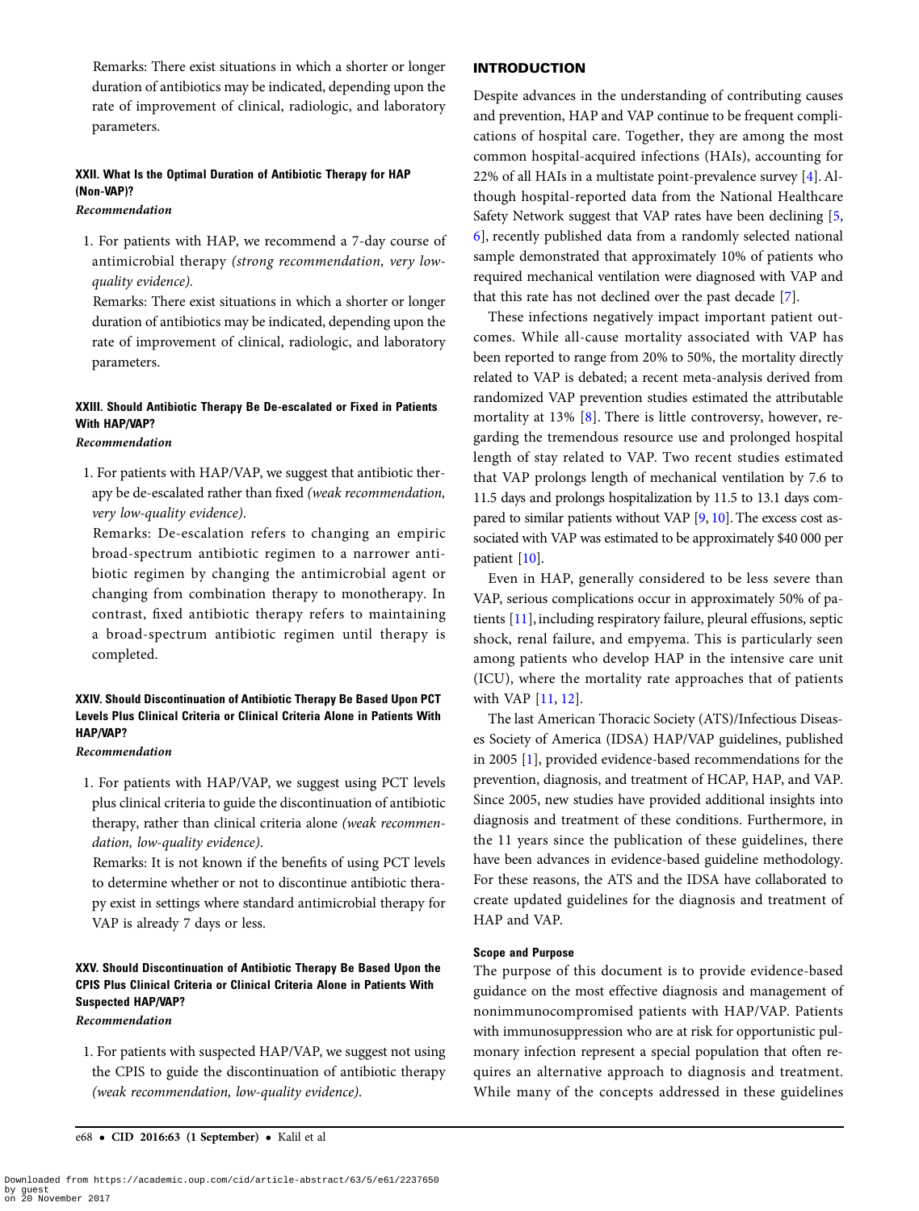Remarks: There exist situations in which a shorter or longer duration of antibiotics may be indicated, depending upon the rate of improvement of clinical, radiologic, and laboratory parameters.

#### XXII. What Is the Optimal Duration of Antibiotic Therapy for HAP (Non-VAP)?

*Recommendation*

1. For patients with HAP, we recommend a 7-day course of antimicrobial therapy *(strong recommendation, very low-quality evidence).*

   Remarks: There exist situations in which a shorter or longer duration of antibiotics may be indicated, depending upon the rate of improvement of clinical, radiologic, and laboratory parameters.

#### XXIII. Should Antibiotic Therapy Be De-escalated or Fixed in Patients With HAP/VAP?

*Recommendation*

1. For patients with HAP/VAP, we suggest that antibiotic therapy be de-escalated rather than fixed *(weak recommendation, very low-quality evidence).*

   Remarks: De-escalation refers to changing an empiric broad-spectrum antibiotic regimen to a narrower antibiotic regimen by changing the antimicrobial agent or changing from combination therapy to monotherapy. In contrast, fixed antibiotic therapy refers to maintaining a broad-spectrum antibiotic regimen until therapy is completed.

#### XXIV. Should Discontinuation of Antibiotic Therapy Be Based Upon PCT Levels Plus Clinical Criteria or Clinical Criteria Alone in Patients With HAP/VAP?

*Recommendation*

1. For patients with HAP/VAP, we suggest using PCT levels plus clinical criteria to guide the discontinuation of antibiotic therapy, rather than clinical criteria alone *(weak recommendation, low-quality evidence).*

   Remarks: It is not known if the benefits of using PCT levels to determine whether or not to discontinue antibiotic therapy exist in settings where standard antimicrobial therapy for VAP is already 7 days or less.

#### XXV. Should Discontinuation of Antibiotic Therapy Be Based Upon the CPIS Plus Clinical Criteria or Clinical Criteria Alone in Patients With Suspected HAP/VAP?

*Recommendation*

1. For patients with suspected HAP/VAP, we suggest not using the CPIS to guide the discontinuation of antibiotic therapy *(weak recommendation, low-quality evidence).*

## INTRODUCTION

Despite advances in the understanding of contributing causes and prevention, HAP and VAP continue to be frequent complications of hospital care. Together, they are among the most common hospital-acquired infections (HAIs), accounting for 22% of all HAIs in a multistate point-prevalence survey [4]. Although hospital-reported data from the National Healthcare Safety Network suggest that VAP rates have been declining [5, 6], recently published data from a randomly selected national sample demonstrated that approximately 10% of patients who required mechanical ventilation were diagnosed with VAP and that this rate has not declined over the past decade [7].

These infections negatively impact important patient outcomes. While all-cause mortality associated with VAP has been reported to range from 20% to 50%, the mortality directly related to VAP is debated; a recent meta-analysis derived from randomized VAP prevention studies estimated the attributable mortality at 13% [8]. There is little controversy, however, regarding the tremendous resource use and prolonged hospital length of stay related to VAP. Two recent studies estimated that VAP prolongs length of mechanical ventilation by 7.6 to 11.5 days and prolongs hospitalization by 11.5 to 13.1 days compared to similar patients without VAP [9, 10]. The excess cost associated with VAP was estimated to be approximately \$40 000 per patient [10].

Even in HAP, generally considered to be less severe than VAP, serious complications occur in approximately 50% of patients [11], including respiratory failure, pleural effusions, septic shock, renal failure, and empyema. This is particularly seen among patients who develop HAP in the intensive care unit (ICU), where the mortality rate approaches that of patients with VAP [11, 12].

The last American Thoracic Society (ATS)/Infectious Diseases Society of America (IDSA) HAP/VAP guidelines, published in 2005 [1], provided evidence-based recommendations for the prevention, diagnosis, and treatment of HCAP, HAP, and VAP. Since 2005, new studies have provided additional insights into diagnosis and treatment of these conditions. Furthermore, in the 11 years since the publication of these guidelines, there have been advances in evidence-based guideline methodology. For these reasons, the ATS and the IDSA have collaborated to create updated guidelines for the diagnosis and treatment of HAP and VAP.

### Scope and Purpose

The purpose of this document is to provide evidence-based guidance on the most effective diagnosis and management of nonimmunocompromised patients with HAP/VAP. Patients with immunosuppression who are at risk for opportunistic pulmonary infection represent a special population that often requires an alternative approach to diagnosis and treatment. While many of the concepts addressed in these guidelines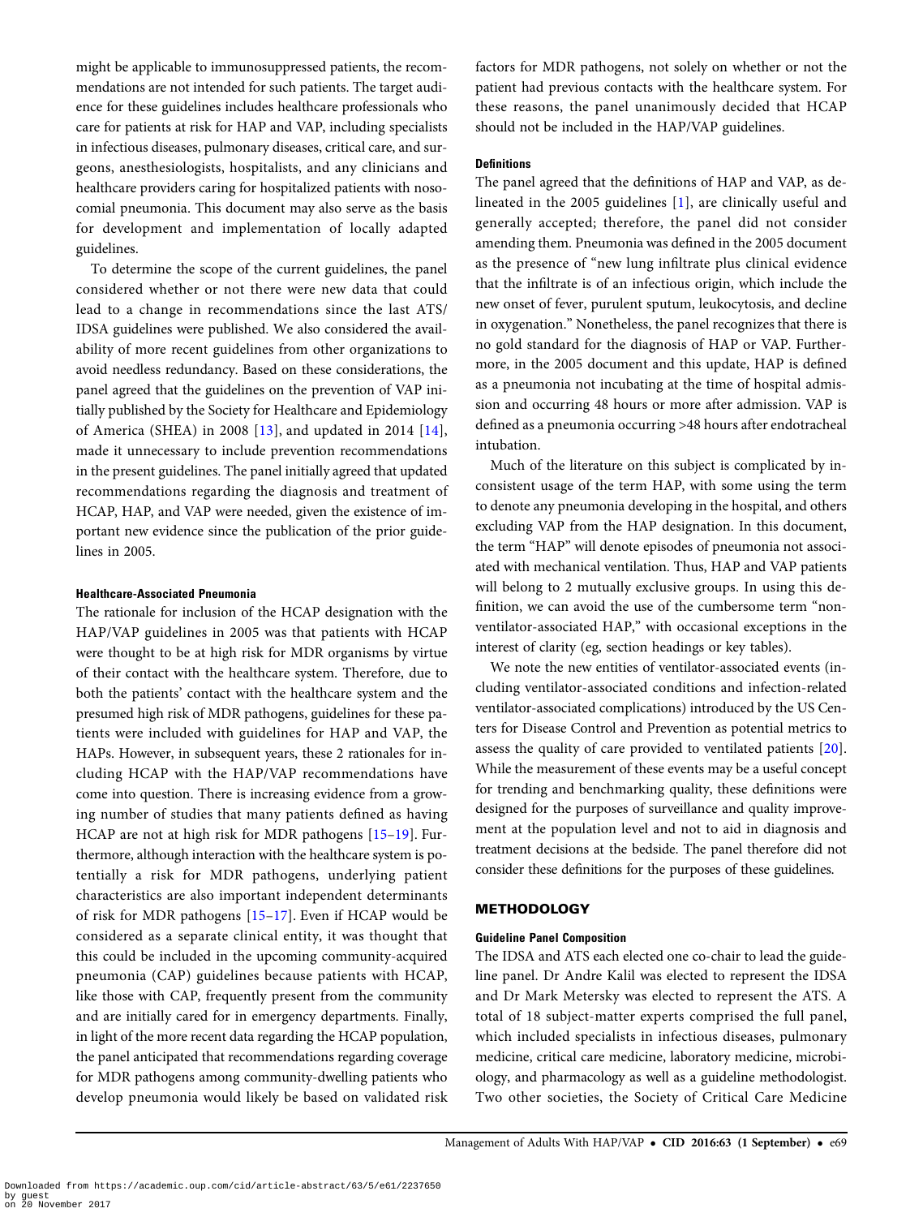might be applicable to immunosuppressed patients, the recommendations are not intended for such patients. The target audience for these guidelines includes healthcare professionals who care for patients at risk for HAP and VAP, including specialists in infectious diseases, pulmonary diseases, critical care, and surgeons, anesthesiologists, hospitalists, and any clinicians and healthcare providers caring for hospitalized patients with nosocomial pneumonia. This document may also serve as the basis for development and implementation of locally adapted guidelines.

To determine the scope of the current guidelines, the panel considered whether or not there were new data that could lead to a change in recommendations since the last ATS/IDSA guidelines were published. We also considered the availability of more recent guidelines from other organizations to avoid needless redundancy. Based on these considerations, the panel agreed that the guidelines on the prevention of VAP initially published by the Society for Healthcare and Epidemiology of America (SHEA) in 2008 [13], and updated in 2014 [14], made it unnecessary to include prevention recommendations in the present guidelines. The panel initially agreed that updated recommendations regarding the diagnosis and treatment of HCAP, HAP, and VAP were needed, given the existence of important new evidence since the publication of the prior guidelines in 2005.

#### Healthcare-Associated Pneumonia

The rationale for inclusion of the HCAP designation with the HAP/VAP guidelines in 2005 was that patients with HCAP were thought to be at high risk for MDR organisms by virtue of their contact with the healthcare system. Therefore, due to both the patients' contact with the healthcare system and the presumed high risk of MDR pathogens, guidelines for these patients were included with guidelines for HAP and VAP, the HAPs. However, in subsequent years, these 2 rationales for including HCAP with the HAP/VAP recommendations have come into question. There is increasing evidence from a growing number of studies that many patients defined as having HCAP are not at high risk for MDR pathogens [15–19]. Furthermore, although interaction with the healthcare system is potentially a risk for MDR pathogens, underlying patient characteristics are also important independent determinants of risk for MDR pathogens [15–17]. Even if HCAP would be considered as a separate clinical entity, it was thought that this could be included in the upcoming community-acquired pneumonia (CAP) guidelines because patients with HCAP, like those with CAP, frequently present from the community and are initially cared for in emergency departments. Finally, in light of the more recent data regarding the HCAP population, the panel anticipated that recommendations regarding coverage for MDR pathogens among community-dwelling patients who develop pneumonia would likely be based on validated risk factors for MDR pathogens, not solely on whether or not the patient had previous contacts with the healthcare system. For these reasons, the panel unanimously decided that HCAP should not be included in the HAP/VAP guidelines.

#### Definitions

The panel agreed that the definitions of HAP and VAP, as delineated in the 2005 guidelines [1], are clinically useful and generally accepted; therefore, the panel did not consider amending them. Pneumonia was defined in the 2005 document as the presence of "new lung infiltrate plus clinical evidence that the infiltrate is of an infectious origin, which include the new onset of fever, purulent sputum, leukocytosis, and decline in oxygenation." Nonetheless, the panel recognizes that there is no gold standard for the diagnosis of HAP or VAP. Furthermore, in the 2005 document and this update, HAP is defined as a pneumonia not incubating at the time of hospital admission and occurring 48 hours or more after admission. VAP is defined as a pneumonia occurring >48 hours after endotracheal intubation.

Much of the literature on this subject is complicated by inconsistent usage of the term HAP, with some using the term to denote any pneumonia developing in the hospital, and others excluding VAP from the HAP designation. In this document, the term "HAP" will denote episodes of pneumonia not associated with mechanical ventilation. Thus, HAP and VAP patients will belong to 2 mutually exclusive groups. In using this definition, we can avoid the use of the cumbersome term "non-ventilator-associated HAP," with occasional exceptions in the interest of clarity (eg, section headings or key tables).

We note the new entities of ventilator-associated events (including ventilator-associated conditions and infection-related ventilator-associated complications) introduced by the US Centers for Disease Control and Prevention as potential metrics to assess the quality of care provided to ventilated patients [20]. While the measurement of these events may be a useful concept for trending and benchmarking quality, these definitions were designed for the purposes of surveillance and quality improvement at the population level and not to aid in diagnosis and treatment decisions at the bedside. The panel therefore did not consider these definitions for the purposes of these guidelines.

## METHODOLOGY

#### Guideline Panel Composition

The IDSA and ATS each elected one co-chair to lead the guideline panel. Dr Andre Kalil was elected to represent the IDSA and Dr Mark Metersky was elected to represent the ATS. A total of 18 subject-matter experts comprised the full panel, which included specialists in infectious diseases, pulmonary medicine, critical care medicine, laboratory medicine, microbiology, and pharmacology as well as a guideline methodologist. Two other societies, the Society of Critical Care Medicine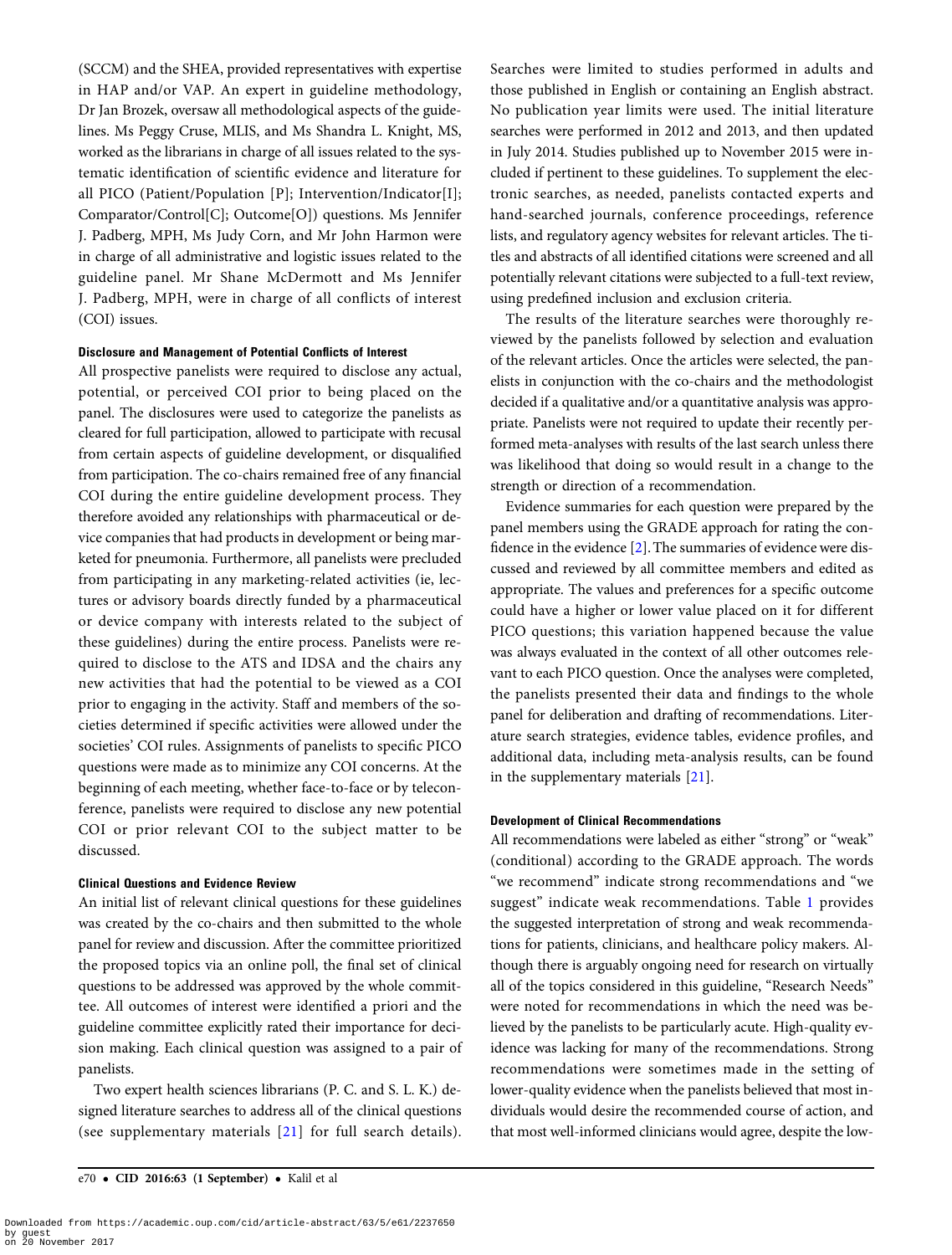(SCCM) and the SHEA, provided representatives with expertise in HAP and/or VAP. An expert in guideline methodology, Dr Jan Brozek, oversaw all methodological aspects of the guidelines. Ms Peggy Cruse, MLIS, and Ms Shandra L. Knight, MS, worked as the librarians in charge of all issues related to the systematic identification of scientific evidence and literature for all PICO (Patient/Population [P]; Intervention/Indicator[I]; Comparator/Control[C]; Outcome[O]) questions. Ms Jennifer J. Padberg, MPH, Ms Judy Corn, and Mr John Harmon were in charge of all administrative and logistic issues related to the guideline panel. Mr Shane McDermott and Ms Jennifer J. Padberg, MPH, were in charge of all conflicts of interest (COI) issues.

#### Disclosure and Management of Potential Conflicts of Interest

All prospective panelists were required to disclose any actual, potential, or perceived COI prior to being placed on the panel. The disclosures were used to categorize the panelists as cleared for full participation, allowed to participate with recusal from certain aspects of guideline development, or disqualified from participation. The co-chairs remained free of any financial COI during the entire guideline development process. They therefore avoided any relationships with pharmaceutical or device companies that had products in development or being marketed for pneumonia. Furthermore, all panelists were precluded from participating in any marketing-related activities (ie, lectures or advisory boards directly funded by a pharmaceutical or device company with interests related to the subject of these guidelines) during the entire process. Panelists were required to disclose to the ATS and IDSA and the chairs any new activities that had the potential to be viewed as a COI prior to engaging in the activity. Staff and members of the societies determined if specific activities were allowed under the societies' COI rules. Assignments of panelists to specific PICO questions were made as to minimize any COI concerns. At the beginning of each meeting, whether face-to-face or by teleconference, panelists were required to disclose any new potential COI or prior relevant COI to the subject matter to be discussed.

#### Clinical Questions and Evidence Review

An initial list of relevant clinical questions for these guidelines was created by the co-chairs and then submitted to the whole panel for review and discussion. After the committee prioritized the proposed topics via an online poll, the final set of clinical questions to be addressed was approved by the whole committee. All outcomes of interest were identified a priori and the guideline committee explicitly rated their importance for decision making. Each clinical question was assigned to a pair of panelists.

Two expert health sciences librarians (P. C. and S. L. K.) designed literature searches to address all of the clinical questions (see supplementary materials [21] for full search details). Searches were limited to studies performed in adults and those published in English or containing an English abstract. No publication year limits were used. The initial literature searches were performed in 2012 and 2013, and then updated in July 2014. Studies published up to November 2015 were included if pertinent to these guidelines. To supplement the electronic searches, as needed, panelists contacted experts and hand-searched journals, conference proceedings, reference lists, and regulatory agency websites for relevant articles. The titles and abstracts of all identified citations were screened and all potentially relevant citations were subjected to a full-text review, using predefined inclusion and exclusion criteria.

The results of the literature searches were thoroughly reviewed by the panelists followed by selection and evaluation of the relevant articles. Once the articles were selected, the panelists in conjunction with the co-chairs and the methodologist decided if a qualitative and/or a quantitative analysis was appropriate. Panelists were not required to update their recently performed meta-analyses with results of the last search unless there was likelihood that doing so would result in a change to the strength or direction of a recommendation.

Evidence summaries for each question were prepared by the panel members using the GRADE approach for rating the confidence in the evidence [2]. The summaries of evidence were discussed and reviewed by all committee members and edited as appropriate. The values and preferences for a specific outcome could have a higher or lower value placed on it for different PICO questions; this variation happened because the value was always evaluated in the context of all other outcomes relevant to each PICO question. Once the analyses were completed, the panelists presented their data and findings to the whole panel for deliberation and drafting of recommendations. Literature search strategies, evidence tables, evidence profiles, and additional data, including meta-analysis results, can be found in the supplementary materials [21].

#### Development of Clinical Recommendations

All recommendations were labeled as either "strong" or "weak" (conditional) according to the GRADE approach. The words "we recommend" indicate strong recommendations and "we suggest" indicate weak recommendations. Table 1 provides the suggested interpretation of strong and weak recommendations for patients, clinicians, and healthcare policy makers. Although there is arguably ongoing need for research on virtually all of the topics considered in this guideline, "Research Needs" were noted for recommendations in which the need was believed by the panelists to be particularly acute. High-quality evidence was lacking for many of the recommendations. Strong recommendations were sometimes made in the setting of lower-quality evidence when the panelists believed that most individuals would desire the recommended course of action, and that most well-informed clinicians would agree, despite the low-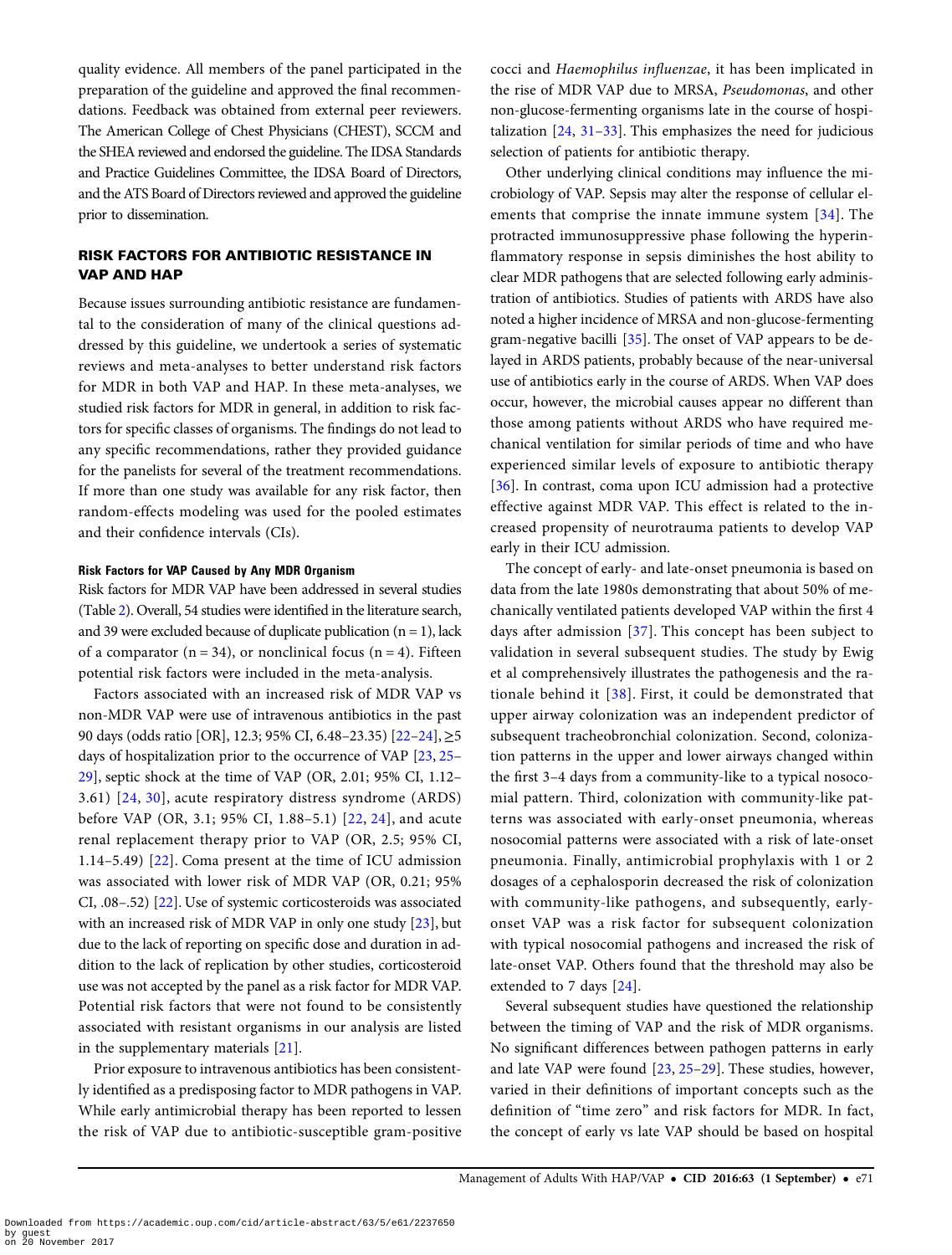quality evidence. All members of the panel participated in the preparation of the guideline and approved the final recommendations. Feedback was obtained from external peer reviewers. The American College of Chest Physicians (CHEST), SCCM and the SHEA reviewed and endorsed the guideline. The IDSA Standards and Practice Guidelines Committee, the IDSA Board of Directors, and the ATS Board of Directors reviewed and approved the guideline prior to dissemination.

## RISK FACTORS FOR ANTIBIOTIC RESISTANCE IN VAP AND HAP

Because issues surrounding antibiotic resistance are fundamental to the consideration of many of the clinical questions addressed by this guideline, we undertook a series of systematic reviews and meta-analyses to better understand risk factors for MDR in both VAP and HAP. In these meta-analyses, we studied risk factors for MDR in general, in addition to risk factors for specific classes of organisms. The findings do not lead to any specific recommendations, rather they provided guidance for the panelists for several of the treatment recommendations. If more than one study was available for any risk factor, then random-effects modeling was used for the pooled estimates and their confidence intervals (CIs).

### Risk Factors for VAP Caused by Any MDR Organism

Risk factors for MDR VAP have been addressed in several studies (Table 2). Overall, 54 studies were identified in the literature search, and 39 were excluded because of duplicate publication (n = 1), lack of a comparator (n = 34), or nonclinical focus (n = 4). Fifteen potential risk factors were included in the meta-analysis.

Factors associated with an increased risk of MDR VAP vs non-MDR VAP were use of intravenous antibiotics in the past 90 days (odds ratio [OR], 12.3; 95% CI, 6.48–23.35) [22–24], ≥5 days of hospitalization prior to the occurrence of VAP [23, 25–29], septic shock at the time of VAP (OR, 2.01; 95% CI, 1.12–3.61) [24, 30], acute respiratory distress syndrome (ARDS) before VAP (OR, 3.1; 95% CI, 1.88–5.1) [22, 24], and acute renal replacement therapy prior to VAP (OR, 2.5; 95% CI, 1.14–5.49) [22]. Coma present at the time of ICU admission was associated with lower risk of MDR VAP (OR, 0.21; 95% CI, .08–.52) [22]. Use of systemic corticosteroids was associated with an increased risk of MDR VAP in only one study [23], but due to the lack of reporting on specific dose and duration in addition to the lack of replication by other studies, corticosteroid use was not accepted by the panel as a risk factor for MDR VAP. Potential risk factors that were not found to be consistently associated with resistant organisms in our analysis are listed in the supplementary materials [21].

Prior exposure to intravenous antibiotics has been consistently identified as a predisposing factor to MDR pathogens in VAP. While early antimicrobial therapy has been reported to lessen the risk of VAP due to antibiotic-susceptible gram-positive cocci and *Haemophilus influenzae*, it has been implicated in the rise of MDR VAP due to MRSA, *Pseudomonas*, and other non-glucose-fermenting organisms late in the course of hospitalization [24, 31–33]. This emphasizes the need for judicious selection of patients for antibiotic therapy.

Other underlying clinical conditions may influence the microbiology of VAP. Sepsis may alter the response of cellular elements that comprise the innate immune system [34]. The protracted immunosuppressive phase following the hyperinflammatory response in sepsis diminishes the host ability to clear MDR pathogens that are selected following early administration of antibiotics. Studies of patients with ARDS have also noted a higher incidence of MRSA and non-glucose-fermenting gram-negative bacilli [35]. The onset of VAP appears to be delayed in ARDS patients, probably because of the near-universal use of antibiotics early in the course of ARDS. When VAP does occur, however, the microbial causes appear no different than those among patients without ARDS who have required mechanical ventilation for similar periods of time and who have experienced similar levels of exposure to antibiotic therapy [36]. In contrast, coma upon ICU admission had a protective effective against MDR VAP. This effect is related to the increased propensity of neurotrauma patients to develop VAP early in their ICU admission.

The concept of early- and late-onset pneumonia is based on data from the late 1980s demonstrating that about 50% of mechanically ventilated patients developed VAP within the first 4 days after admission [37]. This concept has been subject to validation in several subsequent studies. The study by Ewig et al comprehensively illustrates the pathogenesis and the rationale behind it [38]. First, it could be demonstrated that upper airway colonization was an independent predictor of subsequent tracheobronchial colonization. Second, colonization patterns in the upper and lower airways changed within the first 3–4 days from a community-like to a typical nosocomial pattern. Third, colonization with community-like patterns was associated with early-onset pneumonia, whereas nosocomial patterns were associated with a risk of late-onset pneumonia. Finally, antimicrobial prophylaxis with 1 or 2 dosages of a cephalosporin decreased the risk of colonization with community-like pathogens, and subsequently, early-onset VAP was a risk factor for subsequent colonization with typical nosocomial pathogens and increased the risk of late-onset VAP. Others found that the threshold may also be extended to 7 days [24].

Several subsequent studies have questioned the relationship between the timing of VAP and the risk of MDR organisms. No significant differences between pathogen patterns in early and late VAP were found [23, 25–29]. These studies, however, varied in their definitions of important concepts such as the definition of "time zero" and risk factors for MDR. In fact, the concept of early vs late VAP should be based on hospital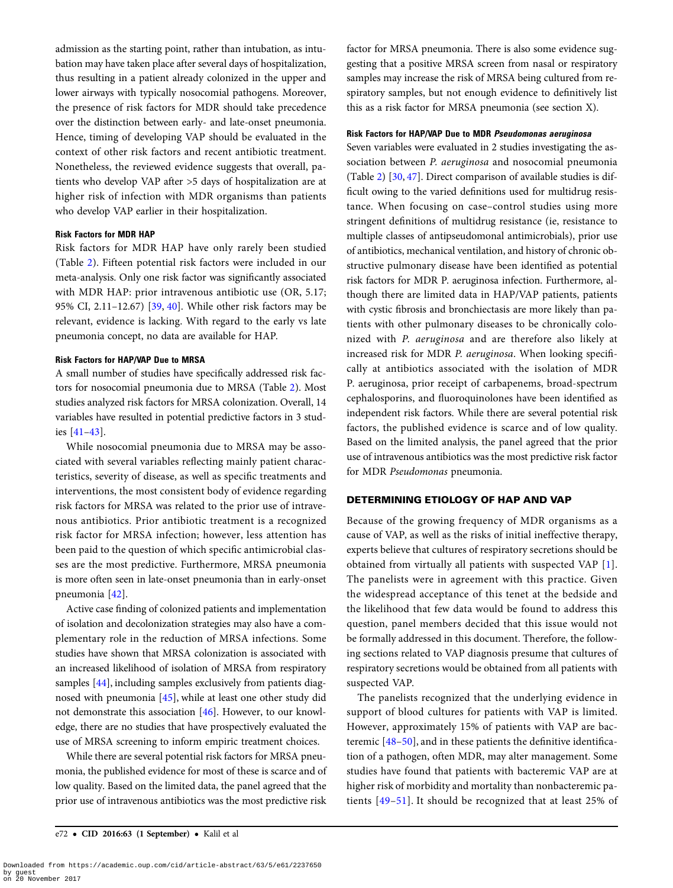admission as the starting point, rather than intubation, as intubation may have taken place after several days of hospitalization, thus resulting in a patient already colonized in the upper and lower airways with typically nosocomial pathogens. Moreover, the presence of risk factors for MDR should take precedence over the distinction between early- and late-onset pneumonia. Hence, timing of developing VAP should be evaluated in the context of other risk factors and recent antibiotic treatment. Nonetheless, the reviewed evidence suggests that overall, patients who develop VAP after >5 days of hospitalization are at higher risk of infection with MDR organisms than patients who develop VAP earlier in their hospitalization.

#### Risk Factors for MDR HAP

Risk factors for MDR HAP have only rarely been studied (Table 2). Fifteen potential risk factors were included in our meta-analysis. Only one risk factor was significantly associated with MDR HAP: prior intravenous antibiotic use (OR, 5.17; 95% CI, 2.11–12.67) [39, 40]. While other risk factors may be relevant, evidence is lacking. With regard to the early vs late pneumonia concept, no data are available for HAP.

#### Risk Factors for HAP/VAP Due to MRSA

A small number of studies have specifically addressed risk factors for nosocomial pneumonia due to MRSA (Table 2). Most studies analyzed risk factors for MRSA colonization. Overall, 14 variables have resulted in potential predictive factors in 3 studies [41–43].

While nosocomial pneumonia due to MRSA may be associated with several variables reflecting mainly patient characteristics, severity of disease, as well as specific treatments and interventions, the most consistent body of evidence regarding risk factors for MRSA was related to the prior use of intravenous antibiotics. Prior antibiotic treatment is a recognized risk factor for MRSA infection; however, less attention has been paid to the question of which specific antimicrobial classes are the most predictive. Furthermore, MRSA pneumonia is more often seen in late-onset pneumonia than in early-onset pneumonia [42].

Active case finding of colonized patients and implementation of isolation and decolonization strategies may also have a complementary role in the reduction of MRSA infections. Some studies have shown that MRSA colonization is associated with an increased likelihood of isolation of MRSA from respiratory samples [44], including samples exclusively from patients diagnosed with pneumonia [45], while at least one other study did not demonstrate this association [46]. However, to our knowledge, there are no studies that have prospectively evaluated the use of MRSA screening to inform empiric treatment choices.

While there are several potential risk factors for MRSA pneumonia, the published evidence for most of these is scarce and of low quality. Based on the limited data, the panel agreed that the prior use of intravenous antibiotics was the most predictive risk factor for MRSA pneumonia. There is also some evidence suggesting that a positive MRSA screen from nasal or respiratory samples may increase the risk of MRSA being cultured from respiratory samples, but not enough evidence to definitively list this as a risk factor for MRSA pneumonia (see section X).

#### Risk Factors for HAP/VAP Due to MDR *Pseudomonas aeruginosa*

Seven variables were evaluated in 2 studies investigating the association between *P. aeruginosa* and nosocomial pneumonia (Table 2) [30, 47]. Direct comparison of available studies is difficult owing to the varied definitions used for multidrug resistance. When focusing on case–control studies using more stringent definitions of multidrug resistance (ie, resistance to multiple classes of antipseudomonal antimicrobials), prior use of antibiotics, mechanical ventilation, and history of chronic obstructive pulmonary disease have been identified as potential risk factors for MDR P. aeruginosa infection. Furthermore, although there are limited data in HAP/VAP patients, patients with cystic fibrosis and bronchiectasis are more likely than patients with other pulmonary diseases to be chronically colonized with *P. aeruginosa* and are therefore also likely at increased risk for MDR *P. aeruginosa*. When looking specifically at antibiotics associated with the isolation of MDR P. aeruginosa, prior receipt of carbapenems, broad-spectrum cephalosporins, and fluoroquinolones have been identified as independent risk factors. While there are several potential risk factors, the published evidence is scarce and of low quality. Based on the limited analysis, the panel agreed that the prior use of intravenous antibiotics was the most predictive risk factor for MDR *Pseudomonas* pneumonia.

## DETERMINING ETIOLOGY OF HAP AND VAP

Because of the growing frequency of MDR organisms as a cause of VAP, as well as the risks of initial ineffective therapy, experts believe that cultures of respiratory secretions should be obtained from virtually all patients with suspected VAP [1]. The panelists were in agreement with this practice. Given the widespread acceptance of this tenet at the bedside and the likelihood that few data would be found to address this question, panel members decided that this issue would not be formally addressed in this document. Therefore, the following sections related to VAP diagnosis presume that cultures of respiratory secretions would be obtained from all patients with suspected VAP.

The panelists recognized that the underlying evidence in support of blood cultures for patients with VAP is limited. However, approximately 15% of patients with VAP are bacteremic [48–50], and in these patients the definitive identification of a pathogen, often MDR, may alter management. Some studies have found that patients with bacteremic VAP are at higher risk of morbidity and mortality than nonbacteremic patients [49–51]. It should be recognized that at least 25% of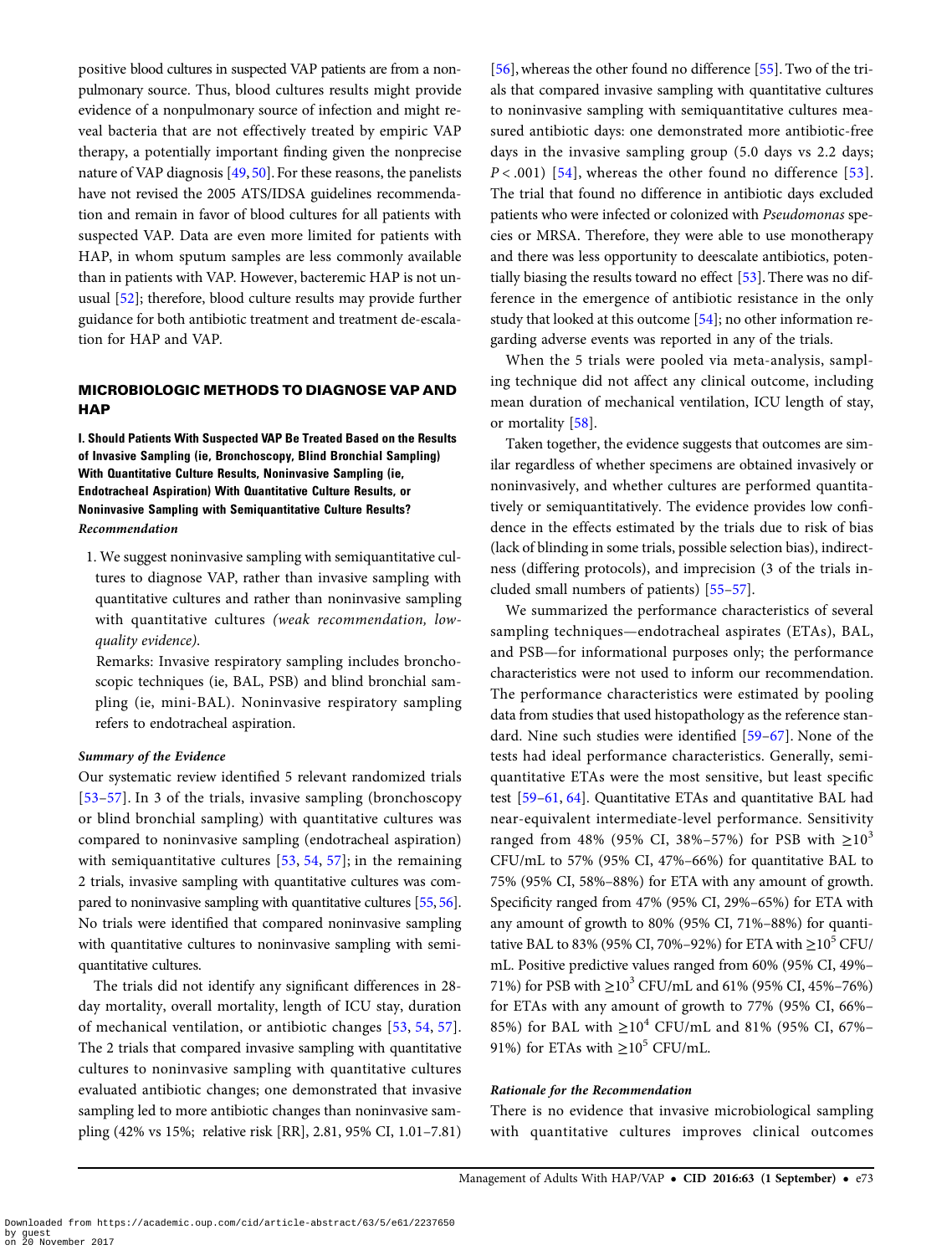positive blood cultures in suspected VAP patients are from a nonpulmonary source. Thus, blood cultures results might provide evidence of a nonpulmonary source of infection and might reveal bacteria that are not effectively treated by empiric VAP therapy, a potentially important finding given the nonprecise nature of VAP diagnosis [49, 50]. For these reasons, the panelists have not revised the 2005 ATS/IDSA guidelines recommendation and remain in favor of blood cultures for all patients with suspected VAP. Data are even more limited for patients with HAP, in whom sputum samples are less commonly available than in patients with VAP. However, bacteremic HAP is not unusual [52]; therefore, blood culture results may provide further guidance for both antibiotic treatment and treatment de-escalation for HAP and VAP.

## MICROBIOLOGIC METHODS TO DIAGNOSE VAP AND HAP

### I. Should Patients With Suspected VAP Be Treated Based on the Results of Invasive Sampling (ie, Bronchoscopy, Blind Bronchial Sampling) With Quantitative Culture Results, Noninvasive Sampling (ie, Endotracheal Aspiration) With Quantitative Culture Results, or Noninvasive Sampling with Semiquantitative Culture Results?

#### *Recommendation*

1. We suggest noninvasive sampling with semiquantitative cultures to diagnose VAP, rather than invasive sampling with quantitative cultures and rather than noninvasive sampling with quantitative cultures *(weak recommendation, low-quality evidence)*.

   Remarks: Invasive respiratory sampling includes bronchoscopic techniques (ie, BAL, PSB) and blind bronchial sampling (ie, mini-BAL). Noninvasive respiratory sampling refers to endotracheal aspiration.

#### *Summary of the Evidence*

Our systematic review identified 5 relevant randomized trials [53–57]. In 3 of the trials, invasive sampling (bronchoscopy or blind bronchial sampling) with quantitative cultures was compared to noninvasive sampling (endotracheal aspiration) with semiquantitative cultures [53, 54, 57]; in the remaining 2 trials, invasive sampling with quantitative cultures was compared to noninvasive sampling with quantitative cultures [55, 56]. No trials were identified that compared noninvasive sampling with quantitative cultures to noninvasive sampling with semiquantitative cultures.

The trials did not identify any significant differences in 28-day mortality, overall mortality, length of ICU stay, duration of mechanical ventilation, or antibiotic changes [53, 54, 57]. The 2 trials that compared invasive sampling with quantitative cultures to noninvasive sampling with quantitative cultures evaluated antibiotic changes; one demonstrated that invasive sampling led to more antibiotic changes than noninvasive sampling (42% vs 15%; relative risk [RR], 2.81, 95% CI, 1.01–7.81) [56], whereas the other found no difference [55]. Two of the trials that compared invasive sampling with quantitative cultures to noninvasive sampling with semiquantitative cultures measured antibiotic days: one demonstrated more antibiotic-free days in the invasive sampling group (5.0 days vs 2.2 days; $P < .001$) [54], whereas the other found no difference [53]. The trial that found no difference in antibiotic days excluded patients who were infected or colonized with *Pseudomonas* species or MRSA. Therefore, they were able to use monotherapy and there was less opportunity to deescalate antibiotics, potentially biasing the results toward no effect [53]. There was no difference in the emergence of antibiotic resistance in the only study that looked at this outcome [54]; no other information regarding adverse events was reported in any of the trials.

When the 5 trials were pooled via meta-analysis, sampling technique did not affect any clinical outcome, including mean duration of mechanical ventilation, ICU length of stay, or mortality [58].

Taken together, the evidence suggests that outcomes are similar regardless of whether specimens are obtained invasively or noninvasively, and whether cultures are performed quantitatively or semiquantitatively. The evidence provides low confidence in the effects estimated by the trials due to risk of bias (lack of blinding in some trials, possible selection bias), indirectness (differing protocols), and imprecision (3 of the trials included small numbers of patients) [55–57].

We summarized the performance characteristics of several sampling techniques—endotracheal aspirates (ETAs), BAL, and PSB—for informational purposes only; the performance characteristics were not used to inform our recommendation. The performance characteristics were estimated by pooling data from studies that used histopathology as the reference standard. Nine such studies were identified [59–67]. None of the tests had ideal performance characteristics. Generally, semiquantitative ETAs were the most sensitive, but least specific test [59–61, 64]. Quantitative ETAs and quantitative BAL had near-equivalent intermediate-level performance. Sensitivity ranged from 48% (95% CI, 38%–57%) for PSB with $\geq 10^3$ CFU/mL to 57% (95% CI, 47%–66%) for quantitative BAL to 75% (95% CI, 58%–88%) for ETA with any amount of growth. Specificity ranged from 47% (95% CI, 29%–65%) for ETA with any amount of growth to 80% (95% CI, 71%–88%) for quantitative BAL to 83% (95% CI, 70%–92%) for ETA with $\geq 10^5$ CFU/mL. Positive predictive values ranged from 60% (95% CI, 49%–71%) for PSB with $\geq 10^3$ CFU/mL and 61% (95% CI, 45%–76%) for ETAs with any amount of growth to 77% (95% CI, 66%–85%) for BAL with $\geq 10^4$ CFU/mL and 81% (95% CI, 67%–91%) for ETAs with $\geq 10^5$ CFU/mL.

#### *Rationale for the Recommendation*

There is no evidence that invasive microbiological sampling with quantitative cultures improves clinical outcomes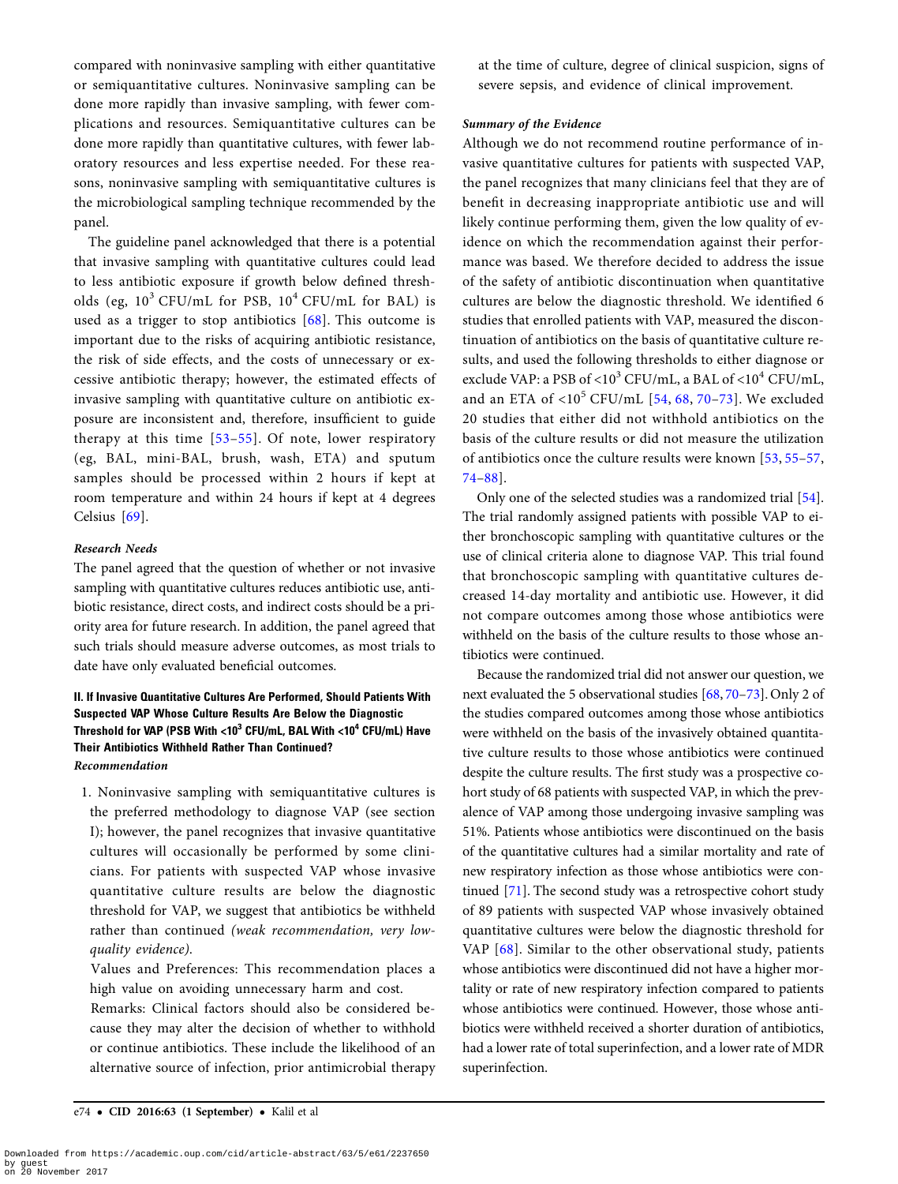compared with noninvasive sampling with either quantitative or semiquantitative cultures. Noninvasive sampling can be done more rapidly than invasive sampling, with fewer complications and resources. Semiquantitative cultures can be done more rapidly than quantitative cultures, with fewer laboratory resources and less expertise needed. For these reasons, noninvasive sampling with semiquantitative cultures is the microbiological sampling technique recommended by the panel.

The guideline panel acknowledged that there is a potential that invasive sampling with quantitative cultures could lead to less antibiotic exposure if growth below defined thresholds (eg, $10^3$ CFU/mL for PSB, $10^4$ CFU/mL for BAL) is used as a trigger to stop antibiotics [68]. This outcome is important due to the risks of acquiring antibiotic resistance, the risk of side effects, and the costs of unnecessary or excessive antibiotic therapy; however, the estimated effects of invasive sampling with quantitative culture on antibiotic exposure are inconsistent and, therefore, insufficient to guide therapy at this time [53–55]. Of note, lower respiratory (eg, BAL, mini-BAL, brush, wash, ETA) and sputum samples should be processed within 2 hours if kept at room temperature and within 24 hours if kept at 4 degrees Celsius [69].

#### *Research Needs*

The panel agreed that the question of whether or not invasive sampling with quantitative cultures reduces antibiotic use, antibiotic resistance, direct costs, and indirect costs should be a priority area for future research. In addition, the panel agreed that such trials should measure adverse outcomes, as most trials to date have only evaluated beneficial outcomes.

### II. If Invasive Quantitative Cultures Are Performed, Should Patients With Suspected VAP Whose Culture Results Are Below the Diagnostic Threshold for VAP (PSB With <$10^3$ CFU/mL, BAL With <$10^4$ CFU/mL) Have Their Antibiotics Withheld Rather Than Continued?

#### *Recommendation*

1. Noninvasive sampling with semiquantitative cultures is the preferred methodology to diagnose VAP (see section I); however, the panel recognizes that invasive quantitative cultures will occasionally be performed by some clinicians. For patients with suspected VAP whose invasive quantitative culture results are below the diagnostic threshold for VAP, we suggest that antibiotics be withheld rather than continued *(weak recommendation, very low-quality evidence)*.

   Values and Preferences: This recommendation places a high value on avoiding unnecessary harm and cost.

   Remarks: Clinical factors should also be considered because they may alter the decision of whether to withhold or continue antibiotics. These include the likelihood of an alternative source of infection, prior antimicrobial therapy at the time of culture, degree of clinical suspicion, signs of severe sepsis, and evidence of clinical improvement.

#### *Summary of the Evidence*

Although we do not recommend routine performance of invasive quantitative cultures for patients with suspected VAP, the panel recognizes that many clinicians feel that they are of benefit in decreasing inappropriate antibiotic use and will likely continue performing them, given the low quality of evidence on which the recommendation against their performance was based. We therefore decided to address the issue of the safety of antibiotic discontinuation when quantitative cultures are below the diagnostic threshold. We identified 6 studies that enrolled patients with VAP, measured the discontinuation of antibiotics on the basis of quantitative culture results, and used the following thresholds to either diagnose or exclude VAP: a PSB of <$10^3$ CFU/mL, a BAL of <$10^4$ CFU/mL, and an ETA of <$10^5$ CFU/mL [54, 68, 70–73]. We excluded 20 studies that either did not withhold antibiotics on the basis of the culture results or did not measure the utilization of antibiotics once the culture results were known [53, 55–57, 74–88].

Only one of the selected studies was a randomized trial [54]. The trial randomly assigned patients with possible VAP to either bronchoscopic sampling with quantitative cultures or the use of clinical criteria alone to diagnose VAP. This trial found that bronchoscopic sampling with quantitative cultures decreased 14-day mortality and antibiotic use. However, it did not compare outcomes among those whose antibiotics were withheld on the basis of the culture results to those whose antibiotics were continued.

Because the randomized trial did not answer our question, we next evaluated the 5 observational studies [68, 70–73]. Only 2 of the studies compared outcomes among those whose antibiotics were withheld on the basis of the invasively obtained quantitative culture results to those whose antibiotics were continued despite the culture results. The first study was a prospective cohort study of 68 patients with suspected VAP, in which the prevalence of VAP among those undergoing invasive sampling was 51%. Patients whose antibiotics were discontinued on the basis of the quantitative cultures had a similar mortality and rate of new respiratory infection as those whose antibiotics were continued [71]. The second study was a retrospective cohort study of 89 patients with suspected VAP whose invasively obtained quantitative cultures were below the diagnostic threshold for VAP [68]. Similar to the other observational study, patients whose antibiotics were discontinued did not have a higher mortality or rate of new respiratory infection compared to patients whose antibiotics were continued. However, those whose antibiotics were withheld received a shorter duration of antibiotics, had a lower rate of total superinfection, and a lower rate of MDR superinfection.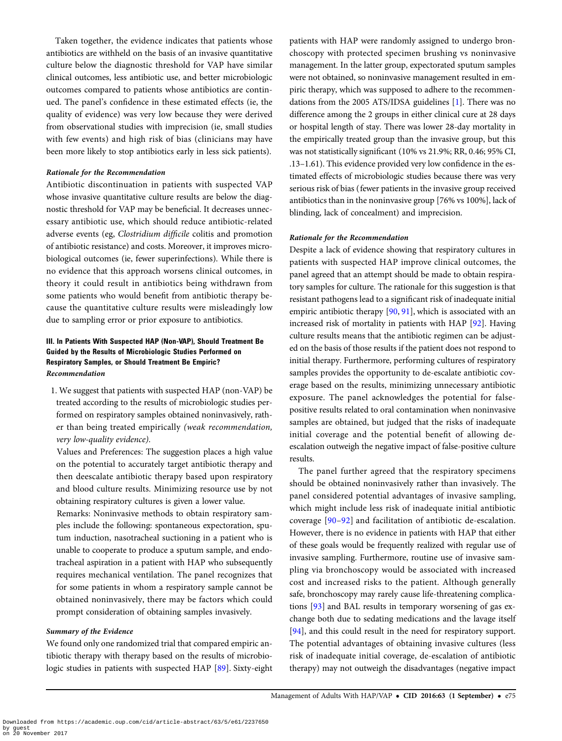Taken together, the evidence indicates that patients whose antibiotics are withheld on the basis of an invasive quantitative culture below the diagnostic threshold for VAP have similar clinical outcomes, less antibiotic use, and better microbiologic outcomes compared to patients whose antibiotics are continued. The panel's confidence in these estimated effects (ie, the quality of evidence) was very low because they were derived from observational studies with imprecision (ie, small studies with few events) and high risk of bias (clinicians may have been more likely to stop antibiotics early in less sick patients).

#### Rationale for the Recommendation

Antibiotic discontinuation in patients with suspected VAP whose invasive quantitative culture results are below the diagnostic threshold for VAP may be beneficial. It decreases unnecessary antibiotic use, which should reduce antibiotic-related adverse events (eg, *Clostridium difficile* colitis and promotion of antibiotic resistance) and costs. Moreover, it improves microbiological outcomes (ie, fewer superinfections). While there is no evidence that this approach worsens clinical outcomes, in theory it could result in antibiotics being withdrawn from some patients who would benefit from antibiotic therapy because the quantitative culture results were misleadingly low due to sampling error or prior exposure to antibiotics.

### III. In Patients With Suspected HAP (Non-VAP), Should Treatment Be Guided by the Results of Microbiologic Studies Performed on Respiratory Samples, or Should Treatment Be Empiric?

#### Recommendation

1. We suggest that patients with suspected HAP (non-VAP) be treated according to the results of microbiologic studies performed on respiratory samples obtained noninvasively, rather than being treated empirically *(weak recommendation, very low-quality evidence)*.

   Values and Preferences: The suggestion places a high value on the potential to accurately target antibiotic therapy and then deescalate antibiotic therapy based upon respiratory and blood culture results. Minimizing resource use by not obtaining respiratory cultures is given a lower value.

   Remarks: Noninvasive methods to obtain respiratory samples include the following: spontaneous expectoration, sputum induction, nasotracheal suctioning in a patient who is unable to cooperate to produce a sputum sample, and endotracheal aspiration in a patient with HAP who subsequently requires mechanical ventilation. The panel recognizes that for some patients in whom a respiratory sample cannot be obtained noninvasively, there may be factors which could prompt consideration of obtaining samples invasively.

#### Summary of the Evidence

We found only one randomized trial that compared empiric antibiotic therapy with therapy based on the results of microbiologic studies in patients with suspected HAP [89]. Sixty-eight patients with HAP were randomly assigned to undergo bronchoscopy with protected specimen brushing vs noninvasive management. In the latter group, expectorated sputum samples were not obtained, so noninvasive management resulted in empiric therapy, which was supposed to adhere to the recommendations from the 2005 ATS/IDSA guidelines [1]. There was no difference among the 2 groups in either clinical cure at 28 days or hospital length of stay. There was lower 28-day mortality in the empirically treated group than the invasive group, but this was not statistically significant (10% vs 21.9%; RR, 0.46; 95% CI, .13–1.61). This evidence provided very low confidence in the estimated effects of microbiologic studies because there was very serious risk of bias (fewer patients in the invasive group received antibiotics than in the noninvasive group [76% vs 100%], lack of blinding, lack of concealment) and imprecision.

#### Rationale for the Recommendation

Despite a lack of evidence showing that respiratory cultures in patients with suspected HAP improve clinical outcomes, the panel agreed that an attempt should be made to obtain respiratory samples for culture. The rationale for this suggestion is that resistant pathogens lead to a significant risk of inadequate initial empiric antibiotic therapy [90, 91], which is associated with an increased risk of mortality in patients with HAP [92]. Having culture results means that the antibiotic regimen can be adjusted on the basis of those results if the patient does not respond to initial therapy. Furthermore, performing cultures of respiratory samples provides the opportunity to de-escalate antibiotic coverage based on the results, minimizing unnecessary antibiotic exposure. The panel acknowledges the potential for false-positive results related to oral contamination when noninvasive samples are obtained, but judged that the risks of inadequate initial coverage and the potential benefit of allowing de-escalation outweigh the negative impact of false-positive culture results.

The panel further agreed that the respiratory specimens should be obtained noninvasively rather than invasively. The panel considered potential advantages of invasive sampling, which might include less risk of inadequate initial antibiotic coverage [90–92] and facilitation of antibiotic de-escalation. However, there is no evidence in patients with HAP that either of these goals would be frequently realized with regular use of invasive sampling. Furthermore, routine use of invasive sampling via bronchoscopy would be associated with increased cost and increased risks to the patient. Although generally safe, bronchoscopy may rarely cause life-threatening complications [93] and BAL results in temporary worsening of gas exchange both due to sedating medications and the lavage itself [94], and this could result in the need for respiratory support. The potential advantages of obtaining invasive cultures (less risk of inadequate initial coverage, de-escalation of antibiotic therapy) may not outweigh the disadvantages (negative impact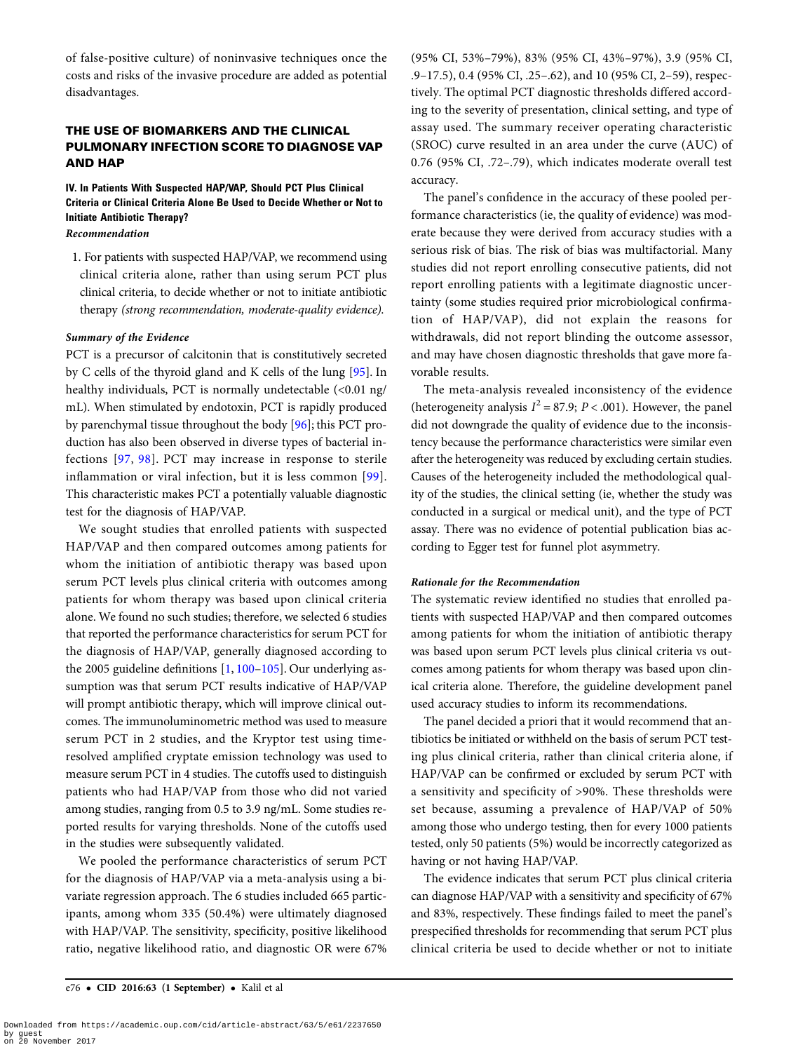of false-positive culture) of noninvasive techniques once the costs and risks of the invasive procedure are added as potential disadvantages.

## THE USE OF BIOMARKERS AND THE CLINICAL PULMONARY INFECTION SCORE TO DIAGNOSE VAP AND HAP

### IV. In Patients With Suspected HAP/VAP, Should PCT Plus Clinical Criteria or Clinical Criteria Alone Be Used to Decide Whether or Not to Initiate Antibiotic Therapy?

***Recommendation***

1. For patients with suspected HAP/VAP, we recommend using clinical criteria alone, rather than using serum PCT plus clinical criteria, to decide whether or not to initiate antibiotic therapy *(strong recommendation, moderate-quality evidence).*

***Summary of the Evidence***

PCT is a precursor of calcitonin that is constitutively secreted by C cells of the thyroid gland and K cells of the lung [95]. In healthy individuals, PCT is normally undetectable (<0.01 ng/mL). When stimulated by endotoxin, PCT is rapidly produced by parenchymal tissue throughout the body [96]; this PCT production has also been observed in diverse types of bacterial infections [97, 98]. PCT may increase in response to sterile inflammation or viral infection, but it is less common [99]. This characteristic makes PCT a potentially valuable diagnostic test for the diagnosis of HAP/VAP.

We sought studies that enrolled patients with suspected HAP/VAP and then compared outcomes among patients for whom the initiation of antibiotic therapy was based upon serum PCT levels plus clinical criteria with outcomes among patients for whom therapy was based upon clinical criteria alone. We found no such studies; therefore, we selected 6 studies that reported the performance characteristics for serum PCT for the diagnosis of HAP/VAP, generally diagnosed according to the 2005 guideline definitions [1, 100–105]. Our underlying assumption was that serum PCT results indicative of HAP/VAP will prompt antibiotic therapy, which will improve clinical outcomes. The immunoluminometric method was used to measure serum PCT in 2 studies, and the Kryptor test using time-resolved amplified cryptate emission technology was used to measure serum PCT in 4 studies. The cutoffs used to distinguish patients who had HAP/VAP from those who did not varied among studies, ranging from 0.5 to 3.9 ng/mL. Some studies reported results for varying thresholds. None of the cutoffs used in the studies were subsequently validated.

We pooled the performance characteristics of serum PCT for the diagnosis of HAP/VAP via a meta-analysis using a bivariate regression approach. The 6 studies included 665 participants, among whom 335 (50.4%) were ultimately diagnosed with HAP/VAP. The sensitivity, specificity, positive likelihood ratio, negative likelihood ratio, and diagnostic OR were 67% (95% CI, 53%–79%), 83% (95% CI, 43%–97%), 3.9 (95% CI, .9–17.5), 0.4 (95% CI, .25–.62), and 10 (95% CI, 2–59), respectively. The optimal PCT diagnostic thresholds differed according to the severity of presentation, clinical setting, and type of assay used. The summary receiver operating characteristic (SROC) curve resulted in an area under the curve (AUC) of 0.76 (95% CI, .72–.79), which indicates moderate overall test accuracy.

The panel's confidence in the accuracy of these pooled performance characteristics (ie, the quality of evidence) was moderate because they were derived from accuracy studies with a serious risk of bias. The risk of bias was multifactorial. Many studies did not report enrolling consecutive patients, did not report enrolling patients with a legitimate diagnostic uncertainty (some studies required prior microbiological confirmation of HAP/VAP), did not explain the reasons for withdrawals, did not report blinding the outcome assessor, and may have chosen diagnostic thresholds that gave more favorable results.

The meta-analysis revealed inconsistency of the evidence (heterogeneity analysis $I^2 = 87.9$; $P < .001$). However, the panel did not downgrade the quality of evidence due to the inconsistency because the performance characteristics were similar even after the heterogeneity was reduced by excluding certain studies. Causes of the heterogeneity included the methodological quality of the studies, the clinical setting (ie, whether the study was conducted in a surgical or medical unit), and the type of PCT assay. There was no evidence of potential publication bias according to Egger test for funnel plot asymmetry.

***Rationale for the Recommendation***

The systematic review identified no studies that enrolled patients with suspected HAP/VAP and then compared outcomes among patients for whom the initiation of antibiotic therapy was based upon serum PCT levels plus clinical criteria vs outcomes among patients for whom therapy was based upon clinical criteria alone. Therefore, the guideline development panel used accuracy studies to inform its recommendations.

The panel decided a priori that it would recommend that antibiotics be initiated or withheld on the basis of serum PCT testing plus clinical criteria, rather than clinical criteria alone, if HAP/VAP can be confirmed or excluded by serum PCT with a sensitivity and specificity of >90%. These thresholds were set because, assuming a prevalence of HAP/VAP of 50% among those who undergo testing, then for every 1000 patients tested, only 50 patients (5%) would be incorrectly categorized as having or not having HAP/VAP.

The evidence indicates that serum PCT plus clinical criteria can diagnose HAP/VAP with a sensitivity and specificity of 67% and 83%, respectively. These findings failed to meet the panel's prespecified thresholds for recommending that serum PCT plus clinical criteria be used to decide whether or not to initiate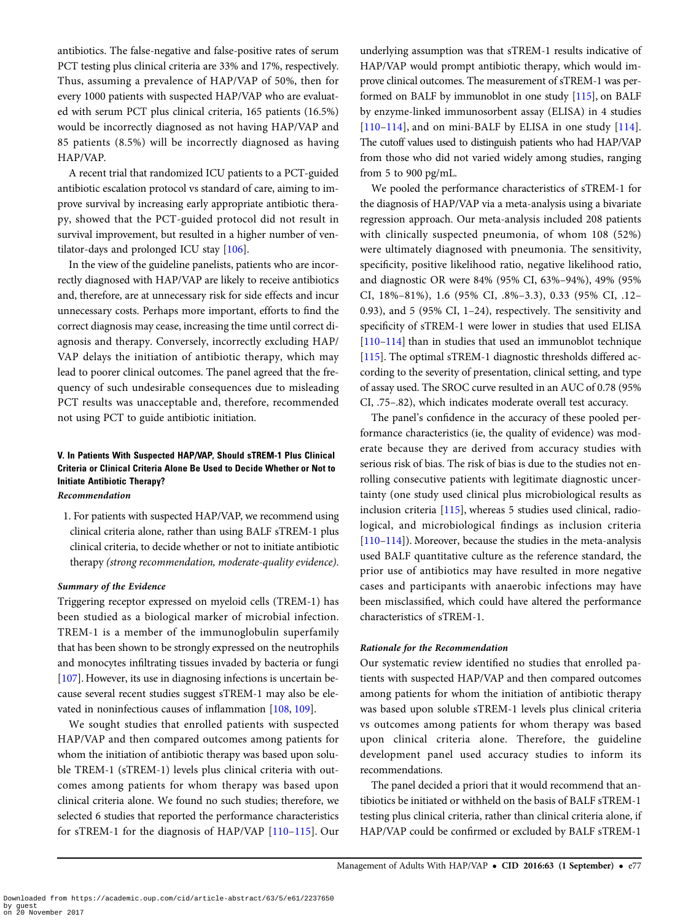antibiotics. The false-negative and false-positive rates of serum PCT testing plus clinical criteria are 33% and 17%, respectively. Thus, assuming a prevalence of HAP/VAP of 50%, then for every 1000 patients with suspected HAP/VAP who are evaluated with serum PCT plus clinical criteria, 165 patients (16.5%) would be incorrectly diagnosed as not having HAP/VAP and 85 patients (8.5%) will be incorrectly diagnosed as having HAP/VAP.

A recent trial that randomized ICU patients to a PCT-guided antibiotic escalation protocol vs standard of care, aiming to improve survival by increasing early appropriate antibiotic therapy, showed that the PCT-guided protocol did not result in survival improvement, but resulted in a higher number of ventilator-days and prolonged ICU stay [106].

In the view of the guideline panelists, patients who are incorrectly diagnosed with HAP/VAP are likely to receive antibiotics and, therefore, are at unnecessary risk for side effects and incur unnecessary costs. Perhaps more important, efforts to find the correct diagnosis may cease, increasing the time until correct diagnosis and therapy. Conversely, incorrectly excluding HAP/VAP delays the initiation of antibiotic therapy, which may lead to poorer clinical outcomes. The panel agreed that the frequency of such undesirable consequences due to misleading PCT results was unacceptable and, therefore, recommended not using PCT to guide antibiotic initiation.

### V. In Patients With Suspected HAP/VAP, Should sTREM-1 Plus Clinical Criteria or Clinical Criteria Alone Be Used to Decide Whether or Not to Initiate Antibiotic Therapy?

***Recommendation***

1. For patients with suspected HAP/VAP, we recommend using clinical criteria alone, rather than using BALF sTREM-1 plus clinical criteria, to decide whether or not to initiate antibiotic therapy *(strong recommendation, moderate-quality evidence).*

***Summary of the Evidence***

Triggering receptor expressed on myeloid cells (TREM-1) has been studied as a biological marker of microbial infection. TREM-1 is a member of the immunoglobulin superfamily that has been shown to be strongly expressed on the neutrophils and monocytes infiltrating tissues invaded by bacteria or fungi [107]. However, its use in diagnosing infections is uncertain because several recent studies suggest sTREM-1 may also be elevated in noninfectious causes of inflammation [108, 109].

We sought studies that enrolled patients with suspected HAP/VAP and then compared outcomes among patients for whom the initiation of antibiotic therapy was based upon soluble TREM-1 (sTREM-1) levels plus clinical criteria with outcomes among patients for whom therapy was based upon clinical criteria alone. We found no such studies; therefore, we selected 6 studies that reported the performance characteristics for sTREM-1 for the diagnosis of HAP/VAP [110–115]. Our underlying assumption was that sTREM-1 results indicative of HAP/VAP would prompt antibiotic therapy, which would improve clinical outcomes. The measurement of sTREM-1 was performed on BALF by immunoblot in one study [115], on BALF by enzyme-linked immunosorbent assay (ELISA) in 4 studies [110–114], and on mini-BALF by ELISA in one study [114]. The cutoff values used to distinguish patients who had HAP/VAP from those who did not varied widely among studies, ranging from 5 to 900 pg/mL.

We pooled the performance characteristics of sTREM-1 for the diagnosis of HAP/VAP via a meta-analysis using a bivariate regression approach. Our meta-analysis included 208 patients with clinically suspected pneumonia, of whom 108 (52%) were ultimately diagnosed with pneumonia. The sensitivity, specificity, positive likelihood ratio, negative likelihood ratio, and diagnostic OR were 84% (95% CI, 63%–94%), 49% (95% CI, 18%–81%), 1.6 (95% CI, .8%–3.3), 0.33 (95% CI, .12–0.93), and 5 (95% CI, 1–24), respectively. The sensitivity and specificity of sTREM-1 were lower in studies that used ELISA [110–114] than in studies that used an immunoblot technique [115]. The optimal sTREM-1 diagnostic thresholds differed according to the severity of presentation, clinical setting, and type of assay used. The SROC curve resulted in an AUC of 0.78 (95% CI, .75–.82), which indicates moderate overall test accuracy.

The panel's confidence in the accuracy of these pooled performance characteristics (ie, the quality of evidence) was moderate because they are derived from accuracy studies with serious risk of bias. The risk of bias is due to the studies not enrolling consecutive patients with legitimate diagnostic uncertainty (one study used clinical plus microbiological results as inclusion criteria [115], whereas 5 studies used clinical, radiological, and microbiological findings as inclusion criteria [110–114]). Moreover, because the studies in the meta-analysis used BALF quantitative culture as the reference standard, the prior use of antibiotics may have resulted in more negative cases and participants with anaerobic infections may have been misclassified, which could have altered the performance characteristics of sTREM-1.

***Rationale for the Recommendation***

Our systematic review identified no studies that enrolled patients with suspected HAP/VAP and then compared outcomes among patients for whom the initiation of antibiotic therapy was based upon soluble sTREM-1 levels plus clinical criteria vs outcomes among patients for whom therapy was based upon clinical criteria alone. Therefore, the guideline development panel used accuracy studies to inform its recommendations.

The panel decided a priori that it would recommend that antibiotics be initiated or withheld on the basis of BALF sTREM-1 testing plus clinical criteria, rather than clinical criteria alone, if HAP/VAP could be confirmed or excluded by BALF sTREM-1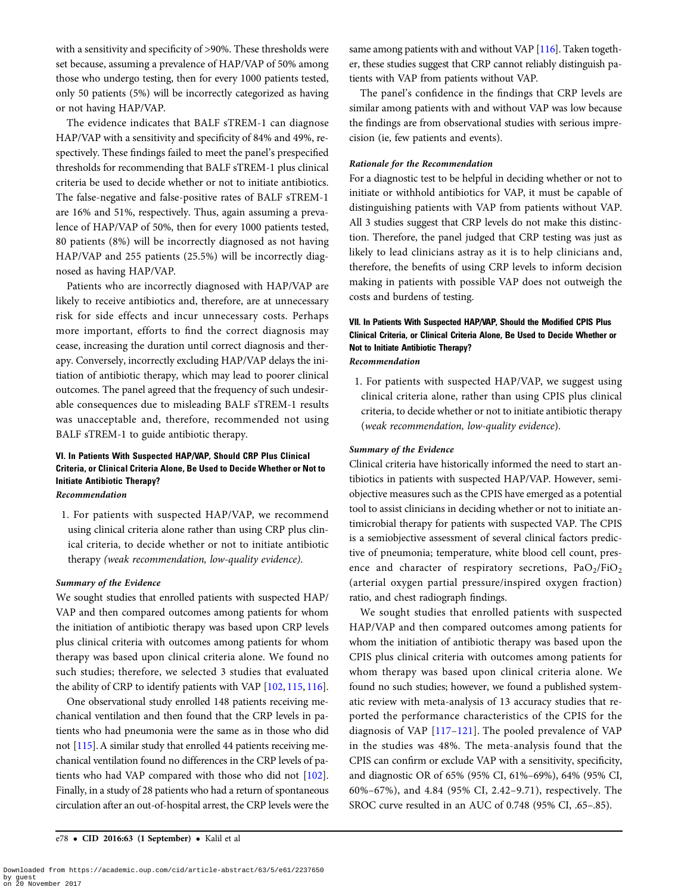with a sensitivity and specificity of >90%. These thresholds were set because, assuming a prevalence of HAP/VAP of 50% among those who undergo testing, then for every 1000 patients tested, only 50 patients (5%) will be incorrectly categorized as having or not having HAP/VAP.

The evidence indicates that BALF sTREM-1 can diagnose HAP/VAP with a sensitivity and specificity of 84% and 49%, respectively. These findings failed to meet the panel's prespecified thresholds for recommending that BALF sTREM-1 plus clinical criteria be used to decide whether or not to initiate antibiotics. The false-negative and false-positive rates of BALF sTREM-1 are 16% and 51%, respectively. Thus, again assuming a prevalence of HAP/VAP of 50%, then for every 1000 patients tested, 80 patients (8%) will be incorrectly diagnosed as not having HAP/VAP and 255 patients (25.5%) will be incorrectly diagnosed as having HAP/VAP.

Patients who are incorrectly diagnosed with HAP/VAP are likely to receive antibiotics and, therefore, are at unnecessary risk for side effects and incur unnecessary costs. Perhaps more important, efforts to find the correct diagnosis may cease, increasing the duration until correct diagnosis and therapy. Conversely, incorrectly excluding HAP/VAP delays the initiation of antibiotic therapy, which may lead to poorer clinical outcomes. The panel agreed that the frequency of such undesirable consequences due to misleading BALF sTREM-1 results was unacceptable and, therefore, recommended not using BALF sTREM-1 to guide antibiotic therapy.

### VI. In Patients With Suspected HAP/VAP, Should CRP Plus Clinical Criteria, or Clinical Criteria Alone, Be Used to Decide Whether or Not to Initiate Antibiotic Therapy?

***Recommendation***

1. For patients with suspected HAP/VAP, we recommend using clinical criteria alone rather than using CRP plus clinical criteria, to decide whether or not to initiate antibiotic therapy *(weak recommendation, low-quality evidence).*

***Summary of the Evidence***

We sought studies that enrolled patients with suspected HAP/VAP and then compared outcomes among patients for whom the initiation of antibiotic therapy was based upon CRP levels plus clinical criteria with outcomes among patients for whom therapy was based upon clinical criteria alone. We found no such studies; therefore, we selected 3 studies that evaluated the ability of CRP to identify patients with VAP [102, 115, 116].

One observational study enrolled 148 patients receiving mechanical ventilation and then found that the CRP levels in patients who had pneumonia were the same as in those who did not [115]. A similar study that enrolled 44 patients receiving mechanical ventilation found no differences in the CRP levels of patients who had VAP compared with those who did not [102]. Finally, in a study of 28 patients who had a return of spontaneous circulation after an out-of-hospital arrest, the CRP levels were the same among patients with and without VAP [116]. Taken together, these studies suggest that CRP cannot reliably distinguish patients with VAP from patients without VAP.

The panel's confidence in the findings that CRP levels are similar among patients with and without VAP was low because the findings are from observational studies with serious imprecision (ie, few patients and events).

***Rationale for the Recommendation***

For a diagnostic test to be helpful in deciding whether or not to initiate or withhold antibiotics for VAP, it must be capable of distinguishing patients with VAP from patients without VAP. All 3 studies suggest that CRP levels do not make this distinction. Therefore, the panel judged that CRP testing was just as likely to lead clinicians astray as it is to help clinicians and, therefore, the benefits of using CRP levels to inform decision making in patients with possible VAP does not outweigh the costs and burdens of testing.

### VII. In Patients With Suspected HAP/VAP, Should the Modified CPIS Plus Clinical Criteria, or Clinical Criteria Alone, Be Used to Decide Whether or Not to Initiate Antibiotic Therapy?

***Recommendation***

1. For patients with suspected HAP/VAP, we suggest using clinical criteria alone, rather than using CPIS plus clinical criteria, to decide whether or not to initiate antibiotic therapy (*weak recommendation, low-quality evidence*).

***Summary of the Evidence***

Clinical criteria have historically informed the need to start antibiotics in patients with suspected HAP/VAP. However, semiobjective measures such as the CPIS have emerged as a potential tool to assist clinicians in deciding whether or not to initiate antimicrobial therapy for patients with suspected VAP. The CPIS is a semiobjective assessment of several clinical factors predictive of pneumonia; temperature, white blood cell count, presence and character of respiratory secretions, $PaO_2/FiO_2$ (arterial oxygen partial pressure/inspired oxygen fraction) ratio, and chest radiograph findings.

We sought studies that enrolled patients with suspected HAP/VAP and then compared outcomes among patients for whom the initiation of antibiotic therapy was based upon the CPIS plus clinical criteria with outcomes among patients for whom therapy was based upon clinical criteria alone. We found no such studies; however, we found a published systematic review with meta-analysis of 13 accuracy studies that reported the performance characteristics of the CPIS for the diagnosis of VAP [117–121]. The pooled prevalence of VAP in the studies was 48%. The meta-analysis found that the CPIS can confirm or exclude VAP with a sensitivity, specificity, and diagnostic OR of 65% (95% CI, 61%–69%), 64% (95% CI, 60%–67%), and 4.84 (95% CI, 2.42–9.71), respectively. The SROC curve resulted in an AUC of 0.748 (95% CI, .65–.85).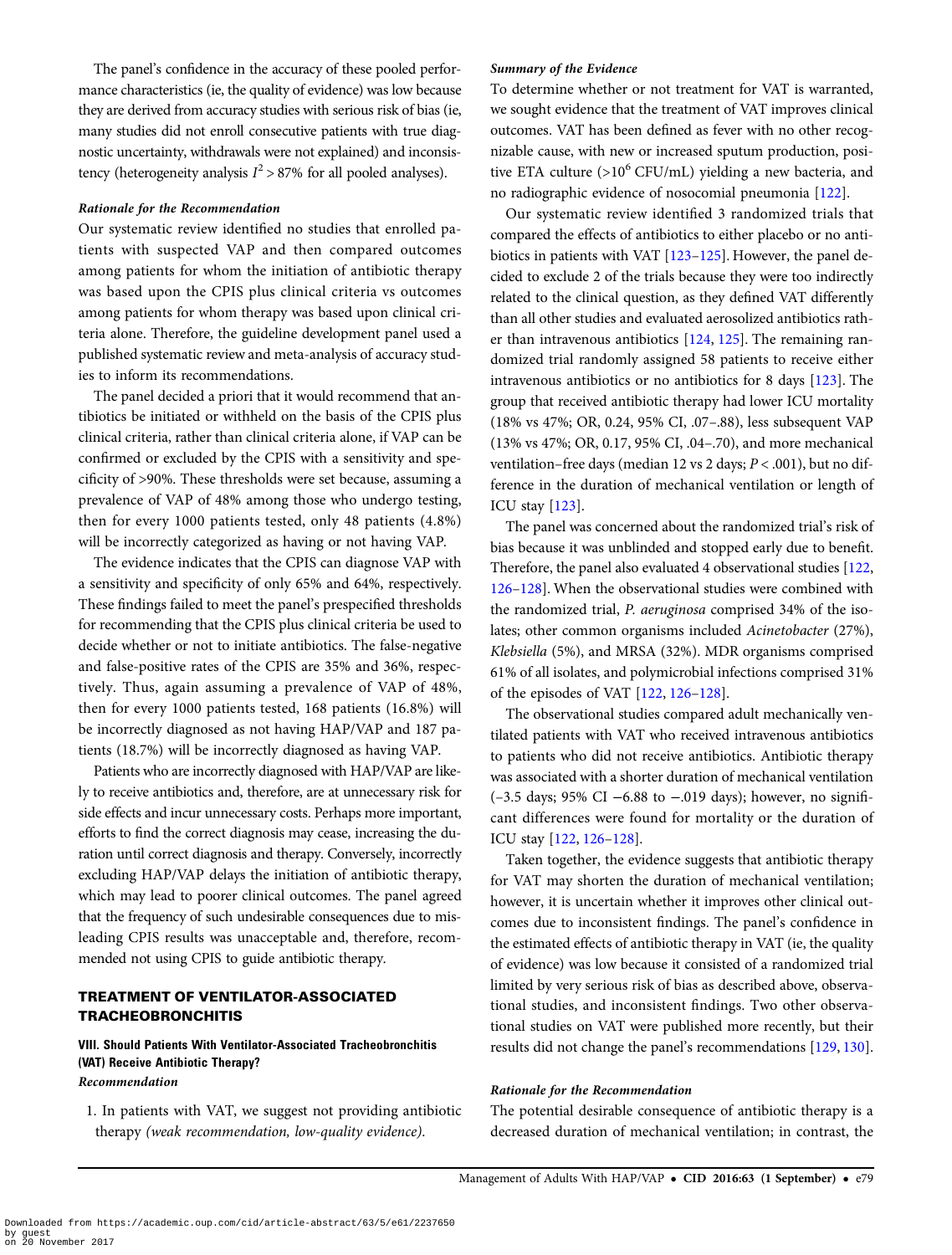The panel's confidence in the accuracy of these pooled performance characteristics (ie, the quality of evidence) was low because they are derived from accuracy studies with serious risk of bias (ie, many studies did not enroll consecutive patients with true diagnostic uncertainty, withdrawals were not explained) and inconsistency (heterogeneity analysis $I^2 > 87\%$ for all pooled analyses).

#### *Rationale for the Recommendation*

Our systematic review identified no studies that enrolled patients with suspected VAP and then compared outcomes among patients for whom the initiation of antibiotic therapy was based upon the CPIS plus clinical criteria vs outcomes among patients for whom therapy was based upon clinical criteria alone. Therefore, the guideline development panel used a published systematic review and meta-analysis of accuracy studies to inform its recommendations.

The panel decided a priori that it would recommend that antibiotics be initiated or withheld on the basis of the CPIS plus clinical criteria, rather than clinical criteria alone, if VAP can be confirmed or excluded by the CPIS with a sensitivity and specificity of >90%. These thresholds were set because, assuming a prevalence of VAP of 48% among those who undergo testing, then for every 1000 patients tested, only 48 patients (4.8%) will be incorrectly categorized as having or not having VAP.

The evidence indicates that the CPIS can diagnose VAP with a sensitivity and specificity of only 65% and 64%, respectively. These findings failed to meet the panel's prespecified thresholds for recommending that the CPIS plus clinical criteria be used to decide whether or not to initiate antibiotics. The false-negative and false-positive rates of the CPIS are 35% and 36%, respectively. Thus, again assuming a prevalence of VAP of 48%, then for every 1000 patients tested, 168 patients (16.8%) will be incorrectly diagnosed as not having HAP/VAP and 187 patients (18.7%) will be incorrectly diagnosed as having VAP.

Patients who are incorrectly diagnosed with HAP/VAP are likely to receive antibiotics and, therefore, are at unnecessary risk for side effects and incur unnecessary costs. Perhaps more important, efforts to find the correct diagnosis may cease, increasing the duration until correct diagnosis and therapy. Conversely, incorrectly excluding HAP/VAP delays the initiation of antibiotic therapy, which may lead to poorer clinical outcomes. The panel agreed that the frequency of such undesirable consequences due to misleading CPIS results was unacceptable and, therefore, recommended not using CPIS to guide antibiotic therapy.

## TREATMENT OF VENTILATOR-ASSOCIATED TRACHEOBRONCHITIS

### VIII. Should Patients With Ventilator-Associated Tracheobronchitis (VAT) Receive Antibiotic Therapy?

#### *Recommendation*

1. In patients with VAT, we suggest not providing antibiotic therapy *(weak recommendation, low-quality evidence)*.

#### *Summary of the Evidence*

To determine whether or not treatment for VAT is warranted, we sought evidence that the treatment of VAT improves clinical outcomes. VAT has been defined as fever with no other recognizable cause, with new or increased sputum production, positive ETA culture (>$10^6$ CFU/mL) yielding a new bacteria, and no radiographic evidence of nosocomial pneumonia [122].

Our systematic review identified 3 randomized trials that compared the effects of antibiotics to either placebo or no antibiotics in patients with VAT [123–125]. However, the panel decided to exclude 2 of the trials because they were too indirectly related to the clinical question, as they defined VAT differently than all other studies and evaluated aerosolized antibiotics rather than intravenous antibiotics [124, 125]. The remaining randomized trial randomly assigned 58 patients to receive either intravenous antibiotics or no antibiotics for 8 days [123]. The group that received antibiotic therapy had lower ICU mortality (18% vs 47%; OR, 0.24, 95% CI, .07–.88), less subsequent VAP (13% vs 47%; OR, 0.17, 95% CI, .04–.70), and more mechanical ventilation–free days (median 12 vs 2 days; $P < .001$), but no difference in the duration of mechanical ventilation or length of ICU stay [123].

The panel was concerned about the randomized trial's risk of bias because it was unblinded and stopped early due to benefit. Therefore, the panel also evaluated 4 observational studies [122, 126–128]. When the observational studies were combined with the randomized trial, *P. aeruginosa* comprised 34% of the isolates; other common organisms included *Acinetobacter* (27%), *Klebsiella* (5%), and MRSA (32%). MDR organisms comprised 61% of all isolates, and polymicrobial infections comprised 31% of the episodes of VAT [122, 126–128].

The observational studies compared adult mechanically ventilated patients with VAT who received intravenous antibiotics to patients who did not receive antibiotics. Antibiotic therapy was associated with a shorter duration of mechanical ventilation (–3.5 days; 95% CI −6.88 to −.019 days); however, no significant differences were found for mortality or the duration of ICU stay [122, 126–128].

Taken together, the evidence suggests that antibiotic therapy for VAT may shorten the duration of mechanical ventilation; however, it is uncertain whether it improves other clinical outcomes due to inconsistent findings. The panel's confidence in the estimated effects of antibiotic therapy in VAT (ie, the quality of evidence) was low because it consisted of a randomized trial limited by very serious risk of bias as described above, observational studies, and inconsistent findings. Two other observational studies on VAT were published more recently, but their results did not change the panel's recommendations [129, 130].

#### *Rationale for the Recommendation*

The potential desirable consequence of antibiotic therapy is a decreased duration of mechanical ventilation; in contrast, the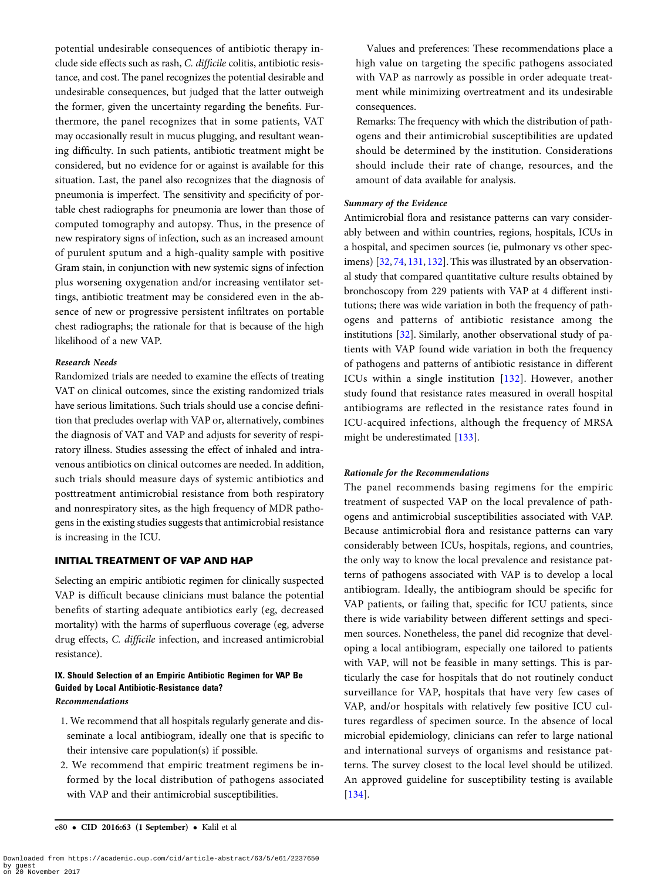potential undesirable consequences of antibiotic therapy include side effects such as rash, *C. difficile* colitis, antibiotic resistance, and cost. The panel recognizes the potential desirable and undesirable consequences, but judged that the latter outweigh the former, given the uncertainty regarding the benefits. Furthermore, the panel recognizes that in some patients, VAT may occasionally result in mucus plugging, and resultant weaning difficulty. In such patients, antibiotic treatment might be considered, but no evidence for or against is available for this situation. Last, the panel also recognizes that the diagnosis of pneumonia is imperfect. The sensitivity and specificity of portable chest radiographs for pneumonia are lower than those of computed tomography and autopsy. Thus, in the presence of new respiratory signs of infection, such as an increased amount of purulent sputum and a high-quality sample with positive Gram stain, in conjunction with new systemic signs of infection plus worsening oxygenation and/or increasing ventilator settings, antibiotic treatment may be considered even in the absence of new or progressive persistent infiltrates on portable chest radiographs; the rationale for that is because of the high likelihood of a new VAP.

#### Research Needs

Randomized trials are needed to examine the effects of treating VAT on clinical outcomes, since the existing randomized trials have serious limitations. Such trials should use a concise definition that precludes overlap with VAP or, alternatively, combines the diagnosis of VAT and VAP and adjusts for severity of respiratory illness. Studies assessing the effect of inhaled and intravenous antibiotics on clinical outcomes are needed. In addition, such trials should measure days of systemic antibiotics and posttreatment antimicrobial resistance from both respiratory and nonrespiratory sites, as the high frequency of MDR pathogens in the existing studies suggests that antimicrobial resistance is increasing in the ICU.

## INITIAL TREATMENT OF VAP AND HAP

Selecting an empiric antibiotic regimen for clinically suspected VAP is difficult because clinicians must balance the potential benefits of starting adequate antibiotics early (eg, decreased mortality) with the harms of superfluous coverage (eg, adverse drug effects, *C. difficile* infection, and increased antimicrobial resistance).

### IX. Should Selection of an Empiric Antibiotic Regimen for VAP Be Guided by Local Antibiotic-Resistance data?

#### Recommendations

1. We recommend that all hospitals regularly generate and disseminate a local antibiogram, ideally one that is specific to their intensive care population(s) if possible.
2. We recommend that empiric treatment regimens be informed by the local distribution of pathogens associated with VAP and their antimicrobial susceptibilities.

Values and preferences: These recommendations place a high value on targeting the specific pathogens associated with VAP as narrowly as possible in order adequate treatment while minimizing overtreatment and its undesirable consequences.

Remarks: The frequency with which the distribution of pathogens and their antimicrobial susceptibilities are updated should be determined by the institution. Considerations should include their rate of change, resources, and the amount of data available for analysis.

#### Summary of the Evidence

Antimicrobial flora and resistance patterns can vary considerably between and within countries, regions, hospitals, ICUs in a hospital, and specimen sources (ie, pulmonary vs other specimens) [32, 74, 131, 132]. This was illustrated by an observational study that compared quantitative culture results obtained by bronchoscopy from 229 patients with VAP at 4 different institutions; there was wide variation in both the frequency of pathogens and patterns of antibiotic resistance among the institutions [32]. Similarly, another observational study of patients with VAP found wide variation in both the frequency of pathogens and patterns of antibiotic resistance in different ICUs within a single institution [132]. However, another study found that resistance rates measured in overall hospital antibiograms are reflected in the resistance rates found in ICU-acquired infections, although the frequency of MRSA might be underestimated [133].

#### Rationale for the Recommendations

The panel recommends basing regimens for the empiric treatment of suspected VAP on the local prevalence of pathogens and antimicrobial susceptibilities associated with VAP. Because antimicrobial flora and resistance patterns can vary considerably between ICUs, hospitals, regions, and countries, the only way to know the local prevalence and resistance patterns of pathogens associated with VAP is to develop a local antibiogram. Ideally, the antibiogram should be specific for VAP patients, or failing that, specific for ICU patients, since there is wide variability between different settings and specimen sources. Nonetheless, the panel did recognize that developing a local antibiogram, especially one tailored to patients with VAP, will not be feasible in many settings. This is particularly the case for hospitals that do not routinely conduct surveillance for VAP, hospitals that have very few cases of VAP, and/or hospitals with relatively few positive ICU cultures regardless of specimen source. In the absence of local microbial epidemiology, clinicians can refer to large national and international surveys of organisms and resistance patterns. The survey closest to the local level should be utilized. An approved guideline for susceptibility testing is available [134].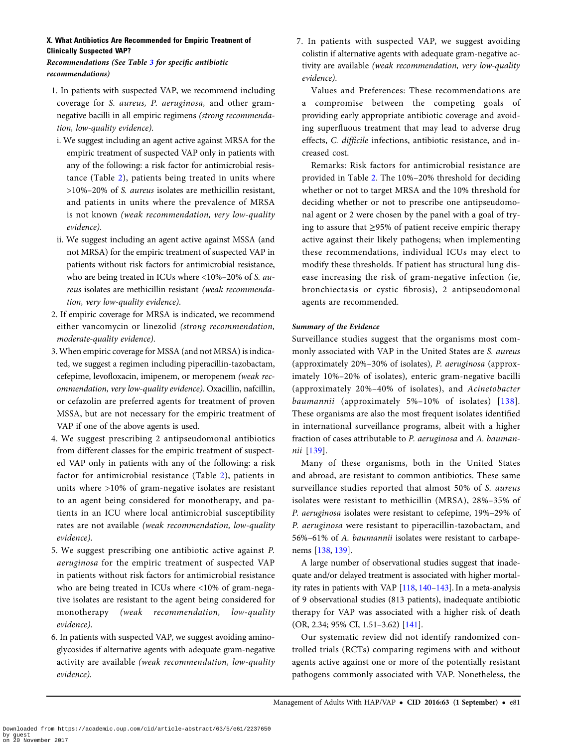### X. What Antibiotics Are Recommended for Empiric Treatment of Clinically Suspected VAP?

*Recommendations (See Table 3 for specific antibiotic recommendations)*

1. In patients with suspected VAP, we recommend including coverage for *S. aureus, P. aeruginosa,* and other gram-negative bacilli in all empiric regimens *(strong recommendation, low-quality evidence).*
   - i. We suggest including an agent active against MRSA for the empiric treatment of suspected VAP only in patients with any of the following: a risk factor for antimicrobial resistance (Table 2), patients being treated in units where >10%–20% of *S. aureus* isolates are methicillin resistant, and patients in units where the prevalence of MRSA is not known *(weak recommendation, very low-quality evidence).*
   - ii. We suggest including an agent active against MSSA (and not MRSA) for the empiric treatment of suspected VAP in patients without risk factors for antimicrobial resistance, who are being treated in ICUs where <10%–20% of *S. aureus* isolates are methicillin resistant *(weak recommendation, very low-quality evidence).*
2. If empiric coverage for MRSA is indicated, we recommend either vancomycin or linezolid *(strong recommendation, moderate-quality evidence).*
3. When empiric coverage for MSSA (and not MRSA) is indicated, we suggest a regimen including piperacillin-tazobactam, cefepime, levofloxacin, imipenem, or meropenem *(weak recommendation, very low-quality evidence).* Oxacillin, nafcillin, or cefazolin are preferred agents for treatment of proven MSSA, but are not necessary for the empiric treatment of VAP if one of the above agents is used.
4. We suggest prescribing 2 antipseudomonal antibiotics from different classes for the empiric treatment of suspected VAP only in patients with any of the following: a risk factor for antimicrobial resistance (Table 2), patients in units where >10% of gram-negative isolates are resistant to an agent being considered for monotherapy, and patients in an ICU where local antimicrobial susceptibility rates are not available *(weak recommendation, low-quality evidence).*
5. We suggest prescribing one antibiotic active against *P. aeruginosa* for the empiric treatment of suspected VAP in patients without risk factors for antimicrobial resistance who are being treated in ICUs where <10% of gram-negative isolates are resistant to the agent being considered for monotherapy *(weak recommendation, low-quality evidence).*
6. In patients with suspected VAP, we suggest avoiding aminoglycosides if alternative agents with adequate gram-negative activity are available *(weak recommendation, low-quality evidence).*
7. In patients with suspected VAP, we suggest avoiding colistin if alternative agents with adequate gram-negative activity are available *(weak recommendation, very low-quality evidence).*

Values and Preferences: These recommendations are a compromise between the competing goals of providing early appropriate antibiotic coverage and avoiding superfluous treatment that may lead to adverse drug effects, *C. difficile* infections, antibiotic resistance, and increased cost.

Remarks: Risk factors for antimicrobial resistance are provided in Table 2. The 10%–20% threshold for deciding whether or not to target MRSA and the 10% threshold for deciding whether or not to prescribe one antipseudomonal agent or 2 were chosen by the panel with a goal of trying to assure that ≥95% of patient receive empiric therapy active against their likely pathogens; when implementing these recommendations, individual ICUs may elect to modify these thresholds. If patient has structural lung disease increasing the risk of gram-negative infection (ie, bronchiectasis or cystic fibrosis), 2 antipseudomonal agents are recommended.

#### *Summary of the Evidence*

Surveillance studies suggest that the organisms most commonly associated with VAP in the United States are *S. aureus* (approximately 20%–30% of isolates), *P. aeruginosa* (approximately 10%–20% of isolates), enteric gram-negative bacilli (approximately 20%–40% of isolates), and *Acinetobacter baumannii* (approximately 5%–10% of isolates) [138]. These organisms are also the most frequent isolates identified in international surveillance programs, albeit with a higher fraction of cases attributable to *P. aeruginosa* and *A. baumannii* [139].

Many of these organisms, both in the United States and abroad, are resistant to common antibiotics. These same surveillance studies reported that almost 50% of *S. aureus* isolates were resistant to methicillin (MRSA), 28%–35% of *P. aeruginosa* isolates were resistant to cefepime, 19%–29% of *P. aeruginosa* were resistant to piperacillin-tazobactam, and 56%–61% of *A. baumannii* isolates were resistant to carbapenems [138, 139].

A large number of observational studies suggest that inadequate and/or delayed treatment is associated with higher mortality rates in patients with VAP [118, 140–143]. In a meta-analysis of 9 observational studies (813 patients), inadequate antibiotic therapy for VAP was associated with a higher risk of death (OR, 2.34; 95% CI, 1.51–3.62) [141].

Our systematic review did not identify randomized controlled trials (RCTs) comparing regimens with and without agents active against one or more of the potentially resistant pathogens commonly associated with VAP. Nonetheless, the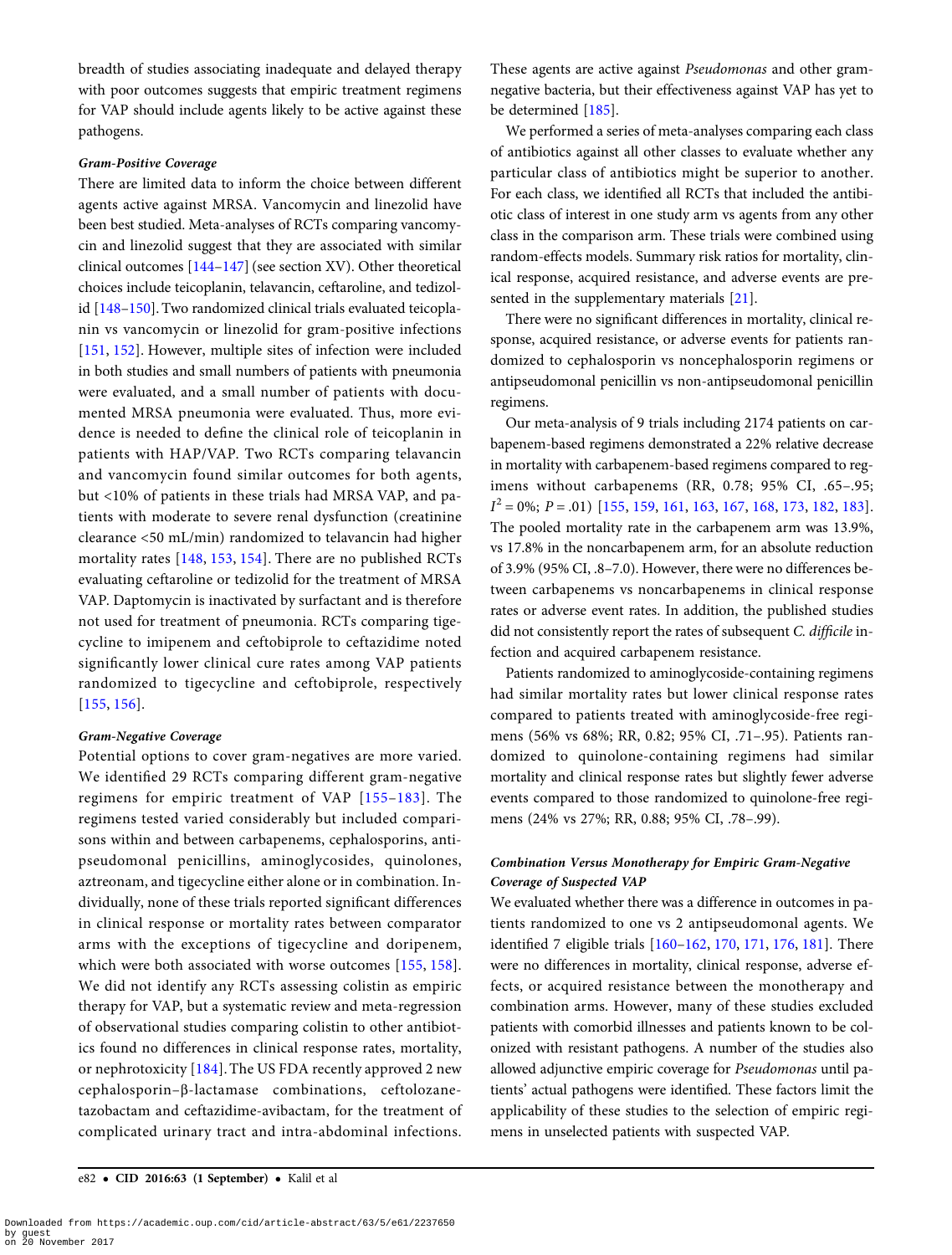breadth of studies associating inadequate and delayed therapy with poor outcomes suggests that empiric treatment regimens for VAP should include agents likely to be active against these pathogens.

#### *Gram-Positive Coverage*

There are limited data to inform the choice between different agents active against MRSA. Vancomycin and linezolid have been best studied. Meta-analyses of RCTs comparing vancomycin and linezolid suggest that they are associated with similar clinical outcomes [144–147] (see section XV). Other theoretical choices include teicoplanin, telavancin, ceftaroline, and tedizolid [148–150]. Two randomized clinical trials evaluated teicoplanin vs vancomycin or linezolid for gram-positive infections [151, 152]. However, multiple sites of infection were included in both studies and small numbers of patients with pneumonia were evaluated, and a small number of patients with documented MRSA pneumonia were evaluated. Thus, more evidence is needed to define the clinical role of teicoplanin in patients with HAP/VAP. Two RCTs comparing telavancin and vancomycin found similar outcomes for both agents, but <10% of patients in these trials had MRSA VAP, and patients with moderate to severe renal dysfunction (creatinine clearance <50 mL/min) randomized to telavancin had higher mortality rates [148, 153, 154]. There are no published RCTs evaluating ceftaroline or tedizolid for the treatment of MRSA VAP. Daptomycin is inactivated by surfactant and is therefore not used for treatment of pneumonia. RCTs comparing tigecycline to imipenem and ceftobiprole to ceftazidime noted significantly lower clinical cure rates among VAP patients randomized to tigecycline and ceftobiprole, respectively [155, 156].

#### *Gram-Negative Coverage*

Potential options to cover gram-negatives are more varied. We identified 29 RCTs comparing different gram-negative regimens for empiric treatment of VAP [155–183]. The regimens tested varied considerably but included comparisons within and between carbapenems, cephalosporins, antipseudomonal penicillins, aminoglycosides, quinolones, aztreonam, and tigecycline either alone or in combination. Individually, none of these trials reported significant differences in clinical response or mortality rates between comparator arms with the exceptions of tigecycline and doripenem, which were both associated with worse outcomes [155, 158]. We did not identify any RCTs assessing colistin as empiric therapy for VAP, but a systematic review and meta-regression of observational studies comparing colistin to other antibiotics found no differences in clinical response rates, mortality, or nephrotoxicity [184]. The US FDA recently approved 2 new cephalosporin–β-lactamase combinations, ceftolozane-tazobactam and ceftazidime-avibactam, for the treatment of complicated urinary tract and intra-abdominal infections. These agents are active against *Pseudomonas* and other gram-negative bacteria, but their effectiveness against VAP has yet to be determined [185].

We performed a series of meta-analyses comparing each class of antibiotics against all other classes to evaluate whether any particular class of antibiotics might be superior to another. For each class, we identified all RCTs that included the antibiotic class of interest in one study arm vs agents from any other class in the comparison arm. These trials were combined using random-effects models. Summary risk ratios for mortality, clinical response, acquired resistance, and adverse events are presented in the supplementary materials [21].

There were no significant differences in mortality, clinical response, acquired resistance, or adverse events for patients randomized to cephalosporin vs noncephalosporin regimens or antipseudomonal penicillin vs non-antipseudomonal penicillin regimens.

Our meta-analysis of 9 trials including 2174 patients on carbapenem-based regimens demonstrated a 22% relative decrease in mortality with carbapenem-based regimens compared to regimens without carbapenems (RR, 0.78; 95% CI, .65–.95; $I^2 = 0\%$; $P = .01$) [155, 159, 161, 163, 167, 168, 173, 182, 183]. The pooled mortality rate in the carbapenem arm was 13.9%, vs 17.8% in the noncarbapenem arm, for an absolute reduction of 3.9% (95% CI, .8–7.0). However, there were no differences between carbapenems vs noncarbapenems in clinical response rates or adverse event rates. In addition, the published studies did not consistently report the rates of subsequent *C. difficile* infection and acquired carbapenem resistance.

Patients randomized to aminoglycoside-containing regimens had similar mortality rates but lower clinical response rates compared to patients treated with aminoglycoside-free regimens (56% vs 68%; RR, 0.82; 95% CI, .71–.95). Patients randomized to quinolone-containing regimens had similar mortality and clinical response rates but slightly fewer adverse events compared to those randomized to quinolone-free regimens (24% vs 27%; RR, 0.88; 95% CI, .78–.99).

#### *Combination Versus Monotherapy for Empiric Gram-Negative Coverage of Suspected VAP*

We evaluated whether there was a difference in outcomes in patients randomized to one vs 2 antipseudomonal agents. We identified 7 eligible trials [160–162, 170, 171, 176, 181]. There were no differences in mortality, clinical response, adverse effects, or acquired resistance between the monotherapy and combination arms. However, many of these studies excluded patients with comorbid illnesses and patients known to be colonized with resistant pathogens. A number of the studies also allowed adjunctive empiric coverage for *Pseudomonas* until patients' actual pathogens were identified. These factors limit the applicability of these studies to the selection of empiric regimens in unselected patients with suspected VAP.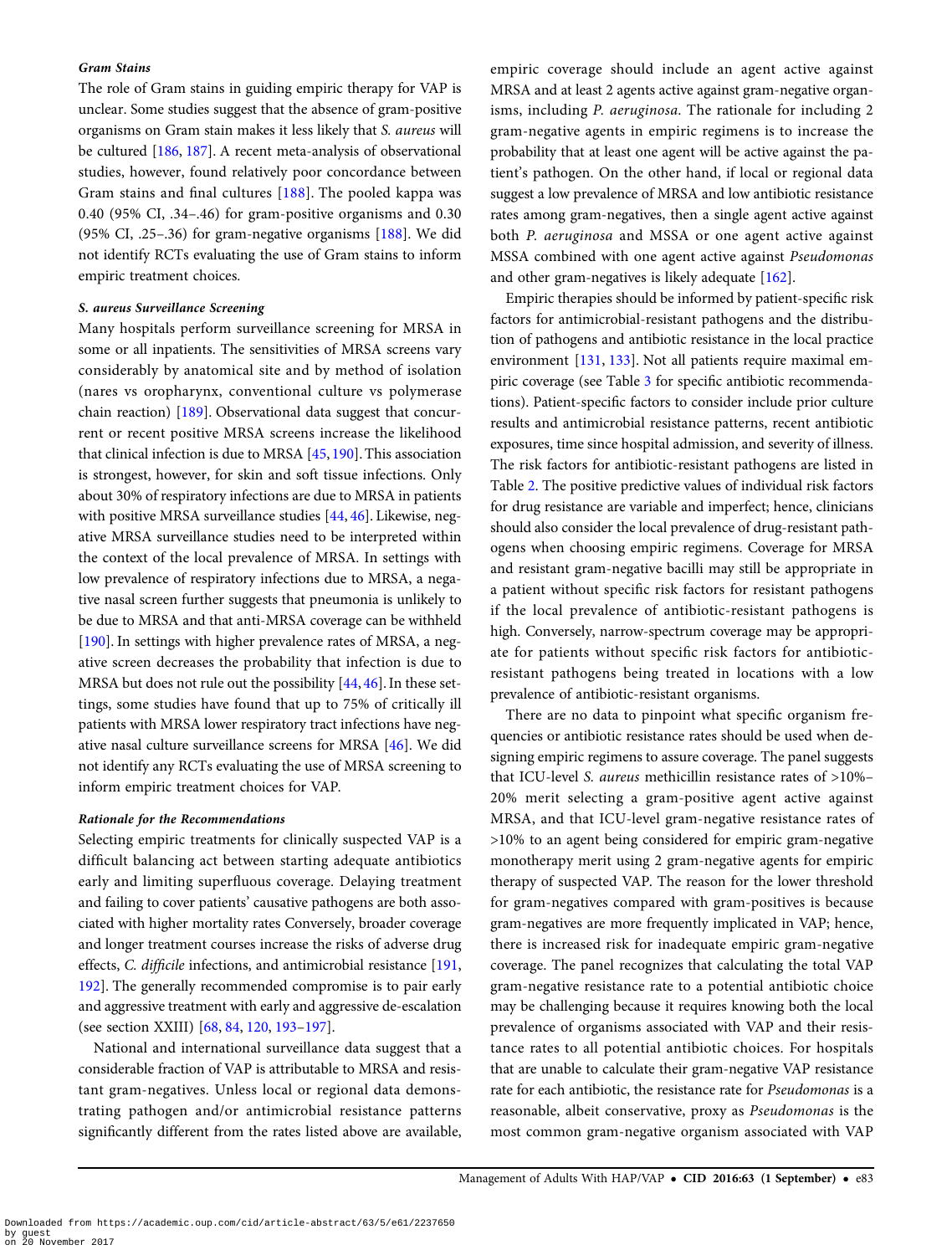#### Gram Stains

The role of Gram stains in guiding empiric therapy for VAP is unclear. Some studies suggest that the absence of gram-positive organisms on Gram stain makes it less likely that *S. aureus* will be cultured [186, 187]. A recent meta-analysis of observational studies, however, found relatively poor concordance between Gram stains and final cultures [188]. The pooled kappa was 0.40 (95% CI, .34–.46) for gram-positive organisms and 0.30 (95% CI, .25–.36) for gram-negative organisms [188]. We did not identify RCTs evaluating the use of Gram stains to inform empiric treatment choices.

#### S. aureus Surveillance Screening

Many hospitals perform surveillance screening for MRSA in some or all inpatients. The sensitivities of MRSA screens vary considerably by anatomical site and by method of isolation (nares vs oropharynx, conventional culture vs polymerase chain reaction) [189]. Observational data suggest that concurrent or recent positive MRSA screens increase the likelihood that clinical infection is due to MRSA [45, 190]. This association is strongest, however, for skin and soft tissue infections. Only about 30% of respiratory infections are due to MRSA in patients with positive MRSA surveillance studies [44, 46]. Likewise, negative MRSA surveillance studies need to be interpreted within the context of the local prevalence of MRSA. In settings with low prevalence of respiratory infections due to MRSA, a negative nasal screen further suggests that pneumonia is unlikely to be due to MRSA and that anti-MRSA coverage can be withheld [190]. In settings with higher prevalence rates of MRSA, a negative screen decreases the probability that infection is due to MRSA but does not rule out the possibility [44, 46]. In these settings, some studies have found that up to 75% of critically ill patients with MRSA lower respiratory tract infections have negative nasal culture surveillance screens for MRSA [46]. We did not identify any RCTs evaluating the use of MRSA screening to inform empiric treatment choices for VAP.

#### Rationale for the Recommendations

Selecting empiric treatments for clinically suspected VAP is a difficult balancing act between starting adequate antibiotics early and limiting superfluous coverage. Delaying treatment and failing to cover patients' causative pathogens are both associated with higher mortality rates Conversely, broader coverage and longer treatment courses increase the risks of adverse drug effects, *C. difficile* infections, and antimicrobial resistance [191, 192]. The generally recommended compromise is to pair early and aggressive treatment with early and aggressive de-escalation (see section XXIII) [68, 84, 120, 193–197].

National and international surveillance data suggest that a considerable fraction of VAP is attributable to MRSA and resistant gram-negatives. Unless local or regional data demonstrating pathogen and/or antimicrobial resistance patterns significantly different from the rates listed above are available, empiric coverage should include an agent active against MRSA and at least 2 agents active against gram-negative organisms, including *P. aeruginosa*. The rationale for including 2 gram-negative agents in empiric regimens is to increase the probability that at least one agent will be active against the patient's pathogen. On the other hand, if local or regional data suggest a low prevalence of MRSA and low antibiotic resistance rates among gram-negatives, then a single agent active against both *P. aeruginosa* and MSSA or one agent active against MSSA combined with one agent active against *Pseudomonas* and other gram-negatives is likely adequate [162].

Empiric therapies should be informed by patient-specific risk factors for antimicrobial-resistant pathogens and the distribution of pathogens and antibiotic resistance in the local practice environment [131, 133]. Not all patients require maximal empiric coverage (see Table 3 for specific antibiotic recommendations). Patient-specific factors to consider include prior culture results and antimicrobial resistance patterns, recent antibiotic exposures, time since hospital admission, and severity of illness. The risk factors for antibiotic-resistant pathogens are listed in Table 2. The positive predictive values of individual risk factors for drug resistance are variable and imperfect; hence, clinicians should also consider the local prevalence of drug-resistant pathogens when choosing empiric regimens. Coverage for MRSA and resistant gram-negative bacilli may still be appropriate in a patient without specific risk factors for resistant pathogens if the local prevalence of antibiotic-resistant pathogens is high. Conversely, narrow-spectrum coverage may be appropriate for patients without specific risk factors for antibiotic-resistant pathogens being treated in locations with a low prevalence of antibiotic-resistant organisms.

There are no data to pinpoint what specific organism frequencies or antibiotic resistance rates should be used when designing empiric regimens to assure coverage. The panel suggests that ICU-level *S. aureus* methicillin resistance rates of >10%–20% merit selecting a gram-positive agent active against MRSA, and that ICU-level gram-negative resistance rates of >10% to an agent being considered for empiric gram-negative monotherapy merit using 2 gram-negative agents for empiric therapy of suspected VAP. The reason for the lower threshold for gram-negatives compared with gram-positives is because gram-negatives are more frequently implicated in VAP; hence, there is increased risk for inadequate empiric gram-negative coverage. The panel recognizes that calculating the total VAP gram-negative resistance rate to a potential antibiotic choice may be challenging because it requires knowing both the local prevalence of organisms associated with VAP and their resistance rates to all potential antibiotic choices. For hospitals that are unable to calculate their gram-negative VAP resistance rate for each antibiotic, the resistance rate for *Pseudomonas* is a reasonable, albeit conservative, proxy as *Pseudomonas* is the most common gram-negative organism associated with VAP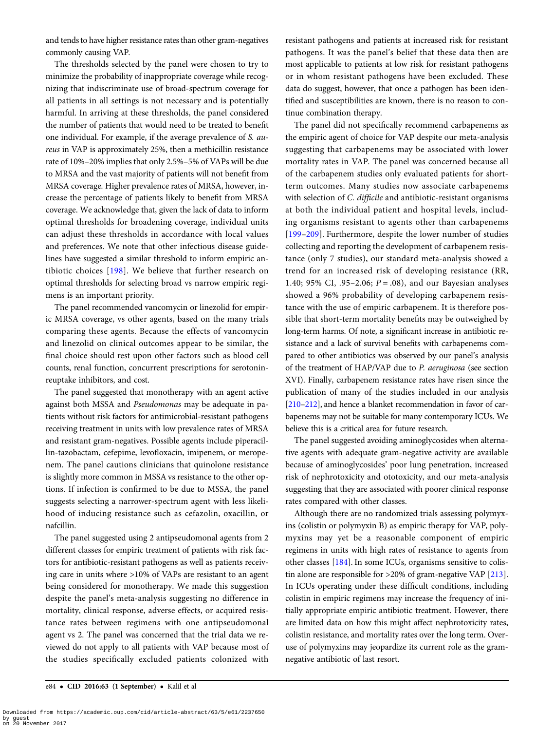and tends to have higher resistance rates than other gram-negatives commonly causing VAP.

The thresholds selected by the panel were chosen to try to minimize the probability of inappropriate coverage while recognizing that indiscriminate use of broad-spectrum coverage for all patients in all settings is not necessary and is potentially harmful. In arriving at these thresholds, the panel considered the number of patients that would need to be treated to benefit one individual. For example, if the average prevalence of *S. aureus* in VAP is approximately 25%, then a methicillin resistance rate of 10%–20% implies that only 2.5%–5% of VAPs will be due to MRSA and the vast majority of patients will not benefit from MRSA coverage. Higher prevalence rates of MRSA, however, increase the percentage of patients likely to benefit from MRSA coverage. We acknowledge that, given the lack of data to inform optimal thresholds for broadening coverage, individual units can adjust these thresholds in accordance with local values and preferences. We note that other infectious disease guidelines have suggested a similar threshold to inform empiric antibiotic choices [198]. We believe that further research on optimal thresholds for selecting broad vs narrow empiric regimens is an important priority.

The panel recommended vancomycin or linezolid for empiric MRSA coverage, vs other agents, based on the many trials comparing these agents. Because the effects of vancomycin and linezolid on clinical outcomes appear to be similar, the final choice should rest upon other factors such as blood cell counts, renal function, concurrent prescriptions for serotonin-reuptake inhibitors, and cost.

The panel suggested that monotherapy with an agent active against both MSSA and *Pseudomonas* may be adequate in patients without risk factors for antimicrobial-resistant pathogens receiving treatment in units with low prevalence rates of MRSA and resistant gram-negatives. Possible agents include piperacillin-tazobactam, cefepime, levofloxacin, imipenem, or meropenem. The panel cautions clinicians that quinolone resistance is slightly more common in MSSA vs resistance to the other options. If infection is confirmed to be due to MSSA, the panel suggests selecting a narrower-spectrum agent with less likelihood of inducing resistance such as cefazolin, oxacillin, or nafcillin.

The panel suggested using 2 antipseudomonal agents from 2 different classes for empiric treatment of patients with risk factors for antibiotic-resistant pathogens as well as patients receiving care in units where >10% of VAPs are resistant to an agent being considered for monotherapy. We made this suggestion despite the panel's meta-analysis suggesting no difference in mortality, clinical response, adverse effects, or acquired resistance rates between regimens with one antipseudomonal agent vs 2. The panel was concerned that the trial data we reviewed do not apply to all patients with VAP because most of the studies specifically excluded patients colonized with resistant pathogens and patients at increased risk for resistant pathogens. It was the panel's belief that these data then are most applicable to patients at low risk for resistant pathogens or in whom resistant pathogens have been excluded. These data do suggest, however, that once a pathogen has been identified and susceptibilities are known, there is no reason to continue combination therapy.

The panel did not specifically recommend carbapenems as the empiric agent of choice for VAP despite our meta-analysis suggesting that carbapenems may be associated with lower mortality rates in VAP. The panel was concerned because all of the carbapenem studies only evaluated patients for short-term outcomes. Many studies now associate carbapenems with selection of *C. difficile* and antibiotic-resistant organisms at both the individual patient and hospital levels, including organisms resistant to agents other than carbapenems [199–209]. Furthermore, despite the lower number of studies collecting and reporting the development of carbapenem resistance (only 7 studies), our standard meta-analysis showed a trend for an increased risk of developing resistance (RR, 1.40; 95% CI, .95–2.06; $P = .08$), and our Bayesian analyses showed a 96% probability of developing carbapenem resistance with the use of empiric carbapenem. It is therefore possible that short-term mortality benefits may be outweighed by long-term harms. Of note, a significant increase in antibiotic resistance and a lack of survival benefits with carbapenems compared to other antibiotics was observed by our panel's analysis of the treatment of HAP/VAP due to *P. aeruginosa* (see section XVI). Finally, carbapenem resistance rates have risen since the publication of many of the studies included in our analysis [210–212], and hence a blanket recommendation in favor of carbapenems may not be suitable for many contemporary ICUs. We believe this is a critical area for future research.

The panel suggested avoiding aminoglycosides when alternative agents with adequate gram-negative activity are available because of aminoglycosides' poor lung penetration, increased risk of nephrotoxicity and ototoxicity, and our meta-analysis suggesting that they are associated with poorer clinical response rates compared with other classes.

Although there are no randomized trials assessing polymyxins (colistin or polymyxin B) as empiric therapy for VAP, polymyxins may yet be a reasonable component of empiric regimens in units with high rates of resistance to agents from other classes [184]. In some ICUs, organisms sensitive to colistin alone are responsible for >20% of gram-negative VAP [213]. In ICUs operating under these difficult conditions, including colistin in empiric regimens may increase the frequency of initially appropriate empiric antibiotic treatment. However, there are limited data on how this might affect nephrotoxicity rates, colistin resistance, and mortality rates over the long term. Overuse of polymyxins may jeopardize its current role as the gram-negative antibiotic of last resort.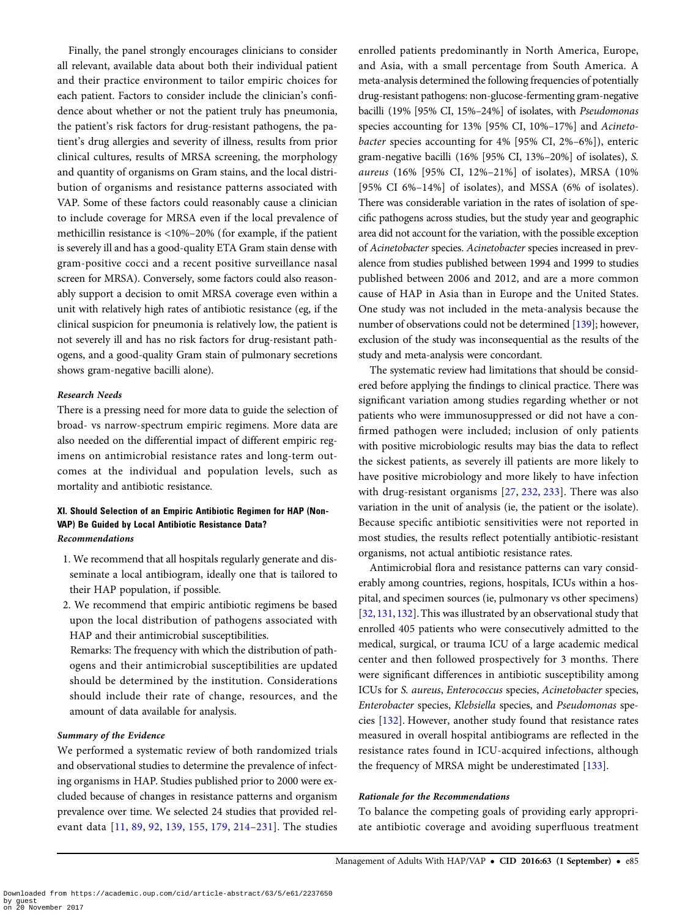Finally, the panel strongly encourages clinicians to consider all relevant, available data about both their individual patient and their practice environment to tailor empiric choices for each patient. Factors to consider include the clinician's confidence about whether or not the patient truly has pneumonia, the patient's risk factors for drug-resistant pathogens, the patient's drug allergies and severity of illness, results from prior clinical cultures, results of MRSA screening, the morphology and quantity of organisms on Gram stains, and the local distribution of organisms and resistance patterns associated with VAP. Some of these factors could reasonably cause a clinician to include coverage for MRSA even if the local prevalence of methicillin resistance is <10%–20% (for example, if the patient is severely ill and has a good-quality ETA Gram stain dense with gram-positive cocci and a recent positive surveillance nasal screen for MRSA). Conversely, some factors could also reasonably support a decision to omit MRSA coverage even within a unit with relatively high rates of antibiotic resistance (eg, if the clinical suspicion for pneumonia is relatively low, the patient is not severely ill and has no risk factors for drug-resistant pathogens, and a good-quality Gram stain of pulmonary secretions shows gram-negative bacilli alone).

#### *Research Needs*

There is a pressing need for more data to guide the selection of broad- vs narrow-spectrum empiric regimens. More data are also needed on the differential impact of different empiric regimens on antimicrobial resistance rates and long-term outcomes at the individual and population levels, such as mortality and antibiotic resistance.

### XI. Should Selection of an Empiric Antibiotic Regimen for HAP (Non-VAP) Be Guided by Local Antibiotic Resistance Data?

#### *Recommendations*

1. We recommend that all hospitals regularly generate and disseminate a local antibiogram, ideally one that is tailored to their HAP population, if possible.
2. We recommend that empiric antibiotic regimens be based upon the local distribution of pathogens associated with HAP and their antimicrobial susceptibilities.

   Remarks: The frequency with which the distribution of pathogens and their antimicrobial susceptibilities are updated should be determined by the institution. Considerations should include their rate of change, resources, and the amount of data available for analysis.

#### *Summary of the Evidence*

We performed a systematic review of both randomized trials and observational studies to determine the prevalence of infecting organisms in HAP. Studies published prior to 2000 were excluded because of changes in resistance patterns and organism prevalence over time. We selected 24 studies that provided relevant data [11, 89, 92, 139, 155, 179, 214–231]. The studies enrolled patients predominantly in North America, Europe, and Asia, with a small percentage from South America. A meta-analysis determined the following frequencies of potentially drug-resistant pathogens: non-glucose-fermenting gram-negative bacilli (19% [95% CI, 15%–24%] of isolates, with *Pseudomonas* species accounting for 13% [95% CI, 10%–17%] and *Acinetobacter* species accounting for 4% [95% CI, 2%–6%]), enteric gram-negative bacilli (16% [95% CI, 13%–20%] of isolates), *S. aureus* (16% [95% CI, 12%–21%] of isolates), MRSA (10% [95% CI 6%–14%] of isolates), and MSSA (6% of isolates). There was considerable variation in the rates of isolation of specific pathogens across studies, but the study year and geographic area did not account for the variation, with the possible exception of *Acinetobacter* species. *Acinetobacter* species increased in prevalence from studies published between 1994 and 1999 to studies published between 2006 and 2012, and are a more common cause of HAP in Asia than in Europe and the United States. One study was not included in the meta-analysis because the number of observations could not be determined [139]; however, exclusion of the study was inconsequential as the results of the study and meta-analysis were concordant.

The systematic review had limitations that should be considered before applying the findings to clinical practice. There was significant variation among studies regarding whether or not patients who were immunosuppressed or did not have a confirmed pathogen were included; inclusion of only patients with positive microbiologic results may bias the data to reflect the sickest patients, as severely ill patients are more likely to have positive microbiology and more likely to have infection with drug-resistant organisms [27, 232, 233]. There was also variation in the unit of analysis (ie, the patient or the isolate). Because specific antibiotic sensitivities were not reported in most studies, the results reflect potentially antibiotic-resistant organisms, not actual antibiotic resistance rates.

Antimicrobial flora and resistance patterns can vary considerably among countries, regions, hospitals, ICUs within a hospital, and specimen sources (ie, pulmonary vs other specimens) [32, 131, 132]. This was illustrated by an observational study that enrolled 405 patients who were consecutively admitted to the medical, surgical, or trauma ICU of a large academic medical center and then followed prospectively for 3 months. There were significant differences in antibiotic susceptibility among ICUs for *S. aureus*, *Enterococcus* species, *Acinetobacter* species, *Enterobacter* species, *Klebsiella* species, and *Pseudomonas* species [132]. However, another study found that resistance rates measured in overall hospital antibiograms are reflected in the resistance rates found in ICU-acquired infections, although the frequency of MRSA might be underestimated [133].

#### *Rationale for the Recommendations*

To balance the competing goals of providing early appropriate antibiotic coverage and avoiding superfluous treatment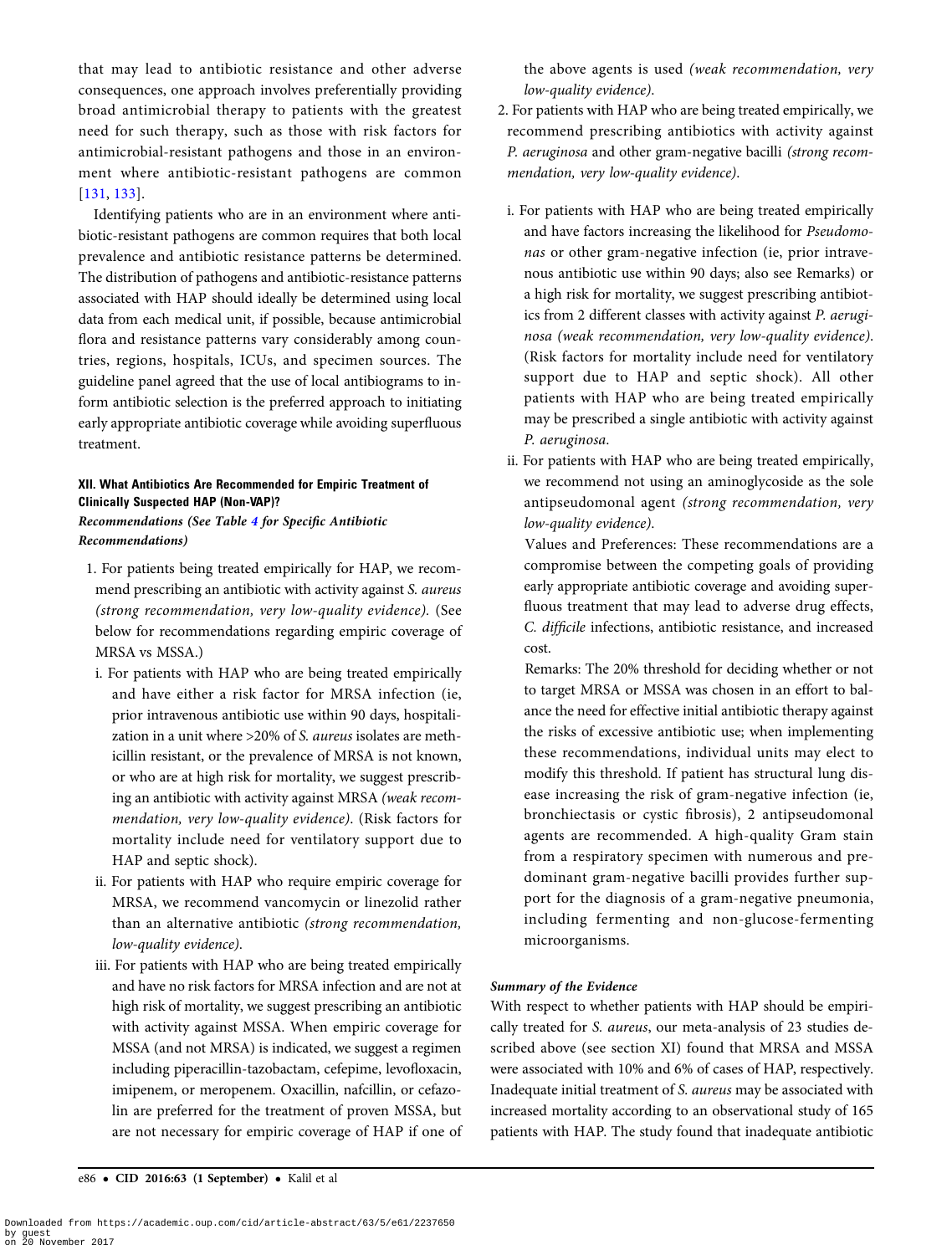that may lead to antibiotic resistance and other adverse consequences, one approach involves preferentially providing broad antimicrobial therapy to patients with the greatest need for such therapy, such as those with risk factors for antimicrobial-resistant pathogens and those in an environment where antibiotic-resistant pathogens are common [131, 133].

Identifying patients who are in an environment where antibiotic-resistant pathogens are common requires that both local prevalence and antibiotic resistance patterns be determined. The distribution of pathogens and antibiotic-resistance patterns associated with HAP should ideally be determined using local data from each medical unit, if possible, because antimicrobial flora and resistance patterns vary considerably among countries, regions, hospitals, ICUs, and specimen sources. The guideline panel agreed that the use of local antibiograms to inform antibiotic selection is the preferred approach to initiating early appropriate antibiotic coverage while avoiding superfluous treatment.

### XII. What Antibiotics Are Recommended for Empiric Treatment of Clinically Suspected HAP (Non-VAP)?

***Recommendations (See Table 4 for Specific Antibiotic Recommendations)***

1. For patients being treated empirically for HAP, we recommend prescribing an antibiotic with activity against *S. aureus* *(strong recommendation, very low-quality evidence).* (See below for recommendations regarding empiric coverage of MRSA vs MSSA.)
   - i. For patients with HAP who are being treated empirically and have either a risk factor for MRSA infection (ie, prior intravenous antibiotic use within 90 days, hospitalization in a unit where >20% of *S. aureus* isolates are methicillin resistant, or the prevalence of MRSA is not known, or who are at high risk for mortality, we suggest prescribing an antibiotic with activity against MRSA *(weak recommendation, very low-quality evidence).* (Risk factors for mortality include need for ventilatory support due to HAP and septic shock).
   - ii. For patients with HAP who require empiric coverage for MRSA, we recommend vancomycin or linezolid rather than an alternative antibiotic *(strong recommendation, low-quality evidence).*
   - iii. For patients with HAP who are being treated empirically and have no risk factors for MRSA infection and are not at high risk of mortality, we suggest prescribing an antibiotic with activity against MSSA. When empiric coverage for MSSA (and not MRSA) is indicated, we suggest a regimen including piperacillin-tazobactam, cefepime, levofloxacin, imipenem, or meropenem. Oxacillin, nafcillin, or cefazolin are preferred for the treatment of proven MSSA, but are not necessary for empiric coverage of HAP if one of the above agents is used *(weak recommendation, very low-quality evidence).*
2. For patients with HAP who are being treated empirically, we recommend prescribing antibiotics with activity against *P. aeruginosa* and other gram-negative bacilli *(strong recommendation, very low-quality evidence).*
   - i. For patients with HAP who are being treated empirically and have factors increasing the likelihood for *Pseudomonas* or other gram-negative infection (ie, prior intravenous antibiotic use within 90 days; also see Remarks) or a high risk for mortality, we suggest prescribing antibiotics from 2 different classes with activity against *P. aeruginosa (weak recommendation, very low-quality evidence).* (Risk factors for mortality include need for ventilatory support due to HAP and septic shock). All other patients with HAP who are being treated empirically may be prescribed a single antibiotic with activity against *P. aeruginosa*.
   - ii. For patients with HAP who are being treated empirically, we recommend not using an aminoglycoside as the sole antipseudomonal agent *(strong recommendation, very low-quality evidence).*

     Values and Preferences: These recommendations are a compromise between the competing goals of providing early appropriate antibiotic coverage and avoiding superfluous treatment that may lead to adverse drug effects, *C. difficile* infections, antibiotic resistance, and increased cost.

     Remarks: The 20% threshold for deciding whether or not to target MRSA or MSSA was chosen in an effort to balance the need for effective initial antibiotic therapy against the risks of excessive antibiotic use; when implementing these recommendations, individual units may elect to modify this threshold. If patient has structural lung disease increasing the risk of gram-negative infection (ie, bronchiectasis or cystic fibrosis), 2 antipseudomonal agents are recommended. A high-quality Gram stain from a respiratory specimen with numerous and predominant gram-negative bacilli provides further support for the diagnosis of a gram-negative pneumonia, including fermenting and non-glucose-fermenting microorganisms.

***Summary of the Evidence***

With respect to whether patients with HAP should be empirically treated for *S. aureus*, our meta-analysis of 23 studies described above (see section XI) found that MRSA and MSSA were associated with 10% and 6% of cases of HAP, respectively. Inadequate initial treatment of *S. aureus* may be associated with increased mortality according to an observational study of 165 patients with HAP. The study found that inadequate antibiotic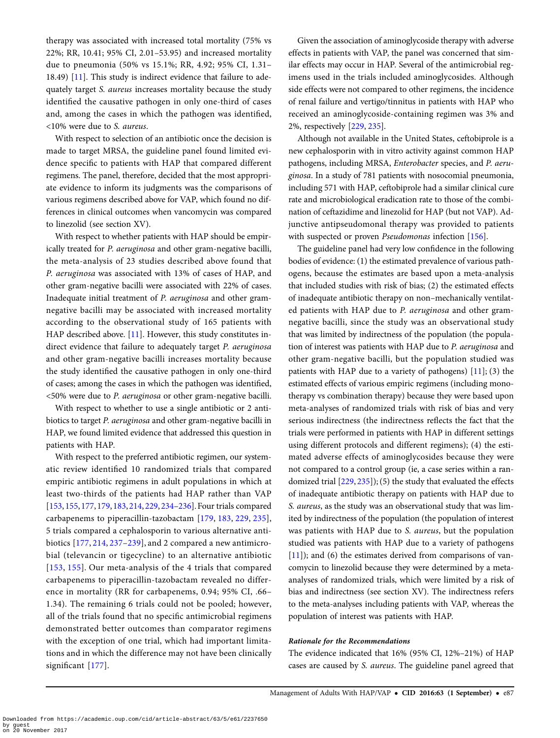therapy was associated with increased total mortality (75% vs 22%; RR, 10.41; 95% CI, 2.01–53.95) and increased mortality due to pneumonia (50% vs 15.1%; RR, 4.92; 95% CI, 1.31–18.49) [11]. This study is indirect evidence that failure to adequately target *S. aureus* increases mortality because the study identified the causative pathogen in only one-third of cases and, among the cases in which the pathogen was identified, <10% were due to *S. aureus*.

With respect to selection of an antibiotic once the decision is made to target MRSA, the guideline panel found limited evidence specific to patients with HAP that compared different regimens. The panel, therefore, decided that the most appropriate evidence to inform its judgments was the comparisons of various regimens described above for VAP, which found no differences in clinical outcomes when vancomycin was compared to linezolid (see section XV).

With respect to whether patients with HAP should be empirically treated for *P. aeruginosa* and other gram-negative bacilli, the meta-analysis of 23 studies described above found that *P. aeruginosa* was associated with 13% of cases of HAP, and other gram-negative bacilli were associated with 22% of cases. Inadequate initial treatment of *P. aeruginosa* and other gram-negative bacilli may be associated with increased mortality according to the observational study of 165 patients with HAP described above. [11]. However, this study constitutes indirect evidence that failure to adequately target *P. aeruginosa* and other gram-negative bacilli increases mortality because the study identified the causative pathogen in only one-third of cases; among the cases in which the pathogen was identified, <50% were due to *P. aeruginosa* or other gram-negative bacilli.

With respect to whether to use a single antibiotic or 2 antibiotics to target *P. aeruginosa* and other gram-negative bacilli in HAP, we found limited evidence that addressed this question in patients with HAP.

With respect to the preferred antibiotic regimen, our systematic review identified 10 randomized trials that compared empiric antibiotic regimens in adult populations in which at least two-thirds of the patients had HAP rather than VAP [153, 155, 177, 179, 183, 214, 229, 234–236]. Four trials compared carbapenems to piperacillin-tazobactam [179, 183, 229, 235], 5 trials compared a cephalosporin to various alternative antibiotics [177, 214, 237–239], and 2 compared a new antimicrobial (televancin or tigecycline) to an alternative antibiotic [153, 155]. Our meta-analysis of the 4 trials that compared carbapenems to piperacillin-tazobactam revealed no difference in mortality (RR for carbapenems, 0.94; 95% CI, .66–1.34). The remaining 6 trials could not be pooled; however, all of the trials found that no specific antimicrobial regimens demonstrated better outcomes than comparator regimens with the exception of one trial, which had important limitations and in which the difference may not have been clinically significant [177].

Given the association of aminoglycoside therapy with adverse effects in patients with VAP, the panel was concerned that similar effects may occur in HAP. Several of the antimicrobial regimens used in the trials included aminoglycosides. Although side effects were not compared to other regimens, the incidence of renal failure and vertigo/tinnitus in patients with HAP who received an aminoglycoside-containing regimen was 3% and 2%, respectively [229, 235].

Although not available in the United States, ceftobiprole is a new cephalosporin with in vitro activity against common HAP pathogens, including MRSA, *Enterobacter* species, and *P. aeruginosa*. In a study of 781 patients with nosocomial pneumonia, including 571 with HAP, ceftobiprole had a similar clinical cure rate and microbiological eradication rate to those of the combination of ceftazidime and linezolid for HAP (but not VAP). Adjunctive antipseudomonal therapy was provided to patients with suspected or proven *Pseudomonas* infection [156].

The guideline panel had very low confidence in the following bodies of evidence: (1) the estimated prevalence of various pathogens, because the estimates are based upon a meta-analysis that included studies with risk of bias; (2) the estimated effects of inadequate antibiotic therapy on non–mechanically ventilated patients with HAP due to *P. aeruginosa* and other gram-negative bacilli, since the study was an observational study that was limited by indirectness of the population (the population of interest was patients with HAP due to *P. aeruginosa* and other gram-negative bacilli, but the population studied was patients with HAP due to a variety of pathogens) [11]; (3) the estimated effects of various empiric regimens (including monotherapy vs combination therapy) because they were based upon meta-analyses of randomized trials with risk of bias and very serious indirectness (the indirectness reflects the fact that the trials were performed in patients with HAP in different settings using different protocols and different regimens); (4) the estimated adverse effects of aminoglycosides because they were not compared to a control group (ie, a case series within a randomized trial [229, 235]); (5) the study that evaluated the effects of inadequate antibiotic therapy on patients with HAP due to *S. aureus*, as the study was an observational study that was limited by indirectness of the population (the population of interest was patients with HAP due to *S. aureus*, but the population studied was patients with HAP due to a variety of pathogens [11]); and (6) the estimates derived from comparisons of vancomycin to linezolid because they were determined by a meta-analyses of randomized trials, which were limited by a risk of bias and indirectness (see section XV). The indirectness refers to the meta-analyses including patients with VAP, whereas the population of interest was patients with HAP.

#### Rationale for the Recommendations

The evidence indicated that 16% (95% CI, 12%–21%) of HAP cases are caused by *S. aureus*. The guideline panel agreed that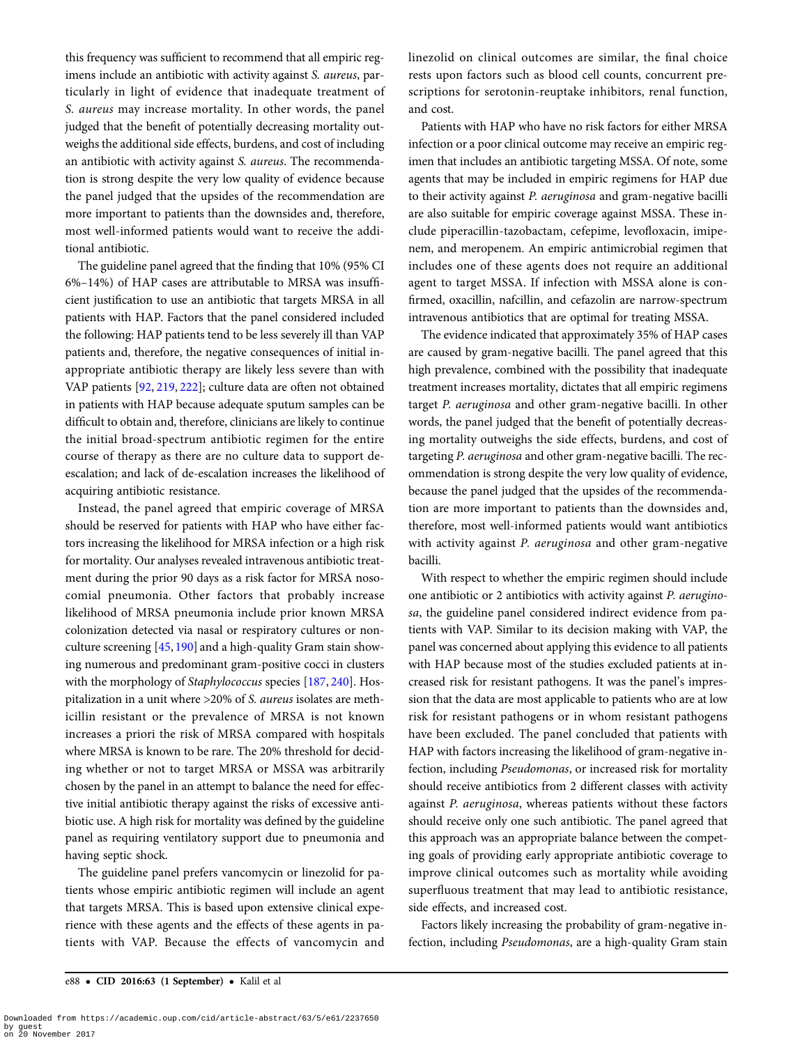this frequency was sufficient to recommend that all empiric regimens include an antibiotic with activity against *S. aureus*, particularly in light of evidence that inadequate treatment of *S. aureus* may increase mortality. In other words, the panel judged that the benefit of potentially decreasing mortality outweighs the additional side effects, burdens, and cost of including an antibiotic with activity against *S. aureus*. The recommendation is strong despite the very low quality of evidence because the panel judged that the upsides of the recommendation are more important to patients than the downsides and, therefore, most well-informed patients would want to receive the additional antibiotic.

The guideline panel agreed that the finding that 10% (95% CI 6%–14%) of HAP cases are attributable to MRSA was insufficient justification to use an antibiotic that targets MRSA in all patients with HAP. Factors that the panel considered included the following: HAP patients tend to be less severely ill than VAP patients and, therefore, the negative consequences of initial inappropriate antibiotic therapy are likely less severe than with VAP patients [92, 219, 222]; culture data are often not obtained in patients with HAP because adequate sputum samples can be difficult to obtain and, therefore, clinicians are likely to continue the initial broad-spectrum antibiotic regimen for the entire course of therapy as there are no culture data to support de-escalation; and lack of de-escalation increases the likelihood of acquiring antibiotic resistance.

Instead, the panel agreed that empiric coverage of MRSA should be reserved for patients with HAP who have either factors increasing the likelihood for MRSA infection or a high risk for mortality. Our analyses revealed intravenous antibiotic treatment during the prior 90 days as a risk factor for MRSA nosocomial pneumonia. Other factors that probably increase likelihood of MRSA pneumonia include prior known MRSA colonization detected via nasal or respiratory cultures or nonculture screening [45, 190] and a high-quality Gram stain showing numerous and predominant gram-positive cocci in clusters with the morphology of *Staphylococcus* species [187, 240]. Hospitalization in a unit where >20% of *S. aureus* isolates are methicillin resistant or the prevalence of MRSA is not known increases a priori the risk of MRSA compared with hospitals where MRSA is known to be rare. The 20% threshold for deciding whether or not to target MRSA or MSSA was arbitrarily chosen by the panel in an attempt to balance the need for effective initial antibiotic therapy against the risks of excessive antibiotic use. A high risk for mortality was defined by the guideline panel as requiring ventilatory support due to pneumonia and having septic shock.

The guideline panel prefers vancomycin or linezolid for patients whose empiric antibiotic regimen will include an agent that targets MRSA. This is based upon extensive clinical experience with these agents and the effects of these agents in patients with VAP. Because the effects of vancomycin and linezolid on clinical outcomes are similar, the final choice rests upon factors such as blood cell counts, concurrent prescriptions for serotonin-reuptake inhibitors, renal function, and cost.

Patients with HAP who have no risk factors for either MRSA infection or a poor clinical outcome may receive an empiric regimen that includes an antibiotic targeting MSSA. Of note, some agents that may be included in empiric regimens for HAP due to their activity against *P. aeruginosa* and gram-negative bacilli are also suitable for empiric coverage against MSSA. These include piperacillin-tazobactam, cefepime, levofloxacin, imipenem, and meropenem. An empiric antimicrobial regimen that includes one of these agents does not require an additional agent to target MSSA. If infection with MSSA alone is confirmed, oxacillin, nafcillin, and cefazolin are narrow-spectrum intravenous antibiotics that are optimal for treating MSSA.

The evidence indicated that approximately 35% of HAP cases are caused by gram-negative bacilli. The panel agreed that this high prevalence, combined with the possibility that inadequate treatment increases mortality, dictates that all empiric regimens target *P. aeruginosa* and other gram-negative bacilli. In other words, the panel judged that the benefit of potentially decreasing mortality outweighs the side effects, burdens, and cost of targeting *P. aeruginosa* and other gram-negative bacilli. The recommendation is strong despite the very low quality of evidence, because the panel judged that the upsides of the recommendation are more important to patients than the downsides and, therefore, most well-informed patients would want antibiotics with activity against *P. aeruginosa* and other gram-negative bacilli.

With respect to whether the empiric regimen should include one antibiotic or 2 antibiotics with activity against *P. aeruginosa*, the guideline panel considered indirect evidence from patients with VAP. Similar to its decision making with VAP, the panel was concerned about applying this evidence to all patients with HAP because most of the studies excluded patients at increased risk for resistant pathogens. It was the panel's impression that the data are most applicable to patients who are at low risk for resistant pathogens or in whom resistant pathogens have been excluded. The panel concluded that patients with HAP with factors increasing the likelihood of gram-negative infection, including *Pseudomonas*, or increased risk for mortality should receive antibiotics from 2 different classes with activity against *P. aeruginosa*, whereas patients without these factors should receive only one such antibiotic. The panel agreed that this approach was an appropriate balance between the competing goals of providing early appropriate antibiotic coverage to improve clinical outcomes such as mortality while avoiding superfluous treatment that may lead to antibiotic resistance, side effects, and increased cost.

Factors likely increasing the probability of gram-negative infection, including *Pseudomonas*, are a high-quality Gram stain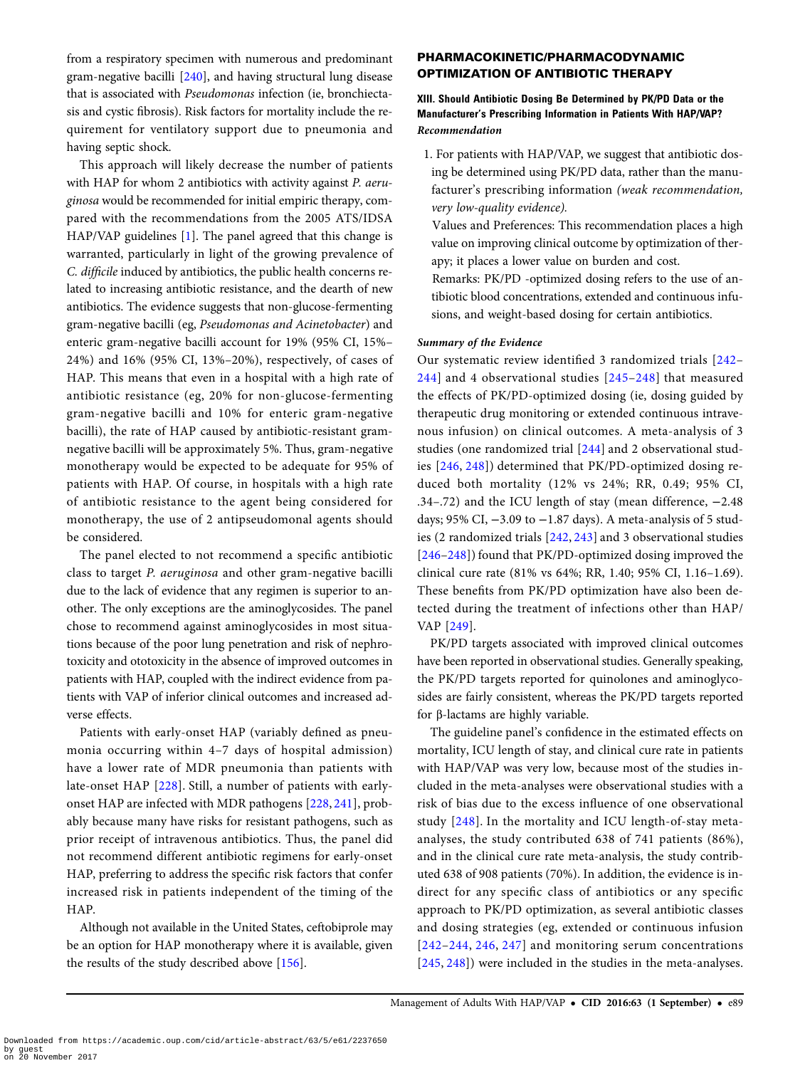from a respiratory specimen with numerous and predominant gram-negative bacilli [240], and having structural lung disease that is associated with *Pseudomonas* infection (ie, bronchiectasis and cystic fibrosis). Risk factors for mortality include the requirement for ventilatory support due to pneumonia and having septic shock.

This approach will likely decrease the number of patients with HAP for whom 2 antibiotics with activity against *P. aeruginosa* would be recommended for initial empiric therapy, compared with the recommendations from the 2005 ATS/IDSA HAP/VAP guidelines [1]. The panel agreed that this change is warranted, particularly in light of the growing prevalence of *C. difficile* induced by antibiotics, the public health concerns related to increasing antibiotic resistance, and the dearth of new antibiotics. The evidence suggests that non-glucose-fermenting gram-negative bacilli (eg, *Pseudomonas and Acinetobacter*) and enteric gram-negative bacilli account for 19% (95% CI, 15%–24%) and 16% (95% CI, 13%–20%), respectively, of cases of HAP. This means that even in a hospital with a high rate of antibiotic resistance (eg, 20% for non-glucose-fermenting gram-negative bacilli and 10% for enteric gram-negative bacilli), the rate of HAP caused by antibiotic-resistant gram-negative bacilli will be approximately 5%. Thus, gram-negative monotherapy would be expected to be adequate for 95% of patients with HAP. Of course, in hospitals with a high rate of antibiotic resistance to the agent being considered for monotherapy, the use of 2 antipseudomonal agents should be considered.

The panel elected to not recommend a specific antibiotic class to target *P. aeruginosa* and other gram-negative bacilli due to the lack of evidence that any regimen is superior to another. The only exceptions are the aminoglycosides. The panel chose to recommend against aminoglycosides in most situations because of the poor lung penetration and risk of nephrotoxicity and ototoxicity in the absence of improved outcomes in patients with HAP, coupled with the indirect evidence from patients with VAP of inferior clinical outcomes and increased adverse effects.

Patients with early-onset HAP (variably defined as pneumonia occurring within 4–7 days of hospital admission) have a lower rate of MDR pneumonia than patients with late-onset HAP [228]. Still, a number of patients with early-onset HAP are infected with MDR pathogens [228, 241], probably because many have risks for resistant pathogens, such as prior receipt of intravenous antibiotics. Thus, the panel did not recommend different antibiotic regimens for early-onset HAP, preferring to address the specific risk factors that confer increased risk in patients independent of the timing of the HAP.

Although not available in the United States, ceftobiprole may be an option for HAP monotherapy where it is available, given the results of the study described above [156].

## PHARMACOKINETIC/PHARMACODYNAMIC OPTIMIZATION OF ANTIBIOTIC THERAPY

### XIII. Should Antibiotic Dosing Be Determined by PK/PD Data or the Manufacturer's Prescribing Information in Patients With HAP/VAP?

***Recommendation***

1. For patients with HAP/VAP, we suggest that antibiotic dosing be determined using PK/PD data, rather than the manufacturer's prescribing information *(weak recommendation, very low-quality evidence).*

   Values and Preferences: This recommendation places a high value on improving clinical outcome by optimization of therapy; it places a lower value on burden and cost.

   Remarks: PK/PD -optimized dosing refers to the use of antibiotic blood concentrations, extended and continuous infusions, and weight-based dosing for certain antibiotics.

***Summary of the Evidence***

Our systematic review identified 3 randomized trials [242–244] and 4 observational studies [245–248] that measured the effects of PK/PD-optimized dosing (ie, dosing guided by therapeutic drug monitoring or extended continuous intravenous infusion) on clinical outcomes. A meta-analysis of 3 studies (one randomized trial [244] and 2 observational studies [246, 248]) determined that PK/PD-optimized dosing reduced both mortality (12% vs 24%; RR, 0.49; 95% CI, .34–.72) and the ICU length of stay (mean difference, −2.48 days; 95% CI, −3.09 to −1.87 days). A meta-analysis of 5 studies (2 randomized trials [242, 243] and 3 observational studies [246–248]) found that PK/PD-optimized dosing improved the clinical cure rate (81% vs 64%; RR, 1.40; 95% CI, 1.16–1.69). These benefits from PK/PD optimization have also been detected during the treatment of infections other than HAP/VAP [249].

PK/PD targets associated with improved clinical outcomes have been reported in observational studies. Generally speaking, the PK/PD targets reported for quinolones and aminoglycosides are fairly consistent, whereas the PK/PD targets reported for β-lactams are highly variable.

The guideline panel's confidence in the estimated effects on mortality, ICU length of stay, and clinical cure rate in patients with HAP/VAP was very low, because most of the studies included in the meta-analyses were observational studies with a risk of bias due to the excess influence of one observational study [248]. In the mortality and ICU length-of-stay meta-analyses, the study contributed 638 of 741 patients (86%), and in the clinical cure rate meta-analysis, the study contributed 638 of 908 patients (70%). In addition, the evidence is indirect for any specific class of antibiotics or any specific approach to PK/PD optimization, as several antibiotic classes and dosing strategies (eg, extended or continuous infusion [242–244, 246, 247] and monitoring serum concentrations [245, 248]) were included in the studies in the meta-analyses.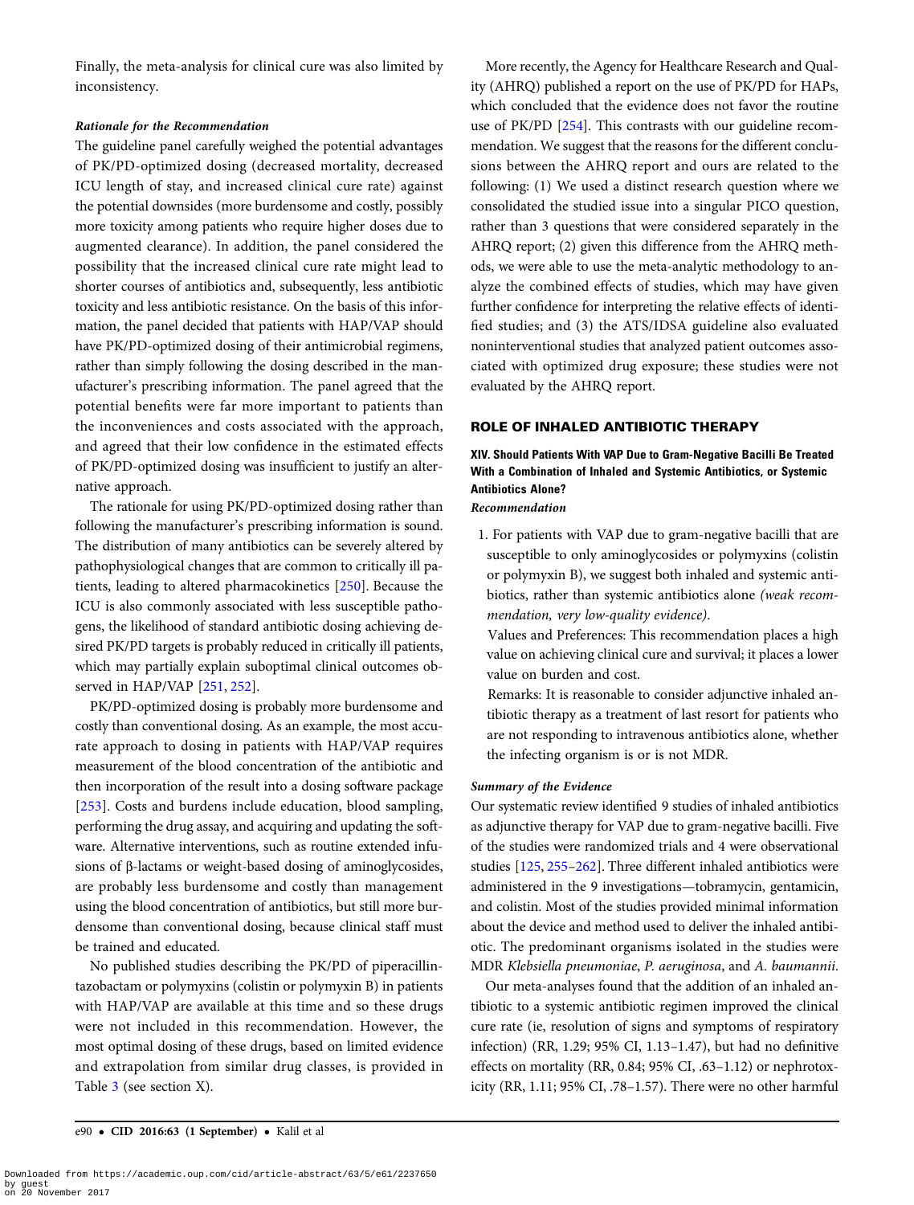Finally, the meta-analysis for clinical cure was also limited by inconsistency.

#### *Rationale for the Recommendation*

The guideline panel carefully weighed the potential advantages of PK/PD-optimized dosing (decreased mortality, decreased ICU length of stay, and increased clinical cure rate) against the potential downsides (more burdensome and costly, possibly more toxicity among patients who require higher doses due to augmented clearance). In addition, the panel considered the possibility that the increased clinical cure rate might lead to shorter courses of antibiotics and, subsequently, less antibiotic toxicity and less antibiotic resistance. On the basis of this information, the panel decided that patients with HAP/VAP should have PK/PD-optimized dosing of their antimicrobial regimens, rather than simply following the dosing described in the manufacturer's prescribing information. The panel agreed that the potential benefits were far more important to patients than the inconveniences and costs associated with the approach, and agreed that their low confidence in the estimated effects of PK/PD-optimized dosing was insufficient to justify an alternative approach.

The rationale for using PK/PD-optimized dosing rather than following the manufacturer's prescribing information is sound. The distribution of many antibiotics can be severely altered by pathophysiological changes that are common to critically ill patients, leading to altered pharmacokinetics [250]. Because the ICU is also commonly associated with less susceptible pathogens, the likelihood of standard antibiotic dosing achieving desired PK/PD targets is probably reduced in critically ill patients, which may partially explain suboptimal clinical outcomes observed in HAP/VAP [251, 252].

PK/PD-optimized dosing is probably more burdensome and costly than conventional dosing. As an example, the most accurate approach to dosing in patients with HAP/VAP requires measurement of the blood concentration of the antibiotic and then incorporation of the result into a dosing software package [253]. Costs and burdens include education, blood sampling, performing the drug assay, and acquiring and updating the software. Alternative interventions, such as routine extended infusions of β-lactams or weight-based dosing of aminoglycosides, are probably less burdensome and costly than management using the blood concentration of antibiotics, but still more burdensome than conventional dosing, because clinical staff must be trained and educated.

No published studies describing the PK/PD of piperacillin-tazobactam or polymyxins (colistin or polymyxin B) in patients with HAP/VAP are available at this time and so these drugs were not included in this recommendation. However, the most optimal dosing of these drugs, based on limited evidence and extrapolation from similar drug classes, is provided in Table 3 (see section X).

More recently, the Agency for Healthcare Research and Quality (AHRQ) published a report on the use of PK/PD for HAPs, which concluded that the evidence does not favor the routine use of PK/PD [254]. This contrasts with our guideline recommendation. We suggest that the reasons for the different conclusions between the AHRQ report and ours are related to the following: (1) We used a distinct research question where we consolidated the studied issue into a singular PICO question, rather than 3 questions that were considered separately in the AHRQ report; (2) given this difference from the AHRQ methods, we were able to use the meta-analytic methodology to analyze the combined effects of studies, which may have given further confidence for interpreting the relative effects of identified studies; and (3) the ATS/IDSA guideline also evaluated noninterventional studies that analyzed patient outcomes associated with optimized drug exposure; these studies were not evaluated by the AHRQ report.

## ROLE OF INHALED ANTIBIOTIC THERAPY

### XIV. Should Patients With VAP Due to Gram-Negative Bacilli Be Treated With a Combination of Inhaled and Systemic Antibiotics, or Systemic Antibiotics Alone?

#### *Recommendation*

1. For patients with VAP due to gram-negative bacilli that are susceptible to only aminoglycosides or polymyxins (colistin or polymyxin B), we suggest both inhaled and systemic antibiotics, rather than systemic antibiotics alone *(weak recommendation, very low-quality evidence)*.

   Values and Preferences: This recommendation places a high value on achieving clinical cure and survival; it places a lower value on burden and cost.

   Remarks: It is reasonable to consider adjunctive inhaled antibiotic therapy as a treatment of last resort for patients who are not responding to intravenous antibiotics alone, whether the infecting organism is or is not MDR.

#### *Summary of the Evidence*

Our systematic review identified 9 studies of inhaled antibiotics as adjunctive therapy for VAP due to gram-negative bacilli. Five of the studies were randomized trials and 4 were observational studies [125, 255–262]. Three different inhaled antibiotics were administered in the 9 investigations—tobramycin, gentamicin, and colistin. Most of the studies provided minimal information about the device and method used to deliver the inhaled antibiotic. The predominant organisms isolated in the studies were MDR *Klebsiella pneumoniae*, *P. aeruginosa*, and *A. baumannii.*

Our meta-analyses found that the addition of an inhaled antibiotic to a systemic antibiotic regimen improved the clinical cure rate (ie, resolution of signs and symptoms of respiratory infection) (RR, 1.29; 95% CI, 1.13–1.47), but had no definitive effects on mortality (RR, 0.84; 95% CI, .63–1.12) or nephrotoxicity (RR, 1.11; 95% CI, .78–1.57). There were no other harmful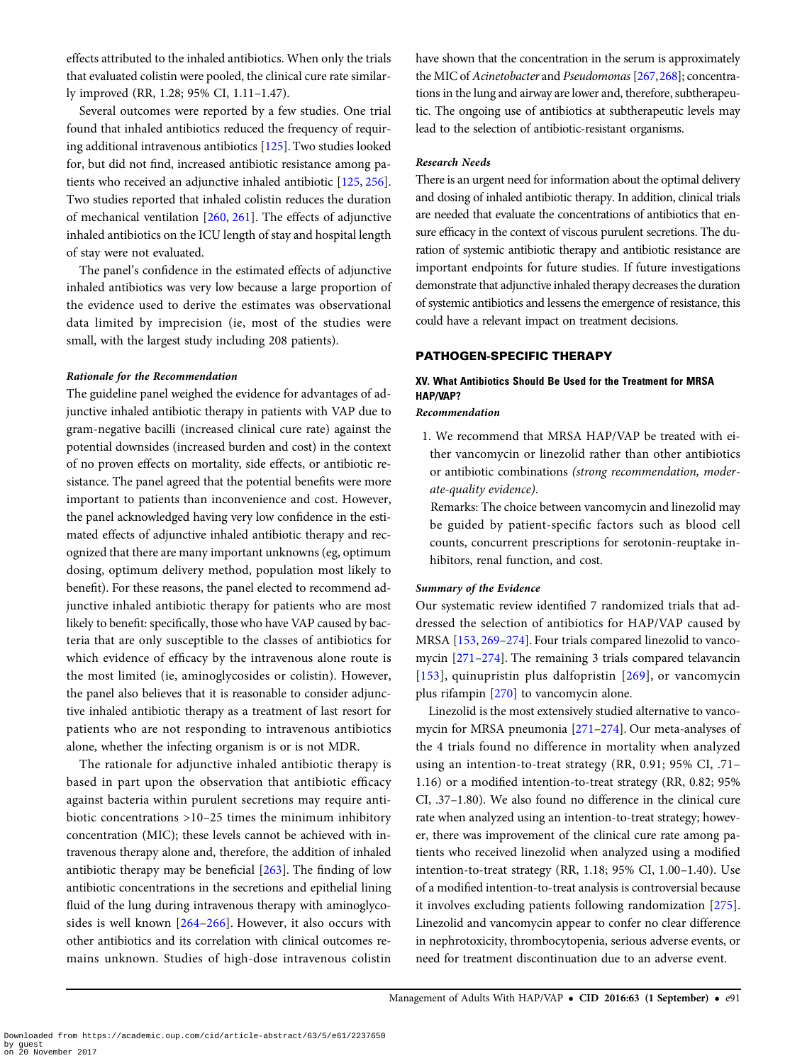effects attributed to the inhaled antibiotics. When only the trials that evaluated colistin were pooled, the clinical cure rate similarly improved (RR, 1.28; 95% CI, 1.11–1.47).

Several outcomes were reported by a few studies. One trial found that inhaled antibiotics reduced the frequency of requiring additional intravenous antibiotics [125]. Two studies looked for, but did not find, increased antibiotic resistance among patients who received an adjunctive inhaled antibiotic [125, 256]. Two studies reported that inhaled colistin reduces the duration of mechanical ventilation [260, 261]. The effects of adjunctive inhaled antibiotics on the ICU length of stay and hospital length of stay were not evaluated.

The panel's confidence in the estimated effects of adjunctive inhaled antibiotics was very low because a large proportion of the evidence used to derive the estimates was observational data limited by imprecision (ie, most of the studies were small, with the largest study including 208 patients).

#### *Rationale for the Recommendation*

The guideline panel weighed the evidence for advantages of adjunctive inhaled antibiotic therapy in patients with VAP due to gram-negative bacilli (increased clinical cure rate) against the potential downsides (increased burden and cost) in the context of no proven effects on mortality, side effects, or antibiotic resistance. The panel agreed that the potential benefits were more important to patients than inconvenience and cost. However, the panel acknowledged having very low confidence in the estimated effects of adjunctive inhaled antibiotic therapy and recognized that there are many important unknowns (eg, optimum dosing, optimum delivery method, population most likely to benefit). For these reasons, the panel elected to recommend adjunctive inhaled antibiotic therapy for patients who are most likely to benefit: specifically, those who have VAP caused by bacteria that are only susceptible to the classes of antibiotics for which evidence of efficacy by the intravenous alone route is the most limited (ie, aminoglycosides or colistin). However, the panel also believes that it is reasonable to consider adjunctive inhaled antibiotic therapy as a treatment of last resort for patients who are not responding to intravenous antibiotics alone, whether the infecting organism is or is not MDR.

The rationale for adjunctive inhaled antibiotic therapy is based in part upon the observation that antibiotic efficacy against bacteria within purulent secretions may require antibiotic concentrations >10–25 times the minimum inhibitory concentration (MIC); these levels cannot be achieved with intravenous therapy alone and, therefore, the addition of inhaled antibiotic therapy may be beneficial [263]. The finding of low antibiotic concentrations in the secretions and epithelial lining fluid of the lung during intravenous therapy with aminoglycosides is well known [264–266]. However, it also occurs with other antibiotics and its correlation with clinical outcomes remains unknown. Studies of high-dose intravenous colistin have shown that the concentration in the serum is approximately the MIC of *Acinetobacter* and *Pseudomonas* [267, 268]; concentrations in the lung and airway are lower and, therefore, subtherapeutic. The ongoing use of antibiotics at subtherapeutic levels may lead to the selection of antibiotic-resistant organisms.

#### *Research Needs*

There is an urgent need for information about the optimal delivery and dosing of inhaled antibiotic therapy. In addition, clinical trials are needed that evaluate the concentrations of antibiotics that ensure efficacy in the context of viscous purulent secretions. The duration of systemic antibiotic therapy and antibiotic resistance are important endpoints for future studies. If future investigations demonstrate that adjunctive inhaled therapy decreases the duration of systemic antibiotics and lessens the emergence of resistance, this could have a relevant impact on treatment decisions.

## PATHOGEN-SPECIFIC THERAPY

### XV. What Antibiotics Should Be Used for the Treatment for MRSA HAP/VAP?

#### *Recommendation*

1. We recommend that MRSA HAP/VAP be treated with either vancomycin or linezolid rather than other antibiotics or antibiotic combinations *(strong recommendation, moderate-quality evidence)*.

   Remarks: The choice between vancomycin and linezolid may be guided by patient-specific factors such as blood cell counts, concurrent prescriptions for serotonin-reuptake inhibitors, renal function, and cost.

#### *Summary of the Evidence*

Our systematic review identified 7 randomized trials that addressed the selection of antibiotics for HAP/VAP caused by MRSA [153, 269–274]. Four trials compared linezolid to vancomycin [271–274]. The remaining 3 trials compared telavancin [153], quinupristin plus dalfopristin [269], or vancomycin plus rifampin [270] to vancomycin alone.

Linezolid is the most extensively studied alternative to vancomycin for MRSA pneumonia [271–274]. Our meta-analyses of the 4 trials found no difference in mortality when analyzed using an intention-to-treat strategy (RR, 0.91; 95% CI, .71–1.16) or a modified intention-to-treat strategy (RR, 0.82; 95% CI, .37–1.80). We also found no difference in the clinical cure rate when analyzed using an intention-to-treat strategy; however, there was improvement of the clinical cure rate among patients who received linezolid when analyzed using a modified intention-to-treat strategy (RR, 1.18; 95% CI, 1.00–1.40). Use of a modified intention-to-treat analysis is controversial because it involves excluding patients following randomization [275]. Linezolid and vancomycin appear to confer no clear difference in nephrotoxicity, thrombocytopenia, serious adverse events, or need for treatment discontinuation due to an adverse event.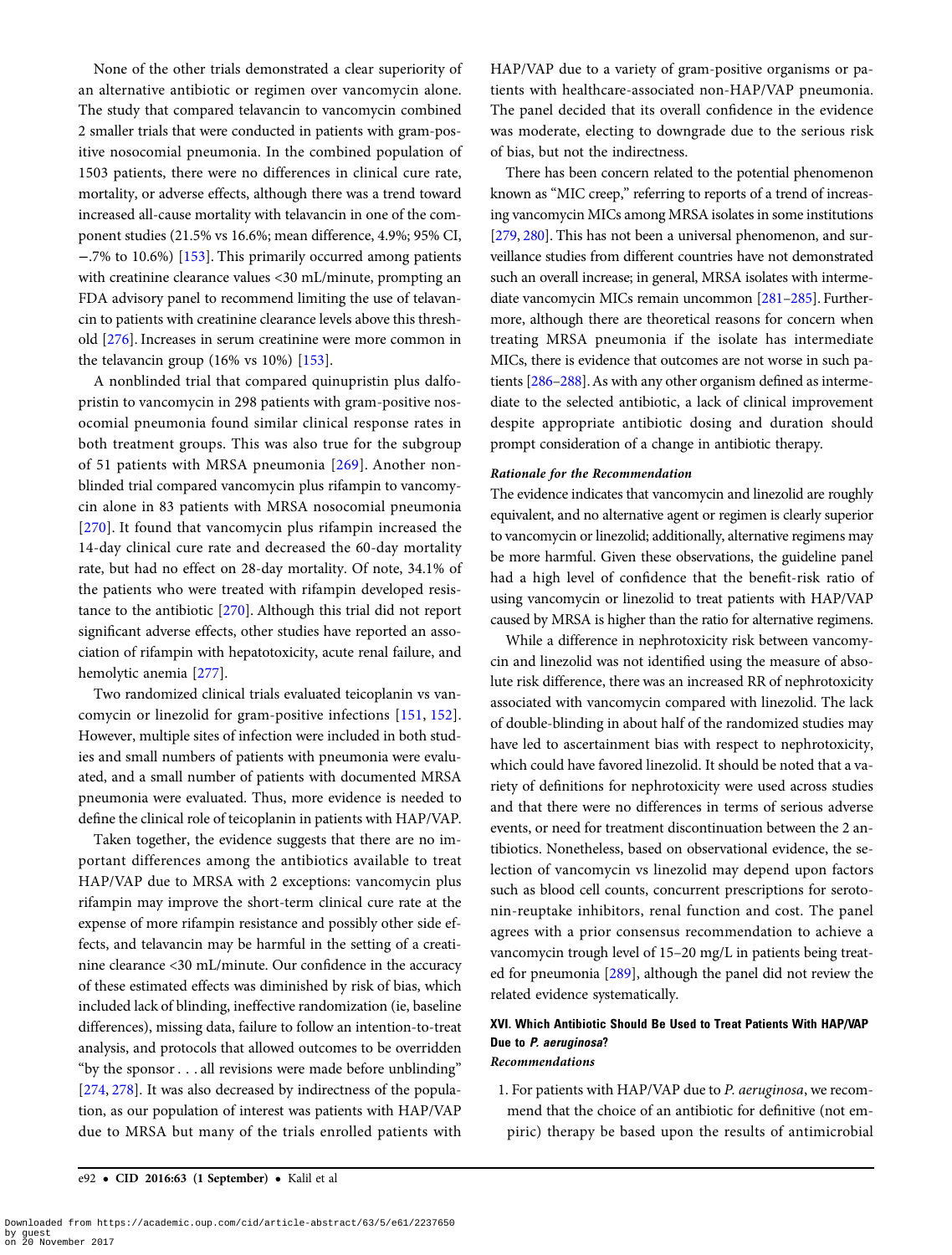None of the other trials demonstrated a clear superiority of an alternative antibiotic or regimen over vancomycin alone. The study that compared telavancin to vancomycin combined 2 smaller trials that were conducted in patients with gram-positive nosocomial pneumonia. In the combined population of 1503 patients, there were no differences in clinical cure rate, mortality, or adverse effects, although there was a trend toward increased all-cause mortality with telavancin in one of the component studies (21.5% vs 16.6%; mean difference, 4.9%; 95% CI, −.7% to 10.6%) [153]. This primarily occurred among patients with creatinine clearance values <30 mL/minute, prompting an FDA advisory panel to recommend limiting the use of telavancin to patients with creatinine clearance levels above this threshold [276]. Increases in serum creatinine were more common in the telavancin group (16% vs 10%) [153].

A nonblinded trial that compared quinupristin plus dalfopristin to vancomycin in 298 patients with gram-positive nosocomial pneumonia found similar clinical response rates in both treatment groups. This was also true for the subgroup of 51 patients with MRSA pneumonia [269]. Another nonblinded trial compared vancomycin plus rifampin to vancomycin alone in 83 patients with MRSA nosocomial pneumonia [270]. It found that vancomycin plus rifampin increased the 14-day clinical cure rate and decreased the 60-day mortality rate, but had no effect on 28-day mortality. Of note, 34.1% of the patients who were treated with rifampin developed resistance to the antibiotic [270]. Although this trial did not report significant adverse effects, other studies have reported an association of rifampin with hepatotoxicity, acute renal failure, and hemolytic anemia [277].

Two randomized clinical trials evaluated teicoplanin vs vancomycin or linezolid for gram-positive infections [151, 152]. However, multiple sites of infection were included in both studies and small numbers of patients with pneumonia were evaluated, and a small number of patients with documented MRSA pneumonia were evaluated. Thus, more evidence is needed to define the clinical role of teicoplanin in patients with HAP/VAP.

Taken together, the evidence suggests that there are no important differences among the antibiotics available to treat HAP/VAP due to MRSA with 2 exceptions: vancomycin plus rifampin may improve the short-term clinical cure rate at the expense of more rifampin resistance and possibly other side effects, and telavancin may be harmful in the setting of a creatinine clearance <30 mL/minute. Our confidence in the accuracy of these estimated effects was diminished by risk of bias, which included lack of blinding, ineffective randomization (ie, baseline differences), missing data, failure to follow an intention-to-treat analysis, and protocols that allowed outcomes to be overridden "by the sponsor . . . all revisions were made before unblinding" [274, 278]. It was also decreased by indirectness of the population, as our population of interest was patients with HAP/VAP due to MRSA but many of the trials enrolled patients with HAP/VAP due to a variety of gram-positive organisms or patients with healthcare-associated non-HAP/VAP pneumonia. The panel decided that its overall confidence in the evidence was moderate, electing to downgrade due to the serious risk of bias, but not the indirectness.

There has been concern related to the potential phenomenon known as "MIC creep," referring to reports of a trend of increasing vancomycin MICs among MRSA isolates in some institutions [279, 280]. This has not been a universal phenomenon, and surveillance studies from different countries have not demonstrated such an overall increase; in general, MRSA isolates with intermediate vancomycin MICs remain uncommon [281–285]. Furthermore, although there are theoretical reasons for concern when treating MRSA pneumonia if the isolate has intermediate MICs, there is evidence that outcomes are not worse in such patients [286–288]. As with any other organism defined as intermediate to the selected antibiotic, a lack of clinical improvement despite appropriate antibiotic dosing and duration should prompt consideration of a change in antibiotic therapy.

#### *Rationale for the Recommendation*

The evidence indicates that vancomycin and linezolid are roughly equivalent, and no alternative agent or regimen is clearly superior to vancomycin or linezolid; additionally, alternative regimens may be more harmful. Given these observations, the guideline panel had a high level of confidence that the benefit-risk ratio of using vancomycin or linezolid to treat patients with HAP/VAP caused by MRSA is higher than the ratio for alternative regimens.

While a difference in nephrotoxicity risk between vancomycin and linezolid was not identified using the measure of absolute risk difference, there was an increased RR of nephrotoxicity associated with vancomycin compared with linezolid. The lack of double-blinding in about half of the randomized studies may have led to ascertainment bias with respect to nephrotoxicity, which could have favored linezolid. It should be noted that a variety of definitions for nephrotoxicity were used across studies and that there were no differences in terms of serious adverse events, or need for treatment discontinuation between the 2 antibiotics. Nonetheless, based on observational evidence, the selection of vancomycin vs linezolid may depend upon factors such as blood cell counts, concurrent prescriptions for serotonin-reuptake inhibitors, renal function and cost. The panel agrees with a prior consensus recommendation to achieve a vancomycin trough level of 15–20 mg/L in patients being treated for pneumonia [289], although the panel did not review the related evidence systematically.

### XVI. Which Antibiotic Should Be Used to Treat Patients With HAP/VAP Due to *P. aeruginosa*?

#### *Recommendations*

1. For patients with HAP/VAP due to *P. aeruginosa*, we recommend that the choice of an antibiotic for definitive (not empiric) therapy be based upon the results of antimicrobial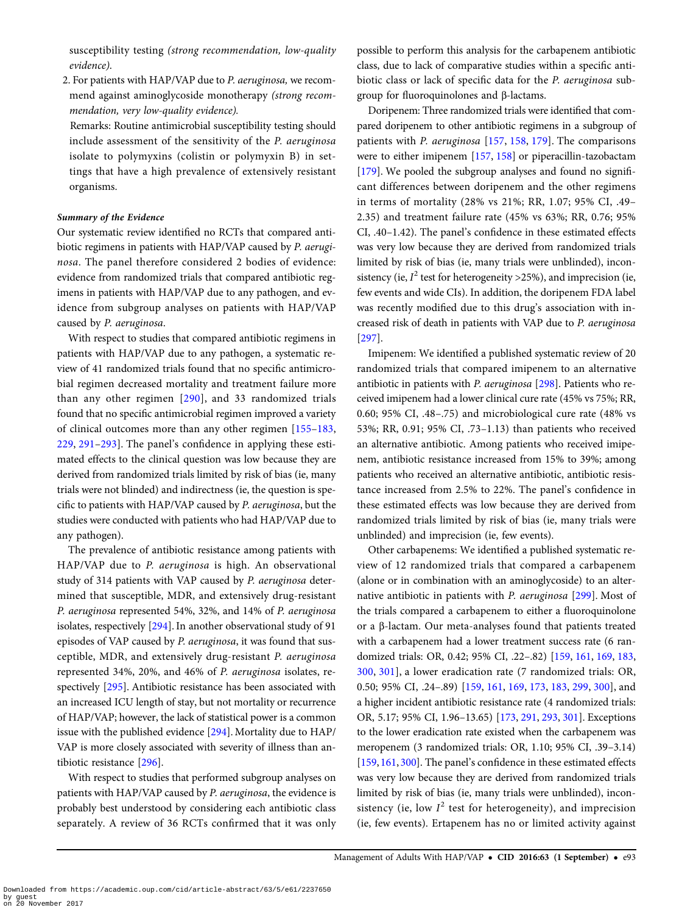susceptibility testing *(strong recommendation, low-quality evidence).*

2. For patients with HAP/VAP due to *P. aeruginosa,* we recommend against aminoglycoside monotherapy *(strong recommendation, very low-quality evidence).*

   Remarks: Routine antimicrobial susceptibility testing should include assessment of the sensitivity of the *P. aeruginosa* isolate to polymyxins (colistin or polymyxin B) in settings that have a high prevalence of extensively resistant organisms.

#### *Summary of the Evidence*

Our systematic review identified no RCTs that compared antibiotic regimens in patients with HAP/VAP caused by *P. aeruginosa*. The panel therefore considered 2 bodies of evidence: evidence from randomized trials that compared antibiotic regimens in patients with HAP/VAP due to any pathogen, and evidence from subgroup analyses on patients with HAP/VAP caused by *P. aeruginosa*.

With respect to studies that compared antibiotic regimens in patients with HAP/VAP due to any pathogen, a systematic review of 41 randomized trials found that no specific antimicrobial regimen decreased mortality and treatment failure more than any other regimen [290], and 33 randomized trials found that no specific antimicrobial regimen improved a variety of clinical outcomes more than any other regimen [155–183, 229, 291–293]. The panel's confidence in applying these estimated effects to the clinical question was low because they are derived from randomized trials limited by risk of bias (ie, many trials were not blinded) and indirectness (ie, the question is specific to patients with HAP/VAP caused by *P. aeruginosa*, but the studies were conducted with patients who had HAP/VAP due to any pathogen).

The prevalence of antibiotic resistance among patients with HAP/VAP due to *P. aeruginosa* is high. An observational study of 314 patients with VAP caused by *P. aeruginosa* determined that susceptible, MDR, and extensively drug-resistant *P. aeruginosa* represented 54%, 32%, and 14% of *P. aeruginosa* isolates, respectively [294]. In another observational study of 91 episodes of VAP caused by *P. aeruginosa*, it was found that susceptible, MDR, and extensively drug-resistant *P. aeruginosa* represented 34%, 20%, and 46% of *P. aeruginosa* isolates, respectively [295]. Antibiotic resistance has been associated with an increased ICU length of stay, but not mortality or recurrence of HAP/VAP; however, the lack of statistical power is a common issue with the published evidence [294]. Mortality due to HAP/VAP is more closely associated with severity of illness than antibiotic resistance [296].

With respect to studies that performed subgroup analyses on patients with HAP/VAP caused by *P. aeruginosa*, the evidence is probably best understood by considering each antibiotic class separately. A review of 36 RCTs confirmed that it was only possible to perform this analysis for the carbapenem antibiotic class, due to lack of comparative studies within a specific antibiotic class or lack of specific data for the *P. aeruginosa* subgroup for fluoroquinolones and β-lactams.

Doripenem: Three randomized trials were identified that compared doripenem to other antibiotic regimens in a subgroup of patients with *P. aeruginosa* [157, 158, 179]. The comparisons were to either imipenem [157, 158] or piperacillin-tazobactam [179]. We pooled the subgroup analyses and found no significant differences between doripenem and the other regimens in terms of mortality (28% vs 21%; RR, 1.07; 95% CI, .49–2.35) and treatment failure rate (45% vs 63%; RR, 0.76; 95% CI, .40–1.42). The panel's confidence in these estimated effects was very low because they are derived from randomized trials limited by risk of bias (ie, many trials were unblinded), inconsistency (ie, $I^2$ test for heterogeneity >25%), and imprecision (ie, few events and wide CIs). In addition, the doripenem FDA label was recently modified due to this drug's association with increased risk of death in patients with VAP due to *P. aeruginosa* [297].

Imipenem: We identified a published systematic review of 20 randomized trials that compared imipenem to an alternative antibiotic in patients with *P. aeruginosa* [298]. Patients who received imipenem had a lower clinical cure rate (45% vs 75%; RR, 0.60; 95% CI, .48–.75) and microbiological cure rate (48% vs 53%; RR, 0.91; 95% CI, .73–1.13) than patients who received an alternative antibiotic. Among patients who received imipenem, antibiotic resistance increased from 15% to 39%; among patients who received an alternative antibiotic, antibiotic resistance increased from 2.5% to 22%. The panel's confidence in these estimated effects was low because they are derived from randomized trials limited by risk of bias (ie, many trials were unblinded) and imprecision (ie, few events).

Other carbapenems: We identified a published systematic review of 12 randomized trials that compared a carbapenem (alone or in combination with an aminoglycoside) to an alternative antibiotic in patients with *P. aeruginosa* [299]. Most of the trials compared a carbapenem to either a fluoroquinolone or a β-lactam. Our meta-analyses found that patients treated with a carbapenem had a lower treatment success rate (6 randomized trials: OR, 0.42; 95% CI, .22–.82) [159, 161, 169, 183, 300, 301], a lower eradication rate (7 randomized trials: OR, 0.50; 95% CI, .24–.89) [159, 161, 169, 173, 183, 299, 300], and a higher incident antibiotic resistance rate (4 randomized trials: OR, 5.17; 95% CI, 1.96–13.65) [173, 291, 293, 301]. Exceptions to the lower eradication rate existed when the carbapenem was meropenem (3 randomized trials: OR, 1.10; 95% CI, .39–3.14) [159, 161, 300]. The panel's confidence in these estimated effects was very low because they are derived from randomized trials limited by risk of bias (ie, many trials were unblinded), inconsistency (ie, low $I^2$ test for heterogeneity), and imprecision (ie, few events). Ertapenem has no or limited activity against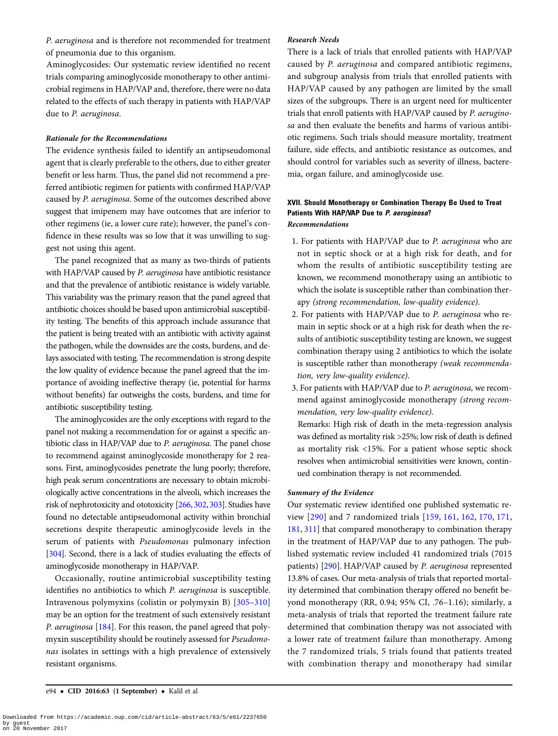*P. aeruginosa* and is therefore not recommended for treatment of pneumonia due to this organism.

Aminoglycosides: Our systematic review identified no recent trials comparing aminoglycoside monotherapy to other antimicrobial regimens in HAP/VAP and, therefore, there were no data related to the effects of such therapy in patients with HAP/VAP due to *P. aeruginosa*.

#### *Rationale for the Recommendations*

The evidence synthesis failed to identify an antipseudomonal agent that is clearly preferable to the others, due to either greater benefit or less harm. Thus, the panel did not recommend a preferred antibiotic regimen for patients with confirmed HAP/VAP caused by *P. aeruginosa*. Some of the outcomes described above suggest that imipenem may have outcomes that are inferior to other regimens (ie, a lower cure rate); however, the panel's confidence in these results was so low that it was unwilling to suggest not using this agent.

The panel recognized that as many as two-thirds of patients with HAP/VAP caused by *P. aeruginosa* have antibiotic resistance and that the prevalence of antibiotic resistance is widely variable. This variability was the primary reason that the panel agreed that antibiotic choices should be based upon antimicrobial susceptibility testing. The benefits of this approach include assurance that the patient is being treated with an antibiotic with activity against the pathogen, while the downsides are the costs, burdens, and delays associated with testing. The recommendation is strong despite the low quality of evidence because the panel agreed that the importance of avoiding ineffective therapy (ie, potential for harms without benefits) far outweighs the costs, burdens, and time for antibiotic susceptibility testing.

The aminoglycosides are the only exceptions with regard to the panel not making a recommendation for or against a specific antibiotic class in HAP/VAP due to *P. aeruginosa*. The panel chose to recommend against aminoglycoside monotherapy for 2 reasons. First, aminoglycosides penetrate the lung poorly; therefore, high peak serum concentrations are necessary to obtain microbiologically active concentrations in the alveoli, which increases the risk of nephrotoxicity and ototoxicity [266, 302, 303]. Studies have found no detectable antipseudomonal activity within bronchial secretions despite therapeutic aminoglycoside levels in the serum of patients with *Pseudomonas* pulmonary infection [304]. Second, there is a lack of studies evaluating the effects of aminoglycoside monotherapy in HAP/VAP.

Occasionally, routine antimicrobial susceptibility testing identifies no antibiotics to which *P. aeruginosa* is susceptible. Intravenous polymyxins (colistin or polymyxin B) [305–310] may be an option for the treatment of such extensively resistant *P. aeruginosa* [184]. For this reason, the panel agreed that polymyxin susceptibility should be routinely assessed for *Pseudomonas* isolates in settings with a high prevalence of extensively resistant organisms.

#### *Research Needs*

There is a lack of trials that enrolled patients with HAP/VAP caused by *P. aeruginosa* and compared antibiotic regimens, and subgroup analysis from trials that enrolled patients with HAP/VAP caused by any pathogen are limited by the small sizes of the subgroups. There is an urgent need for multicenter trials that enroll patients with HAP/VAP caused by *P. aeruginosa* and then evaluate the benefits and harms of various antibiotic regimens. Such trials should measure mortality, treatment failure, side effects, and antibiotic resistance as outcomes, and should control for variables such as severity of illness, bacteremia, organ failure, and aminoglycoside use.

### XVII. Should Monotherapy or Combination Therapy Be Used to Treat Patients With HAP/VAP Due to *P. aeruginosa*?

#### *Recommendations*

1. For patients with HAP/VAP due to *P. aeruginosa* who are not in septic shock or at a high risk for death, and for whom the results of antibiotic susceptibility testing are known, we recommend monotherapy using an antibiotic to which the isolate is susceptible rather than combination therapy *(strong recommendation, low-quality evidence).*
2. For patients with HAP/VAP due to *P. aeruginosa* who remain in septic shock or at a high risk for death when the results of antibiotic susceptibility testing are known, we suggest combination therapy using 2 antibiotics to which the isolate is susceptible rather than monotherapy *(weak recommendation, very low-quality evidence).*
3. For patients with HAP/VAP due to *P. aeruginosa,* we recommend against aminoglycoside monotherapy *(strong recommendation, very low-quality evidence).*

   Remarks: High risk of death in the meta-regression analysis was defined as mortality risk >25%; low risk of death is defined as mortality risk <15%. For a patient whose septic shock resolves when antimicrobial sensitivities were known, continued combination therapy is not recommended.

#### *Summary of the Evidence*

Our systematic review identified one published systematic review [290] and 7 randomized trials [159, 161, 162, 170, 171, 181, 311] that compared monotherapy to combination therapy in the treatment of HAP/VAP due to any pathogen. The published systematic review included 41 randomized trials (7015 patients) [290]. HAP/VAP caused by *P. aeruginosa* represented 13.8% of cases. Our meta-analysis of trials that reported mortality determined that combination therapy offered no benefit beyond monotherapy (RR, 0.94; 95% CI, .76–1.16); similarly, a meta-analysis of trials that reported the treatment failure rate determined that combination therapy was not associated with a lower rate of treatment failure than monotherapy. Among the 7 randomized trials, 5 trials found that patients treated with combination therapy and monotherapy had similar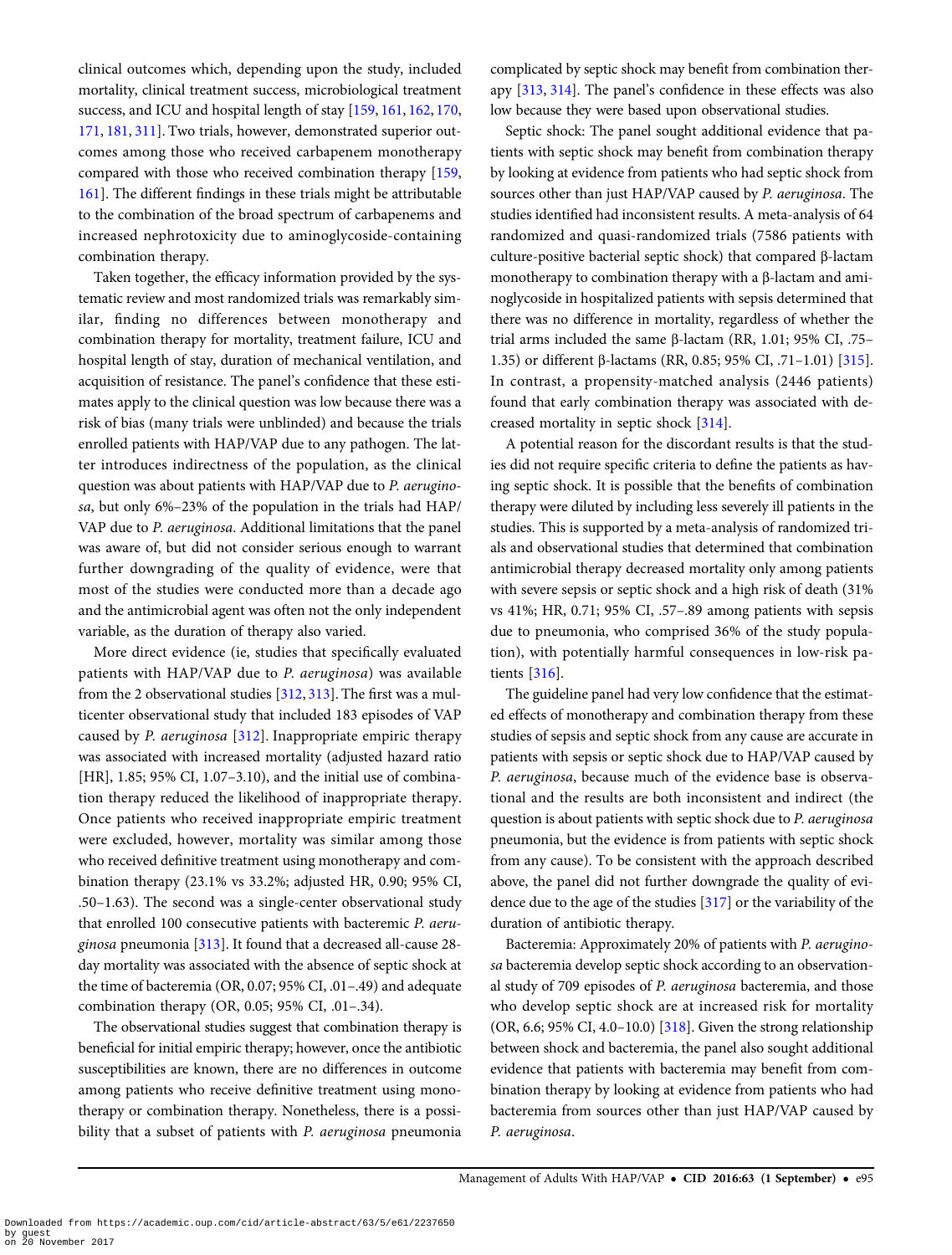clinical outcomes which, depending upon the study, included mortality, clinical treatment success, microbiological treatment success, and ICU and hospital length of stay [159, 161, 162, 170, 171, 181, 311]. Two trials, however, demonstrated superior outcomes among those who received carbapenem monotherapy compared with those who received combination therapy [159, 161]. The different findings in these trials might be attributable to the combination of the broad spectrum of carbapenems and increased nephrotoxicity due to aminoglycoside-containing combination therapy.

Taken together, the efficacy information provided by the systematic review and most randomized trials was remarkably similar, finding no differences between monotherapy and combination therapy for mortality, treatment failure, ICU and hospital length of stay, duration of mechanical ventilation, and acquisition of resistance. The panel's confidence that these estimates apply to the clinical question was low because there was a risk of bias (many trials were unblinded) and because the trials enrolled patients with HAP/VAP due to any pathogen. The latter introduces indirectness of the population, as the clinical question was about patients with HAP/VAP due to *P. aeruginosa*, but only 6%–23% of the population in the trials had HAP/VAP due to *P. aeruginosa*. Additional limitations that the panel was aware of, but did not consider serious enough to warrant further downgrading of the quality of evidence, were that most of the studies were conducted more than a decade ago and the antimicrobial agent was often not the only independent variable, as the duration of therapy also varied.

More direct evidence (ie, studies that specifically evaluated patients with HAP/VAP due to *P. aeruginosa*) was available from the 2 observational studies [312, 313]. The first was a multicenter observational study that included 183 episodes of VAP caused by *P. aeruginosa* [312]. Inappropriate empiric therapy was associated with increased mortality (adjusted hazard ratio [HR], 1.85; 95% CI, 1.07–3.10), and the initial use of combination therapy reduced the likelihood of inappropriate therapy. Once patients who received inappropriate empiric treatment were excluded, however, mortality was similar among those who received definitive treatment using monotherapy and combination therapy (23.1% vs 33.2%; adjusted HR, 0.90; 95% CI, .50–1.63). The second was a single-center observational study that enrolled 100 consecutive patients with bacteremic *P. aeruginosa* pneumonia [313]. It found that a decreased all-cause 28-day mortality was associated with the absence of septic shock at the time of bacteremia (OR, 0.07; 95% CI, .01–.49) and adequate combination therapy (OR, 0.05; 95% CI, .01–.34).

The observational studies suggest that combination therapy is beneficial for initial empiric therapy; however, once the antibiotic susceptibilities are known, there are no differences in outcome among patients who receive definitive treatment using monotherapy or combination therapy. Nonetheless, there is a possibility that a subset of patients with *P. aeruginosa* pneumonia complicated by septic shock may benefit from combination therapy [313, 314]. The panel's confidence in these effects was also low because they were based upon observational studies.

Septic shock: The panel sought additional evidence that patients with septic shock may benefit from combination therapy by looking at evidence from patients who had septic shock from sources other than just HAP/VAP caused by *P. aeruginosa*. The studies identified had inconsistent results. A meta-analysis of 64 randomized and quasi-randomized trials (7586 patients with culture-positive bacterial septic shock) that compared β-lactam monotherapy to combination therapy with a β-lactam and aminoglycoside in hospitalized patients with sepsis determined that there was no difference in mortality, regardless of whether the trial arms included the same β-lactam (RR, 1.01; 95% CI, .75–1.35) or different β-lactams (RR, 0.85; 95% CI, .71–1.01) [315]. In contrast, a propensity-matched analysis (2446 patients) found that early combination therapy was associated with decreased mortality in septic shock [314].

A potential reason for the discordant results is that the studies did not require specific criteria to define the patients as having septic shock. It is possible that the benefits of combination therapy were diluted by including less severely ill patients in the studies. This is supported by a meta-analysis of randomized trials and observational studies that determined that combination antimicrobial therapy decreased mortality only among patients with severe sepsis or septic shock and a high risk of death (31% vs 41%; HR, 0.71; 95% CI, .57–.89 among patients with sepsis due to pneumonia, who comprised 36% of the study population), with potentially harmful consequences in low-risk patients [316].

The guideline panel had very low confidence that the estimated effects of monotherapy and combination therapy from these studies of sepsis and septic shock from any cause are accurate in patients with sepsis or septic shock due to HAP/VAP caused by *P. aeruginosa*, because much of the evidence base is observational and the results are both inconsistent and indirect (the question is about patients with septic shock due to *P. aeruginosa* pneumonia, but the evidence is from patients with septic shock from any cause). To be consistent with the approach described above, the panel did not further downgrade the quality of evidence due to the age of the studies [317] or the variability of the duration of antibiotic therapy.

Bacteremia: Approximately 20% of patients with *P. aeruginosa* bacteremia develop septic shock according to an observational study of 709 episodes of *P. aeruginosa* bacteremia, and those who develop septic shock are at increased risk for mortality (OR, 6.6; 95% CI, 4.0–10.0) [318]. Given the strong relationship between shock and bacteremia, the panel also sought additional evidence that patients with bacteremia may benefit from combination therapy by looking at evidence from patients who had bacteremia from sources other than just HAP/VAP caused by *P. aeruginosa*.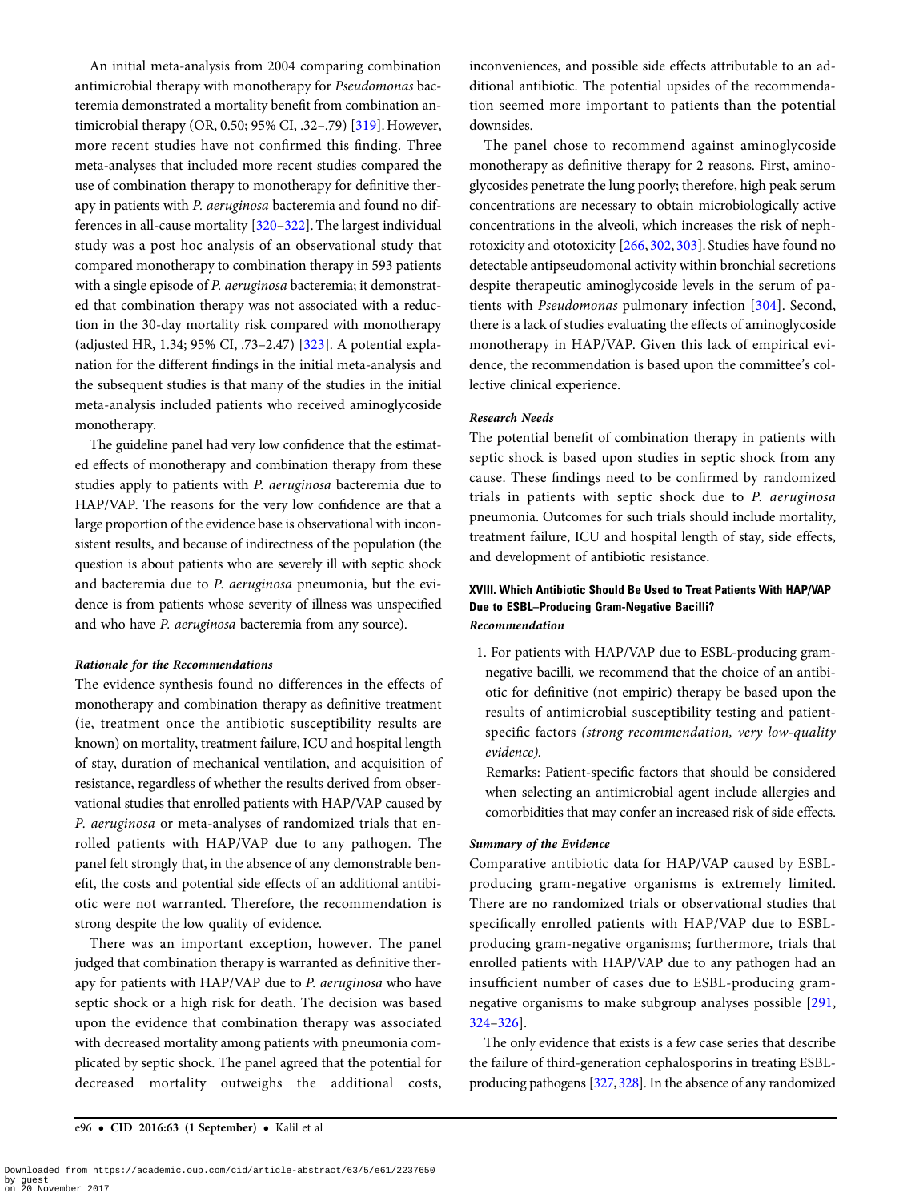An initial meta-analysis from 2004 comparing combination antimicrobial therapy with monotherapy for *Pseudomonas* bacteremia demonstrated a mortality benefit from combination antimicrobial therapy (OR, 0.50; 95% CI, .32–.79) [319]. However, more recent studies have not confirmed this finding. Three meta-analyses that included more recent studies compared the use of combination therapy to monotherapy for definitive therapy in patients with *P. aeruginosa* bacteremia and found no differences in all-cause mortality [320–322]. The largest individual study was a post hoc analysis of an observational study that compared monotherapy to combination therapy in 593 patients with a single episode of *P. aeruginosa* bacteremia; it demonstrated that combination therapy was not associated with a reduction in the 30-day mortality risk compared with monotherapy (adjusted HR, 1.34; 95% CI, .73–2.47) [323]. A potential explanation for the different findings in the initial meta-analysis and the subsequent studies is that many of the studies in the initial meta-analysis included patients who received aminoglycoside monotherapy.

The guideline panel had very low confidence that the estimated effects of monotherapy and combination therapy from these studies apply to patients with *P. aeruginosa* bacteremia due to HAP/VAP. The reasons for the very low confidence are that a large proportion of the evidence base is observational with inconsistent results, and because of indirectness of the population (the question is about patients who are severely ill with septic shock and bacteremia due to *P. aeruginosa* pneumonia, but the evidence is from patients whose severity of illness was unspecified and who have *P. aeruginosa* bacteremia from any source).

#### *Rationale for the Recommendations*

The evidence synthesis found no differences in the effects of monotherapy and combination therapy as definitive treatment (ie, treatment once the antibiotic susceptibility results are known) on mortality, treatment failure, ICU and hospital length of stay, duration of mechanical ventilation, and acquisition of resistance, regardless of whether the results derived from observational studies that enrolled patients with HAP/VAP caused by *P. aeruginosa* or meta-analyses of randomized trials that enrolled patients with HAP/VAP due to any pathogen. The panel felt strongly that, in the absence of any demonstrable benefit, the costs and potential side effects of an additional antibiotic were not warranted. Therefore, the recommendation is strong despite the low quality of evidence.

There was an important exception, however. The panel judged that combination therapy is warranted as definitive therapy for patients with HAP/VAP due to *P. aeruginosa* who have septic shock or a high risk for death. The decision was based upon the evidence that combination therapy was associated with decreased mortality among patients with pneumonia complicated by septic shock. The panel agreed that the potential for decreased mortality outweighs the additional costs, inconveniences, and possible side effects attributable to an additional antibiotic. The potential upsides of the recommendation seemed more important to patients than the potential downsides.

The panel chose to recommend against aminoglycoside monotherapy as definitive therapy for 2 reasons. First, aminoglycosides penetrate the lung poorly; therefore, high peak serum concentrations are necessary to obtain microbiologically active concentrations in the alveoli, which increases the risk of nephrotoxicity and ototoxicity [266, 302, 303]. Studies have found no detectable antipseudomonal activity within bronchial secretions despite therapeutic aminoglycoside levels in the serum of patients with *Pseudomonas* pulmonary infection [304]. Second, there is a lack of studies evaluating the effects of aminoglycoside monotherapy in HAP/VAP. Given this lack of empirical evidence, the recommendation is based upon the committee's collective clinical experience.

#### *Research Needs*

The potential benefit of combination therapy in patients with septic shock is based upon studies in septic shock from any cause. These findings need to be confirmed by randomized trials in patients with septic shock due to *P. aeruginosa* pneumonia. Outcomes for such trials should include mortality, treatment failure, ICU and hospital length of stay, side effects, and development of antibiotic resistance.

### XVIII. Which Antibiotic Should Be Used to Treat Patients With HAP/VAP Due to ESBL–Producing Gram-Negative Bacilli?

#### *Recommendation*

1. For patients with HAP/VAP due to ESBL-producing gram-negative bacilli, we recommend that the choice of an antibiotic for definitive (not empiric) therapy be based upon the results of antimicrobial susceptibility testing and patient-specific factors *(strong recommendation, very low-quality evidence).*

   Remarks: Patient-specific factors that should be considered when selecting an antimicrobial agent include allergies and comorbidities that may confer an increased risk of side effects.

#### *Summary of the Evidence*

Comparative antibiotic data for HAP/VAP caused by ESBL-producing gram-negative organisms is extremely limited. There are no randomized trials or observational studies that specifically enrolled patients with HAP/VAP due to ESBL-producing gram-negative organisms; furthermore, trials that enrolled patients with HAP/VAP due to any pathogen had an insufficient number of cases due to ESBL-producing gram-negative organisms to make subgroup analyses possible [291, 324–326].

The only evidence that exists is a few case series that describe the failure of third-generation cephalosporins in treating ESBL-producing pathogens [327, 328]. In the absence of any randomized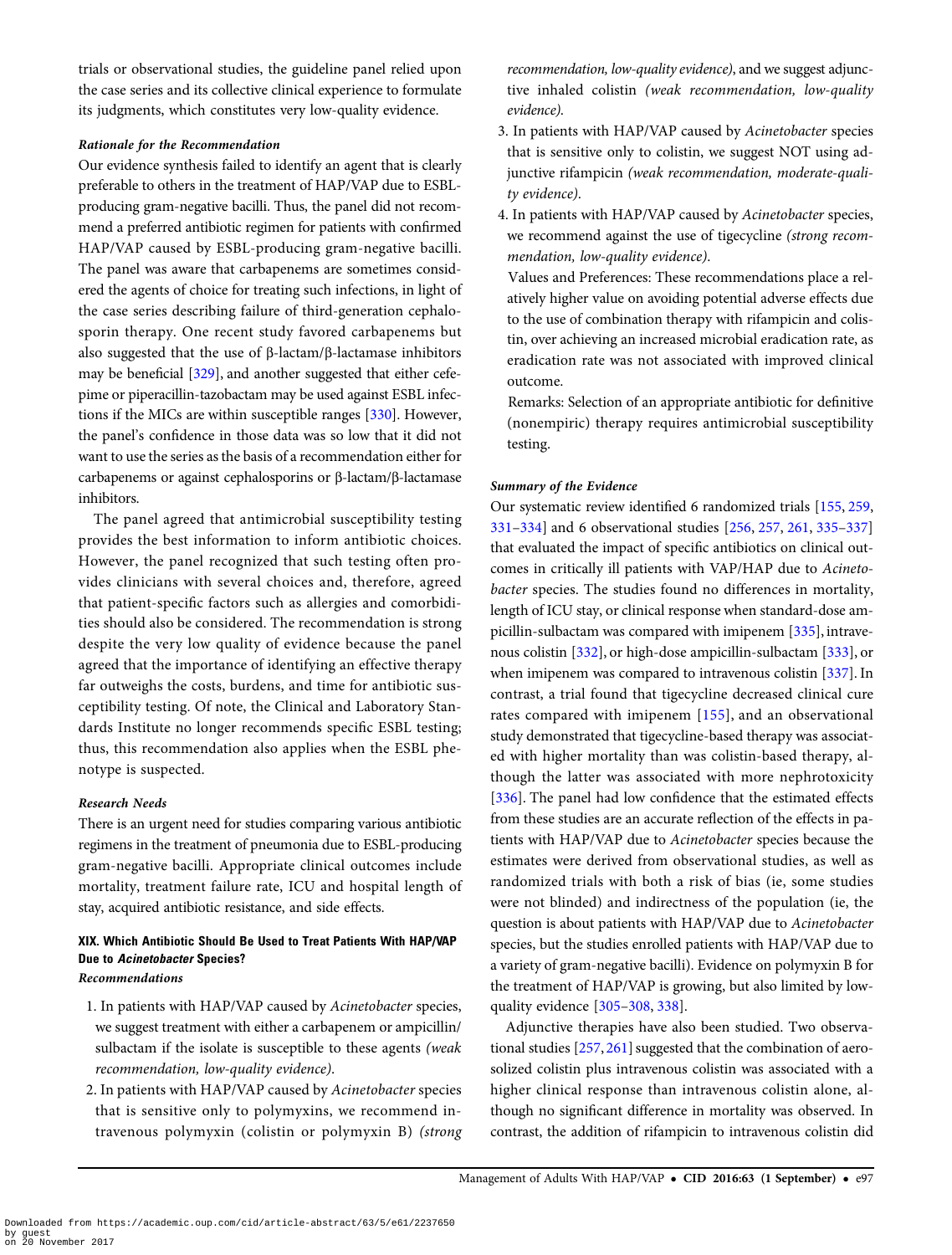trials or observational studies, the guideline panel relied upon the case series and its collective clinical experience to formulate its judgments, which constitutes very low-quality evidence.

#### Rationale for the Recommendation

Our evidence synthesis failed to identify an agent that is clearly preferable to others in the treatment of HAP/VAP due to ESBL-producing gram-negative bacilli. Thus, the panel did not recommend a preferred antibiotic regimen for patients with confirmed HAP/VAP caused by ESBL-producing gram-negative bacilli. The panel was aware that carbapenems are sometimes considered the agents of choice for treating such infections, in light of the case series describing failure of third-generation cephalosporin therapy. One recent study favored carbapenems but also suggested that the use of β-lactam/β-lactamase inhibitors may be beneficial [329], and another suggested that either cefepime or piperacillin-tazobactam may be used against ESBL infections if the MICs are within susceptible ranges [330]. However, the panel's confidence in those data was so low that it did not want to use the series as the basis of a recommendation either for carbapenems or against cephalosporins or β-lactam/β-lactamase inhibitors.

The panel agreed that antimicrobial susceptibility testing provides the best information to inform antibiotic choices. However, the panel recognized that such testing often provides clinicians with several choices and, therefore, agreed that patient-specific factors such as allergies and comorbidities should also be considered. The recommendation is strong despite the very low quality of evidence because the panel agreed that the importance of identifying an effective therapy far outweighs the costs, burdens, and time for antibiotic susceptibility testing. Of note, the Clinical and Laboratory Standards Institute no longer recommends specific ESBL testing; thus, this recommendation also applies when the ESBL phenotype is suspected.

#### Research Needs

There is an urgent need for studies comparing various antibiotic regimens in the treatment of pneumonia due to ESBL-producing gram-negative bacilli. Appropriate clinical outcomes include mortality, treatment failure rate, ICU and hospital length of stay, acquired antibiotic resistance, and side effects.

### XIX. Which Antibiotic Should Be Used to Treat Patients With HAP/VAP Due to *Acinetobacter* Species?

#### Recommendations

1. In patients with HAP/VAP caused by *Acinetobacter* species, we suggest treatment with either a carbapenem or ampicillin/sulbactam if the isolate is susceptible to these agents *(weak recommendation, low-quality evidence)*.
2. In patients with HAP/VAP caused by *Acinetobacter* species that is sensitive only to polymyxins, we recommend intravenous polymyxin (colistin or polymyxin B) *(strong recommendation, low-quality evidence)*, and we suggest adjunctive inhaled colistin *(weak recommendation, low-quality evidence)*.
3. In patients with HAP/VAP caused by *Acinetobacter* species that is sensitive only to colistin, we suggest NOT using adjunctive rifampicin *(weak recommendation, moderate-quality evidence)*.
4. In patients with HAP/VAP caused by *Acinetobacter* species, we recommend against the use of tigecycline *(strong recommendation, low-quality evidence)*.

   Values and Preferences: These recommendations place a relatively higher value on avoiding potential adverse effects due to the use of combination therapy with rifampicin and colistin, over achieving an increased microbial eradication rate, as eradication rate was not associated with improved clinical outcome.

   Remarks: Selection of an appropriate antibiotic for definitive (nonempiric) therapy requires antimicrobial susceptibility testing.

#### Summary of the Evidence

Our systematic review identified 6 randomized trials [155, 259, 331–334] and 6 observational studies [256, 257, 261, 335–337] that evaluated the impact of specific antibiotics on clinical outcomes in critically ill patients with VAP/HAP due to *Acinetobacter* species. The studies found no differences in mortality, length of ICU stay, or clinical response when standard-dose ampicillin-sulbactam was compared with imipenem [335], intravenous colistin [332], or high-dose ampicillin-sulbactam [333], or when imipenem was compared to intravenous colistin [337]. In contrast, a trial found that tigecycline decreased clinical cure rates compared with imipenem [155], and an observational study demonstrated that tigecycline-based therapy was associated with higher mortality than was colistin-based therapy, although the latter was associated with more nephrotoxicity [336]. The panel had low confidence that the estimated effects from these studies are an accurate reflection of the effects in patients with HAP/VAP due to *Acinetobacter* species because the estimates were derived from observational studies, as well as randomized trials with both a risk of bias (ie, some studies were not blinded) and indirectness of the population (ie, the question is about patients with HAP/VAP due to *Acinetobacter* species, but the studies enrolled patients with HAP/VAP due to a variety of gram-negative bacilli). Evidence on polymyxin B for the treatment of HAP/VAP is growing, but also limited by low-quality evidence [305–308, 338].

Adjunctive therapies have also been studied. Two observational studies [257, 261] suggested that the combination of aerosolized colistin plus intravenous colistin was associated with a higher clinical response than intravenous colistin alone, although no significant difference in mortality was observed. In contrast, the addition of rifampicin to intravenous colistin did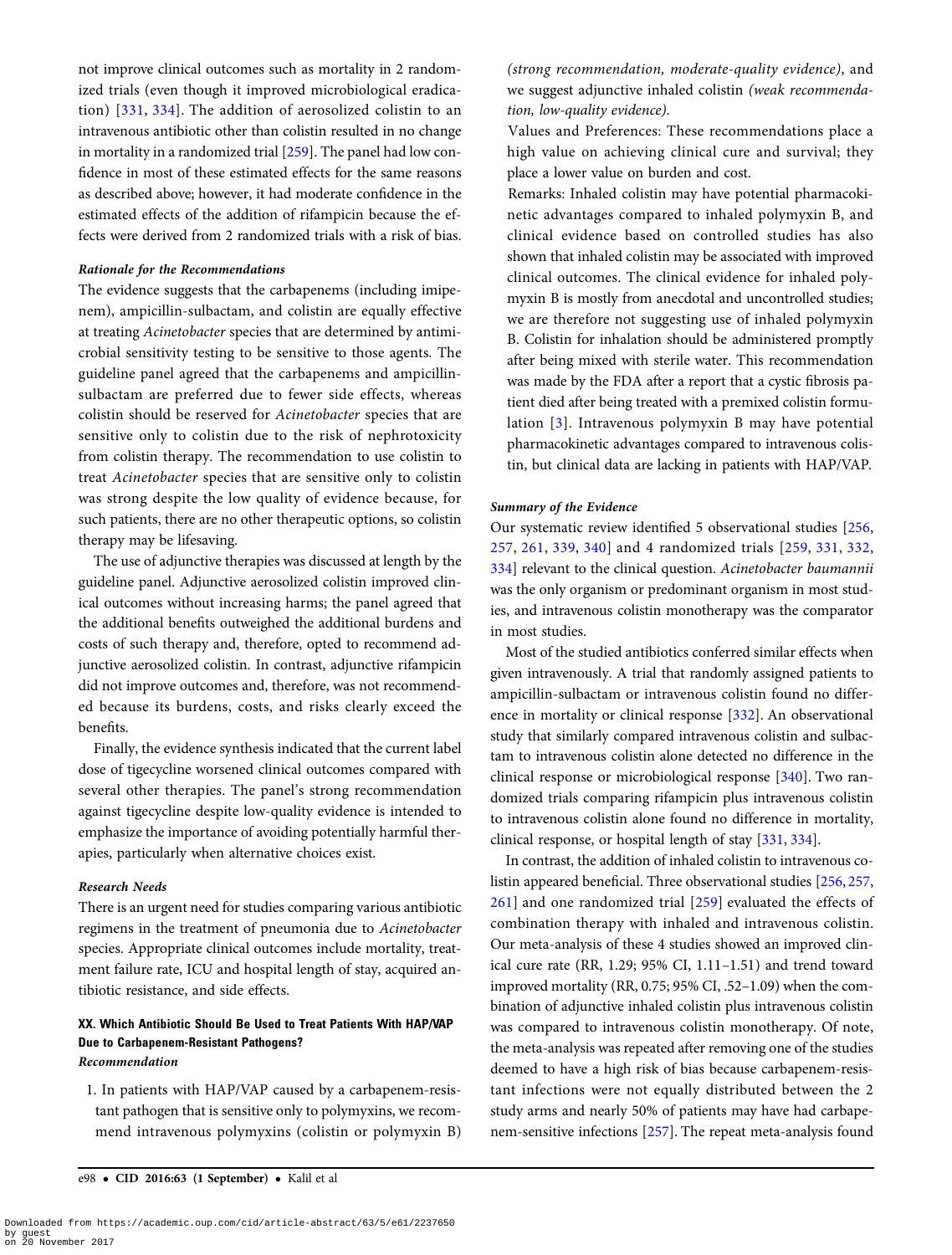not improve clinical outcomes such as mortality in 2 randomized trials (even though it improved microbiological eradication) [331, 334]. The addition of aerosolized colistin to an intravenous antibiotic other than colistin resulted in no change in mortality in a randomized trial [259]. The panel had low confidence in most of these estimated effects for the same reasons as described above; however, it had moderate confidence in the estimated effects of the addition of rifampicin because the effects were derived from 2 randomized trials with a risk of bias.

***Rationale for the Recommendations***

The evidence suggests that the carbapenems (including imipenem), ampicillin-sulbactam, and colistin are equally effective at treating *Acinetobacter* species that are determined by antimicrobial sensitivity testing to be sensitive to those agents. The guideline panel agreed that the carbapenems and ampicillin-sulbactam are preferred due to fewer side effects, whereas colistin should be reserved for *Acinetobacter* species that are sensitive only to colistin due to the risk of nephrotoxicity from colistin therapy. The recommendation to use colistin to treat *Acinetobacter* species that are sensitive only to colistin was strong despite the low quality of evidence because, for such patients, there are no other therapeutic options, so colistin therapy may be lifesaving.

The use of adjunctive therapies was discussed at length by the guideline panel. Adjunctive aerosolized colistin improved clinical outcomes without increasing harms; the panel agreed that the additional benefits outweighed the additional burdens and costs of such therapy and, therefore, opted to recommend adjunctive aerosolized colistin. In contrast, adjunctive rifampicin did not improve outcomes and, therefore, was not recommended because its burdens, costs, and risks clearly exceed the benefits.

Finally, the evidence synthesis indicated that the current label dose of tigecycline worsened clinical outcomes compared with several other therapies. The panel's strong recommendation against tigecycline despite low-quality evidence is intended to emphasize the importance of avoiding potentially harmful therapies, particularly when alternative choices exist.

***Research Needs***

There is an urgent need for studies comparing various antibiotic regimens in the treatment of pneumonia due to *Acinetobacter* species. Appropriate clinical outcomes include mortality, treatment failure rate, ICU and hospital length of stay, acquired antibiotic resistance, and side effects.

### XX. Which Antibiotic Should Be Used to Treat Patients With HAP/VAP Due to Carbapenem-Resistant Pathogens?

***Recommendation***

1. In patients with HAP/VAP caused by a carbapenem-resistant pathogen that is sensitive only to polymyxins, we recommend intravenous polymyxins (colistin or polymyxin B) *(strong recommendation, moderate-quality evidence)*, and we suggest adjunctive inhaled colistin *(weak recommendation, low-quality evidence)*.

   Values and Preferences: These recommendations place a high value on achieving clinical cure and survival; they place a lower value on burden and cost.

   Remarks: Inhaled colistin may have potential pharmacokinetic advantages compared to inhaled polymyxin B, and clinical evidence based on controlled studies has also shown that inhaled colistin may be associated with improved clinical outcomes. The clinical evidence for inhaled polymyxin B is mostly from anecdotal and uncontrolled studies; we are therefore not suggesting use of inhaled polymyxin B. Colistin for inhalation should be administered promptly after being mixed with sterile water. This recommendation was made by the FDA after a report that a cystic fibrosis patient died after being treated with a premixed colistin formulation [3]. Intravenous polymyxin B may have potential pharmacokinetic advantages compared to intravenous colistin, but clinical data are lacking in patients with HAP/VAP.

***Summary of the Evidence***

Our systematic review identified 5 observational studies [256, 257, 261, 339, 340] and 4 randomized trials [259, 331, 332, 334] relevant to the clinical question. *Acinetobacter baumannii* was the only organism or predominant organism in most studies, and intravenous colistin monotherapy was the comparator in most studies.

Most of the studied antibiotics conferred similar effects when given intravenously. A trial that randomly assigned patients to ampicillin-sulbactam or intravenous colistin found no difference in mortality or clinical response [332]. An observational study that similarly compared intravenous colistin and sulbactam to intravenous colistin alone detected no difference in the clinical response or microbiological response [340]. Two randomized trials comparing rifampicin plus intravenous colistin to intravenous colistin alone found no difference in mortality, clinical response, or hospital length of stay [331, 334].

In contrast, the addition of inhaled colistin to intravenous colistin appeared beneficial. Three observational studies [256, 257, 261] and one randomized trial [259] evaluated the effects of combination therapy with inhaled and intravenous colistin. Our meta-analysis of these 4 studies showed an improved clinical cure rate (RR, 1.29; 95% CI, 1.11–1.51) and trend toward improved mortality (RR, 0.75; 95% CI, .52–1.09) when the combination of adjunctive inhaled colistin plus intravenous colistin was compared to intravenous colistin monotherapy. Of note, the meta-analysis was repeated after removing one of the studies deemed to have a high risk of bias because carbapenem-resistant infections were not equally distributed between the 2 study arms and nearly 50% of patients may have had carbapenem-sensitive infections [257]. The repeat meta-analysis found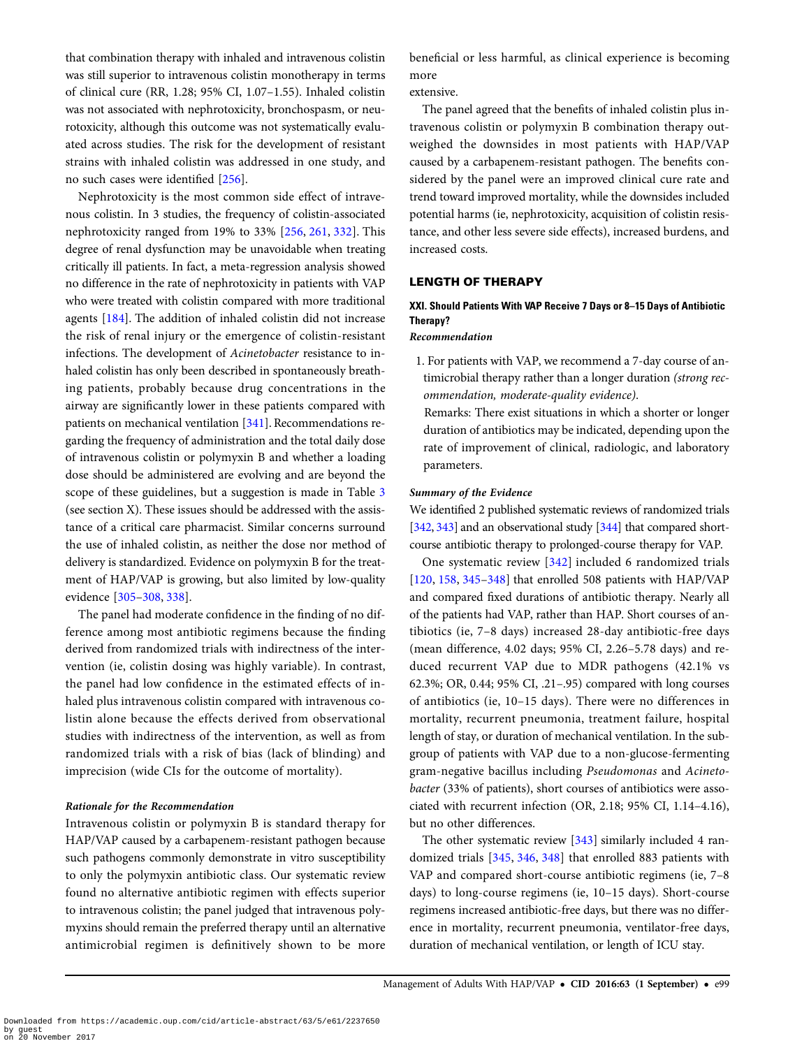that combination therapy with inhaled and intravenous colistin was still superior to intravenous colistin monotherapy in terms of clinical cure (RR, 1.28; 95% CI, 1.07–1.55). Inhaled colistin was not associated with nephrotoxicity, bronchospasm, or neurotoxicity, although this outcome was not systematically evaluated across studies. The risk for the development of resistant strains with inhaled colistin was addressed in one study, and no such cases were identified [256].

Nephrotoxicity is the most common side effect of intravenous colistin. In 3 studies, the frequency of colistin-associated nephrotoxicity ranged from 19% to 33% [256, 261, 332]. This degree of renal dysfunction may be unavoidable when treating critically ill patients. In fact, a meta-regression analysis showed no difference in the rate of nephrotoxicity in patients with VAP who were treated with colistin compared with more traditional agents [184]. The addition of inhaled colistin did not increase the risk of renal injury or the emergence of colistin-resistant infections. The development of *Acinetobacter* resistance to inhaled colistin has only been described in spontaneously breathing patients, probably because drug concentrations in the airway are significantly lower in these patients compared with patients on mechanical ventilation [341]. Recommendations regarding the frequency of administration and the total daily dose of intravenous colistin or polymyxin B and whether a loading dose should be administered are evolving and are beyond the scope of these guidelines, but a suggestion is made in Table 3 (see section X). These issues should be addressed with the assistance of a critical care pharmacist. Similar concerns surround the use of inhaled colistin, as neither the dose nor method of delivery is standardized. Evidence on polymyxin B for the treatment of HAP/VAP is growing, but also limited by low-quality evidence [305–308, 338].

The panel had moderate confidence in the finding of no difference among most antibiotic regimens because the finding derived from randomized trials with indirectness of the intervention (ie, colistin dosing was highly variable). In contrast, the panel had low confidence in the estimated effects of inhaled plus intravenous colistin compared with intravenous colistin alone because the effects derived from observational studies with indirectness of the intervention, as well as from randomized trials with a risk of bias (lack of blinding) and imprecision (wide CIs for the outcome of mortality).

#### *Rationale for the Recommendation*

Intravenous colistin or polymyxin B is standard therapy for HAP/VAP caused by a carbapenem-resistant pathogen because such pathogens commonly demonstrate in vitro susceptibility to only the polymyxin antibiotic class. Our systematic review found no alternative antibiotic regimen with effects superior to intravenous colistin; the panel judged that intravenous polymyxins should remain the preferred therapy until an alternative antimicrobial regimen is definitively shown to be more beneficial or less harmful, as clinical experience is becoming more extensive.

The panel agreed that the benefits of inhaled colistin plus intravenous colistin or polymyxin B combination therapy outweighed the downsides in most patients with HAP/VAP caused by a carbapenem-resistant pathogen. The benefits considered by the panel were an improved clinical cure rate and trend toward improved mortality, while the downsides included potential harms (ie, nephrotoxicity, acquisition of colistin resistance, and other less severe side effects), increased burdens, and increased costs.

## LENGTH OF THERAPY

### XXI. Should Patients With VAP Receive 7 Days or 8–15 Days of Antibiotic Therapy?

#### *Recommendation*

1. For patients with VAP, we recommend a 7-day course of antimicrobial therapy rather than a longer duration *(strong recommendation, moderate-quality evidence)*.
   Remarks: There exist situations in which a shorter or longer duration of antibiotics may be indicated, depending upon the rate of improvement of clinical, radiologic, and laboratory parameters.

#### *Summary of the Evidence*

We identified 2 published systematic reviews of randomized trials [342, 343] and an observational study [344] that compared short-course antibiotic therapy to prolonged-course therapy for VAP.

One systematic review [342] included 6 randomized trials [120, 158, 345–348] that enrolled 508 patients with HAP/VAP and compared fixed durations of antibiotic therapy. Nearly all of the patients had VAP, rather than HAP. Short courses of antibiotics (ie, 7–8 days) increased 28-day antibiotic-free days (mean difference, 4.02 days; 95% CI, 2.26–5.78 days) and reduced recurrent VAP due to MDR pathogens (42.1% vs 62.3%; OR, 0.44; 95% CI, .21–.95) compared with long courses of antibiotics (ie, 10–15 days). There were no differences in mortality, recurrent pneumonia, treatment failure, hospital length of stay, or duration of mechanical ventilation. In the subgroup of patients with VAP due to a non-glucose-fermenting gram-negative bacillus including *Pseudomonas* and *Acinetobacter* (33% of patients), short courses of antibiotics were associated with recurrent infection (OR, 2.18; 95% CI, 1.14–4.16), but no other differences.

The other systematic review [343] similarly included 4 randomized trials [345, 346, 348] that enrolled 883 patients with VAP and compared short-course antibiotic regimens (ie, 7–8 days) to long-course regimens (ie, 10–15 days). Short-course regimens increased antibiotic-free days, but there was no difference in mortality, recurrent pneumonia, ventilator-free days, duration of mechanical ventilation, or length of ICU stay.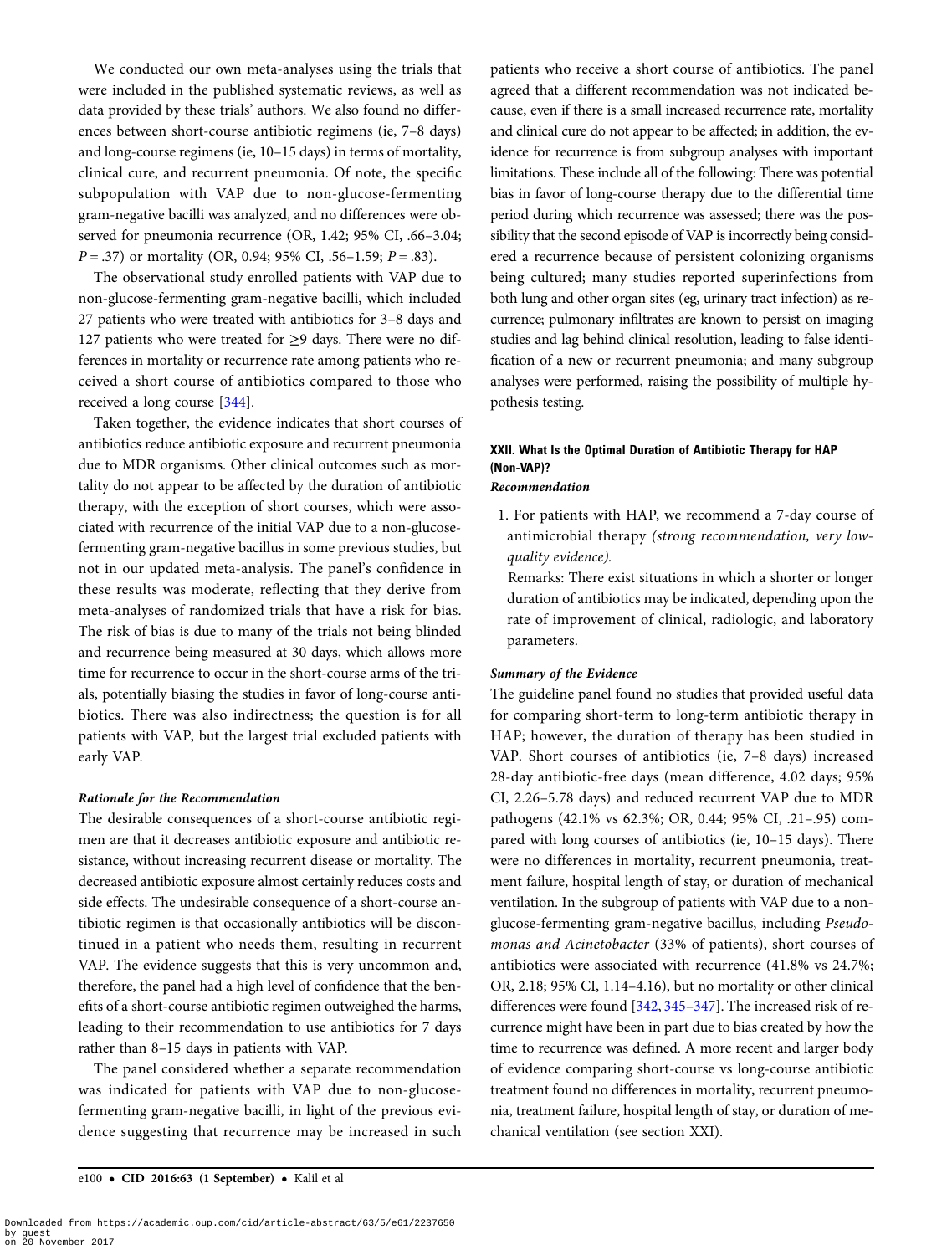We conducted our own meta-analyses using the trials that were included in the published systematic reviews, as well as data provided by these trials' authors. We also found no differences between short-course antibiotic regimens (ie, 7–8 days) and long-course regimens (ie, 10–15 days) in terms of mortality, clinical cure, and recurrent pneumonia. Of note, the specific subpopulation with VAP due to non-glucose-fermenting gram-negative bacilli was analyzed, and no differences were observed for pneumonia recurrence (OR, 1.42; 95% CI, .66–3.04; $P = .37$) or mortality (OR, 0.94; 95% CI, .56–1.59; $P = .83$).

The observational study enrolled patients with VAP due to non-glucose-fermenting gram-negative bacilli, which included 27 patients who were treated with antibiotics for 3–8 days and 127 patients who were treated for ≥9 days. There were no differences in mortality or recurrence rate among patients who received a short course of antibiotics compared to those who received a long course [344].

Taken together, the evidence indicates that short courses of antibiotics reduce antibiotic exposure and recurrent pneumonia due to MDR organisms. Other clinical outcomes such as mortality do not appear to be affected by the duration of antibiotic therapy, with the exception of short courses, which were associated with recurrence of the initial VAP due to a non-glucose-fermenting gram-negative bacillus in some previous studies, but not in our updated meta-analysis. The panel's confidence in these results was moderate, reflecting that they derive from meta-analyses of randomized trials that have a risk for bias. The risk of bias is due to many of the trials not being blinded and recurrence being measured at 30 days, which allows more time for recurrence to occur in the short-course arms of the trials, potentially biasing the studies in favor of long-course antibiotics. There was also indirectness; the question is for all patients with VAP, but the largest trial excluded patients with early VAP.

#### *Rationale for the Recommendation*

The desirable consequences of a short-course antibiotic regimen are that it decreases antibiotic exposure and antibiotic resistance, without increasing recurrent disease or mortality. The decreased antibiotic exposure almost certainly reduces costs and side effects. The undesirable consequence of a short-course antibiotic regimen is that occasionally antibiotics will be discontinued in a patient who needs them, resulting in recurrent VAP. The evidence suggests that this is very uncommon and, therefore, the panel had a high level of confidence that the benefits of a short-course antibiotic regimen outweighed the harms, leading to their recommendation to use antibiotics for 7 days rather than 8–15 days in patients with VAP.

The panel considered whether a separate recommendation was indicated for patients with VAP due to non-glucose-fermenting gram-negative bacilli, in light of the previous evidence suggesting that recurrence may be increased in such patients who receive a short course of antibiotics. The panel agreed that a different recommendation was not indicated because, even if there is a small increased recurrence rate, mortality and clinical cure do not appear to be affected; in addition, the evidence for recurrence is from subgroup analyses with important limitations. These include all of the following: There was potential bias in favor of long-course therapy due to the differential time period during which recurrence was assessed; there was the possibility that the second episode of VAP is incorrectly being considered a recurrence because of persistent colonizing organisms being cultured; many studies reported superinfections from both lung and other organ sites (eg, urinary tract infection) as recurrence; pulmonary infiltrates are known to persist on imaging studies and lag behind clinical resolution, leading to false identification of a new or recurrent pneumonia; and many subgroup analyses were performed, raising the possibility of multiple hypothesis testing.

### XXII. What Is the Optimal Duration of Antibiotic Therapy for HAP (Non-VAP)?

#### *Recommendation*

1. For patients with HAP, we recommend a 7-day course of antimicrobial therapy *(strong recommendation, very low-quality evidence).*

   Remarks: There exist situations in which a shorter or longer duration of antibiotics may be indicated, depending upon the rate of improvement of clinical, radiologic, and laboratory parameters.

#### *Summary of the Evidence*

The guideline panel found no studies that provided useful data for comparing short-term to long-term antibiotic therapy in HAP; however, the duration of therapy has been studied in VAP. Short courses of antibiotics (ie, 7–8 days) increased 28-day antibiotic-free days (mean difference, 4.02 days; 95% CI, 2.26–5.78 days) and reduced recurrent VAP due to MDR pathogens (42.1% vs 62.3%; OR, 0.44; 95% CI, .21–.95) compared with long courses of antibiotics (ie, 10–15 days). There were no differences in mortality, recurrent pneumonia, treatment failure, hospital length of stay, or duration of mechanical ventilation. In the subgroup of patients with VAP due to a non-glucose-fermenting gram-negative bacillus, including *Pseudomonas and Acinetobacter* (33% of patients), short courses of antibiotics were associated with recurrence (41.8% vs 24.7%; OR, 2.18; 95% CI, 1.14–4.16), but no mortality or other clinical differences were found [342, 345–347]. The increased risk of recurrence might have been in part due to bias created by how the time to recurrence was defined. A more recent and larger body of evidence comparing short-course vs long-course antibiotic treatment found no differences in mortality, recurrent pneumonia, treatment failure, hospital length of stay, or duration of mechanical ventilation (see section XXI).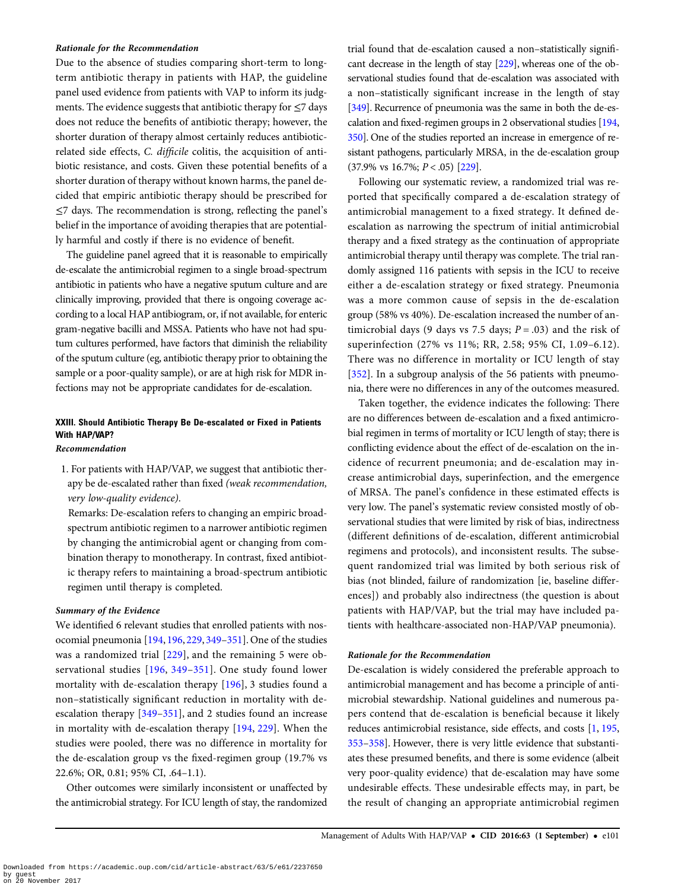#### Rationale for the Recommendation

Due to the absence of studies comparing short-term to long-term antibiotic therapy in patients with HAP, the guideline panel used evidence from patients with VAP to inform its judgments. The evidence suggests that antibiotic therapy for ≤7 days does not reduce the benefits of antibiotic therapy; however, the shorter duration of therapy almost certainly reduces antibiotic-related side effects, *C. difficile* colitis, the acquisition of antibiotic resistance, and costs. Given these potential benefits of a shorter duration of therapy without known harms, the panel decided that empiric antibiotic therapy should be prescribed for ≤7 days. The recommendation is strong, reflecting the panel's belief in the importance of avoiding therapies that are potentially harmful and costly if there is no evidence of benefit.

The guideline panel agreed that it is reasonable to empirically de-escalate the antimicrobial regimen to a single broad-spectrum antibiotic in patients who have a negative sputum culture and are clinically improving, provided that there is ongoing coverage according to a local HAP antibiogram, or, if not available, for enteric gram-negative bacilli and MSSA. Patients who have not had sputum cultures performed, have factors that diminish the reliability of the sputum culture (eg, antibiotic therapy prior to obtaining the sample or a poor-quality sample), or are at high risk for MDR infections may not be appropriate candidates for de-escalation.

### XXIII. Should Antibiotic Therapy Be De-escalated or Fixed in Patients With HAP/VAP?

#### Recommendation

1. For patients with HAP/VAP, we suggest that antibiotic therapy be de-escalated rather than fixed *(weak recommendation, very low-quality evidence)*.

   Remarks: De-escalation refers to changing an empiric broad-spectrum antibiotic regimen to a narrower antibiotic regimen by changing the antimicrobial agent or changing from combination therapy to monotherapy. In contrast, fixed antibiotic therapy refers to maintaining a broad-spectrum antibiotic regimen until therapy is completed.

#### Summary of the Evidence

We identified 6 relevant studies that enrolled patients with nosocomial pneumonia [194, 196, 229, 349–351]. One of the studies was a randomized trial [229], and the remaining 5 were observational studies [196, 349–351]. One study found lower mortality with de-escalation therapy [196], 3 studies found a non–statistically significant reduction in mortality with de-escalation therapy [349–351], and 2 studies found an increase in mortality with de-escalation therapy [194, 229]. When the studies were pooled, there was no difference in mortality for the de-escalation group vs the fixed-regimen group (19.7% vs 22.6%; OR, 0.81; 95% CI, .64–1.1).

Other outcomes were similarly inconsistent or unaffected by the antimicrobial strategy. For ICU length of stay, the randomized trial found that de-escalation caused a non–statistically significant decrease in the length of stay [229], whereas one of the observational studies found that de-escalation was associated with a non–statistically significant increase in the length of stay [349]. Recurrence of pneumonia was the same in both the de-escalation and fixed-regimen groups in 2 observational studies [194, 350]. One of the studies reported an increase in emergence of resistant pathogens, particularly MRSA, in the de-escalation group (37.9% vs 16.7%; $P < .05$) [229].

Following our systematic review, a randomized trial was reported that specifically compared a de-escalation strategy of antimicrobial management to a fixed strategy. It defined de-escalation as narrowing the spectrum of initial antimicrobial therapy and a fixed strategy as the continuation of appropriate antimicrobial therapy until therapy was complete. The trial randomly assigned 116 patients with sepsis in the ICU to receive either a de-escalation strategy or fixed strategy. Pneumonia was a more common cause of sepsis in the de-escalation group (58% vs 40%). De-escalation increased the number of antimicrobial days (9 days vs 7.5 days; $P = .03$) and the risk of superinfection (27% vs 11%; RR, 2.58; 95% CI, 1.09–6.12). There was no difference in mortality or ICU length of stay [352]. In a subgroup analysis of the 56 patients with pneumonia, there were no differences in any of the outcomes measured.

Taken together, the evidence indicates the following: There are no differences between de-escalation and a fixed antimicrobial regimen in terms of mortality or ICU length of stay; there is conflicting evidence about the effect of de-escalation on the incidence of recurrent pneumonia; and de-escalation may increase antimicrobial days, superinfection, and the emergence of MRSA. The panel's confidence in these estimated effects is very low. The panel's systematic review consisted mostly of observational studies that were limited by risk of bias, indirectness (different definitions of de-escalation, different antimicrobial regimens and protocols), and inconsistent results. The subsequent randomized trial was limited by both serious risk of bias (not blinded, failure of randomization [ie, baseline differences]) and probably also indirectness (the question is about patients with HAP/VAP, but the trial may have included patients with healthcare-associated non-HAP/VAP pneumonia).

#### Rationale for the Recommendation

De-escalation is widely considered the preferable approach to antimicrobial management and has become a principle of antimicrobial stewardship. National guidelines and numerous papers contend that de-escalation is beneficial because it likely reduces antimicrobial resistance, side effects, and costs [1, 195, 353–358]. However, there is very little evidence that substantiates these presumed benefits, and there is some evidence (albeit very poor-quality evidence) that de-escalation may have some undesirable effects. These undesirable effects may, in part, be the result of changing an appropriate antimicrobial regimen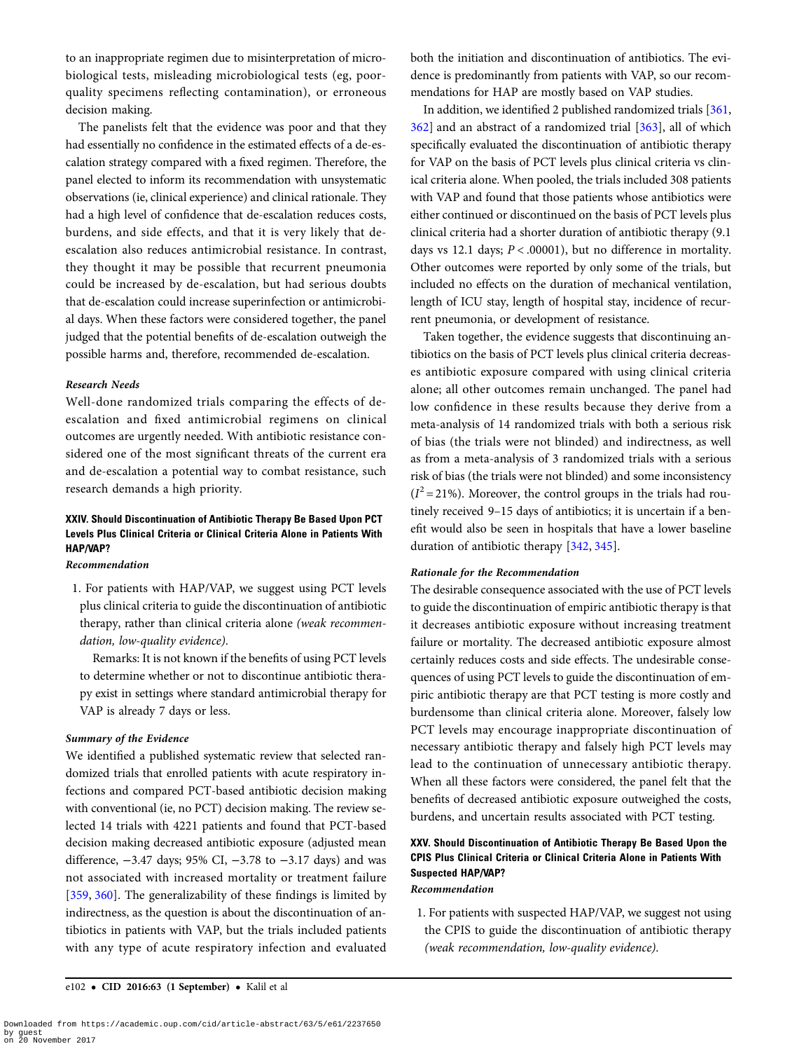to an inappropriate regimen due to misinterpretation of microbiological tests, misleading microbiological tests (eg, poor-quality specimens reflecting contamination), or erroneous decision making.

The panelists felt that the evidence was poor and that they had essentially no confidence in the estimated effects of a de-escalation strategy compared with a fixed regimen. Therefore, the panel elected to inform its recommendation with unsystematic observations (ie, clinical experience) and clinical rationale. They had a high level of confidence that de-escalation reduces costs, burdens, and side effects, and that it is very likely that de-escalation also reduces antimicrobial resistance. In contrast, they thought it may be possible that recurrent pneumonia could be increased by de-escalation, but had serious doubts that de-escalation could increase superinfection or antimicrobial days. When these factors were considered together, the panel judged that the potential benefits of de-escalation outweigh the possible harms and, therefore, recommended de-escalation.

#### *Research Needs*

Well-done randomized trials comparing the effects of de-escalation and fixed antimicrobial regimens on clinical outcomes are urgently needed. With antibiotic resistance considered one of the most significant threats of the current era and de-escalation a potential way to combat resistance, such research demands a high priority.

### XXIV. Should Discontinuation of Antibiotic Therapy Be Based Upon PCT Levels Plus Clinical Criteria or Clinical Criteria Alone in Patients With HAP/VAP?

#### *Recommendation*

1. For patients with HAP/VAP, we suggest using PCT levels plus clinical criteria to guide the discontinuation of antibiotic therapy, rather than clinical criteria alone *(weak recommendation, low-quality evidence)*.

   Remarks: It is not known if the benefits of using PCT levels to determine whether or not to discontinue antibiotic therapy exist in settings where standard antimicrobial therapy for VAP is already 7 days or less.

#### *Summary of the Evidence*

We identified a published systematic review that selected randomized trials that enrolled patients with acute respiratory infections and compared PCT-based antibiotic decision making with conventional (ie, no PCT) decision making. The review selected 14 trials with 4221 patients and found that PCT-based decision making decreased antibiotic exposure (adjusted mean difference, −3.47 days; 95% CI, −3.78 to −3.17 days) and was not associated with increased mortality or treatment failure [359, 360]. The generalizability of these findings is limited by indirectness, as the question is about the discontinuation of antibiotics in patients with VAP, but the trials included patients with any type of acute respiratory infection and evaluated both the initiation and discontinuation of antibiotics. The evidence is predominantly from patients with VAP, so our recommendations for HAP are mostly based on VAP studies.

In addition, we identified 2 published randomized trials [361, 362] and an abstract of a randomized trial [363], all of which specifically evaluated the discontinuation of antibiotic therapy for VAP on the basis of PCT levels plus clinical criteria vs clinical criteria alone. When pooled, the trials included 308 patients with VAP and found that those patients whose antibiotics were either continued or discontinued on the basis of PCT levels plus clinical criteria had a shorter duration of antibiotic therapy (9.1 days vs 12.1 days; $P < .00001$), but no difference in mortality. Other outcomes were reported by only some of the trials, but included no effects on the duration of mechanical ventilation, length of ICU stay, length of hospital stay, incidence of recurrent pneumonia, or development of resistance.

Taken together, the evidence suggests that discontinuing antibiotics on the basis of PCT levels plus clinical criteria decreases antibiotic exposure compared with using clinical criteria alone; all other outcomes remain unchanged. The panel had low confidence in these results because they derive from a meta-analysis of 14 randomized trials with both a serious risk of bias (the trials were not blinded) and indirectness, as well as from a meta-analysis of 3 randomized trials with a serious risk of bias (the trials were not blinded) and some inconsistency ($I^2 = 21\%$). Moreover, the control groups in the trials had routinely received 9–15 days of antibiotics; it is uncertain if a benefit would also be seen in hospitals that have a lower baseline duration of antibiotic therapy [342, 345].

#### *Rationale for the Recommendation*

The desirable consequence associated with the use of PCT levels to guide the discontinuation of empiric antibiotic therapy is that it decreases antibiotic exposure without increasing treatment failure or mortality. The decreased antibiotic exposure almost certainly reduces costs and side effects. The undesirable consequences of using PCT levels to guide the discontinuation of empiric antibiotic therapy are that PCT testing is more costly and burdensome than clinical criteria alone. Moreover, falsely low PCT levels may encourage inappropriate discontinuation of necessary antibiotic therapy and falsely high PCT levels may lead to the continuation of unnecessary antibiotic therapy. When all these factors were considered, the panel felt that the benefits of decreased antibiotic exposure outweighed the costs, burdens, and uncertain results associated with PCT testing.

### XXV. Should Discontinuation of Antibiotic Therapy Be Based Upon the CPIS Plus Clinical Criteria or Clinical Criteria Alone in Patients With Suspected HAP/VAP?

#### *Recommendation*

1. For patients with suspected HAP/VAP, we suggest not using the CPIS to guide the discontinuation of antibiotic therapy *(weak recommendation, low-quality evidence)*.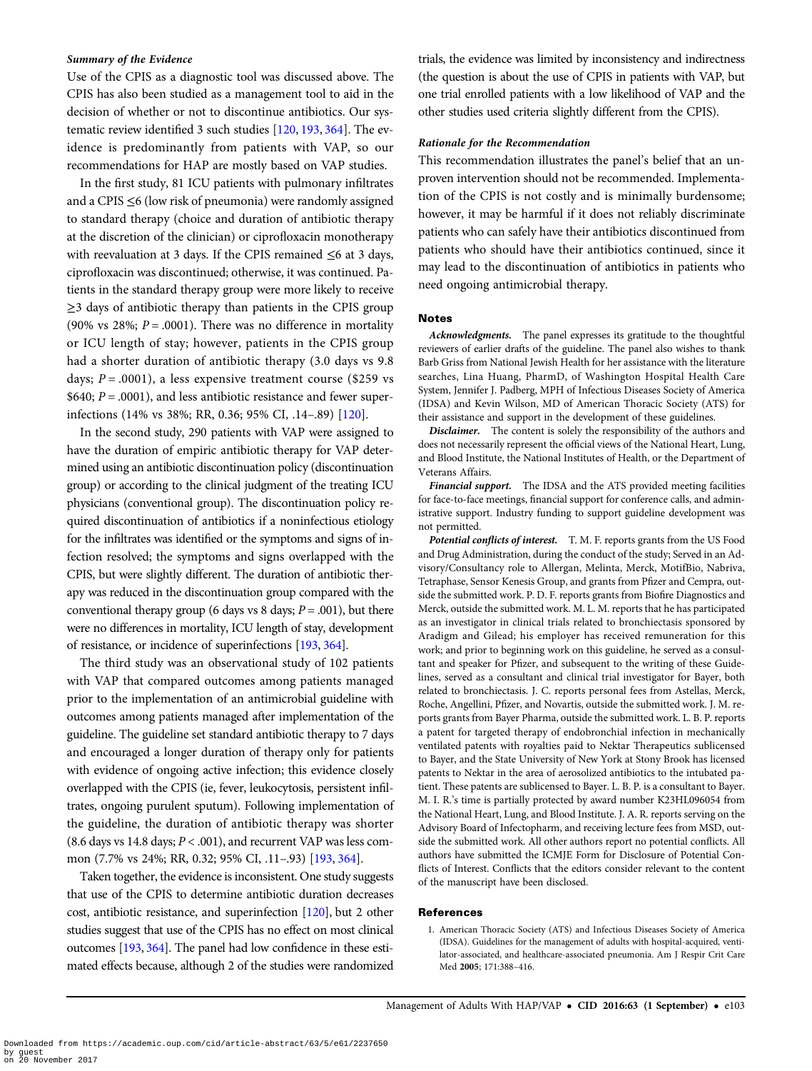*Summary of the Evidence*

Use of the CPIS as a diagnostic tool was discussed above. The CPIS has also been studied as a management tool to aid in the decision of whether or not to discontinue antibiotics. Our systematic review identified 3 such studies [120, 193, 364]. The evidence is predominantly from patients with VAP, so our recommendations for HAP are mostly based on VAP studies.

In the first study, 81 ICU patients with pulmonary infiltrates and a CPIS ≤6 (low risk of pneumonia) were randomly assigned to standard therapy (choice and duration of antibiotic therapy at the discretion of the clinician) or ciprofloxacin monotherapy with reevaluation at 3 days. If the CPIS remained ≤6 at 3 days, ciprofloxacin was discontinued; otherwise, it was continued. Patients in the standard therapy group were more likely to receive ≥3 days of antibiotic therapy than patients in the CPIS group (90% vs 28%; $P = .0001$). There was no difference in mortality or ICU length of stay; however, patients in the CPIS group had a shorter duration of antibiotic therapy (3.0 days vs 9.8 days; $P = .0001$), a less expensive treatment course ($259 vs $640; $P = .0001$), and less antibiotic resistance and fewer superinfections (14% vs 38%; RR, 0.36; 95% CI, .14–.89) [120].

In the second study, 290 patients with VAP were assigned to have the duration of empiric antibiotic therapy for VAP determined using an antibiotic discontinuation policy (discontinuation group) or according to the clinical judgment of the treating ICU physicians (conventional group). The discontinuation policy required discontinuation of antibiotics if a noninfectious etiology for the infiltrates was identified or the symptoms and signs of infection resolved; the symptoms and signs overlapped with the CPIS, but were slightly different. The duration of antibiotic therapy was reduced in the discontinuation group compared with the conventional therapy group (6 days vs 8 days; $P = .001$), but there were no differences in mortality, ICU length of stay, development of resistance, or incidence of superinfections [193, 364].

The third study was an observational study of 102 patients with VAP that compared outcomes among patients managed prior to the implementation of an antimicrobial guideline with outcomes among patients managed after implementation of the guideline. The guideline set standard antibiotic therapy to 7 days and encouraged a longer duration of therapy only for patients with evidence of ongoing active infection; this evidence closely overlapped with the CPIS (ie, fever, leukocytosis, persistent infiltrates, ongoing purulent sputum). Following implementation of the guideline, the duration of antibiotic therapy was shorter (8.6 days vs 14.8 days; $P < .001$), and recurrent VAP was less common (7.7% vs 24%; RR, 0.32; 95% CI, .11–.93) [193, 364].

Taken together, the evidence is inconsistent. One study suggests that use of the CPIS to determine antibiotic duration decreases cost, antibiotic resistance, and superinfection [120], but 2 other studies suggest that use of the CPIS has no effect on most clinical outcomes [193, 364]. The panel had low confidence in these estimated effects because, although 2 of the studies were randomized trials, the evidence was limited by inconsistency and indirectness (the question is about the use of CPIS in patients with VAP, but one trial enrolled patients with a low likelihood of VAP and the other studies used criteria slightly different from the CPIS).

*Rationale for the Recommendation*

This recommendation illustrates the panel's belief that an unproven intervention should not be recommended. Implementation of the CPIS is not costly and is minimally burdensome; however, it may be harmful if it does not reliably discriminate patients who can safely have their antibiotics discontinued from patients who should have their antibiotics continued, since it may lead to the discontinuation of antibiotics in patients who need ongoing antimicrobial therapy.

## Notes

***Acknowledgments.*** The panel expresses its gratitude to the thoughtful reviewers of earlier drafts of the guideline. The panel also wishes to thank Barb Griss from National Jewish Health for her assistance with the literature searches, Lina Huang, PharmD, of Washington Hospital Health Care System, Jennifer J. Padberg, MPH of Infectious Diseases Society of America (IDSA) and Kevin Wilson, MD of American Thoracic Society (ATS) for their assistance and support in the development of these guidelines.

***Disclaimer.*** The content is solely the responsibility of the authors and does not necessarily represent the official views of the National Heart, Lung, and Blood Institute, the National Institutes of Health, or the Department of Veterans Affairs.

***Financial support.*** The IDSA and the ATS provided meeting facilities for face-to-face meetings, financial support for conference calls, and administrative support. Industry funding to support guideline development was not permitted.

***Potential conflicts of interest.*** T. M. F. reports grants from the US Food and Drug Administration, during the conduct of the study; Served in an Advisory/Consultancy role to Allergan, Melinta, Merck, MotifBio, Nabriva, Tetraphase, Sensor Kenesis Group, and grants from Pfizer and Cempra, outside the submitted work. P. D. F. reports grants from Biofire Diagnostics and Merck, outside the submitted work. M. L. M. reports that he has participated as an investigator in clinical trials related to bronchiectasis sponsored by Aradigm and Gilead; his employer has received remuneration for this work; and prior to beginning work on this guideline, he served as a consultant and speaker for Pfizer, and subsequent to the writing of these Guidelines, served as a consultant and clinical trial investigator for Bayer, both related to bronchiectasis. J. C. reports personal fees from Astellas, Merck, Roche, Angellini, Pfizer, and Novartis, outside the submitted work. J. M. reports grants from Bayer Pharma, outside the submitted work. L. B. P. reports a patent for targeted therapy of endobronchial infection in mechanically ventilated patents with royalties paid to Nektar Therapeutics sublicensed to Bayer, and the State University of New York at Stony Brook has licensed patents to Nektar in the area of aerosolized antibiotics to the intubated patient. These patents are sublicensed to Bayer. L. B. P. is a consultant to Bayer. M. I. R.'s time is partially protected by award number K23HL096054 from the National Heart, Lung, and Blood Institute. J. A. R. reports serving on the Advisory Board of Infectopharm, and receiving lecture fees from MSD, outside the submitted work. All other authors report no potential conflicts. All authors have submitted the ICMJE Form for Disclosure of Potential Conflicts of Interest. Conflicts that the editors consider relevant to the content of the manuscript have been disclosed.

## References

1. American Thoracic Society (ATS) and Infectious Diseases Society of America (IDSA). Guidelines for the management of adults with hospital-acquired, ventilator-associated, and healthcare-associated pneumonia. Am J Respir Crit Care Med **2005**; 171:388–416.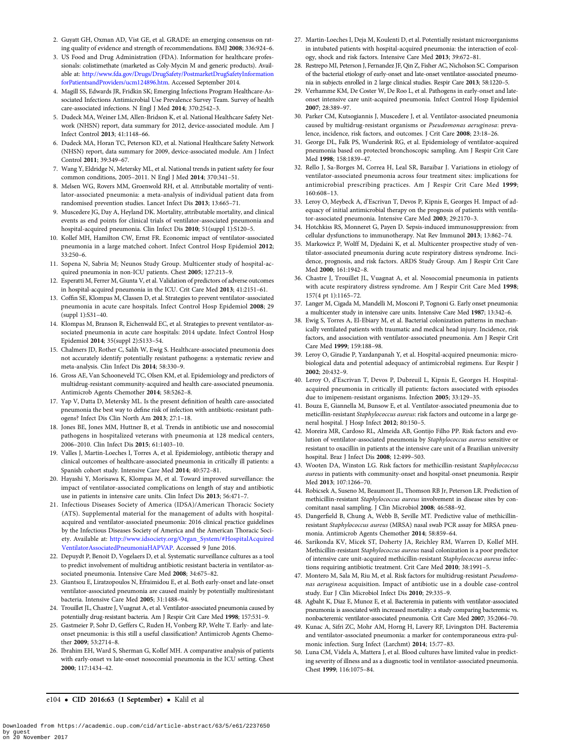2. Guyatt GH, Oxman AD, Vist GE, et al. GRADE: an emerging consensus on rating quality of evidence and strength of recommendations. BMJ **2008**; 336:924–6.
3. US Food and Drug Administration (FDA). Information for healthcare professionals: colistimethate (marketed as Coly-Mycin M and generic products). Available at: http://www.fda.gov/Drugs/DrugSafety/PostmarketDrugSafetyInformationforPatientsandProviders/ucm124896.htm. Accessed September 2014.
4. Magill SS, Edwards JR, Fridkin SK; Emerging Infections Program Healthcare-Associated Infections Antimicrobial Use Prevalence Survey Team. Survey of health care-associated infections. N Engl J Med **2014**; 370:2542–3.
5. Dudeck MA, Weiner LM, Allen-Bridson K, et al. National Healthcare Safety Network (NHSN) report, data summary for 2012, device-associated module. Am J Infect Control **2013**; 41:1148–66.
6. Dudeck MA, Horan TC, Peterson KD, et al. National Healthcare Safety Network (NHSN) report, data summary for 2009, device-associated module. Am J Infect Control **2011**; 39:349–67.
7. Wang Y, Eldridge N, Metersky ML, et al. National trends in patient safety for four common conditions, 2005–2011. N Engl J Med **2014**; 370:341–51.
8. Melsen WG, Rovers MM, Groenwold RH, et al. Attributable mortality of ventilator-associated pneumonia: a meta-analysis of individual patient data from randomised prevention studies. Lancet Infect Dis **2013**; 13:665–71.
9. Muscedere JG, Day A, Heyland DK. Mortality, attributable mortality, and clinical events as end points for clinical trials of ventilator-associated pneumonia and hospital-acquired pneumonia. Clin Infect Dis **2010**; 51(suppl 1):S120–5.
10. Kollef MH, Hamilton CW, Ernst FR. Economic impact of ventilator-associated pneumonia in a large matched cohort. Infect Control Hosp Epidemiol **2012**; 33:250–6.
11. Sopena N, Sabria M; Neunos Study Group. Multicenter study of hospital-acquired pneumonia in non-ICU patients. Chest **2005**; 127:213–9.
12. Esperatti M, Ferrer M, Giunta V, et al. Validation of predictors of adverse outcomes in hospital-acquired pneumonia in the ICU. Crit Care Med **2013**; 41:2151–61.
13. Coffin SE, Klompas M, Classen D, et al. Strategies to prevent ventilator-associated pneumonia in acute care hospitals. Infect Control Hosp Epidemiol **2008**; 29 (suppl 1):S31–40.
14. Klompas M, Branson R, Eichenwald EC, et al. Strategies to prevent ventilator-associated pneumonia in acute care hospitals: 2014 update. Infect Control Hosp Epidemiol **2014**; 35(suppl 2):S133–54.
15. Chalmers JD, Rother C, Salih W, Ewig S. Healthcare-associated pneumonia does not accurately identify potentially resistant pathogens: a systematic review and meta-analysis. Clin Infect Dis **2014**; 58:330–9.
16. Gross AE, Van Schooneveld TC, Olsen KM, et al. Epidemiology and predictors of multidrug-resistant community-acquired and health care-associated pneumonia. Antimicrob Agents Chemother **2014**; 58:5262–8.
17. Yap V, Datta D, Metersky ML. Is the present definition of health care-associated pneumonia the best way to define risk of infection with antibiotic-resistant pathogens? Infect Dis Clin North Am **2013**; 27:1–18.
18. Jones BE, Jones MM, Huttner B, et al. Trends in antibiotic use and nosocomial pathogens in hospitalized veterans with pneumonia at 128 medical centers, 2006–2010. Clin Infect Dis **2015**; 61:1403–10.
19. Valles J, Martin-Loeches I, Torres A, et al. Epidemiology, antibiotic therapy and clinical outcomes of healthcare-associated pneumonia in critically ill patients: a Spanish cohort study. Intensive Care Med **2014**; 40:572–81.
20. Hayashi Y, Morisawa K, Klompas M, et al. Toward improved surveillance: the impact of ventilator-associated complications on length of stay and antibiotic use in patients in intensive care units. Clin Infect Dis **2013**; 56:471–7.
21. Infectious Diseases Society of America (IDSA)/American Thoracic Society (ATS). Supplemental material for the management of adults with hospital-acquired and ventilator-associated pneumonia: 2016 clinical practice guidelines by the Infectious Diseases Society of America and the American Thoracic Society. Available at: http://www.idsociety.org/Organ_System/#HospitalAcquiredVentilatorAssociatedPneumoniaHAPVAP. Accessed 9 June 2016.
22. Depuydt P, Benoit D, Vogelaers D, et al. Systematic surveillance cultures as a tool to predict involvement of multidrug antibiotic resistant bacteria in ventilator-associated pneumonia. Intensive Care Med **2008**; 34:675–82.
23. Giantsou E, Liratzopoulos N, Efraimidou E, et al. Both early-onset and late-onset ventilator-associated pneumonia are caused mainly by potentially multiresistant bacteria. Intensive Care Med **2005**; 31:1488–94.
24. Trouillet JL, Chastre J, Vuagnat A, et al. Ventilator-associated pneumonia caused by potentially drug-resistant bacteria. Am J Respir Crit Care Med **1998**; 157:531–9.
25. Gastmeier P, Sohr D, Geffers C, Ruden H, Vonberg RP, Welte T. Early- and late-onset pneumonia: is this still a useful classification? Antimicrob Agents Chemother **2009**; 53:2714–8.
26. Ibrahim EH, Ward S, Sherman G, Kollef MH. A comparative analysis of patients with early-onset vs late-onset nosocomial pneumonia in the ICU setting. Chest **2000**; 117:1434–42.
27. Martin-Loeches I, Deja M, Koulenti D, et al. Potentially resistant microorganisms in intubated patients with hospital-acquired pneumonia: the interaction of ecology, shock and risk factors. Intensive Care Med **2013**; 39:672–81.
28. Restrepo MI, Peterson J, Fernandez JF, Qin Z, Fisher AC, Nicholson SC. Comparison of the bacterial etiology of early-onset and late-onset ventilator-associated pneumonia in subjects enrolled in 2 large clinical studies. Respir Care **2013**; 58:1220–5.
29. Verhamme KM, De Coster W, De Roo L, et al. Pathogens in early-onset and late-onset intensive care unit-acquired pneumonia. Infect Control Hosp Epidemiol **2007**; 28:389–97.
30. Parker CM, Kutsogiannis J, Muscedere J, et al. Ventilator-associated pneumonia caused by multidrug-resistant organisms or *Pseudomonas aeruginosa*: prevalence, incidence, risk factors, and outcomes. J Crit Care **2008**; 23:18–26.
31. George DL, Falk PS, Wunderink RG, et al. Epidemiology of ventilator-acquired pneumonia based on protected bronchoscopic sampling. Am J Respir Crit Care Med **1998**; 158:1839–47.
32. Rello J, Sa-Borges M, Correa H, Leal SR, Baraibar J. Variations in etiology of ventilator-associated pneumonia across four treatment sites: implications for antimicrobial prescribing practices. Am J Respir Crit Care Med **1999**; 160:608–13.
33. Leroy O, Meybeck A, d'Escrivan T, Devos P, Kipnis E, Georges H. Impact of adequacy of initial antimicrobial therapy on the prognosis of patients with ventilator-associated pneumonia. Intensive Care Med **2003**; 29:2170–3.
34. Hotchkiss RS, Monneret G, Payen D. Sepsis-induced immunosuppression: from cellular dysfunctions to immunotherapy. Nat Rev Immunol **2013**; 13:862–74.
35. Markowicz P, Wolff M, Djedaini K, et al. Multicenter prospective study of ventilator-associated pneumonia during acute respiratory distress syndrome. Incidence, prognosis, and risk factors. ARDS Study Group. Am J Respir Crit Care Med **2000**; 161:1942–8.
36. Chastre J, Trouillet JL, Vuagnat A, et al. Nosocomial pneumonia in patients with acute respiratory distress syndrome. Am J Respir Crit Care Med **1998**; 157(4 pt 1):1165–72.
37. Langer M, Cigada M, Mandelli M, Mosconi P, Tognoni G. Early onset pneumonia: a multicenter study in intensive care units. Intensive Care Med **1987**; 13:342–6.
38. Ewig S, Torres A, El-Ebiary M, et al. Bacterial colonization patterns in mechanically ventilated patients with traumatic and medical head injury. Incidence, risk factors, and association with ventilator-associated pneumonia. Am J Respir Crit Care Med **1999**; 159:188–98.
39. Leroy O, Giradie P, Yazdanpanah Y, et al. Hospital-acquired pneumonia: microbiological data and potential adequacy of antimicrobial regimens. Eur Respir J **2002**; 20:432–9.
40. Leroy O, d'Escrivan T, Devos P, Dubreuil L, Kipnis E, Georges H. Hospital-acquired pneumonia in critically ill patients: factors associated with episodes due to imipenem-resistant organisms. Infection **2005**; 33:129–35.
41. Bouza E, Giannella M, Bunsow E, et al. Ventilator-associated pneumonia due to meticillin-resistant *Staphylococcus aureus*: risk factors and outcome in a large general hospital. J Hosp Infect **2012**; 80:150–5.
42. Moreira MR, Cardoso RL, Almeida AB, Gontijo Filho PP. Risk factors and evolution of ventilator-associated pneumonia by *Staphylococcus aureus* sensitive or resistant to oxacillin in patients at the intensive care unit of a Brazilian university hospital. Braz J Infect Dis **2008**; 12:499–503.
43. Wooten DA, Winston LG. Risk factors for methicillin-resistant *Staphylococcus aureus* in patients with community-onset and hospital-onset pneumonia. Respir Med **2013**; 107:1266–70.
44. Robicsek A, Suseno M, Beaumont JL, Thomson RB Jr, Peterson LR. Prediction of methicillin-resistant *Staphylococcus aureus* involvement in disease sites by concomitant nasal sampling. J Clin Microbiol **2008**; 46:588–92.
45. Dangerfield B, Chung A, Webb B, Seville MT. Predictive value of methicillin-resistant *Staphylococcus aureus* (MRSA) nasal swab PCR assay for MRSA pneumonia. Antimicrob Agents Chemother **2014**; 58:859–64.
46. Sarikonda KV, Micek ST, Doherty JA, Reichley RM, Warren D, Kollef MH. Methicillin-resistant *Staphylococcus aureus* nasal colonization is a poor predictor of intensive care unit-acquired methicillin-resistant *Staphylococcus aureus* infections requiring antibiotic treatment. Crit Care Med **2010**; 38:1991–5.
47. Montero M, Sala M, Riu M, et al. Risk factors for multidrug-resistant *Pseudomonas aeruginosa* acquisition. Impact of antibiotic use in a double case-control study. Eur J Clin Microbiol Infect Dis **2010**; 29:335–9.
48. Agbaht K, Diaz E, Munoz E, et al. Bacteremia in patients with ventilator-associated pneumonia is associated with increased mortality: a study comparing bacteremic vs. nonbacteremic ventilator-associated pneumonia. Crit Care Med **2007**; 35:2064–70.
49. Kunac A, Sifri ZC, Mohr AM, Horng H, Lavery RF, Livingston DH. Bacteremia and ventilator-associated pneumonia: a marker for contemporaneous extra-pulmonic infection. Surg Infect (Larchmt) **2014**; 15:77–83.
50. Luna CM, Videla A, Mattera J, et al. Blood cultures have limited value in predicting severity of illness and as a diagnostic tool in ventilator-associated pneumonia. Chest **1999**; 116:1075–84.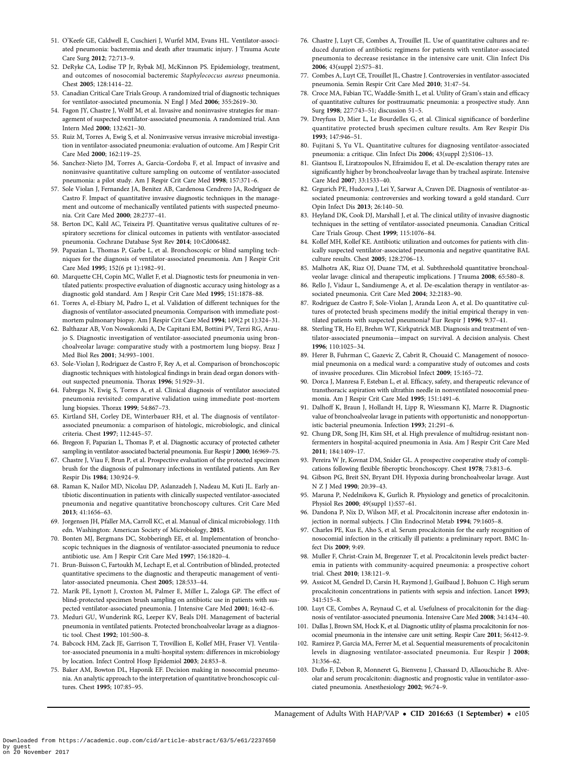51. O'Keefe GE, Caldwell E, Cuschieri J, Wurfel MM, Evans HL. Ventilator-associated pneumonia: bacteremia and death after traumatic injury. J Trauma Acute Care Surg **2012**; 72:713–9.
52. DeRyke CA, Lodise TP Jr, Rybak MJ, McKinnon PS. Epidemiology, treatment, and outcomes of nosocomial bacteremic *Staphylococcus aureus* pneumonia. Chest **2005**; 128:1414–22.
53. Canadian Critical Care Trials Group. A randomized trial of diagnostic techniques for ventilator-associated pneumonia. N Engl J Med **2006**; 355:2619–30.
54. Fagon JY, Chastre J, Wolff M, et al. Invasive and noninvasive strategies for management of suspected ventilator-associated pneumonia. A randomized trial. Ann Intern Med **2000**; 132:621–30.
55. Ruiz M, Torres A, Ewig S, et al. Noninvasive versus invasive microbial investigation in ventilator-associated pneumonia: evaluation of outcome. Am J Respir Crit Care Med **2000**; 162:119–25.
56. Sanchez-Nieto JM, Torres A, Garcia-Cordoba F, et al. Impact of invasive and noninvasive quantitative culture sampling on outcome of ventilator-associated pneumonia: a pilot study. Am J Respir Crit Care Med **1998**; 157:371–6.
57. Sole Violan J, Fernandez JA, Benitez AB, Cardenosa Cendrero JA, Rodriguez de Castro F. Impact of quantitative invasive diagnostic techniques in the management and outcome of mechanically ventilated patients with suspected pneumonia. Crit Care Med **2000**; 28:2737–41.
58. Berton DC, Kalil AC, Teixeira PJ. Quantitative versus qualitative cultures of respiratory secretions for clinical outcomes in patients with ventilator-associated pneumonia. Cochrane Database Syst Rev **2014**; 10:Cd006482.
59. Papazian L, Thomas P, Garbe L, et al. Bronchoscopic or blind sampling techniques for the diagnosis of ventilator-associated pneumonia. Am J Respir Crit Care Med **1995**; 152(6 pt 1):1982–91.
60. Marquette CH, Copin MC, Wallet F, et al. Diagnostic tests for pneumonia in ventilated patients: prospective evaluation of diagnostic accuracy using histology as a diagnostic gold standard. Am J Respir Crit Care Med **1995**; 151:1878–88.
61. Torres A, el-Ebiary M, Padro L, et al. Validation of different techniques for the diagnosis of ventilator-associated pneumonia. Comparison with immediate postmortem pulmonary biopsy. Am J Respir Crit Care Med **1994**; 149(2 pt 1):324–31.
62. Balthazar AB, Von Nowakonski A, De Capitani EM, Bottini PV, Terzi RG, Araujo S. Diagnostic investigation of ventilator-associated pneumonia using bronchoalveolar lavage: comparative study with a postmortem lung biopsy. Braz J Med Biol Res **2001**; 34:993–1001.
63. Sole-Violan J, Rodriguez de Castro F, Rey A, et al. Comparison of bronchoscopic diagnostic techniques with histological findings in brain dead organ donors without suspected pneumonia. Thorax **1996**; 51:929–31.
64. Fabregas N, Ewig S, Torres A, et al. Clinical diagnosis of ventilator associated pneumonia revisited: comparative validation using immediate post-mortem lung biopsies. Thorax **1999**; 54:867–73.
65. Kirtland SH, Corley DE, Winterbauer RH, et al. The diagnosis of ventilator-associated pneumonia: a comparison of histologic, microbiologic, and clinical criteria. Chest **1997**; 112:445–57.
66. Bregeon F, Papazian L, Thomas P, et al. Diagnostic accuracy of protected catheter sampling in ventilator-associated bacterial pneumonia. Eur Respir J **2000**; 16:969–75.
67. Chastre J, Viau F, Brun P, et al. Prospective evaluation of the protected specimen brush for the diagnosis of pulmonary infections in ventilated patients. Am Rev Respir Dis **1984**; 130:924–9.
68. Raman K, Nailor MD, Nicolau DP, Aslanzadeh J, Nadeau M, Kuti JL. Early antibiotic discontinuation in patients with clinically suspected ventilator-associated pneumonia and negative quantitative bronchoscopy cultures. Crit Care Med **2013**; 41:1656–63.
69. Jorgensen JH, Pfaller MA, Carroll KC, et al. Manual of clinical microbiology. 11th edn. Washington: American Society of Microbiology, **2015**.
70. Bonten MJ, Bergmans DC, Stobberingh EE, et al. Implementation of bronchoscopic techniques in the diagnosis of ventilator-associated pneumonia to reduce antibiotic use. Am J Respir Crit Care Med **1997**; 156:1820–4.
71. Brun-Buisson C, Fartoukh M, Lechapt E, et al. Contribution of blinded, protected quantitative specimens to the diagnostic and therapeutic management of ventilator-associated pneumonia. Chest **2005**; 128:533–44.
72. Marik PE, Lynott J, Croxton M, Palmer E, Miller L, Zaloga GP. The effect of blind-protected specimen brush sampling on antibiotic use in patients with suspected ventilator-associated pneumonia. J Intensive Care Med **2001**; 16:42–6.
73. Meduri GU, Wunderink RG, Leeper KV, Beals DH. Management of bacterial pneumonia in ventilated patients. Protected bronchoalveolar lavage as a diagnostic tool. Chest **1992**; 101:500–8.
74. Babcock HM, Zack JE, Garrison T, Trovillion E, Kollef MH, Fraser VJ. Ventilator-associated pneumonia in a multi-hospital system: differences in microbiology by location. Infect Control Hosp Epidemiol **2003**; 24:853–8.
75. Baker AM, Bowton DL, Haponik EF. Decision making in nosocomial pneumonia. An analytic approach to the interpretation of quantitative bronchoscopic cultures. Chest **1995**; 107:85–95.
76. Chastre J, Luyt CE, Combes A, Trouillet JL. Use of quantitative cultures and reduced duration of antibiotic regimens for patients with ventilator-associated pneumonia to decrease resistance in the intensive care unit. Clin Infect Dis **2006**; 43(suppl 2):S75–81.
77. Combes A, Luyt CE, Trouillet JL, Chastre J. Controversies in ventilator-associated pneumonia. Semin Respir Crit Care Med **2010**; 31:47–54.
78. Croce MA, Fabian TC, Waddle-Smith L, et al. Utility of Gram's stain and efficacy of quantitative cultures for posttraumatic pneumonia: a prospective study. Ann Surg **1998**; 227:743–51; discussion 51–5.
79. Dreyfuss D, Mier L, Le Bourdelles G, et al. Clinical significance of borderline quantitative protected brush specimen culture results. Am Rev Respir Dis **1993**; 147:946–51.
80. Fujitani S, Yu VL. Quantitative cultures for diagnosing ventilator-associated pneumonia: a critique. Clin Infect Dis **2006**; 43(suppl 2):S106–13.
81. Giantsou E, Liratzopoulos N, Efraimidou E, et al. De-escalation therapy rates are significantly higher by bronchoalveolar lavage than by tracheal aspirate. Intensive Care Med **2007**; 33:1533–40.
82. Grgurich PE, Hudcova J, Lei Y, Sarwar A, Craven DE. Diagnosis of ventilator-associated pneumonia: controversies and working toward a gold standard. Curr Opin Infect Dis **2013**; 26:140–50.
83. Heyland DK, Cook DJ, Marshall J, et al. The clinical utility of invasive diagnostic techniques in the setting of ventilator-associated pneumonia. Canadian Critical Care Trials Group. Chest **1999**; 115:1076–84.
84. Kollef MH, Kollef KE. Antibiotic utilization and outcomes for patients with clinically suspected ventilator-associated pneumonia and negative quantitative BAL culture results. Chest **2005**; 128:2706–13.
85. Malhotra AK, Riaz OJ, Duane TM, et al. Subthreshold quantitative bronchoalveolar lavage: clinical and therapeutic implications. J Trauma **2008**; 65:580–8.
86. Rello J, Vidaur L, Sandiumenge A, et al. De-escalation therapy in ventilator-associated pneumonia. Crit Care Med **2004**; 32:2183–90.
87. Rodriguez de Castro F, Sole-Violan J, Aranda Leon A, et al. Do quantitative cultures of protected brush specimens modify the initial empirical therapy in ventilated patients with suspected pneumonia? Eur Respir J **1996**; 9:37–41.
88. Sterling TR, Ho EJ, Brehm WT, Kirkpatrick MB. Diagnosis and treatment of ventilator-associated pneumonia—impact on survival. A decision analysis. Chest **1996**; 110:1025–34.
89. Herer B, Fuhrman C, Gazevic Z, Cabrit R, Chouaid C. Management of nosocomial pneumonia on a medical ward: a comparative study of outcomes and costs of invasive procedures. Clin Microbiol Infect **2009**; 15:165–72.
90. Dorca J, Manresa F, Esteban L, et al. Efficacy, safety, and therapeutic relevance of transthoracic aspiration with ultrathin needle in nonventilated nosocomial pneumonia. Am J Respir Crit Care Med **1995**; 151:1491–6.
91. Dalhoff K, Braun J, Hollandt H, Lipp R, Wiessmann KJ, Marre R. Diagnostic value of bronchoalveolar lavage in patients with opportunistic and nonopportunistic bacterial pneumonia. Infection **1993**; 21:291–6.
92. Chung DR, Song JH, Kim SH, et al. High prevalence of multidrug-resistant nonfermenters in hospital-acquired pneumonia in Asia. Am J Respir Crit Care Med **2011**; 184:1409–17.
93. Pereira W Jr, Kovnat DM, Snider GL. A prospective cooperative study of complications following flexible fiberoptic bronchoscopy. Chest **1978**; 73:813–6.
94. Gibson PG, Breit SN, Bryant DH. Hypoxia during bronchoalveolar lavage. Aust N Z J Med **1990**; 20:39–43.
95. Maruna P, Nedelnikova K, Gurlich R. Physiology and genetics of procalcitonin. Physiol Res **2000**; 49(suppl 1):S57–61.
96. Dandona P, Nix D, Wilson MF, et al. Procalcitonin increase after endotoxin injection in normal subjects. J Clin Endocrinol Metab **1994**; 79:1605–8.
97. Charles PE, Kus E, Aho S, et al. Serum procalcitonin for the early recognition of nosocomial infection in the critically ill patients: a preliminary report. BMC Infect Dis **2009**; 9:49.
98. Muller F, Christ-Crain M, Bregenzer T, et al. Procalcitonin levels predict bacteremia in patients with community-acquired pneumonia: a prospective cohort trial. Chest **2010**; 138:121–9.
99. Assicot M, Gendrel D, Carsin H, Raymond J, Guilbaud J, Bohuon C. High serum procalcitonin concentrations in patients with sepsis and infection. Lancet **1993**; 341:515–8.
100. Luyt CE, Combes A, Reynaud C, et al. Usefulness of procalcitonin for the diagnosis of ventilator-associated pneumonia. Intensive Care Med **2008**; 34:1434–40.
101. Dallas J, Brown SM, Hock K, et al. Diagnostic utility of plasma procalcitonin for nosocomial pneumonia in the intensive care unit setting. Respir Care **2011**; 56:412–9.
102. Ramirez P, Garcia MA, Ferrer M, et al. Sequential measurements of procalcitonin levels in diagnosing ventilator-associated pneumonia. Eur Respir J **2008**; 31:356–62.
103. Duflo F, Debon R, Monneret G, Bienvenu J, Chassard D, Allaouchiche B. Alveolar and serum procalcitonin: diagnostic and prognostic value in ventilator-associated pneumonia. Anesthesiology **2002**; 96:74–9.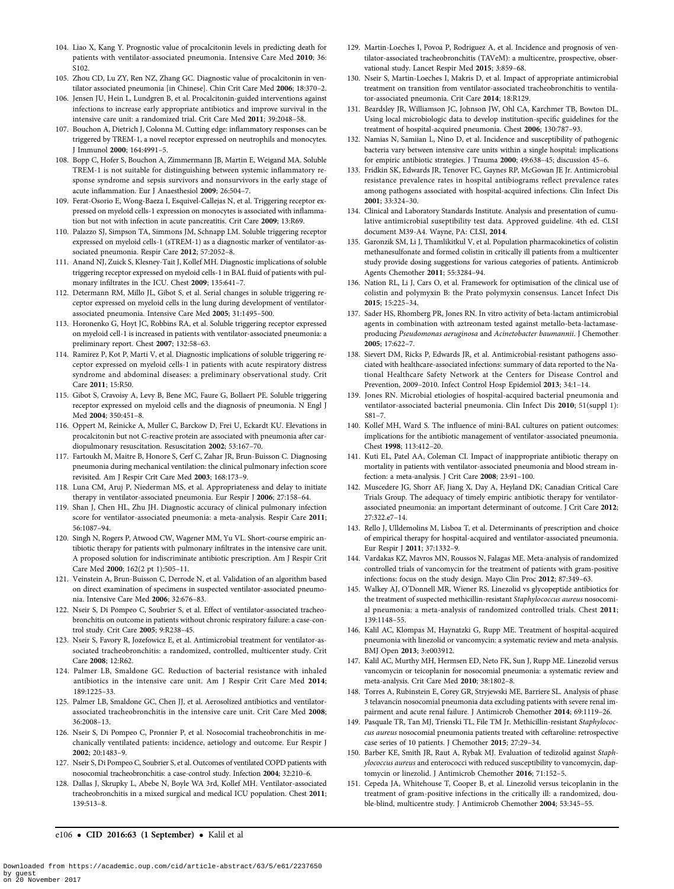104. Liao X, Kang Y. Prognostic value of procalcitonin levels in predicting death for patients with ventilator-associated pneumonia. Intensive Care Med **2010**; 36: S102.
105. Zhou CD, Lu ZY, Ren NZ, Zhang GC. Diagnostic value of procalcitonin in ventilator associated pneumonia [in Chinese]. Chin Crit Care Med **2006**; 18:370–2.
106. Jensen JU, Hein L, Lundgren B, et al. Procalcitonin-guided interventions against infections to increase early appropriate antibiotics and improve survival in the intensive care unit: a randomized trial. Crit Care Med **2011**; 39:2048–58.
107. Bouchon A, Dietrich J, Colonna M. Cutting edge: inflammatory responses can be triggered by TREM-1, a novel receptor expressed on neutrophils and monocytes. J Immunol **2000**; 164:4991–5.
108. Bopp C, Hofer S, Bouchon A, Zimmermann JB, Martin E, Weigand MA. Soluble TREM-1 is not suitable for distinguishing between systemic inflammatory response syndrome and sepsis survivors and nonsurvivors in the early stage of acute inflammation. Eur J Anaesthesiol **2009**; 26:504–7.
109. Ferat-Osorio E, Wong-Baeza I, Esquivel-Callejas N, et al. Triggering receptor expressed on myeloid cells-1 expression on monocytes is associated with inflammation but not with infection in acute pancreatitis. Crit Care **2009**; 13:R69.
110. Palazzo SJ, Simpson TA, Simmons JM, Schnapp LM. Soluble triggering receptor expressed on myeloid cells-1 (sTREM-1) as a diagnostic marker of ventilator-associated pneumonia. Respir Care **2012**; 57:2052–8.
111. Anand NJ, Zuick S, Klesney-Tait J, Kollef MH. Diagnostic implications of soluble triggering receptor expressed on myeloid cells-1 in BAL fluid of patients with pulmonary infiltrates in the ICU. Chest **2009**; 135:641–7.
112. Determann RM, Millo JL, Gibot S, et al. Serial changes in soluble triggering receptor expressed on myeloid cells in the lung during development of ventilator-associated pneumonia. Intensive Care Med **2005**; 31:1495–500.
113. Horonenko G, Hoyt JC, Robbins RA, et al. Soluble triggering receptor expressed on myeloid cell-1 is increased in patients with ventilator-associated pneumonia: a preliminary report. Chest **2007**; 132:58–63.
114. Ramirez P, Kot P, Marti V, et al. Diagnostic implications of soluble triggering receptor expressed on myeloid cells-1 in patients with acute respiratory distress syndrome and abdominal diseases: a preliminary observational study. Crit Care **2011**; 15:R50.
115. Gibot S, Cravoisy A, Levy B, Bene MC, Faure G, Bollaert PE. Soluble triggering receptor expressed on myeloid cells and the diagnosis of pneumonia. N Engl J Med **2004**; 350:451–8.
116. Oppert M, Reinicke A, Muller C, Barckow D, Frei U, Eckardt KU. Elevations in procalcitonin but not C-reactive protein are associated with pneumonia after cardiopulmonary resuscitation. Resuscitation **2002**; 53:167–70.
117. Fartoukh M, Maitre B, Honore S, Cerf C, Zahar JR, Brun-Buisson C. Diagnosing pneumonia during mechanical ventilation: the clinical pulmonary infection score revisited. Am J Respir Crit Care Med **2003**; 168:173–9.
118. Luna CM, Aruj P, Niederman MS, et al. Appropriateness and delay to initiate therapy in ventilator-associated pneumonia. Eur Respir J **2006**; 27:158–64.
119. Shan J, Chen HL, Zhu JH. Diagnostic accuracy of clinical pulmonary infection score for ventilator-associated pneumonia: a meta-analysis. Respir Care **2011**; 56:1087–94.
120. Singh N, Rogers P, Atwood CW, Wagener MM, Yu VL. Short-course empiric antibiotic therapy for patients with pulmonary infiltrates in the intensive care unit. A proposed solution for indiscriminate antibiotic prescription. Am J Respir Crit Care Med **2000**; 162(2 pt 1):505–11.
121. Veinstein A, Brun-Buisson C, Derrode N, et al. Validation of an algorithm based on direct examination of specimens in suspected ventilator-associated pneumonia. Intensive Care Med **2006**; 32:676–83.
122. Nseir S, Di Pompeo C, Soubrier S, et al. Effect of ventilator-associated tracheobronchitis on outcome in patients without chronic respiratory failure: a case-control study. Crit Care **2005**; 9:R238–45.
123. Nseir S, Favory R, Jozefowicz E, et al. Antimicrobial treatment for ventilator-associated tracheobronchitis: a randomized, controlled, multicenter study. Crit Care **2008**; 12:R62.
124. Palmer LB, Smaldone GC. Reduction of bacterial resistance with inhaled antibiotics in the intensive care unit. Am J Respir Crit Care Med **2014**; 189:1225–33.
125. Palmer LB, Smaldone GC, Chen JJ, et al. Aerosolized antibiotics and ventilator-associated tracheobronchitis in the intensive care unit. Crit Care Med **2008**; 36:2008–13.
126. Nseir S, Di Pompeo C, Pronnier P, et al. Nosocomial tracheobronchitis in mechanically ventilated patients: incidence, aetiology and outcome. Eur Respir J **2002**; 20:1483–9.
127. Nseir S, Di Pompeo C, Soubrier S, et al. Outcomes of ventilated COPD patients with nosocomial tracheobronchitis: a case-control study. Infection **2004**; 32:210–6.
128. Dallas J, Skrupky L, Abebe N, Boyle WA 3rd, Kollef MH. Ventilator-associated tracheobronchitis in a mixed surgical and medical ICU population. Chest **2011**; 139:513–8.
129. Martin-Loeches I, Povoa P, Rodriguez A, et al. Incidence and prognosis of ventilator-associated tracheobronchitis (TAVeM): a multicentre, prospective, observational study. Lancet Respir Med **2015**; 3:859–68.
130. Nseir S, Martin-Loeches I, Makris D, et al. Impact of appropriate antimicrobial treatment on transition from ventilator-associated tracheobronchitis to ventilator-associated pneumonia. Crit Care **2014**; 18:R129.
131. Beardsley JR, Williamson JC, Johnson JW, Ohl CA, Karchmer TB, Bowton DL. Using local microbiologic data to develop institution-specific guidelines for the treatment of hospital-acquired pneumonia. Chest **2006**; 130:787–93.
132. Namias N, Samiian L, Nino D, et al. Incidence and susceptibility of pathogenic bacteria vary between intensive care units within a single hospital: implications for empiric antibiotic strategies. J Trauma **2000**; 49:638–45; discussion 45–6.
133. Fridkin SK, Edwards JR, Tenover FC, Gaynes RP, McGowan JE Jr. Antimicrobial resistance prevalence rates in hospital antibiograms reflect prevalence rates among pathogens associated with hospital-acquired infections. Clin Infect Dis **2001**; 33:324–30.
134. Clinical and Laboratory Standards Institute. Analysis and presentation of cumulative antimicrobial suseptibility test data. Approved guideline. 4th ed. CLSI document M39-A4. Wayne, PA: CLSI, **2014**.
135. Garonzik SM, Li J, Thamlikitkul V, et al. Population pharmacokinetics of colistin methanesulfonate and formed colistin in critically ill patients from a multicenter study provide dosing suggestions for various categories of patients. Antimicrob Agents Chemother **2011**; 55:3284–94.
136. Nation RL, Li J, Cars O, et al. Framework for optimisation of the clinical use of colistin and polymyxin B: the Prato polymyxin consensus. Lancet Infect Dis **2015**; 15:225–34.
137. Sader HS, Rhomberg PR, Jones RN. In vitro activity of beta-lactam antimicrobial agents in combination with aztreonam tested against metallo-beta-lactamase-producing *Pseudomonas aeruginosa* and *Acinetobacter baumannii*. J Chemother **2005**; 17:622–7.
138. Sievert DM, Ricks P, Edwards JR, et al. Antimicrobial-resistant pathogens associated with healthcare-associated infections: summary of data reported to the National Healthcare Safety Network at the Centers for Disease Control and Prevention, 2009–2010. Infect Control Hosp Epidemiol **2013**; 34:1–14.
139. Jones RN. Microbial etiologies of hospital-acquired bacterial pneumonia and ventilator-associated bacterial pneumonia. Clin Infect Dis **2010**; 51(suppl 1): S81–7.
140. Kollef MH, Ward S. The influence of mini-BAL cultures on patient outcomes: implications for the antibiotic management of ventilator-associated pneumonia. Chest **1998**; 113:412–20.
141. Kuti EL, Patel AA, Coleman CI. Impact of inappropriate antibiotic therapy on mortality in patients with ventilator-associated pneumonia and blood stream infection: a meta-analysis. J Crit Care **2008**; 23:91–100.
142. Muscedere JG, Shorr AF, Jiang X, Day A, Heyland DK; Canadian Critical Care Trials Group. The adequacy of timely empiric antibiotic therapy for ventilator-associated pneumonia: an important determinant of outcome. J Crit Care **2012**; 27:322.e7–14.
143. Rello J, Ulldemolins M, Lisboa T, et al. Determinants of prescription and choice of empirical therapy for hospital-acquired and ventilator-associated pneumonia. Eur Respir J **2011**; 37:1332–9.
144. Vardakas KZ, Mavros MN, Roussos N, Falagas ME. Meta-analysis of randomized controlled trials of vancomycin for the treatment of patients with gram-positive infections: focus on the study design. Mayo Clin Proc **2012**; 87:349–63.
145. Walkey AJ, O'Donnell MR, Wiener RS. Linezolid vs glycopeptide antibiotics for the treatment of suspected methicillin-resistant *Staphylococcus aureus* nosocomial pneumonia: a meta-analysis of randomized controlled trials. Chest **2011**; 139:1148–55.
146. Kalil AC, Klompas M, Haynatzki G, Rupp ME. Treatment of hospital-acquired pneumonia with linezolid or vancomycin: a systematic review and meta-analysis. BMJ Open **2013**; 3:e003912.
147. Kalil AC, Murthy MH, Hermsen ED, Neto FK, Sun J, Rupp ME. Linezolid versus vancomycin or teicoplanin for nosocomial pneumonia: a systematic review and meta-analysis. Crit Care Med **2010**; 38:1802–8.
148. Torres A, Rubinstein E, Corey GR, Stryjewski ME, Barriere SL. Analysis of phase 3 telavancin nosocomial pneumonia data excluding patients with severe renal impairment and acute renal failure. J Antimicrob Chemother **2014**; 69:1119–26.
149. Pasquale TR, Tan MJ, Trienski TL, File TM Jr. Methicillin-resistant *Staphylococcus aureus* nosocomial pneumonia patients treated with ceftaroline: retrospective case series of 10 patients. J Chemother **2015**; 27:29–34.
150. Barber KE, Smith JR, Raut A, Rybak MJ. Evaluation of tedizolid against *Staphylococcus aureus* and enterococci with reduced susceptibility to vancomycin, daptomycin or linezolid. J Antimicrob Chemother **2016**; 71:152–5.
151. Cepeda JA, Whitehouse T, Cooper B, et al. Linezolid versus teicoplanin in the treatment of gram-positive infections in the critically ill: a randomized, double-blind, multicentre study. J Antimicrob Chemother **2004**; 53:345–55.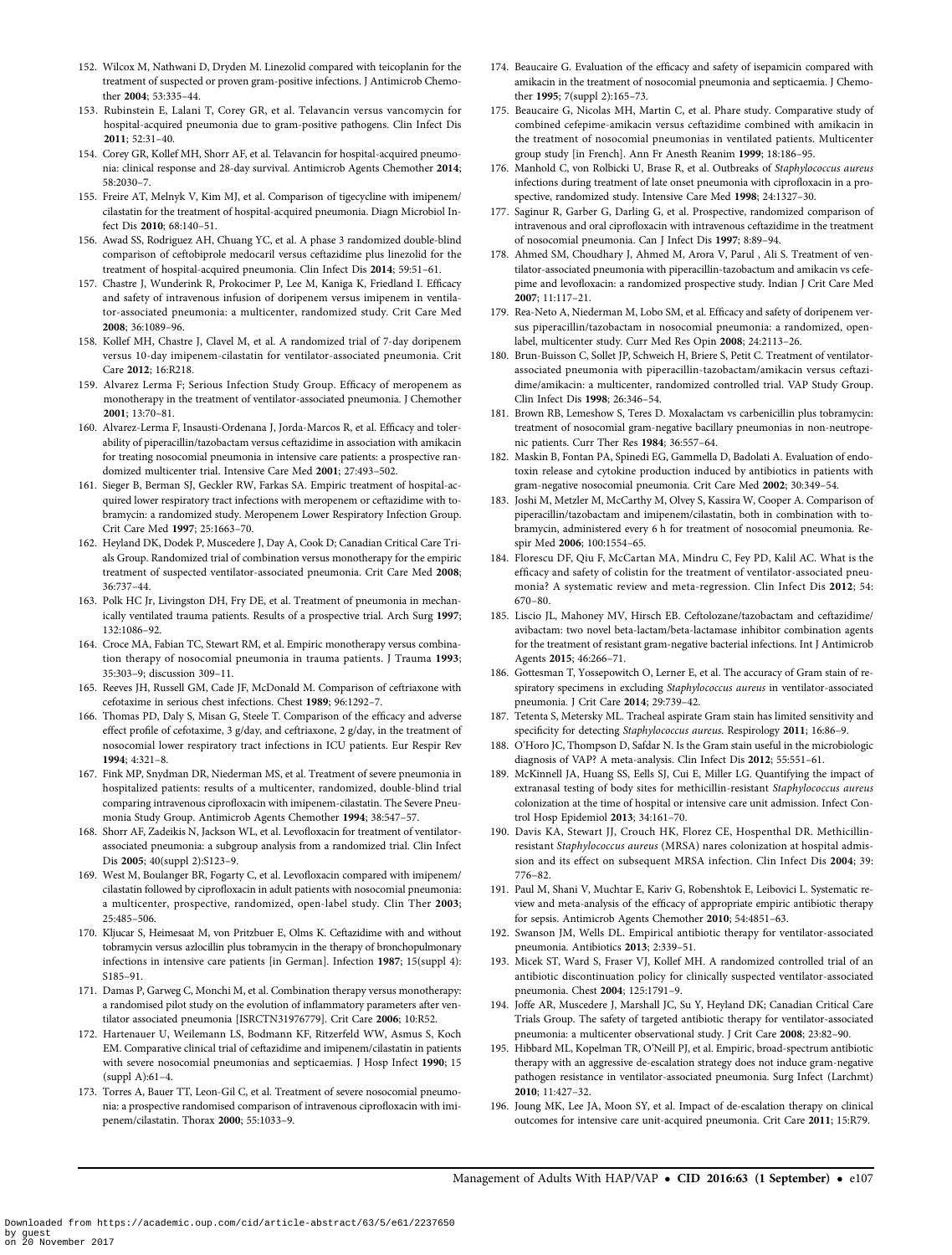152. Wilcox M, Nathwani D, Dryden M. Linezolid compared with teicoplanin for the treatment of suspected or proven gram-positive infections. J Antimicrob Chemother **2004**; 53:335–44.
153. Rubinstein E, Lalani T, Corey GR, et al. Telavancin versus vancomycin for hospital-acquired pneumonia due to gram-positive pathogens. Clin Infect Dis **2011**; 52:31–40.
154. Corey GR, Kollef MH, Shorr AF, et al. Telavancin for hospital-acquired pneumonia: clinical response and 28-day survival. Antimicrob Agents Chemother **2014**; 58:2030–7.
155. Freire AT, Melnyk V, Kim MJ, et al. Comparison of tigecycline with imipenem/cilastatin for the treatment of hospital-acquired pneumonia. Diagn Microbiol Infect Dis **2010**; 68:140–51.
156. Awad SS, Rodriguez AH, Chuang YC, et al. A phase 3 randomized double-blind comparison of ceftobiprole medocaril versus ceftazidime plus linezolid for the treatment of hospital-acquired pneumonia. Clin Infect Dis **2014**; 59:51–61.
157. Chastre J, Wunderink R, Prokocimer P, Lee M, Kaniga K, Friedland I. Efficacy and safety of intravenous infusion of doripenem versus imipenem in ventilator-associated pneumonia: a multicenter, randomized study. Crit Care Med **2008**; 36:1089–96.
158. Kollef MH, Chastre J, Clavel M, et al. A randomized trial of 7-day doripenem versus 10-day imipenem-cilastatin for ventilator-associated pneumonia. Crit Care **2012**; 16:R218.
159. Alvarez Lerma F; Serious Infection Study Group. Efficacy of meropenem as monotherapy in the treatment of ventilator-associated pneumonia. J Chemother **2001**; 13:70–81.
160. Alvarez-Lerma F, Insausti-Ordenana J, Jorda-Marcos R, et al. Efficacy and tolerability of piperacillin/tazobactam versus ceftazidime in association with amikacin for treating nosocomial pneumonia in intensive care patients: a prospective randomized multicenter trial. Intensive Care Med **2001**; 27:493–502.
161. Sieger B, Berman SJ, Geckler RW, Farkas SA. Empiric treatment of hospital-acquired lower respiratory tract infections with meropenem or ceftazidime with tobramycin: a randomized study. Meropenem Lower Respiratory Infection Group. Crit Care Med **1997**; 25:1663–70.
162. Heyland DK, Dodek P, Muscedere J, Day A, Cook D; Canadian Critical Care Trials Group. Randomized trial of combination versus monotherapy for the empiric treatment of suspected ventilator-associated pneumonia. Crit Care Med **2008**; 36:737–44.
163. Polk HC Jr, Livingston DH, Fry DE, et al. Treatment of pneumonia in mechanically ventilated trauma patients. Results of a prospective trial. Arch Surg **1997**; 132:1086–92.
164. Croce MA, Fabian TC, Stewart RM, et al. Empiric monotherapy versus combination therapy of nosocomial pneumonia in trauma patients. J Trauma **1993**; 35:303–9; discussion 309–11.
165. Reeves JH, Russell GM, Cade JF, McDonald M. Comparison of ceftriaxone with cefotaxime in serious chest infections. Chest **1989**; 96:1292–7.
166. Thomas PD, Daly S, Misan G, Steele T. Comparison of the efficacy and adverse effect profile of cefotaxime, 3 g/day, and ceftriaxone, 2 g/day, in the treatment of nosocomial lower respiratory tract infections in ICU patients. Eur Respir Rev **1994**; 4:321–8.
167. Fink MP, Snydman DR, Niederman MS, et al. Treatment of severe pneumonia in hospitalized patients: results of a multicenter, randomized, double-blind trial comparing intravenous ciprofloxacin with imipenem-cilastatin. The Severe Pneumonia Study Group. Antimicrob Agents Chemother **1994**; 38:547–57.
168. Shorr AF, Zadeikis N, Jackson WL, et al. Levofloxacin for treatment of ventilator-associated pneumonia: a subgroup analysis from a randomized trial. Clin Infect Dis **2005**; 40(suppl 2):S123–9.
169. West M, Boulanger BR, Fogarty C, et al. Levofloxacin compared with imipenem/cilastatin followed by ciprofloxacin in adult patients with nosocomial pneumonia: a multicenter, prospective, randomized, open-label study. Clin Ther **2003**; 25:485–506.
170. Kljucar S, Heimesaat M, von Pritzbuer E, Olms K. Ceftazidime with and without tobramycin versus azlocillin plus tobramycin in the therapy of bronchopulmonary infections in intensive care patients [in German]. Infection **1987**; 15(suppl 4): S185–91.
171. Damas P, Garweg C, Monchi M, et al. Combination therapy versus monotherapy: a randomised pilot study on the evolution of inflammatory parameters after ventilator associated pneumonia [ISRCTN31976779]. Crit Care **2006**; 10:R52.
172. Hartenauer U, Weilemann LS, Bodmann KF, Ritzerfeld WW, Asmus S, Koch EM. Comparative clinical trial of ceftazidime and imipenem/cilastatin in patients with severe nosocomial pneumonias and septicaemias. J Hosp Infect **1990**; 15 (suppl A):61–4.
173. Torres A, Bauer TT, Leon-Gil C, et al. Treatment of severe nosocomial pneumonia: a prospective randomised comparison of intravenous ciprofloxacin with imipenem/cilastatin. Thorax **2000**; 55:1033–9.
174. Beaucaire G. Evaluation of the efficacy and safety of isepamicin compared with amikacin in the treatment of nosocomial pneumonia and septicaemia. J Chemother **1995**; 7(suppl 2):165–73.
175. Beaucaire G, Nicolas MH, Martin C, et al. Phare study. Comparative study of combined cefepime-amikacin versus ceftazidime combined with amikacin in the treatment of nosocomial pneumonias in ventilated patients. Multicenter group study [in French]. Ann Fr Anesth Reanim **1999**; 18:186–95.
176. Manhold C, von Rolbicki U, Brase R, et al. Outbreaks of *Staphylococcus aureus* infections during treatment of late onset pneumonia with ciprofloxacin in a prospective, randomized study. Intensive Care Med **1998**; 24:1327–30.
177. Saginur R, Garber G, Darling G, et al. Prospective, randomized comparison of intravenous and oral ciprofloxacin with intravenous ceftazidime in the treatment of nosocomial pneumonia. Can J Infect Dis **1997**; 8:89–94.
178. Ahmed SM, Choudhary J, Ahmed M, Arora V, Parul , Ali S. Treatment of ventilator-associated pneumonia with piperacillin-tazobactum and amikacin vs cefepime and levofloxacin: a randomized prospective study. Indian J Crit Care Med **2007**; 11:117–21.
179. Rea-Neto A, Niederman M, Lobo SM, et al. Efficacy and safety of doripenem versus piperacillin/tazobactam in nosocomial pneumonia: a randomized, open-label, multicenter study. Curr Med Res Opin **2008**; 24:2113–26.
180. Brun-Buisson C, Sollet JP, Schweich H, Briere S, Petit C. Treatment of ventilator-associated pneumonia with piperacillin-tazobactam/amikacin versus ceftazidime/amikacin: a multicenter, randomized controlled trial. VAP Study Group. Clin Infect Dis **1998**; 26:346–54.
181. Brown RB, Lemeshow S, Teres D. Moxalactam vs carbenicillin plus tobramycin: treatment of nosocomial gram-negative bacillary pneumonias in non-neutropenic patients. Curr Ther Res **1984**; 36:557–64.
182. Maskin B, Fontan PA, Spinedi EG, Gammella D, Badolati A. Evaluation of endotoxin release and cytokine production induced by antibiotics in patients with gram-negative nosocomial pneumonia. Crit Care Med **2002**; 30:349–54.
183. Joshi M, Metzler M, McCarthy M, Olvey S, Kassira W, Cooper A. Comparison of piperacillin/tazobactam and imipenem/cilastatin, both in combination with tobramycin, administered every 6 h for treatment of nosocomial pneumonia. Respir Med **2006**; 100:1554–65.
184. Florescu DF, Qiu F, McCartan MA, Mindru C, Fey PD, Kalil AC. What is the efficacy and safety of colistin for the treatment of ventilator-associated pneumonia? A systematic review and meta-regression. Clin Infect Dis **2012**; 54: 670–80.
185. Liscio JL, Mahoney MV, Hirsch EB. Ceftolozane/tazobactam and ceftazidime/avibactam: two novel beta-lactam/beta-lactamase inhibitor combination agents for the treatment of resistant gram-negative bacterial infections. Int J Antimicrob Agents **2015**; 46:266–71.
186. Gottesman T, Yossepowitch O, Lerner E, et al. The accuracy of Gram stain of respiratory specimens in excluding *Staphylococcus aureus* in ventilator-associated pneumonia. J Crit Care **2014**; 29:739–42.
187. Tetenta S, Metersky ML. Tracheal aspirate Gram stain has limited sensitivity and specificity for detecting *Staphylococcus aureus*. Respirology **2011**; 16:86–9.
188. O'Horo JC, Thompson D, Safdar N. Is the Gram stain useful in the microbiologic diagnosis of VAP? A meta-analysis. Clin Infect Dis **2012**; 55:551–61.
189. McKinnell JA, Huang SS, Eells SJ, Cui E, Miller LG. Quantifying the impact of extranasal testing of body sites for methicillin-resistant *Staphylococcus aureus* colonization at the time of hospital or intensive care unit admission. Infect Control Hosp Epidemiol **2013**; 34:161–70.
190. Davis KA, Stewart JJ, Crouch HK, Florez CE, Hospenthal DR. Methicillin-resistant *Staphylococcus aureus* (MRSA) nares colonization at hospital admission and its effect on subsequent MRSA infection. Clin Infect Dis **2004**; 39: 776–82.
191. Paul M, Shani V, Muchtar E, Kariv G, Robenshtok E, Leibovici L. Systematic review and meta-analysis of the efficacy of appropriate empiric antibiotic therapy for sepsis. Antimicrob Agents Chemother **2010**; 54:4851–63.
192. Swanson JM, Wells DL. Empirical antibiotic therapy for ventilator-associated pneumonia. Antibiotics **2013**; 2:339–51.
193. Micek ST, Ward S, Fraser VJ, Kollef MH. A randomized controlled trial of an antibiotic discontinuation policy for clinically suspected ventilator-associated pneumonia. Chest **2004**; 125:1791–9.
194. Joffe AR, Muscedere J, Marshall JC, Su Y, Heyland DK; Canadian Critical Care Trials Group. The safety of targeted antibiotic therapy for ventilator-associated pneumonia: a multicenter observational study. J Crit Care **2008**; 23:82–90.
195. Hibbard ML, Kopelman TR, O'Neill PJ, et al. Empiric, broad-spectrum antibiotic therapy with an aggressive de-escalation strategy does not induce gram-negative pathogen resistance in ventilator-associated pneumonia. Surg Infect (Larchmt) **2010**; 11:427–32.
196. Joung MK, Lee JA, Moon SY, et al. Impact of de-escalation therapy on clinical outcomes for intensive care unit-acquired pneumonia. Crit Care **2011**; 15:R79.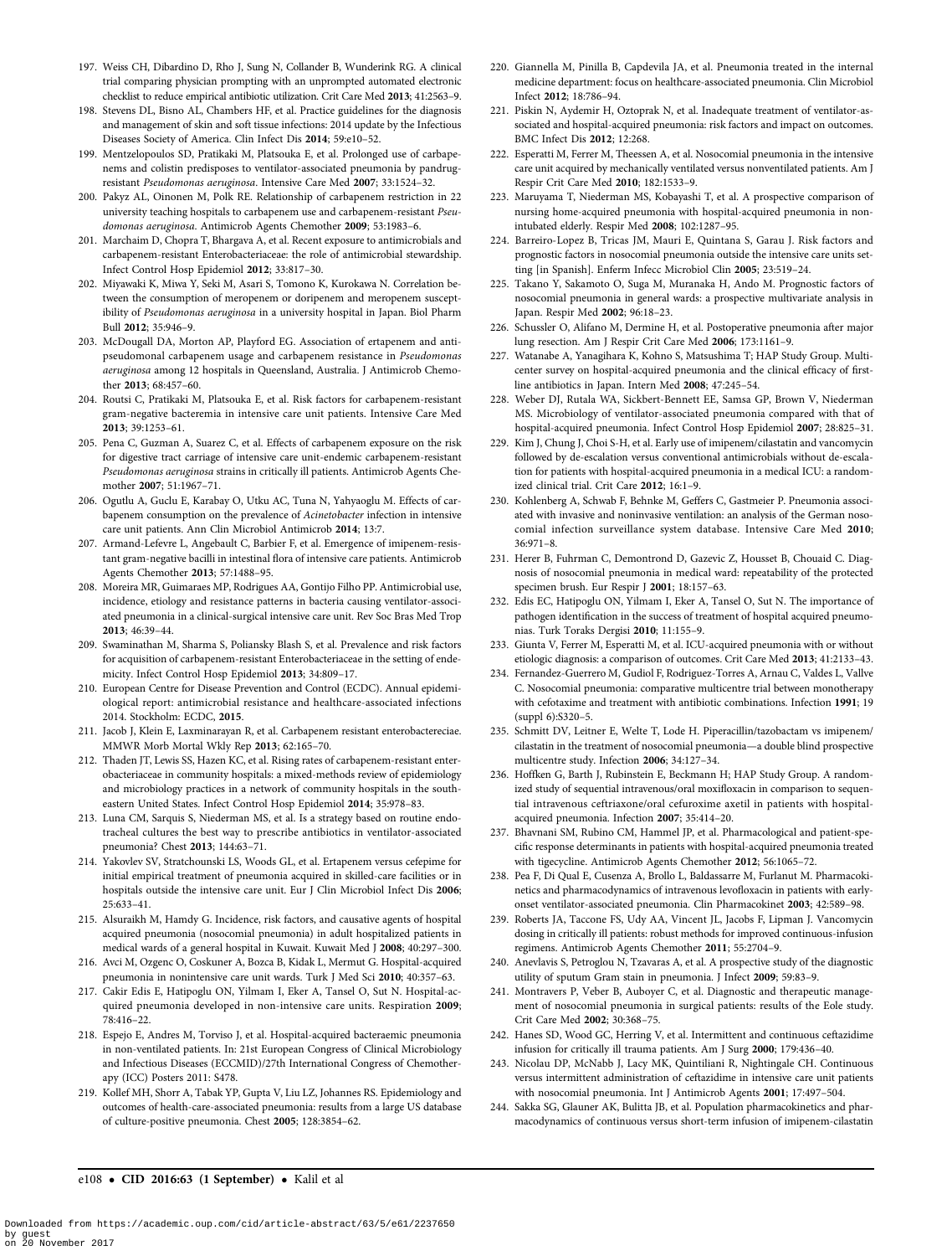197. Weiss CH, Dibardino D, Rho J, Sung N, Collander B, Wunderink RG. A clinical trial comparing physician prompting with an unprompted automated electronic checklist to reduce empirical antibiotic utilization. Crit Care Med **2013**; 41:2563–9.
198. Stevens DL, Bisno AL, Chambers HF, et al. Practice guidelines for the diagnosis and management of skin and soft tissue infections: 2014 update by the Infectious Diseases Society of America. Clin Infect Dis **2014**; 59:e10–52.
199. Mentzelopoulos SD, Pratikaki M, Platsouka E, et al. Prolonged use of carbapenems and colistin predisposes to ventilator-associated pneumonia by pandrug-resistant *Pseudomonas aeruginosa*. Intensive Care Med **2007**; 33:1524–32.
200. Pakyz AL, Oinonen M, Polk RE. Relationship of carbapenem restriction in 22 university teaching hospitals to carbapenem use and carbapenem-resistant *Pseudomonas aeruginosa*. Antimicrob Agents Chemother **2009**; 53:1983–6.
201. Marchaim D, Chopra T, Bhargava A, et al. Recent exposure to antimicrobials and carbapenem-resistant Enterobacteriaceae: the role of antimicrobial stewardship. Infect Control Hosp Epidemiol **2012**; 33:817–30.
202. Miyawaki K, Miwa Y, Seki M, Asari S, Tomono K, Kurokawa N. Correlation between the consumption of meropenem or doripenem and meropenem susceptibility of *Pseudomonas aeruginosa* in a university hospital in Japan. Biol Pharm Bull **2012**; 35:946–9.
203. McDougall DA, Morton AP, Playford EG. Association of ertapenem and antipseudomonal carbapenem usage and carbapenem resistance in *Pseudomonas aeruginosa* among 12 hospitals in Queensland, Australia. J Antimicrob Chemother **2013**; 68:457–60.
204. Routsi C, Pratikaki M, Platsouka E, et al. Risk factors for carbapenem-resistant gram-negative bacteremia in intensive care unit patients. Intensive Care Med **2013**; 39:1253–61.
205. Pena C, Guzman A, Suarez C, et al. Effects of carbapenem exposure on the risk for digestive tract carriage of intensive care unit-endemic carbapenem-resistant *Pseudomonas aeruginosa* strains in critically ill patients. Antimicrob Agents Chemother **2007**; 51:1967–71.
206. Ogutlu A, Guclu E, Karabay O, Utku AC, Tuna N, Yahyaoglu M. Effects of carbapenem consumption on the prevalence of *Acinetobacter* infection in intensive care unit patients. Ann Clin Microbiol Antimicrob **2014**; 13:7.
207. Armand-Lefevre L, Angebault C, Barbier F, et al. Emergence of imipenem-resistant gram-negative bacilli in intestinal flora of intensive care patients. Antimicrob Agents Chemother **2013**; 57:1488–95.
208. Moreira MR, Guimaraes MP, Rodrigues AA, Gontijo Filho PP. Antimicrobial use, incidence, etiology and resistance patterns in bacteria causing ventilator-associated pneumonia in a clinical-surgical intensive care unit. Rev Soc Bras Med Trop **2013**; 46:39–44.
209. Swaminathan M, Sharma S, Poliansky Blash S, et al. Prevalence and risk factors for acquisition of carbapenem-resistant Enterobacteriaceae in the setting of endemicity. Infect Control Hosp Epidemiol **2013**; 34:809–17.
210. European Centre for Disease Prevention and Control (ECDC). Annual epidemiological report: antimicrobial resistance and healthcare-associated infections 2014. Stockholm: ECDC, **2015**.
211. Jacob J, Klein E, Laxminarayan R, et al. Carbapenem resistant enterobacterecíae. MMWR Morb Mortal Wkly Rep **2013**; 62:165–70.
212. Thaden JT, Lewis SS, Hazen KC, et al. Rising rates of carbapenem-resistant enterobacteriaceae in community hospitals: a mixed-methods review of epidemiology and microbiology practices in a network of community hospitals in the southeastern United States. Infect Control Hosp Epidemiol **2014**; 35:978–83.
213. Luna CM, Sarquis S, Niederman MS, et al. Is a strategy based on routine endotracheal cultures the best way to prescribe antibiotics in ventilator-associated pneumonia? Chest **2013**; 144:63–71.
214. Yakovlev SV, Stratchounski LS, Woods GL, et al. Ertapenem versus cefepime for initial empirical treatment of pneumonia acquired in skilled-care facilities or in hospitals outside the intensive care unit. Eur J Clin Microbiol Infect Dis **2006**; 25:633–41.
215. Alsuraikh M, Hamdy G. Incidence, risk factors, and causative agents of hospital acquired pneumonia (nosocomial pneumonia) in adult hospitalized patients in medical wards of a general hospital in Kuwait. Kuwait Med J **2008**; 40:297–300.
216. Avci M, Ozgenc O, Coskuner A, Bozca B, Kidak L, Mermut G. Hospital-acquired pneumonia in nonintensive care unit wards. Turk J Med Sci **2010**; 40:357–63.
217. Cakir Edis E, Hatipoglu ON, Yilmam I, Eker A, Tansel O, Sut N. Hospital-acquired pneumonia developed in non-intensive care units. Respiration **2009**; 78:416–22.
218. Espejo E, Andres M, Torviso J, et al. Hospital-acquired bacteraemic pneumonia in non-ventilated patients. In: 21st European Congress of Clinical Microbiology and Infectious Diseases (ECCMID)/27th International Congress of Chemotherapy (ICC) Posters 2011: S478.
219. Kollef MH, Shorr A, Tabak YP, Gupta V, Liu LZ, Johannes RS. Epidemiology and outcomes of health-care-associated pneumonia: results from a large US database of culture-positive pneumonia. Chest **2005**; 128:3854–62.
220. Giannella M, Pinilla B, Capdevila JA, et al. Pneumonia treated in the internal medicine department: focus on healthcare-associated pneumonia. Clin Microbiol Infect **2012**; 18:786–94.
221. Piskin N, Aydemir H, Oztoprak N, et al. Inadequate treatment of ventilator-associated and hospital-acquired pneumonia: risk factors and impact on outcomes. BMC Infect Dis **2012**; 12:268.
222. Esperatti M, Ferrer M, Theessen A, et al. Nosocomial pneumonia in the intensive care unit acquired by mechanically ventilated versus nonventilated patients. Am J Respir Crit Care Med **2010**; 182:1533–9.
223. Maruyama T, Niederman MS, Kobayashi T, et al. A prospective comparison of nursing home-acquired pneumonia with hospital-acquired pneumonia in non-intubated elderly. Respir Med **2008**; 102:1287–95.
224. Barreiro-Lopez B, Tricas JM, Mauri E, Quintana S, Garau J. Risk factors and prognostic factors in nosocomial pneumonia outside the intensive care units setting [in Spanish]. Enferm Infecc Microbiol Clin **2005**; 23:519–24.
225. Takano Y, Sakamoto O, Suga M, Muranaka H, Ando M. Prognostic factors of nosocomial pneumonia in general wards: a prospective multivariate analysis in Japan. Respir Med **2002**; 96:18–23.
226. Schussler O, Alifano M, Dermine H, et al. Postoperative pneumonia after major lung resection. Am J Respir Crit Care Med **2006**; 173:1161–9.
227. Watanabe A, Yanagihara K, Kohno S, Matsushima T; HAP Study Group. Multicenter survey on hospital-acquired pneumonia and the clinical efficacy of first-line antibiotics in Japan. Intern Med **2008**; 47:245–54.
228. Weber DJ, Rutala WA, Sickbert-Bennett EE, Samsa GP, Brown V, Niederman MS. Microbiology of ventilator-associated pneumonia compared with that of hospital-acquired pneumonia. Infect Control Hosp Epidemiol **2007**; 28:825–31.
229. Kim J, Chung J, Choi S-H, et al. Early use of imipenem/cilastatin and vancomycin followed by de-escalation versus conventional antimicrobials without de-escalation for patients with hospital-acquired pneumonia in a medical ICU: a randomized clinical trial. Crit Care **2012**; 16:1–9.
230. Kohlenberg A, Schwab F, Behnke M, Geffers C, Gastmeier P. Pneumonia associated with invasive and noninvasive ventilation: an analysis of the German nosocomial infection surveillance system database. Intensive Care Med **2010**; 36:971–8.
231. Herer B, Fuhrman C, Demontrond D, Gazevic Z, Housset B, Chouaid C. Diagnosis of nosocomial pneumonia in medical ward: repeatability of the protected specimen brush. Eur Respir J **2001**; 18:157–63.
232. Edis EC, Hatipoglu ON, Yilmam I, Eker A, Tansel O, Sut N. The importance of pathogen identification in the success of treatment of hospital acquired pneumonias. Turk Toraks Dergisi **2010**; 11:155–9.
233. Giunta V, Ferrer M, Esperatti M, et al. ICU-acquired pneumonia with or without etiologic diagnosis: a comparison of outcomes. Crit Care Med **2013**; 41:2133–43.
234. Fernandez-Guerrero M, Gudiol F, Rodriguez-Torres A, Arnau C, Valdes L, Vallve C. Nosocomial pneumonia: comparative multicentre trial between monotherapy with cefotaxime and treatment with antibiotic combinations. Infection **1991**; 19 (suppl 6):S320–5.
235. Schmitt DV, Leitner E, Welte T, Lode H. Piperacillin/tazobactam vs imipenem/cilastatin in the treatment of nosocomial pneumonia—a double blind prospective multicentre study. Infection **2006**; 34:127–34.
236. Hoffken G, Barth J, Rubinstein E, Beckmann H; HAP Study Group. A randomized study of sequential intravenous/oral moxifloxacin in comparison to sequential intravenous ceftriaxone/oral cefuroxime axetil in patients with hospital-acquired pneumonia. Infection **2007**; 35:414–20.
237. Bhavnani SM, Rubino CM, Hammel JP, et al. Pharmacological and patient-specific response determinants in patients with hospital-acquired pneumonia treated with tigecycline. Antimicrob Agents Chemother **2012**; 56:1065–72.
238. Pea F, Di Qual E, Cusenza A, Brollo L, Baldassarre M, Furlanut M. Pharmacokinetics and pharmacodynamics of intravenous levofloxacin in patients with early-onset ventilator-associated pneumonia. Clin Pharmacokinet **2003**; 42:589–98.
239. Roberts JA, Taccone FS, Udy AA, Vincent JL, Jacobs F, Lipman J. Vancomycin dosing in critically ill patients: robust methods for improved continuous-infusion regimens. Antimicrob Agents Chemother **2011**; 55:2704–9.
240. Anevlavis S, Petroglou N, Tzavaras A, et al. A prospective study of the diagnostic utility of sputum Gram stain in pneumonia. J Infect **2009**; 59:83–9.
241. Montravers P, Veber B, Auboyer C, et al. Diagnostic and therapeutic management of nosocomial pneumonia in surgical patients: results of the Eole study. Crit Care Med **2002**; 30:368–75.
242. Hanes SD, Wood GC, Herring V, et al. Intermittent and continuous ceftazidime infusion for critically ill trauma patients. Am J Surg **2000**; 179:436–40.
243. Nicolau DP, McNabb J, Lacy MK, Quintiliani R, Nightingale CH. Continuous versus intermittent administration of ceftazidime in intensive care unit patients with nosocomial pneumonia. Int J Antimicrob Agents **2001**; 17:497–504.
244. Sakka SG, Glauner AK, Bulitta JB, et al. Population pharmacokinetics and pharmacodynamics of continuous versus short-term infusion of imipenem-cilastatin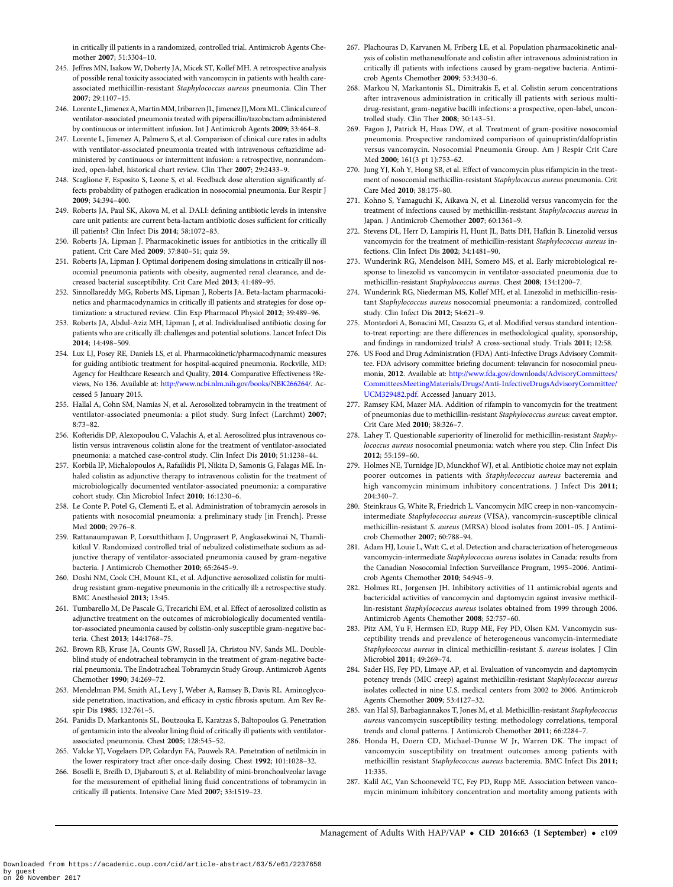in critically ill patients in a randomized, controlled trial. Antimicrob Agents Chemother **2007**; 51:3304–10.

245. Jeffres MN, Isakow W, Doherty JA, Micek ST, Kollef MH. A retrospective analysis of possible renal toxicity associated with vancomycin in patients with health care-associated methicillin-resistant *Staphylococcus aureus* pneumonia. Clin Ther **2007**; 29:1107–15.
246. Lorente L, Jimenez A, Martin MM, Iribarren JL, Jimenez JJ, Mora ML. Clinical cure of ventilator-associated pneumonia treated with piperacillin/tazobactam administered by continuous or intermittent infusion. Int J Antimicrob Agents **2009**; 33:464–8.
247. Lorente L, Jimenez A, Palmero S, et al. Comparison of clinical cure rates in adults with ventilator-associated pneumonia treated with intravenous ceftazidime administered by continuous or intermittent infusion: a retrospective, nonrandomized, open-label, historical chart review. Clin Ther **2007**; 29:2433–9.
248. Scaglione F, Esposito S, Leone S, et al. Feedback dose alteration significantly affects probability of pathogen eradication in nosocomial pneumonia. Eur Respir J **2009**; 34:394–400.
249. Roberts JA, Paul SK, Akova M, et al. DALI: defining antibiotic levels in intensive care unit patients: are current beta-lactam antibiotic doses sufficient for critically ill patients? Clin Infect Dis **2014**; 58:1072–83.
250. Roberts JA, Lipman J. Pharmacokinetic issues for antibiotics in the critically ill patient. Crit Care Med **2009**; 37:840–51; quiz 59.
251. Roberts JA, Lipman J. Optimal doripenem dosing simulations in critically ill nosocomial pneumonia patients with obesity, augmented renal clearance, and decreased bacterial susceptibility. Crit Care Med **2013**; 41:489–95.
252. Sinnollareddy MG, Roberts MS, Lipman J, Roberts JA. Beta-lactam pharmacokinetics and pharmacodynamics in critically ill patients and strategies for dose optimization: a structured review. Clin Exp Pharmacol Physiol **2012**; 39:489–96.
253. Roberts JA, Abdul-Aziz MH, Lipman J, et al. Individualised antibiotic dosing for patients who are critically ill: challenges and potential solutions. Lancet Infect Dis **2014**; 14:498–509.
254. Lux LJ, Posey RE, Daniels LS, et al. Pharmacokinetic/pharmacodynamic measures for guiding antibiotic treatment for hospital-acquired pneumonia. Rockville, MD: Agency for Healthcare Research and Quality, **2014**. Comparative Effectiveness ?Reviews, No 136. Available at: http://www.ncbi.nlm.nih.gov/books/NBK266264/. Accessed 5 January 2015.
255. Hallal A, Cohn SM, Namias N, et al. Aerosolized tobramycin in the treatment of ventilator-associated pneumonia: a pilot study. Surg Infect (Larchmt) **2007**; 8:73–82.
256. Kofteridis DP, Alexopoulou C, Valachis A, et al. Aerosolized plus intravenous colistin versus intravenous colistin alone for the treatment of ventilator-associated pneumonia: a matched case-control study. Clin Infect Dis **2010**; 51:1238–44.
257. Korbila IP, Michalopoulos A, Rafailidis PI, Nikita D, Samonis G, Falagas ME. Inhaled colistin as adjunctive therapy to intravenous colistin for the treatment of microbiologically documented ventilator-associated pneumonia: a comparative cohort study. Clin Microbiol Infect **2010**; 16:1230–6.
258. Le Conte P, Potel G, Clementi E, et al. Administration of tobramycin aerosols in patients with nosocomial pneumonia: a preliminary study [in French]. Presse Med **2000**; 29:76–8.
259. Rattanaumpawan P, Lorsutthitham J, Ungprasert P, Angkasekwinai N, Thamlikitkul V. Randomized controlled trial of nebulized colistimethate sodium as adjunctive therapy of ventilator-associated pneumonia caused by gram-negative bacteria. J Antimicrob Chemother **2010**; 65:2645–9.
260. Doshi NM, Cook CH, Mount KL, et al. Adjunctive aerosolized colistin for multi-drug resistant gram-negative pneumonia in the critically ill: a retrospective study. BMC Anesthesiol **2013**; 13:45.
261. Tumbarello M, De Pascale G, Trecarichi EM, et al. Effect of aerosolized colistin as adjunctive treatment on the outcomes of microbiologically documented ventilator-associated pneumonia caused by colistin-only susceptible gram-negative bacteria. Chest **2013**; 144:1768–75.
262. Brown RB, Kruse JA, Counts GW, Russell JA, Christou NV, Sands ML. Double-blind study of endotracheal tobramycin in the treatment of gram-negative bacterial pneumonia. The Endotracheal Tobramycin Study Group. Antimicrob Agents Chemother **1990**; 34:269–72.
263. Mendelman PM, Smith AL, Levy J, Weber A, Ramsey B, Davis RL. Aminoglycoside penetration, inactivation, and efficacy in cystic fibrosis sputum. Am Rev Respir Dis **1985**; 132:761–5.
264. Panidis D, Markantonis SL, Boutzouka E, Karatzas S, Baltopoulos G. Penetration of gentamicin into the alveolar lining fluid of critically ill patients with ventilator-associated pneumonia. Chest **2005**; 128:545–52.
265. Valcke YJ, Vogelaers DP, Colardyn FA, Pauwels RA. Penetration of netilmicin in the lower respiratory tract after once-daily dosing. Chest **1992**; 101:1028–32.
266. Boselli E, Breilh D, Djabarouti S, et al. Reliability of mini-bronchoalveolar lavage for the measurement of epithelial lining fluid concentrations of tobramycin in critically ill patients. Intensive Care Med **2007**; 33:1519–23.
267. Plachouras D, Karvanen M, Friberg LE, et al. Population pharmacokinetic analysis of colistin methanesulfonate and colistin after intravenous administration in critically ill patients with infections caused by gram-negative bacteria. Antimicrob Agents Chemother **2009**; 53:3430–6.
268. Markou N, Markantonis SL, Dimitrakis E, et al. Colistin serum concentrations after intravenous administration in critically ill patients with serious multi-drug-resistant, gram-negative bacilli infections: a prospective, open-label, uncontrolled study. Clin Ther **2008**; 30:143–51.
269. Fagon J, Patrick H, Haas DW, et al. Treatment of gram-positive nosocomial pneumonia. Prospective randomized comparison of quinupristin/dalfopristin versus vancomycin. Nosocomial Pneumonia Group. Am J Respir Crit Care Med **2000**; 161(3 pt 1):753–62.
270. Jung YJ, Koh Y, Hong SB, et al. Effect of vancomycin plus rifampicin in the treatment of nosocomial methicillin-resistant *Staphylococcus aureus* pneumonia. Crit Care Med **2010**; 38:175–80.
271. Kohno S, Yamaguchi K, Aikawa N, et al. Linezolid versus vancomycin for the treatment of infections caused by methicillin-resistant *Staphylococcus aureus* in Japan. J Antimicrob Chemother **2007**; 60:1361–9.
272. Stevens DL, Herr D, Lampiris H, Hunt JL, Batts DH, Hafkin B. Linezolid versus vancomycin for the treatment of methicillin-resistant *Staphylococcus aureus* infections. Clin Infect Dis **2002**; 34:1481–90.
273. Wunderink RG, Mendelson MH, Somero MS, et al. Early microbiological response to linezolid vs vancomycin in ventilator-associated pneumonia due to methicillin-resistant *Staphylococcus aureus*. Chest **2008**; 134:1200–7.
274. Wunderink RG, Niederman MS, Kollef MH, et al. Linezolid in methicillin-resistant *Staphylococcus aureus* nosocomial pneumonia: a randomized, controlled study. Clin Infect Dis **2012**; 54:621–9.
275. Montedori A, Bonacini MI, Casazza G, et al. Modified versus standard intention-to-treat reporting: are there differences in methodological quality, sponsorship, and findings in randomized trials? A cross-sectional study. Trials **2011**; 12:58.
276. US Food and Drug Administration (FDA) Anti-Infective Drugs Advisory Committee. FDA advisory committee briefing document: telavancin for nosocomial pneumonia, **2012**. Available at: http://www.fda.gov/downloads/AdvisoryCommittees/CommitteesMeetingMaterials/Drugs/Anti-InfectiveDrugsAdvisoryCommittee/UCM329482.pdf. Accessed January 2013.
277. Ramsey KM, Mazer MA. Addition of rifampin to vancomycin for the treatment of pneumonias due to methicillin-resistant *Staphylococcus aureus*: caveat emptor. Crit Care Med **2010**; 38:326–7.
278. Lahey T. Questionable superiority of linezolid for methicillin-resistant *Staphylococcus aureus* nosocomial pneumonia: watch where you step. Clin Infect Dis **2012**; 55:159–60.
279. Holmes NE, Turnidge JD, Munckhof WJ, et al. Antibiotic choice may not explain poorer outcomes in patients with *Staphylococcus aureus* bacteremia and high vancomycin minimum inhibitory concentrations. J Infect Dis **2011**; 204:340–7.
280. Steinkraus G, White R, Friedrich L. Vancomycin MIC creep in non-vancomycin-intermediate *Staphylococcus aureus* (VISA), vancomycin-susceptible clinical methicillin-resistant *S. aureus* (MRSA) blood isolates from 2001–05. J Antimicrob Chemother **2007**; 60:788–94.
281. Adam HJ, Louie L, Watt C, et al. Detection and characterization of heterogeneous vancomycin-intermediate *Staphylococcus aureus* isolates in Canada: results from the Canadian Nosocomial Infection Surveillance Program, 1995–2006. Antimicrob Agents Chemother **2010**; 54:945–9.
282. Holmes RL, Jorgensen JH. Inhibitory activities of 11 antimicrobial agents and bactericidal activities of vancomycin and daptomycin against invasive methicillin-resistant *Staphylococcus aureus* isolates obtained from 1999 through 2006. Antimicrob Agents Chemother **2008**; 52:757–60.
283. Pitz AM, Yu F, Hermsen ED, Rupp ME, Fey PD, Olsen KM. Vancomycin susceptibility trends and prevalence of heterogeneous vancomycin-intermediate *Staphylococcus aureus* in clinical methicillin-resistant *S. aureus* isolates. J Clin Microbiol **2011**; 49:269–74.
284. Sader HS, Fey PD, Limaye AP, et al. Evaluation of vancomycin and daptomycin potency trends (MIC creep) against methicillin-resistant *Staphylococcus aureus* isolates collected in nine U.S. medical centers from 2002 to 2006. Antimicrob Agents Chemother **2009**; 53:4127–32.
285. van Hal SJ, Barbagiannakos T, Jones M, et al. Methicillin-resistant *Staphylococcus aureus* vancomycin susceptibility testing: methodology correlations, temporal trends and clonal patterns. J Antimicrob Chemother **2011**; 66:2284–7.
286. Honda H, Doern CD, Michael-Dunne W Jr, Warren DK. The impact of vancomycin susceptibility on treatment outcomes among patients with methicillin resistant *Staphylococcus aureus* bacteremia. BMC Infect Dis **2011**; 11:335.
287. Kalil AC, Van Schooneveld TC, Fey PD, Rupp ME. Association between vancomycin minimum inhibitory concentration and mortality among patients with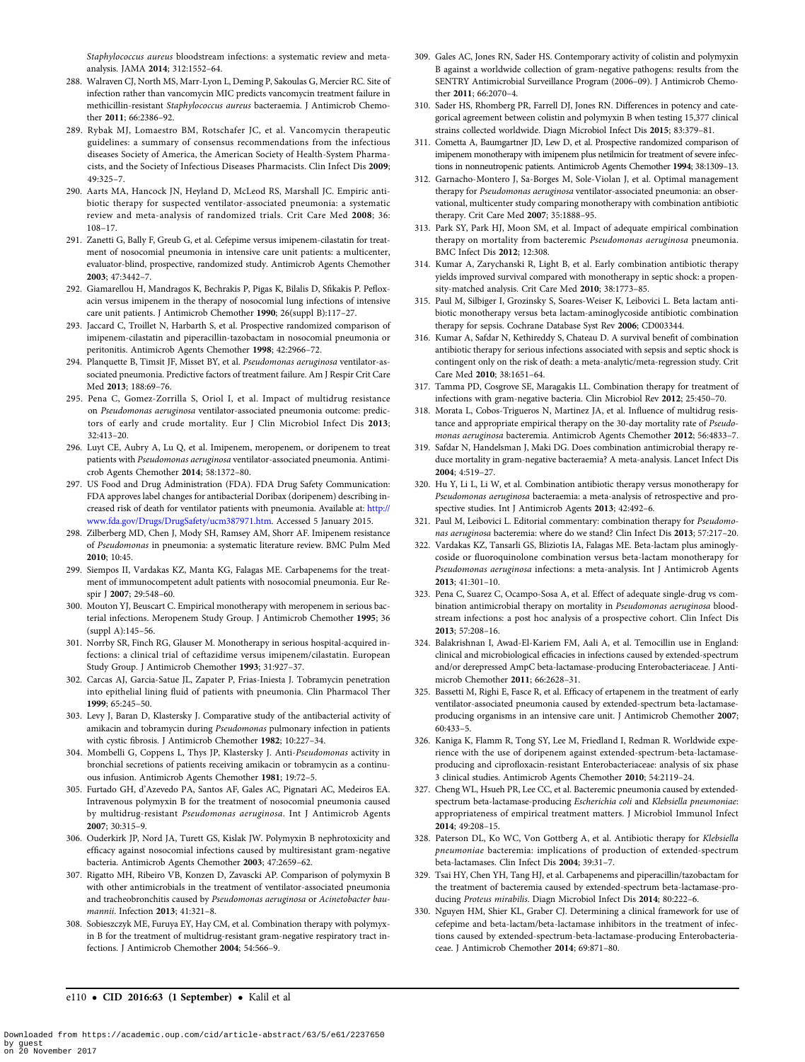*Staphylococcus aureus* bloodstream infections: a systematic review and meta-analysis. JAMA **2014**; 312:1552–64.

288. Walraven CJ, North MS, Marr-Lyon L, Deming P, Sakoulas G, Mercier RC. Site of infection rather than vancomycin MIC predicts vancomycin treatment failure in methicillin-resistant *Staphylococcus aureus* bacteraemia. J Antimicrob Chemother **2011**; 66:2386–92.
289. Rybak MJ, Lomaestro BM, Rotschafer JC, et al. Vancomycin therapeutic guidelines: a summary of consensus recommendations from the infectious diseases Society of America, the American Society of Health-System Pharmacists, and the Society of Infectious Diseases Pharmacists. Clin Infect Dis **2009**; 49:325–7.
290. Aarts MA, Hancock JN, Heyland D, McLeod RS, Marshall JC. Empiric antibiotic therapy for suspected ventilator-associated pneumonia: a systematic review and meta-analysis of randomized trials. Crit Care Med **2008**; 36: 108–17.
291. Zanetti G, Bally F, Greub G, et al. Cefepime versus imipenem-cilastatin for treatment of nosocomial pneumonia in intensive care unit patients: a multicenter, evaluator-blind, prospective, randomized study. Antimicrob Agents Chemother **2003**; 47:3442–7.
292. Giamarellou H, Mandragos K, Bechrakis P, Pigas K, Bilalis D, Sfikakis P. Pefloxacin versus imipenem in the therapy of nosocomial lung infections of intensive care unit patients. J Antimicrob Chemother **1990**; 26(suppl B):117–27.
293. Jaccard C, Troillet N, Harbarth S, et al. Prospective randomized comparison of imipenem-cilastatin and piperacillin-tazobactam in nosocomial pneumonia or peritonitis. Antimicrob Agents Chemother **1998**; 42:2966–72.
294. Planquette B, Timsit JF, Misset BY, et al. *Pseudomonas aeruginosa* ventilator-associated pneumonia. Predictive factors of treatment failure. Am J Respir Crit Care Med **2013**; 188:69–76.
295. Pena C, Gomez-Zorrilla S, Oriol I, et al. Impact of multidrug resistance on *Pseudomonas aeruginosa* ventilator-associated pneumonia outcome: predictors of early and crude mortality. Eur J Clin Microbiol Infect Dis **2013**; 32:413–20.
296. Luyt CE, Aubry A, Lu Q, et al. Imipenem, meropenem, or doripenem to treat patients with *Pseudomonas aeruginosa* ventilator-associated pneumonia. Antimicrob Agents Chemother **2014**; 58:1372–80.
297. US Food and Drug Administration (FDA). FDA Drug Safety Communication: FDA approves label changes for antibacterial Doribax (doripenem) describing increased risk of death for ventilator patients with pneumonia. Available at: http://www.fda.gov/Drugs/DrugSafety/ucm387971.htm. Accessed 5 January 2015.
298. Zilberberg MD, Chen J, Mody SH, Ramsey AM, Shorr AF. Imipenem resistance of *Pseudomonas* in pneumonia: a systematic literature review. BMC Pulm Med **2010**; 10:45.
299. Siempos II, Vardakas KZ, Manta KG, Falagas ME. Carbapenems for the treatment of immunocompetent adult patients with nosocomial pneumonia. Eur Respir J **2007**; 29:548–60.
300. Mouton YJ, Beuscart C. Empirical monotherapy with meropenem in serious bacterial infections. Meropenem Study Group. J Antimicrob Chemother **1995**; 36 (suppl A):145–56.
301. Norrby SR, Finch RG, Glauser M. Monotherapy in serious hospital-acquired infections: a clinical trial of ceftazidime versus imipenem/cilastatin. European Study Group. J Antimicrob Chemother **1993**; 31:927–37.
302. Carcas AJ, Garcia-Satue JL, Zapater P, Frias-Iniesta J. Tobramycin penetration into epithelial lining fluid of patients with pneumonia. Clin Pharmacol Ther **1999**; 65:245–50.
303. Levy J, Baran D, Klastersky J. Comparative study of the antibacterial activity of amikacin and tobramycin during *Pseudomonas* pulmonary infection in patients with cystic fibrosis. J Antimicrob Chemother **1982**; 10:227–34.
304. Mombelli G, Coppens L, Thys JP, Klastersky J. Anti-*Pseudomonas* activity in bronchial secretions of patients receiving amikacin or tobramycin as a continuous infusion. Antimicrob Agents Chemother **1981**; 19:72–5.
305. Furtado GH, d'Azevedo PA, Santos AF, Gales AC, Pignatari AC, Medeiros EA. Intravenous polymyxin B for the treatment of nosocomial pneumonia caused by multidrug-resistant *Pseudomonas aeruginosa*. Int J Antimicrob Agents **2007**; 30:315–9.
306. Ouderkirk JP, Nord JA, Turett GS, Kislak JW. Polymyxin B nephrotoxicity and efficacy against nosocomial infections caused by multiresistant gram-negative bacteria. Antimicrob Agents Chemother **2003**; 47:2659–62.
307. Rigatto MH, Ribeiro VB, Konzen D, Zavascki AP. Comparison of polymyxin B with other antimicrobials in the treatment of ventilator-associated pneumonia and tracheobronchitis caused by *Pseudomonas aeruginosa* or *Acinetobacter baumannii*. Infection **2013**; 41:321–8.
308. Sobieszczyk ME, Furuya EY, Hay CM, et al. Combination therapy with polymyxin B for the treatment of multidrug-resistant gram-negative respiratory tract infections. J Antimicrob Chemother **2004**; 54:566–9.
309. Gales AC, Jones RN, Sader HS. Contemporary activity of colistin and polymyxin B against a worldwide collection of gram-negative pathogens: results from the SENTRY Antimicrobial Surveillance Program (2006–09). J Antimicrob Chemother **2011**; 66:2070–4.
310. Sader HS, Rhomberg PR, Farrell DJ, Jones RN. Differences in potency and categorical agreement between colistin and polymyxin B when testing 15,377 clinical strains collected worldwide. Diagn Microbiol Infect Dis **2015**; 83:379–81.
311. Cometta A, Baumgartner JD, Lew D, et al. Prospective randomized comparison of imipenem monotherapy with imipenem plus netilmicin for treatment of severe infections in nonneutropenic patients. Antimicrob Agents Chemother **1994**; 38:1309–13.
312. Garnacho-Montero J, Sa-Borges M, Sole-Violan J, et al. Optimal management therapy for *Pseudomonas aeruginosa* ventilator-associated pneumonia: an observational, multicenter study comparing monotherapy with combination antibiotic therapy. Crit Care Med **2007**; 35:1888–95.
313. Park SY, Park HJ, Moon SM, et al. Impact of adequate empirical combination therapy on mortality from bacteremic *Pseudomonas aeruginosa* pneumonia. BMC Infect Dis **2012**; 12:308.
314. Kumar A, Zarychanski R, Light B, et al. Early combination antibiotic therapy yields improved survival compared with monotherapy in septic shock: a propensity-matched analysis. Crit Care Med **2010**; 38:1773–85.
315. Paul M, Silbiger I, Grozinsky S, Soares-Weiser K, Leibovici L. Beta lactam antibiotic monotherapy versus beta lactam-aminoglycoside antibiotic combination therapy for sepsis. Cochrane Database Syst Rev **2006**; CD003344.
316. Kumar A, Safdar N, Kethireddy S, Chateau D. A survival benefit of combination antibiotic therapy for serious infections associated with sepsis and septic shock is contingent only on the risk of death: a meta-analytic/meta-regression study. Crit Care Med **2010**; 38:1651–64.
317. Tamma PD, Cosgrove SE, Maragakis LL. Combination therapy for treatment of infections with gram-negative bacteria. Clin Microbiol Rev **2012**; 25:450–70.
318. Morata L, Cobos-Trigueros N, Martinez JA, et al. Influence of multidrug resistance and appropriate empirical therapy on the 30-day mortality rate of *Pseudomonas aeruginosa* bacteremia. Antimicrob Agents Chemother **2012**; 56:4833–7.
319. Safdar N, Handelsman J, Maki DG. Does combination antimicrobial therapy reduce mortality in gram-negative bacteraemia? A meta-analysis. Lancet Infect Dis **2004**; 4:519–27.
320. Hu Y, Li L, Li W, et al. Combination antibiotic therapy versus monotherapy for *Pseudomonas aeruginosa* bacteraemia: a meta-analysis of retrospective and prospective studies. Int J Antimicrob Agents **2013**; 42:492–6.
321. Paul M, Leibovici L. Editorial commentary: combination therapy for *Pseudomonas aeruginosa* bacteremia: where do we stand? Clin Infect Dis **2013**; 57:217–20.
322. Vardakas KZ, Tansarli GS, Bliziotis IA, Falagas ME. Beta-lactam plus aminoglycoside or fluoroquinolone combination versus beta-lactam monotherapy for *Pseudomonas aeruginosa* infections: a meta-analysis. Int J Antimicrob Agents **2013**; 41:301–10.
323. Pena C, Suarez C, Ocampo-Sosa A, et al. Effect of adequate single-drug vs combination antimicrobial therapy on mortality in *Pseudomonas aeruginosa* bloodstream infections: a post hoc analysis of a prospective cohort. Clin Infect Dis **2013**; 57:208–16.
324. Balakrishnan I, Awad-El-Kariem FM, Aali A, et al. Temocillin use in England: clinical and microbiological efficacies in infections caused by extended-spectrum and/or derepressed AmpC beta-lactamase-producing Enterobacteriaceae. J Antimicrob Chemother **2011**; 66:2628–31.
325. Bassetti M, Righi E, Fasce R, et al. Efficacy of ertapenem in the treatment of early ventilator-associated pneumonia caused by extended-spectrum beta-lactamase-producing organisms in an intensive care unit. J Antimicrob Chemother **2007**; 60:433–5.
326. Kaniga K, Flamm R, Tong SY, Lee M, Friedland I, Redman R. Worldwide experience with the use of doripenem against extended-spectrum-beta-lactamase-producing and ciprofloxacin-resistant Enterobacteriaceae: analysis of six phase 3 clinical studies. Antimicrob Agents Chemother **2010**; 54:2119–24.
327. Cheng WL, Hsueh PR, Lee CC, et al. Bacteremic pneumonia caused by extended-spectrum beta-lactamase-producing *Escherichia coli* and *Klebsiella pneumoniae*: appropriateness of empirical treatment matters. J Microbiol Immunol Infect **2014**; 49:208–15.
328. Paterson DL, Ko WC, Von Gottberg A, et al. Antibiotic therapy for *Klebsiella pneumoniae* bacteremia: implications of production of extended-spectrum beta-lactamases. Clin Infect Dis **2004**; 39:31–7.
329. Tsai HY, Chen YH, Tang HJ, et al. Carbapenems and piperacillin/tazobactam for the treatment of bacteremia caused by extended-spectrum beta-lactamase-producing *Proteus mirabilis*. Diagn Microbiol Infect Dis **2014**; 80:222–6.
330. Nguyen HM, Shier KL, Graber CJ. Determining a clinical framework for use of cefepime and beta-lactam/beta-lactamase inhibitors in the treatment of infections caused by extended-spectrum-beta-lactamase-producing Enterobacteriaceae. J Antimicrob Chemother **2014**; 69:871–80.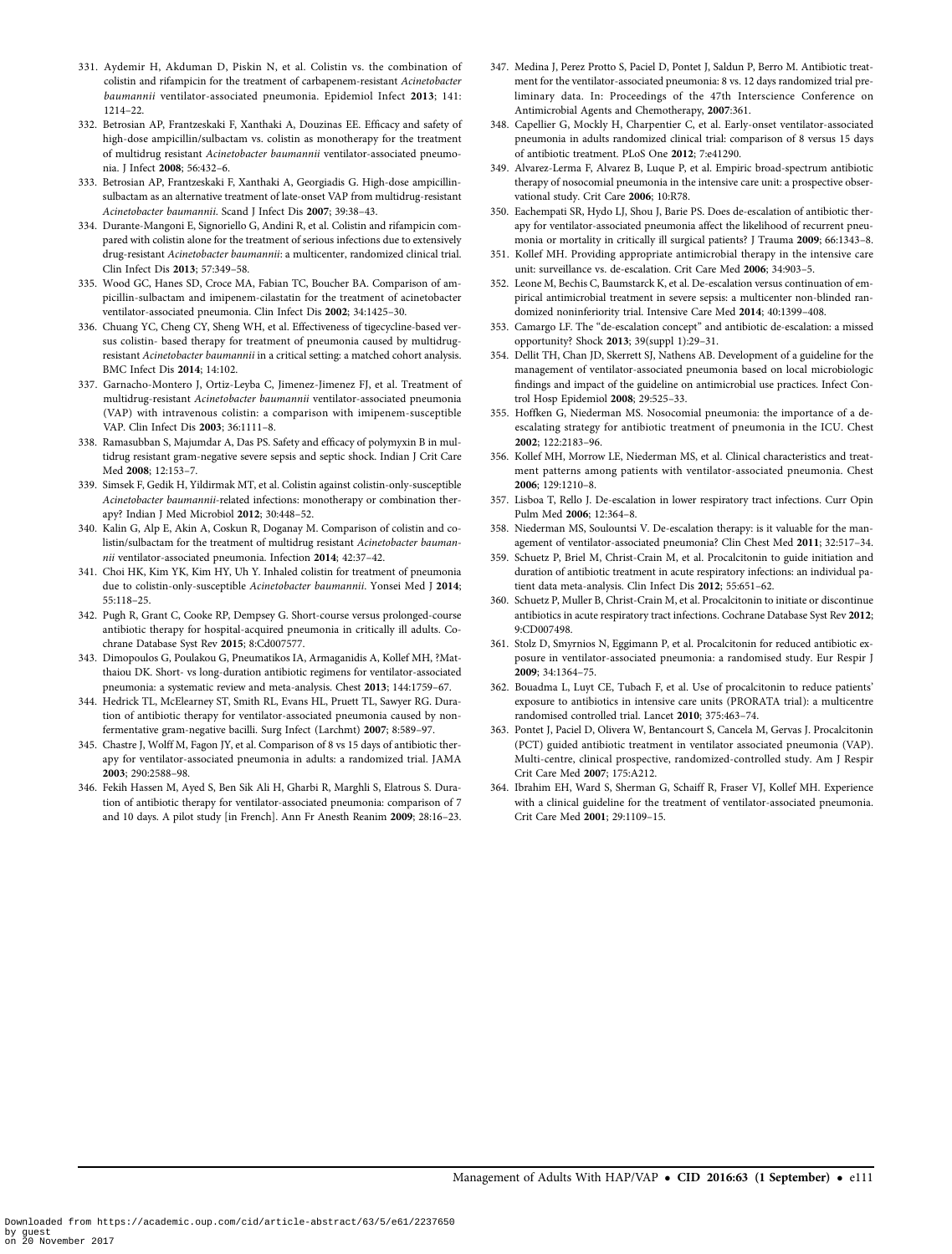331. Aydemir H, Akduman D, Piskin N, et al. Colistin vs. the combination of colistin and rifampicin for the treatment of carbapenem-resistant *Acinetobacter baumannii* ventilator-associated pneumonia. Epidemiol Infect **2013**; 141: 1214–22.
332. Betrosian AP, Frantzeskaki F, Xanthaki A, Douzinas EE. Efficacy and safety of high-dose ampicillin/sulbactam vs. colistin as monotherapy for the treatment of multidrug resistant *Acinetobacter baumannii* ventilator-associated pneumonia. J Infect **2008**; 56:432–6.
333. Betrosian AP, Frantzeskaki F, Xanthaki A, Georgiadis G. High-dose ampicillin-sulbactam as an alternative treatment of late-onset VAP from multidrug-resistant *Acinetobacter baumannii*. Scand J Infect Dis **2007**; 39:38–43.
334. Durante-Mangoni E, Signoriello G, Andini R, et al. Colistin and rifampicin compared with colistin alone for the treatment of serious infections due to extensively drug-resistant *Acinetobacter baumannii*: a multicenter, randomized clinical trial. Clin Infect Dis **2013**; 57:349–58.
335. Wood GC, Hanes SD, Croce MA, Fabian TC, Boucher BA. Comparison of ampicillin-sulbactam and imipenem-cilastatin for the treatment of acinetobacter ventilator-associated pneumonia. Clin Infect Dis **2002**; 34:1425–30.
336. Chuang YC, Cheng CY, Sheng WH, et al. Effectiveness of tigecycline-based versus colistin- based therapy for treatment of pneumonia caused by multidrug-resistant *Acinetobacter baumannii* in a critical setting: a matched cohort analysis. BMC Infect Dis **2014**; 14:102.
337. Garnacho-Montero J, Ortiz-Leyba C, Jimenez-Jimenez FJ, et al. Treatment of multidrug-resistant *Acinetobacter baumannii* ventilator-associated pneumonia (VAP) with intravenous colistin: a comparison with imipenem-susceptible VAP. Clin Infect Dis **2003**; 36:1111–8.
338. Ramasubban S, Majumdar A, Das PS. Safety and efficacy of polymyxin B in multidrug resistant gram-negative severe sepsis and septic shock. Indian J Crit Care Med **2008**; 12:153–7.
339. Simsek F, Gedik H, Yildirmak MT, et al. Colistin against colistin-only-susceptible *Acinetobacter baumannii*-related infections: monotherapy or combination therapy? Indian J Med Microbiol **2012**; 30:448–52.
340. Kalin G, Alp E, Akin A, Coskun R, Doganay M. Comparison of colistin and colistin/sulbactam for the treatment of multidrug resistant *Acinetobacter baumannii* ventilator-associated pneumonia. Infection **2014**; 42:37–42.
341. Choi HK, Kim YK, Kim HY, Uh Y. Inhaled colistin for treatment of pneumonia due to colistin-only-susceptible *Acinetobacter baumannii*. Yonsei Med J **2014**; 55:118–25.
342. Pugh R, Grant C, Cooke RP, Dempsey G. Short-course versus prolonged-course antibiotic therapy for hospital-acquired pneumonia in critically ill adults. Cochrane Database Syst Rev **2015**; 8:Cd007577.
343. Dimopoulos G, Poulakou G, Pneumatikos IA, Armaganidis A, Kollef MH, ?Matthaiou DK. Short- vs long-duration antibiotic regimens for ventilator-associated pneumonia: a systematic review and meta-analysis. Chest **2013**; 144:1759–67.
344. Hedrick TL, McElearney ST, Smith RL, Evans HL, Pruett TL, Sawyer RG. Duration of antibiotic therapy for ventilator-associated pneumonia caused by non-fermentative gram-negative bacilli. Surg Infect (Larchmt) **2007**; 8:589–97.
345. Chastre J, Wolff M, Fagon JY, et al. Comparison of 8 vs 15 days of antibiotic therapy for ventilator-associated pneumonia in adults: a randomized trial. JAMA **2003**; 290:2588–98.
346. Fekih Hassen M, Ayed S, Ben Sik Ali H, Gharbi R, Marghli S, Elatrous S. Duration of antibiotic therapy for ventilator-associated pneumonia: comparison of 7 and 10 days. A pilot study [in French]. Ann Fr Anesth Reanim **2009**; 28:16–23.
347. Medina J, Perez Protto S, Paciel D, Pontet J, Saldun P, Berro M. Antibiotic treatment for the ventilator-associated pneumonia: 8 vs. 12 days randomized trial preliminary data. In: Proceedings of the 47th Interscience Conference on Antimicrobial Agents and Chemotherapy, **2007**:361.
348. Capellier G, Mockly H, Charpentier C, et al. Early-onset ventilator-associated pneumonia in adults randomized clinical trial: comparison of 8 versus 15 days of antibiotic treatment. PLoS One **2012**; 7:e41290.
349. Alvarez-Lerma F, Alvarez B, Luque P, et al. Empiric broad-spectrum antibiotic therapy of nosocomial pneumonia in the intensive care unit: a prospective observational study. Crit Care **2006**; 10:R78.
350. Eachempati SR, Hydo LJ, Shou J, Barie PS. Does de-escalation of antibiotic therapy for ventilator-associated pneumonia affect the likelihood of recurrent pneumonia or mortality in critically ill surgical patients? J Trauma **2009**; 66:1343–8.
351. Kollef MH. Providing appropriate antimicrobial therapy in the intensive care unit: surveillance vs. de-escalation. Crit Care Med **2006**; 34:903–5.
352. Leone M, Bechis C, Baumstarck K, et al. De-escalation versus continuation of empirical antimicrobial treatment in severe sepsis: a multicenter non-blinded randomized noninferiority trial. Intensive Care Med **2014**; 40:1399–408.
353. Camargo LF. The "de-escalation concept" and antibiotic de-escalation: a missed opportunity? Shock **2013**; 39(suppl 1):29–31.
354. Dellit TH, Chan JD, Skerrett SJ, Nathens AB. Development of a guideline for the management of ventilator-associated pneumonia based on local microbiologic findings and impact of the guideline on antimicrobial use practices. Infect Control Hosp Epidemiol **2008**; 29:525–33.
355. Hoffken G, Niederman MS. Nosocomial pneumonia: the importance of a de-escalating strategy for antibiotic treatment of pneumonia in the ICU. Chest **2002**; 122:2183–96.
356. Kollef MH, Morrow LE, Niederman MS, et al. Clinical characteristics and treatment patterns among patients with ventilator-associated pneumonia. Chest **2006**; 129:1210–8.
357. Lisboa T, Rello J. De-escalation in lower respiratory tract infections. Curr Opin Pulm Med **2006**; 12:364–8.
358. Niederman MS, Soulountsi V. De-escalation therapy: is it valuable for the management of ventilator-associated pneumonia? Clin Chest Med **2011**; 32:517–34.
359. Schuetz P, Briel M, Christ-Crain M, et al. Procalcitonin to guide initiation and duration of antibiotic treatment in acute respiratory infections: an individual patient data meta-analysis. Clin Infect Dis **2012**; 55:651–62.
360. Schuetz P, Muller B, Christ-Crain M, et al. Procalcitonin to initiate or discontinue antibiotics in acute respiratory tract infections. Cochrane Database Syst Rev **2012**; 9:CD007498.
361. Stolz D, Smyrnios N, Eggimann P, et al. Procalcitonin for reduced antibiotic exposure in ventilator-associated pneumonia: a randomised study. Eur Respir J **2009**; 34:1364–75.
362. Bouadma L, Luyt CE, Tubach F, et al. Use of procalcitonin to reduce patients' exposure to antibiotics in intensive care units (PRORATA trial): a multicentre randomised controlled trial. Lancet **2010**; 375:463–74.
363. Pontet J, Paciel D, Olivera W, Bentancourt S, Cancela M, Gervas J. Procalcitonin (PCT) guided antibiotic treatment in ventilator associated pneumonia (VAP). Multi-centre, clinical prospective, randomized-controlled study. Am J Respir Crit Care Med **2007**; 175:A212.
364. Ibrahim EH, Ward S, Sherman G, Schaiff R, Fraser VJ, Kollef MH. Experience with a clinical guideline for the treatment of ventilator-associated pneumonia. Crit Care Med **2001**; 29:1109–15.